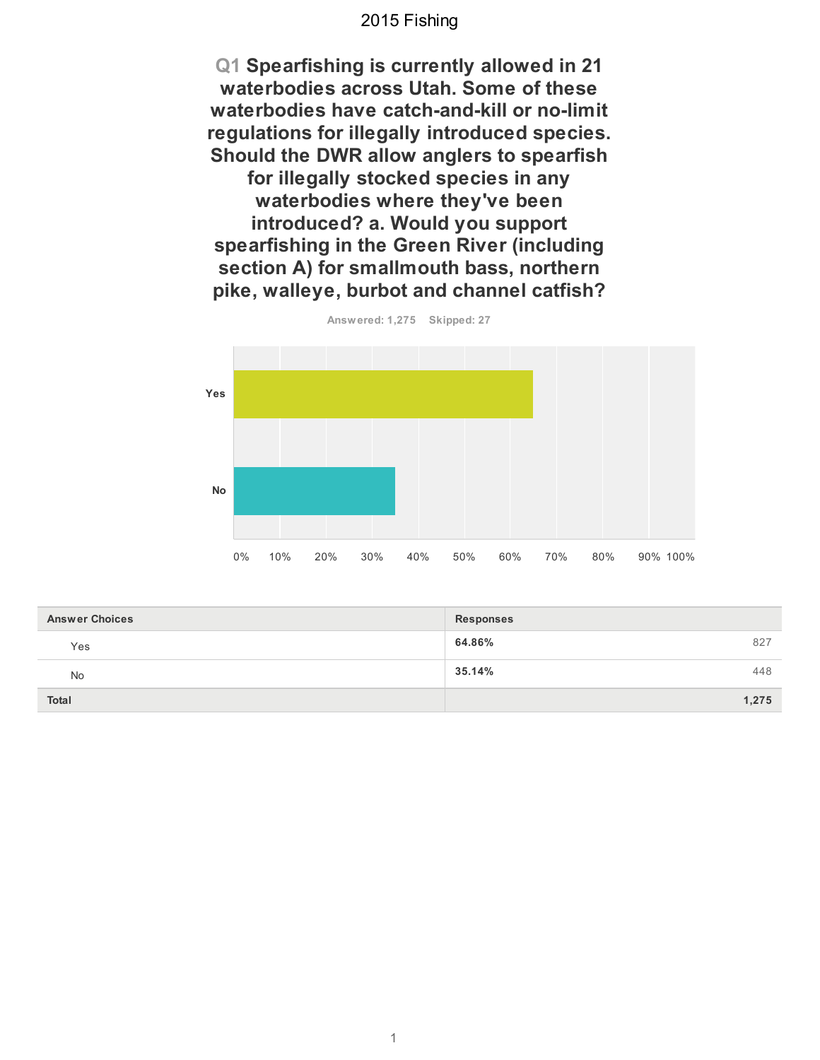# 2015 Fishing

## Q1 Spearfishing is currently allowed in 21 waterbodies across Utah. Some of these waterbodies have catch-and-kill or no-limit regulations for illegally introduced species. Should the DWR allow anglers to spearfish for illegally stocked species in any waterbodies where they've been introduced? a. Would you support spearfishing in the Green River (including section A) for smallmouth bass, northern pike, walleye, burbot and channel catfish?

Answered: 1,275 Skipped: 27

| Answer Choices | Responses | |
|---|---|---|
| Yes | 64.86% | 827 |
| No | 35.14% | 448 |
| **Total** | | **1,275** |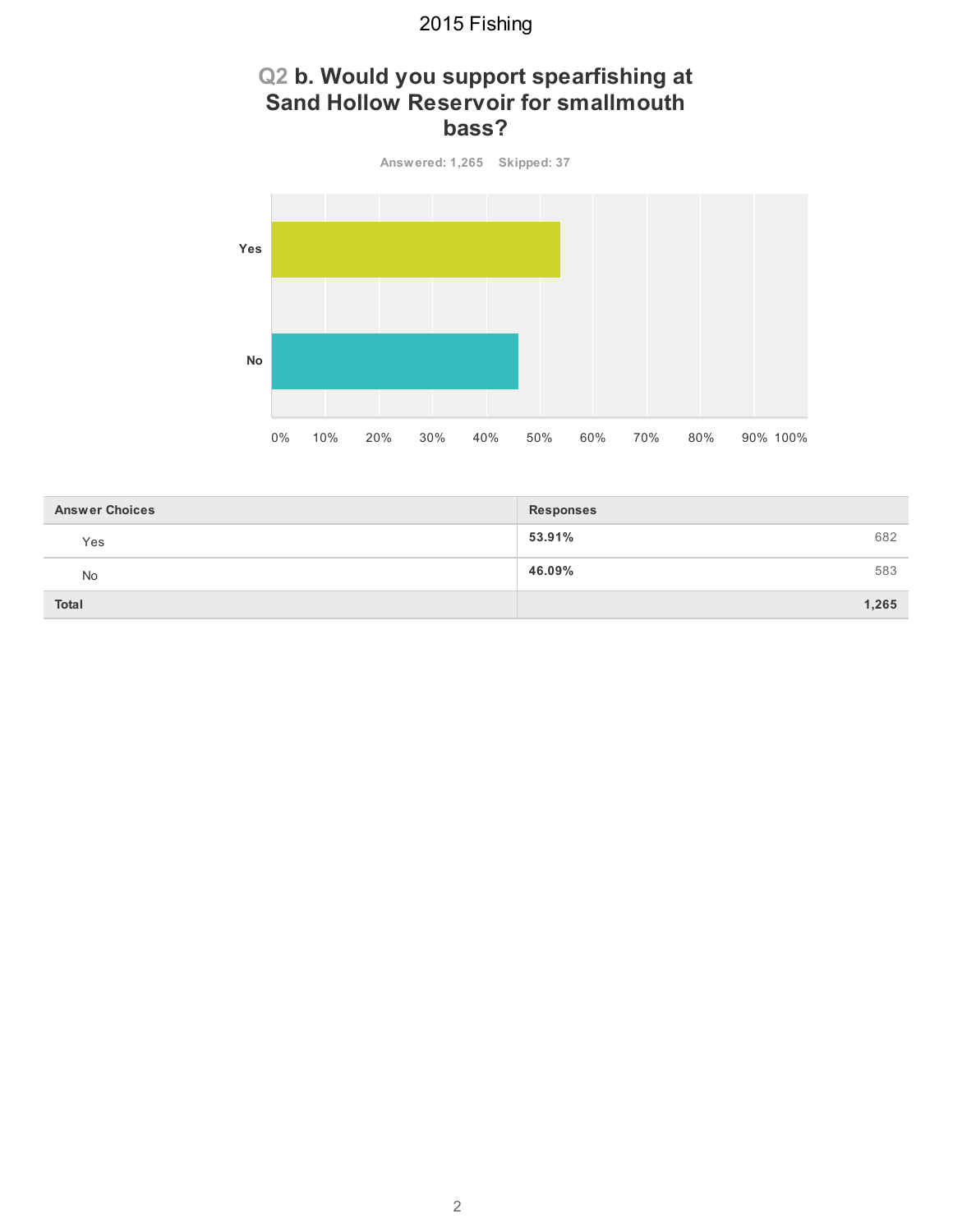## Q2 b. Would you support spearfishing at Sand Hollow Reservoir for smallmouth bass?

Answered: 1,265 Skipped: 37

| Answer Choices | Responses | |
|---|---|---|
| Yes | 53.91% | 682 |
| No | 46.09% | 583 |
| **Total** | | **1,265** |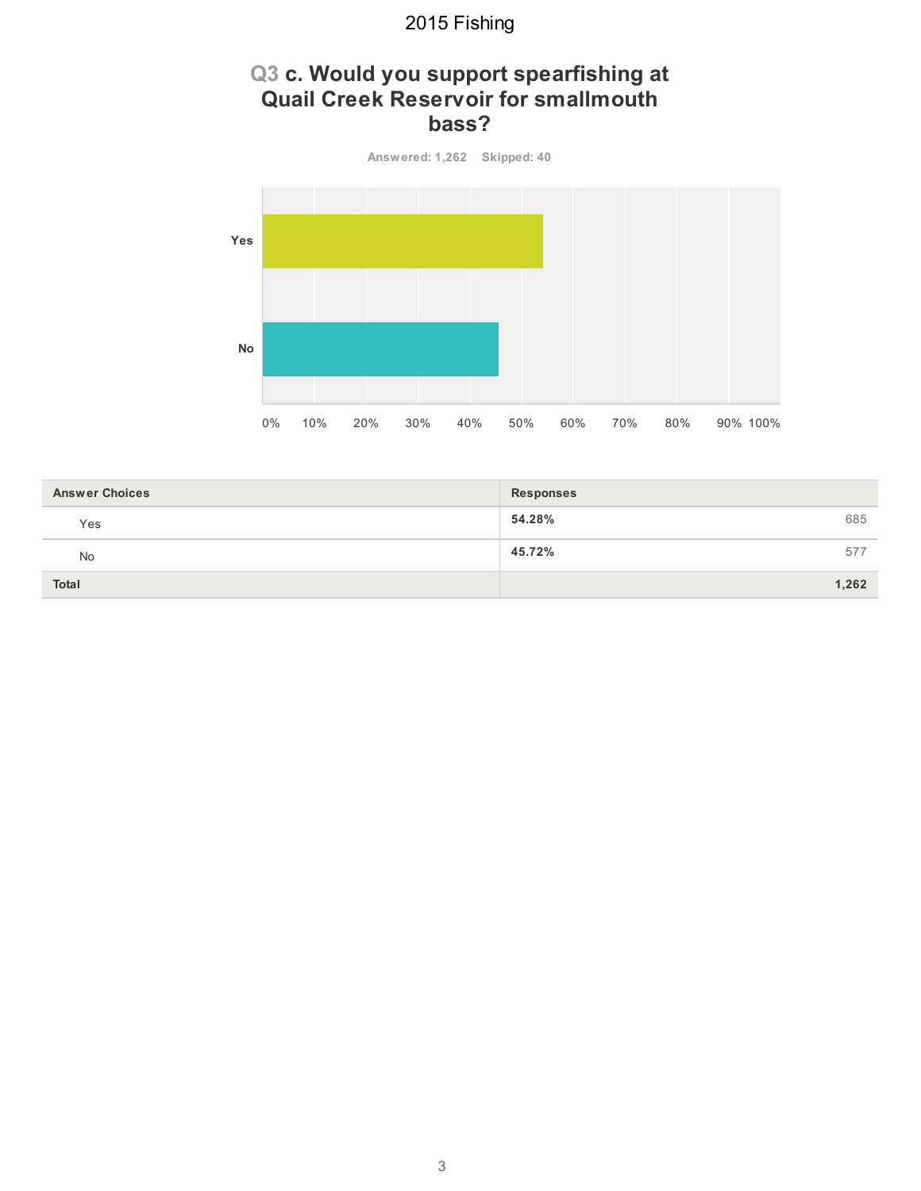## Q3 c. Would you support spearfishing at Quail Creek Reservoir for smallmouth bass?

**Answered: 1,262 Skipped: 40**

| Answer Choices | Responses | |
|---|---|---|
| Yes | **54.28%** | 685 |
| No | **45.72%** | 577 |
| **Total** | | **1,262** |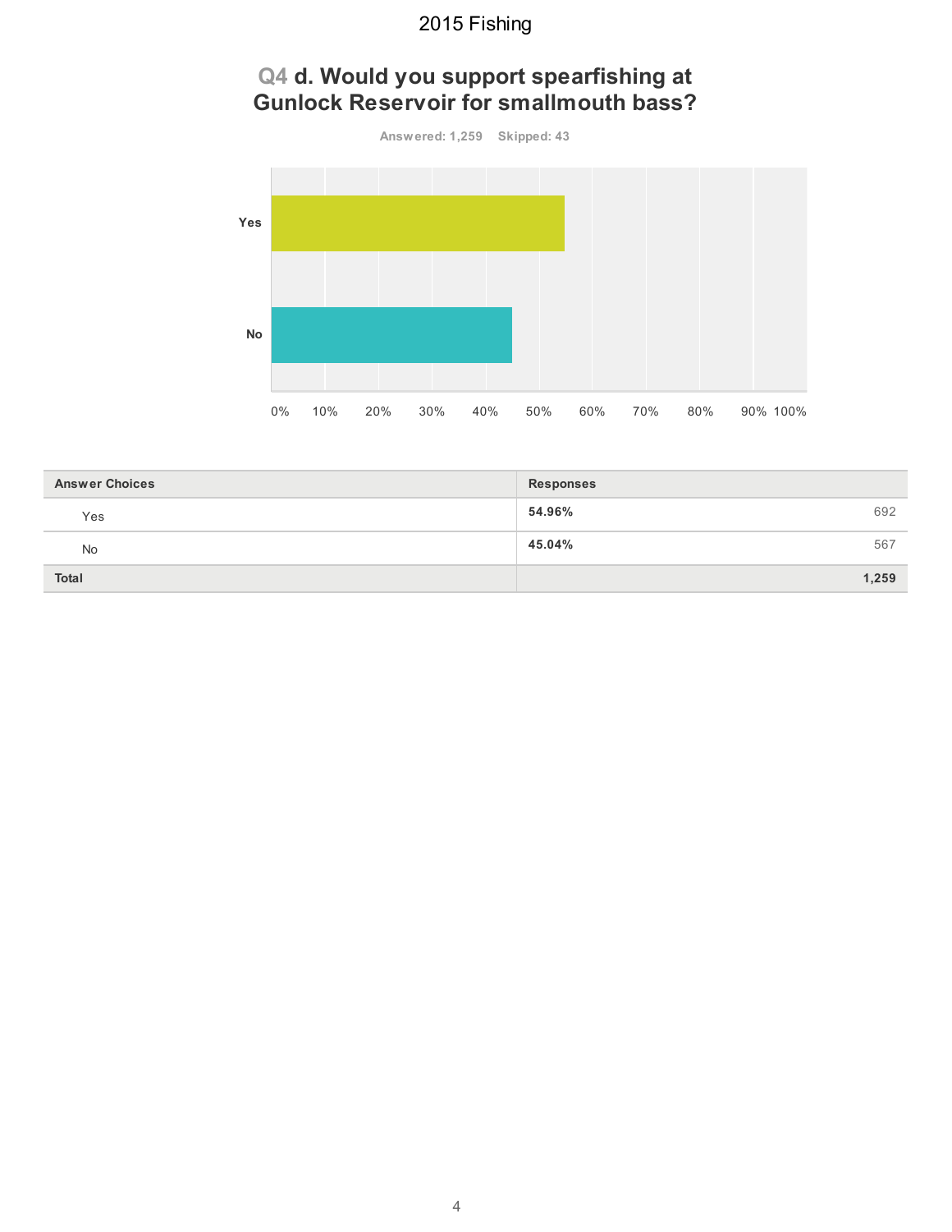## Q4 d. Would you support spearfishing at Gunlock Reservoir for smallmouth bass?

Answered: 1,259 Skipped: 43

| Answer Choices | Responses | |
|---|---|---|
| Yes | 54.96% | 692 |
| No | 45.04% | 567 |
| Total | | 1,259 |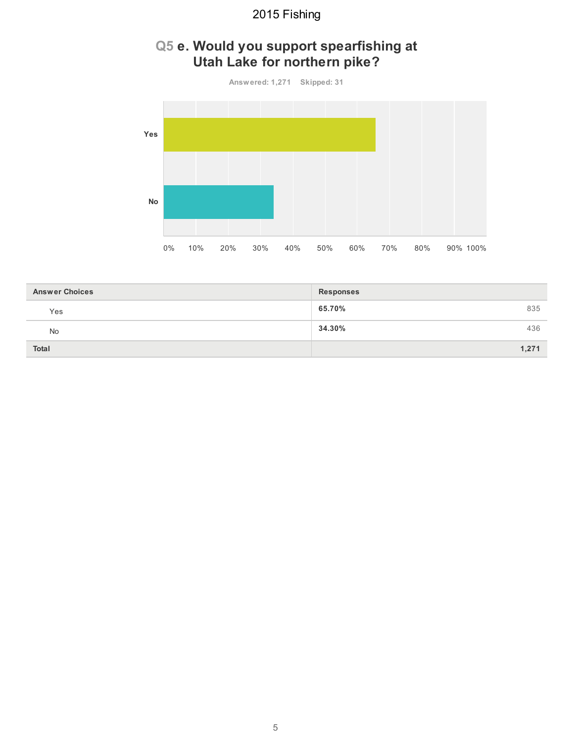## Q5 e. Would you support spearfishing at Utah Lake for northern pike?

Answered: 1,271 Skipped: 31

| Answer Choices | Responses | |
|---|---|---|
| Yes | 65.70% | 835 |
| No | 34.30% | 436 |
| **Total** | | **1,271** |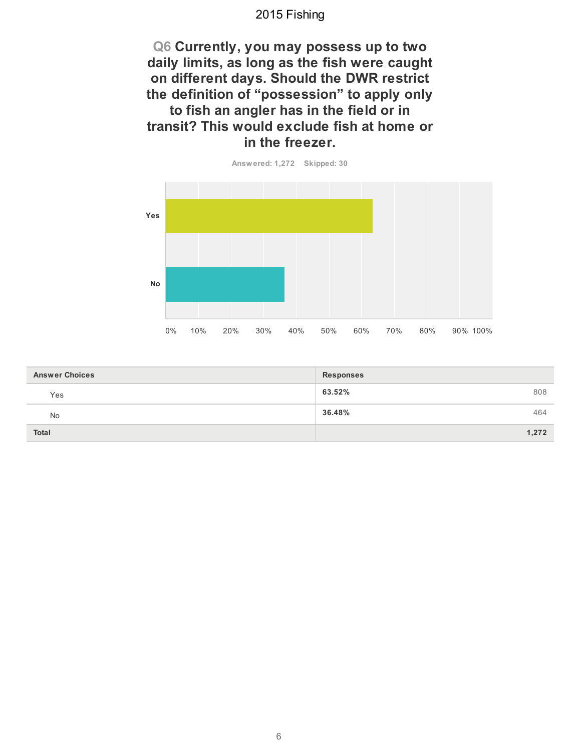## Q6 Currently, you may possess up to two daily limits, as long as the fish were caught on different days. Should the DWR restrict the definition of “possession” to apply only to fish an angler has in the field or in transit? This would exclude fish at home or in the freezer.

Answered: 1,272 Skipped: 30

| Answer Choices | Responses | |
|---|---|---|
| Yes | **63.52%** | 808 |
| No | **36.48%** | 464 |
| **Total** | | **1,272** |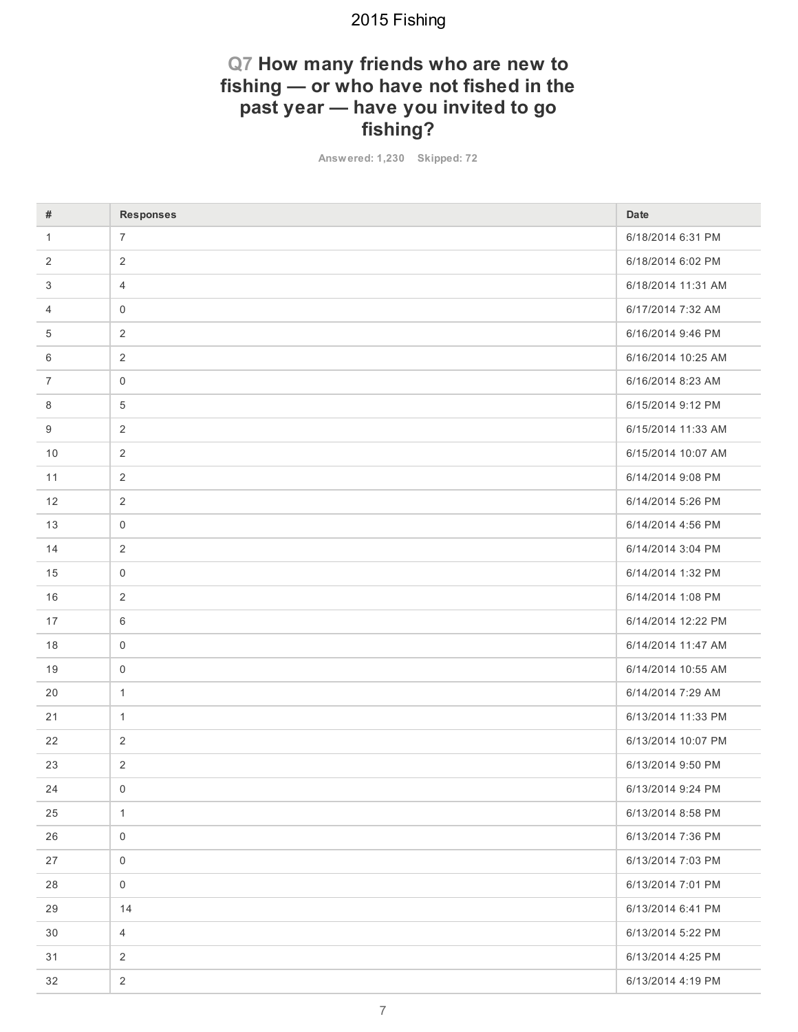## Q7 How many friends who are new to fishing — or who have not fished in the past year — have you invited to go fishing?

Answered: 1,230 Skipped: 72

| # | Responses | Date |
|---|---|---|
| 1 | 7 | 6/18/2014 6:31 PM |
| 2 | 2 | 6/18/2014 6:02 PM |
| 3 | 4 | 6/18/2014 11:31 AM |
| 4 | 0 | 6/17/2014 7:32 AM |
| 5 | 2 | 6/16/2014 9:46 PM |
| 6 | 2 | 6/16/2014 10:25 AM |
| 7 | 0 | 6/16/2014 8:23 AM |
| 8 | 5 | 6/15/2014 9:12 PM |
| 9 | 2 | 6/15/2014 11:33 AM |
| 10 | 2 | 6/15/2014 10:07 AM |
| 11 | 2 | 6/14/2014 9:08 PM |
| 12 | 2 | 6/14/2014 5:26 PM |
| 13 | 0 | 6/14/2014 4:56 PM |
| 14 | 2 | 6/14/2014 3:04 PM |
| 15 | 0 | 6/14/2014 1:32 PM |
| 16 | 2 | 6/14/2014 1:08 PM |
| 17 | 6 | 6/14/2014 12:22 PM |
| 18 | 0 | 6/14/2014 11:47 AM |
| 19 | 0 | 6/14/2014 10:55 AM |
| 20 | 1 | 6/14/2014 7:29 AM |
| 21 | 1 | 6/13/2014 11:33 PM |
| 22 | 2 | 6/13/2014 10:07 PM |
| 23 | 2 | 6/13/2014 9:50 PM |
| 24 | 0 | 6/13/2014 9:24 PM |
| 25 | 1 | 6/13/2014 8:58 PM |
| 26 | 0 | 6/13/2014 7:36 PM |
| 27 | 0 | 6/13/2014 7:03 PM |
| 28 | 0 | 6/13/2014 7:01 PM |
| 29 | 14 | 6/13/2014 6:41 PM |
| 30 | 4 | 6/13/2014 5:22 PM |
| 31 | 2 | 6/13/2014 4:25 PM |
| 32 | 2 | 6/13/2014 4:19 PM |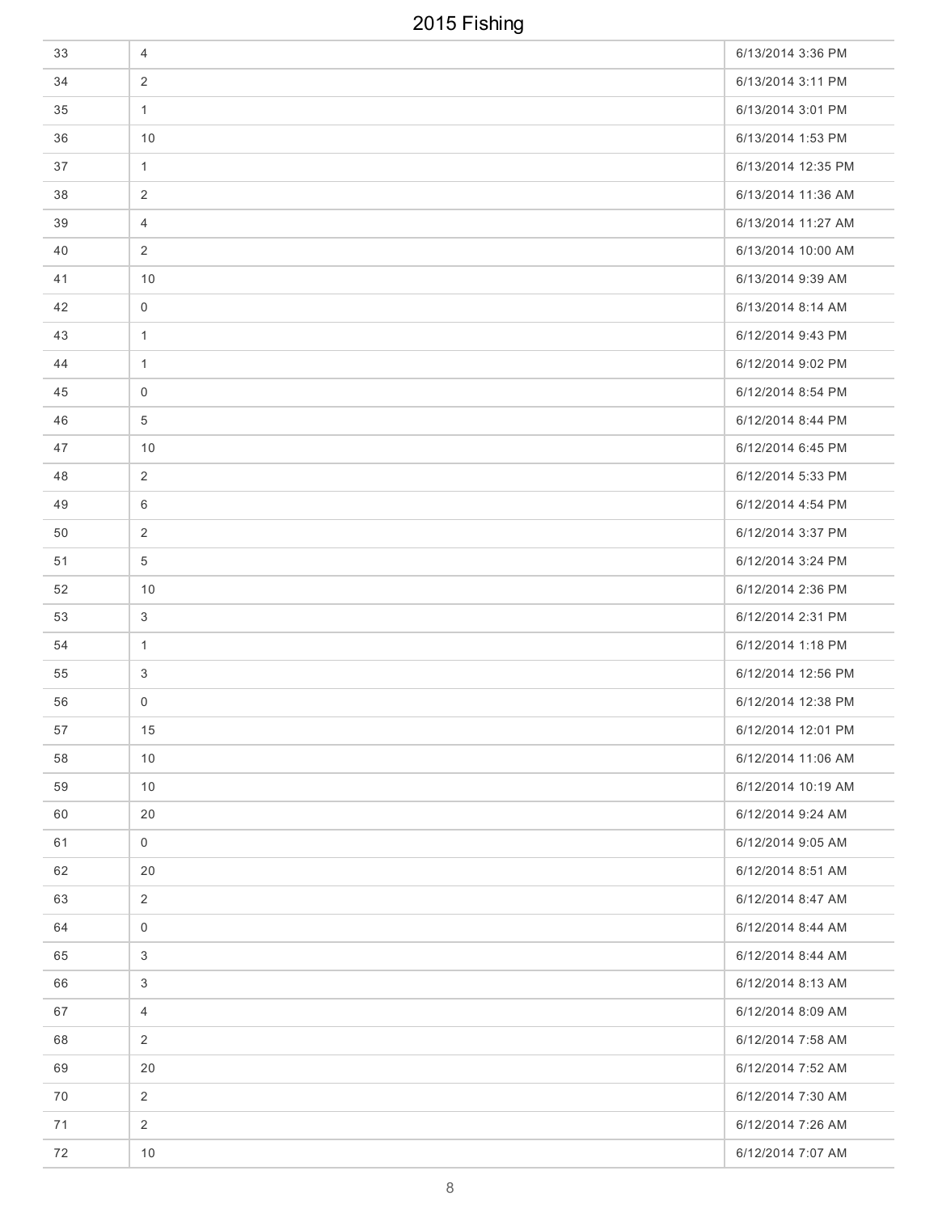| | | |
|---|---|---|
| 33 | 4 | 6/13/2014 3:36 PM |
| 34 | 2 | 6/13/2014 3:11 PM |
| 35 | 1 | 6/13/2014 3:01 PM |
| 36 | 10 | 6/13/2014 1:53 PM |
| 37 | 1 | 6/13/2014 12:35 PM |
| 38 | 2 | 6/13/2014 11:36 AM |
| 39 | 4 | 6/13/2014 11:27 AM |
| 40 | 2 | 6/13/2014 10:00 AM |
| 41 | 10 | 6/13/2014 9:39 AM |
| 42 | 0 | 6/13/2014 8:14 AM |
| 43 | 1 | 6/12/2014 9:43 PM |
| 44 | 1 | 6/12/2014 9:02 PM |
| 45 | 0 | 6/12/2014 8:54 PM |
| 46 | 5 | 6/12/2014 8:44 PM |
| 47 | 10 | 6/12/2014 6:45 PM |
| 48 | 2 | 6/12/2014 5:33 PM |
| 49 | 6 | 6/12/2014 4:54 PM |
| 50 | 2 | 6/12/2014 3:37 PM |
| 51 | 5 | 6/12/2014 3:24 PM |
| 52 | 10 | 6/12/2014 2:36 PM |
| 53 | 3 | 6/12/2014 2:31 PM |
| 54 | 1 | 6/12/2014 1:18 PM |
| 55 | 3 | 6/12/2014 12:56 PM |
| 56 | 0 | 6/12/2014 12:38 PM |
| 57 | 15 | 6/12/2014 12:01 PM |
| 58 | 10 | 6/12/2014 11:06 AM |
| 59 | 10 | 6/12/2014 10:19 AM |
| 60 | 20 | 6/12/2014 9:24 AM |
| 61 | 0 | 6/12/2014 9:05 AM |
| 62 | 20 | 6/12/2014 8:51 AM |
| 63 | 2 | 6/12/2014 8:47 AM |
| 64 | 0 | 6/12/2014 8:44 AM |
| 65 | 3 | 6/12/2014 8:44 AM |
| 66 | 3 | 6/12/2014 8:13 AM |
| 67 | 4 | 6/12/2014 8:09 AM |
| 68 | 2 | 6/12/2014 7:58 AM |
| 69 | 20 | 6/12/2014 7:52 AM |
| 70 | 2 | 6/12/2014 7:30 AM |
| 71 | 2 | 6/12/2014 7:26 AM |
| 72 | 10 | 6/12/2014 7:07 AM |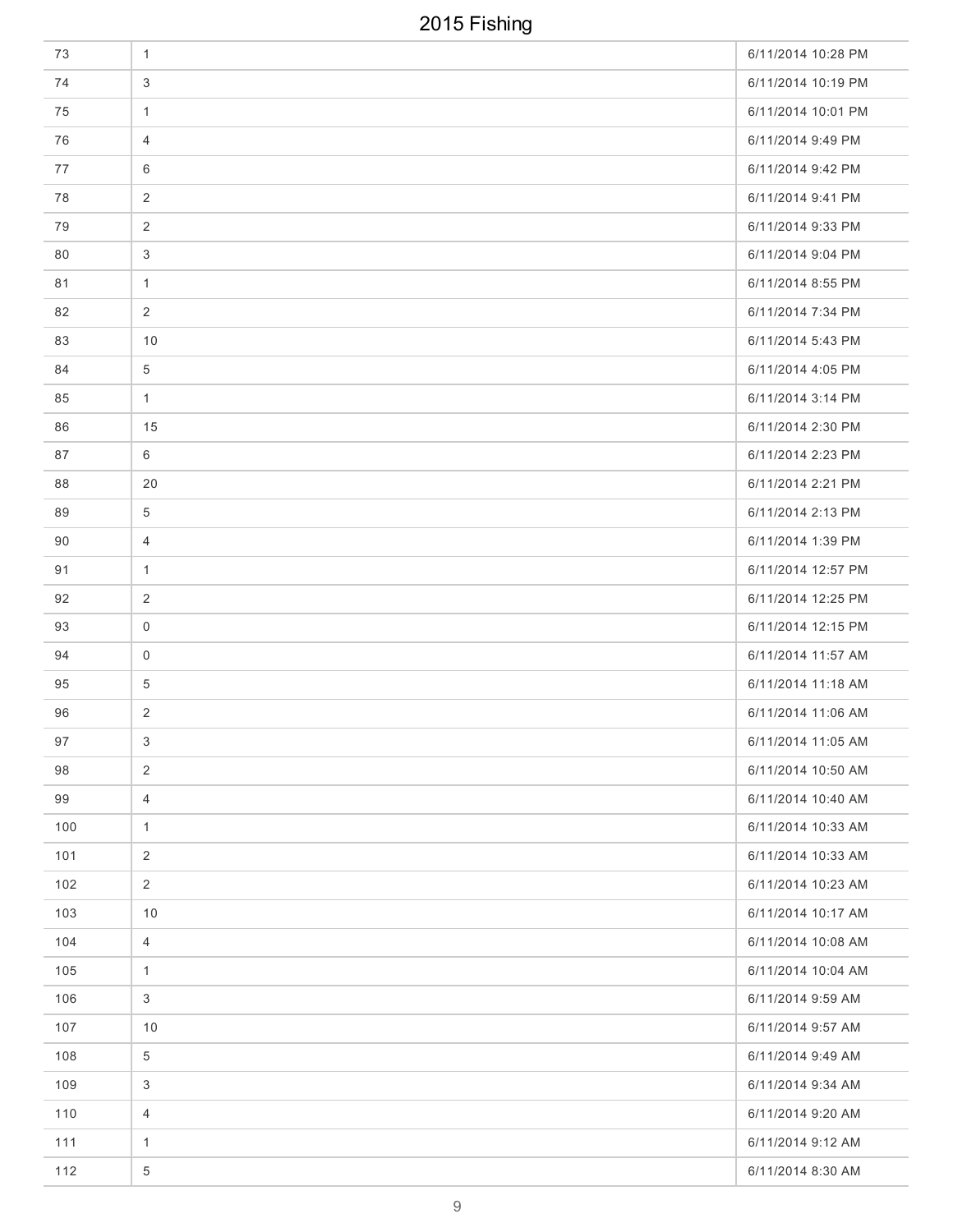| | | |
|---|---|---|
| 73 | 1 | 6/11/2014 10:28 PM |
| 74 | 3 | 6/11/2014 10:19 PM |
| 75 | 1 | 6/11/2014 10:01 PM |
| 76 | 4 | 6/11/2014 9:49 PM |
| 77 | 6 | 6/11/2014 9:42 PM |
| 78 | 2 | 6/11/2014 9:41 PM |
| 79 | 2 | 6/11/2014 9:33 PM |
| 80 | 3 | 6/11/2014 9:04 PM |
| 81 | 1 | 6/11/2014 8:55 PM |
| 82 | 2 | 6/11/2014 7:34 PM |
| 83 | 10 | 6/11/2014 5:43 PM |
| 84 | 5 | 6/11/2014 4:05 PM |
| 85 | 1 | 6/11/2014 3:14 PM |
| 86 | 15 | 6/11/2014 2:30 PM |
| 87 | 6 | 6/11/2014 2:23 PM |
| 88 | 20 | 6/11/2014 2:21 PM |
| 89 | 5 | 6/11/2014 2:13 PM |
| 90 | 4 | 6/11/2014 1:39 PM |
| 91 | 1 | 6/11/2014 12:57 PM |
| 92 | 2 | 6/11/2014 12:25 PM |
| 93 | 0 | 6/11/2014 12:15 PM |
| 94 | 0 | 6/11/2014 11:57 AM |
| 95 | 5 | 6/11/2014 11:18 AM |
| 96 | 2 | 6/11/2014 11:06 AM |
| 97 | 3 | 6/11/2014 11:05 AM |
| 98 | 2 | 6/11/2014 10:50 AM |
| 99 | 4 | 6/11/2014 10:40 AM |
| 100 | 1 | 6/11/2014 10:33 AM |
| 101 | 2 | 6/11/2014 10:33 AM |
| 102 | 2 | 6/11/2014 10:23 AM |
| 103 | 10 | 6/11/2014 10:17 AM |
| 104 | 4 | 6/11/2014 10:08 AM |
| 105 | 1 | 6/11/2014 10:04 AM |
| 106 | 3 | 6/11/2014 9:59 AM |
| 107 | 10 | 6/11/2014 9:57 AM |
| 108 | 5 | 6/11/2014 9:49 AM |
| 109 | 3 | 6/11/2014 9:34 AM |
| 110 | 4 | 6/11/2014 9:20 AM |
| 111 | 1 | 6/11/2014 9:12 AM |
| 112 | 5 | 6/11/2014 8:30 AM |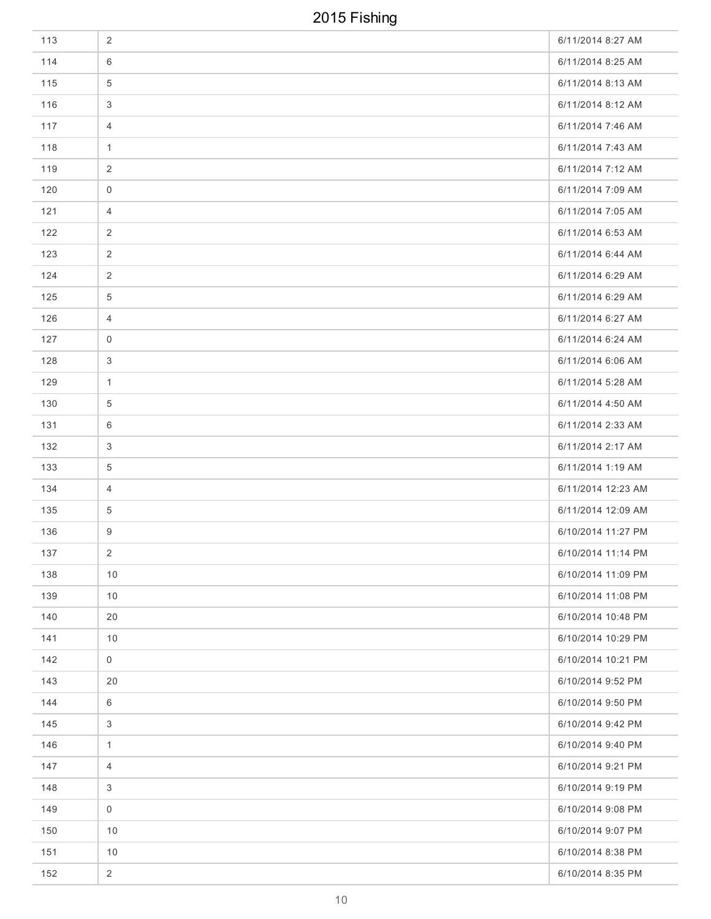| | | |
|---|---|---|
| 113 | 2 | 6/11/2014 8:27 AM |
| 114 | 6 | 6/11/2014 8:25 AM |
| 115 | 5 | 6/11/2014 8:13 AM |
| 116 | 3 | 6/11/2014 8:12 AM |
| 117 | 4 | 6/11/2014 7:46 AM |
| 118 | 1 | 6/11/2014 7:43 AM |
| 119 | 2 | 6/11/2014 7:12 AM |
| 120 | 0 | 6/11/2014 7:09 AM |
| 121 | 4 | 6/11/2014 7:05 AM |
| 122 | 2 | 6/11/2014 6:53 AM |
| 123 | 2 | 6/11/2014 6:44 AM |
| 124 | 2 | 6/11/2014 6:29 AM |
| 125 | 5 | 6/11/2014 6:29 AM |
| 126 | 4 | 6/11/2014 6:27 AM |
| 127 | 0 | 6/11/2014 6:24 AM |
| 128 | 3 | 6/11/2014 6:06 AM |
| 129 | 1 | 6/11/2014 5:28 AM |
| 130 | 5 | 6/11/2014 4:50 AM |
| 131 | 6 | 6/11/2014 2:33 AM |
| 132 | 3 | 6/11/2014 2:17 AM |
| 133 | 5 | 6/11/2014 1:19 AM |
| 134 | 4 | 6/11/2014 12:23 AM |
| 135 | 5 | 6/11/2014 12:09 AM |
| 136 | 9 | 6/10/2014 11:27 PM |
| 137 | 2 | 6/10/2014 11:14 PM |
| 138 | 10 | 6/10/2014 11:09 PM |
| 139 | 10 | 6/10/2014 11:08 PM |
| 140 | 20 | 6/10/2014 10:48 PM |
| 141 | 10 | 6/10/2014 10:29 PM |
| 142 | 0 | 6/10/2014 10:21 PM |
| 143 | 20 | 6/10/2014 9:52 PM |
| 144 | 6 | 6/10/2014 9:50 PM |
| 145 | 3 | 6/10/2014 9:42 PM |
| 146 | 1 | 6/10/2014 9:40 PM |
| 147 | 4 | 6/10/2014 9:21 PM |
| 148 | 3 | 6/10/2014 9:19 PM |
| 149 | 0 | 6/10/2014 9:08 PM |
| 150 | 10 | 6/10/2014 9:07 PM |
| 151 | 10 | 6/10/2014 8:38 PM |
| 152 | 2 | 6/10/2014 8:35 PM |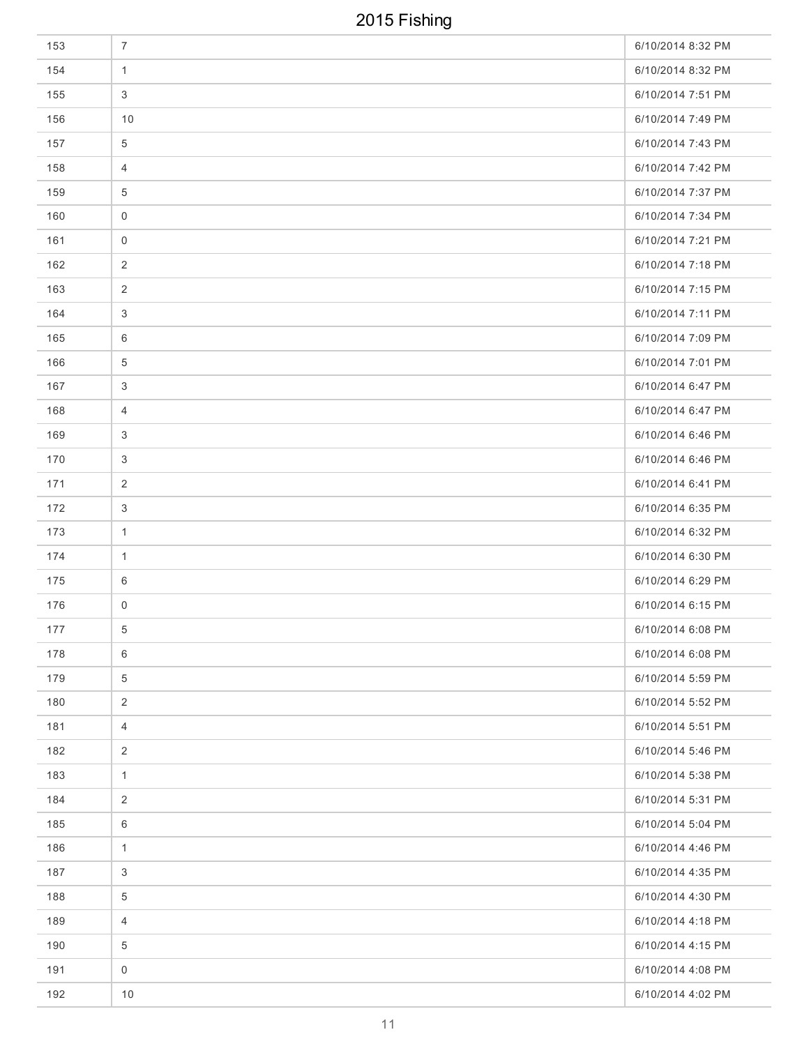| | | |
|---|---|---|
| 153 | 7 | 6/10/2014 8:32 PM |
| 154 | 1 | 6/10/2014 8:32 PM |
| 155 | 3 | 6/10/2014 7:51 PM |
| 156 | 10 | 6/10/2014 7:49 PM |
| 157 | 5 | 6/10/2014 7:43 PM |
| 158 | 4 | 6/10/2014 7:42 PM |
| 159 | 5 | 6/10/2014 7:37 PM |
| 160 | 0 | 6/10/2014 7:34 PM |
| 161 | 0 | 6/10/2014 7:21 PM |
| 162 | 2 | 6/10/2014 7:18 PM |
| 163 | 2 | 6/10/2014 7:15 PM |
| 164 | 3 | 6/10/2014 7:11 PM |
| 165 | 6 | 6/10/2014 7:09 PM |
| 166 | 5 | 6/10/2014 7:01 PM |
| 167 | 3 | 6/10/2014 6:47 PM |
| 168 | 4 | 6/10/2014 6:47 PM |
| 169 | 3 | 6/10/2014 6:46 PM |
| 170 | 3 | 6/10/2014 6:46 PM |
| 171 | 2 | 6/10/2014 6:41 PM |
| 172 | 3 | 6/10/2014 6:35 PM |
| 173 | 1 | 6/10/2014 6:32 PM |
| 174 | 1 | 6/10/2014 6:30 PM |
| 175 | 6 | 6/10/2014 6:29 PM |
| 176 | 0 | 6/10/2014 6:15 PM |
| 177 | 5 | 6/10/2014 6:08 PM |
| 178 | 6 | 6/10/2014 6:08 PM |
| 179 | 5 | 6/10/2014 5:59 PM |
| 180 | 2 | 6/10/2014 5:52 PM |
| 181 | 4 | 6/10/2014 5:51 PM |
| 182 | 2 | 6/10/2014 5:46 PM |
| 183 | 1 | 6/10/2014 5:38 PM |
| 184 | 2 | 6/10/2014 5:31 PM |
| 185 | 6 | 6/10/2014 5:04 PM |
| 186 | 1 | 6/10/2014 4:46 PM |
| 187 | 3 | 6/10/2014 4:35 PM |
| 188 | 5 | 6/10/2014 4:30 PM |
| 189 | 4 | 6/10/2014 4:18 PM |
| 190 | 5 | 6/10/2014 4:15 PM |
| 191 | 0 | 6/10/2014 4:08 PM |
| 192 | 10 | 6/10/2014 4:02 PM |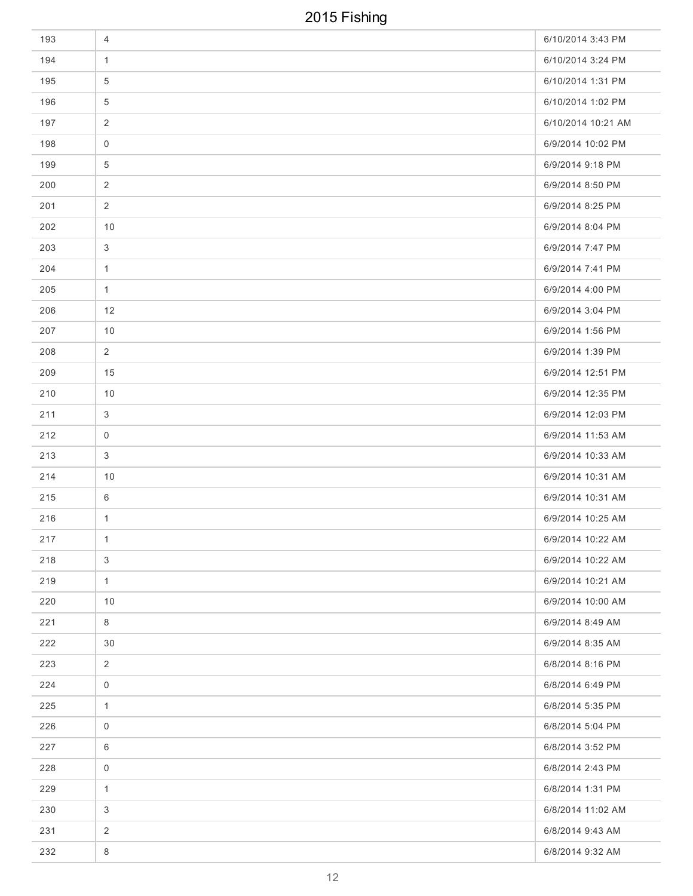| | | |
|---|---|---|
| 193 | 4 | 6/10/2014 3:43 PM |
| 194 | 1 | 6/10/2014 3:24 PM |
| 195 | 5 | 6/10/2014 1:31 PM |
| 196 | 5 | 6/10/2014 1:02 PM |
| 197 | 2 | 6/10/2014 10:21 AM |
| 198 | 0 | 6/9/2014 10:02 PM |
| 199 | 5 | 6/9/2014 9:18 PM |
| 200 | 2 | 6/9/2014 8:50 PM |
| 201 | 2 | 6/9/2014 8:25 PM |
| 202 | 10 | 6/9/2014 8:04 PM |
| 203 | 3 | 6/9/2014 7:47 PM |
| 204 | 1 | 6/9/2014 7:41 PM |
| 205 | 1 | 6/9/2014 4:00 PM |
| 206 | 12 | 6/9/2014 3:04 PM |
| 207 | 10 | 6/9/2014 1:56 PM |
| 208 | 2 | 6/9/2014 1:39 PM |
| 209 | 15 | 6/9/2014 12:51 PM |
| 210 | 10 | 6/9/2014 12:35 PM |
| 211 | 3 | 6/9/2014 12:03 PM |
| 212 | 0 | 6/9/2014 11:53 AM |
| 213 | 3 | 6/9/2014 10:33 AM |
| 214 | 10 | 6/9/2014 10:31 AM |
| 215 | 6 | 6/9/2014 10:31 AM |
| 216 | 1 | 6/9/2014 10:25 AM |
| 217 | 1 | 6/9/2014 10:22 AM |
| 218 | 3 | 6/9/2014 10:22 AM |
| 219 | 1 | 6/9/2014 10:21 AM |
| 220 | 10 | 6/9/2014 10:00 AM |
| 221 | 8 | 6/9/2014 8:49 AM |
| 222 | 30 | 6/9/2014 8:35 AM |
| 223 | 2 | 6/8/2014 8:16 PM |
| 224 | 0 | 6/8/2014 6:49 PM |
| 225 | 1 | 6/8/2014 5:35 PM |
| 226 | 0 | 6/8/2014 5:04 PM |
| 227 | 6 | 6/8/2014 3:52 PM |
| 228 | 0 | 6/8/2014 2:43 PM |
| 229 | 1 | 6/8/2014 1:31 PM |
| 230 | 3 | 6/8/2014 11:02 AM |
| 231 | 2 | 6/8/2014 9:43 AM |
| 232 | 8 | 6/8/2014 9:32 AM |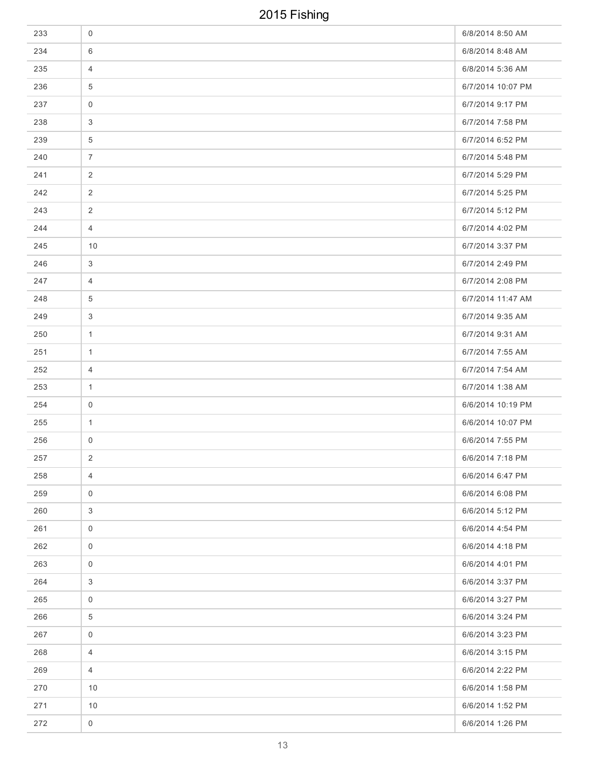| | | |
|---|---|---|
| 233 | 0 | 6/8/2014 8:50 AM |
| 234 | 6 | 6/8/2014 8:48 AM |
| 235 | 4 | 6/8/2014 5:36 AM |
| 236 | 5 | 6/7/2014 10:07 PM |
| 237 | 0 | 6/7/2014 9:17 PM |
| 238 | 3 | 6/7/2014 7:58 PM |
| 239 | 5 | 6/7/2014 6:52 PM |
| 240 | 7 | 6/7/2014 5:48 PM |
| 241 | 2 | 6/7/2014 5:29 PM |
| 242 | 2 | 6/7/2014 5:25 PM |
| 243 | 2 | 6/7/2014 5:12 PM |
| 244 | 4 | 6/7/2014 4:02 PM |
| 245 | 10 | 6/7/2014 3:37 PM |
| 246 | 3 | 6/7/2014 2:49 PM |
| 247 | 4 | 6/7/2014 2:08 PM |
| 248 | 5 | 6/7/2014 11:47 AM |
| 249 | 3 | 6/7/2014 9:35 AM |
| 250 | 1 | 6/7/2014 9:31 AM |
| 251 | 1 | 6/7/2014 7:55 AM |
| 252 | 4 | 6/7/2014 7:54 AM |
| 253 | 1 | 6/7/2014 1:38 AM |
| 254 | 0 | 6/6/2014 10:19 PM |
| 255 | 1 | 6/6/2014 10:07 PM |
| 256 | 0 | 6/6/2014 7:55 PM |
| 257 | 2 | 6/6/2014 7:18 PM |
| 258 | 4 | 6/6/2014 6:47 PM |
| 259 | 0 | 6/6/2014 6:08 PM |
| 260 | 3 | 6/6/2014 5:12 PM |
| 261 | 0 | 6/6/2014 4:54 PM |
| 262 | 0 | 6/6/2014 4:18 PM |
| 263 | 0 | 6/6/2014 4:01 PM |
| 264 | 3 | 6/6/2014 3:37 PM |
| 265 | 0 | 6/6/2014 3:27 PM |
| 266 | 5 | 6/6/2014 3:24 PM |
| 267 | 0 | 6/6/2014 3:23 PM |
| 268 | 4 | 6/6/2014 3:15 PM |
| 269 | 4 | 6/6/2014 2:22 PM |
| 270 | 10 | 6/6/2014 1:58 PM |
| 271 | 10 | 6/6/2014 1:52 PM |
| 272 | 0 | 6/6/2014 1:26 PM |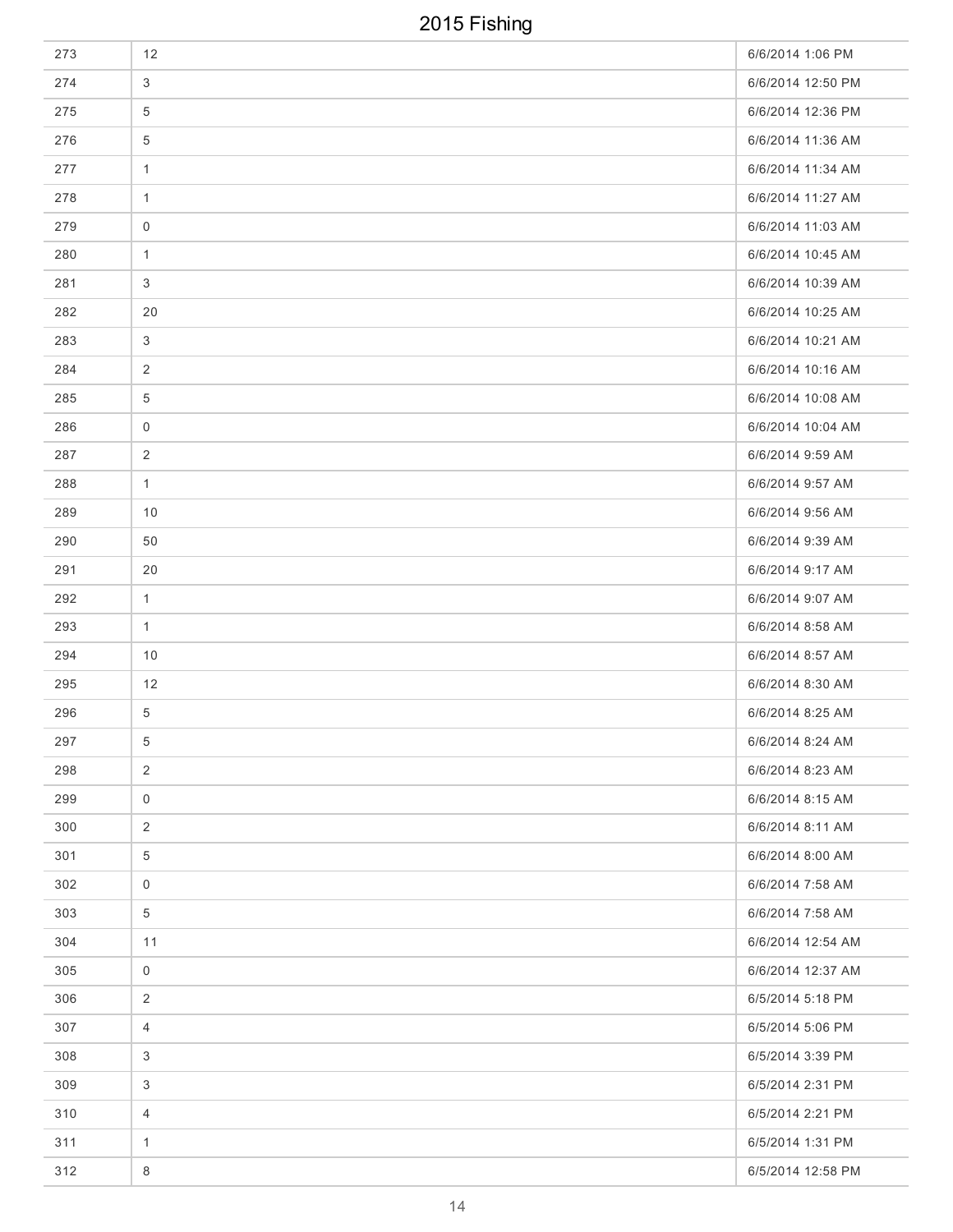| | | |
|---|---|---|
| 273 | 12 | 6/6/2014 1:06 PM |
| 274 | 3 | 6/6/2014 12:50 PM |
| 275 | 5 | 6/6/2014 12:36 PM |
| 276 | 5 | 6/6/2014 11:36 AM |
| 277 | 1 | 6/6/2014 11:34 AM |
| 278 | 1 | 6/6/2014 11:27 AM |
| 279 | 0 | 6/6/2014 11:03 AM |
| 280 | 1 | 6/6/2014 10:45 AM |
| 281 | 3 | 6/6/2014 10:39 AM |
| 282 | 20 | 6/6/2014 10:25 AM |
| 283 | 3 | 6/6/2014 10:21 AM |
| 284 | 2 | 6/6/2014 10:16 AM |
| 285 | 5 | 6/6/2014 10:08 AM |
| 286 | 0 | 6/6/2014 10:04 AM |
| 287 | 2 | 6/6/2014 9:59 AM |
| 288 | 1 | 6/6/2014 9:57 AM |
| 289 | 10 | 6/6/2014 9:56 AM |
| 290 | 50 | 6/6/2014 9:39 AM |
| 291 | 20 | 6/6/2014 9:17 AM |
| 292 | 1 | 6/6/2014 9:07 AM |
| 293 | 1 | 6/6/2014 8:58 AM |
| 294 | 10 | 6/6/2014 8:57 AM |
| 295 | 12 | 6/6/2014 8:30 AM |
| 296 | 5 | 6/6/2014 8:25 AM |
| 297 | 5 | 6/6/2014 8:24 AM |
| 298 | 2 | 6/6/2014 8:23 AM |
| 299 | 0 | 6/6/2014 8:15 AM |
| 300 | 2 | 6/6/2014 8:11 AM |
| 301 | 5 | 6/6/2014 8:00 AM |
| 302 | 0 | 6/6/2014 7:58 AM |
| 303 | 5 | 6/6/2014 7:58 AM |
| 304 | 11 | 6/6/2014 12:54 AM |
| 305 | 0 | 6/6/2014 12:37 AM |
| 306 | 2 | 6/5/2014 5:18 PM |
| 307 | 4 | 6/5/2014 5:06 PM |
| 308 | 3 | 6/5/2014 3:39 PM |
| 309 | 3 | 6/5/2014 2:31 PM |
| 310 | 4 | 6/5/2014 2:21 PM |
| 311 | 1 | 6/5/2014 1:31 PM |
| 312 | 8 | 6/5/2014 12:58 PM |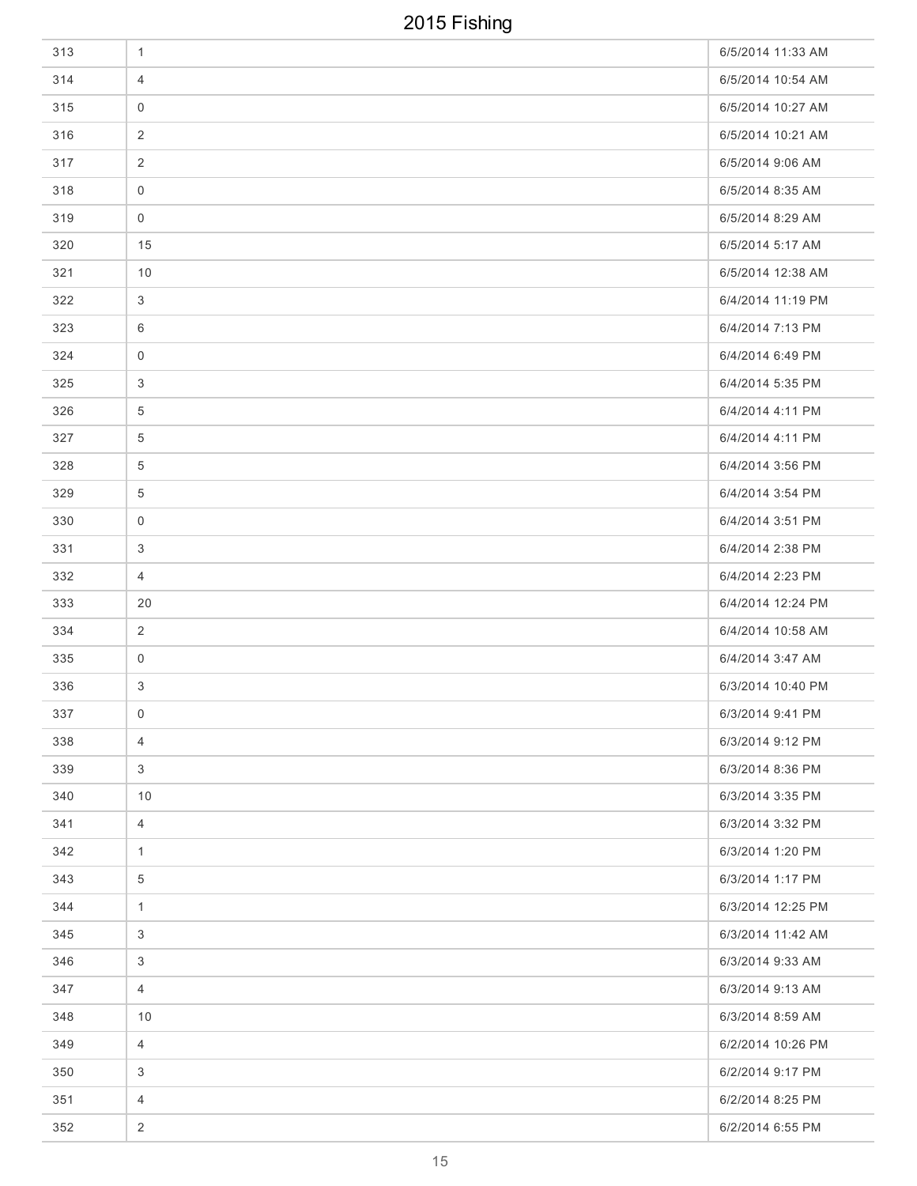| 313 | 1 | 6/5/2014 11:33 AM |
|---|---|---|
| 314 | 4 | 6/5/2014 10:54 AM |
| 315 | 0 | 6/5/2014 10:27 AM |
| 316 | 2 | 6/5/2014 10:21 AM |
| 317 | 2 | 6/5/2014 9:06 AM |
| 318 | 0 | 6/5/2014 8:35 AM |
| 319 | 0 | 6/5/2014 8:29 AM |
| 320 | 15 | 6/5/2014 5:17 AM |
| 321 | 10 | 6/5/2014 12:38 AM |
| 322 | 3 | 6/4/2014 11:19 PM |
| 323 | 6 | 6/4/2014 7:13 PM |
| 324 | 0 | 6/4/2014 6:49 PM |
| 325 | 3 | 6/4/2014 5:35 PM |
| 326 | 5 | 6/4/2014 4:11 PM |
| 327 | 5 | 6/4/2014 4:11 PM |
| 328 | 5 | 6/4/2014 3:56 PM |
| 329 | 5 | 6/4/2014 3:54 PM |
| 330 | 0 | 6/4/2014 3:51 PM |
| 331 | 3 | 6/4/2014 2:38 PM |
| 332 | 4 | 6/4/2014 2:23 PM |
| 333 | 20 | 6/4/2014 12:24 PM |
| 334 | 2 | 6/4/2014 10:58 AM |
| 335 | 0 | 6/4/2014 3:47 AM |
| 336 | 3 | 6/3/2014 10:40 PM |
| 337 | 0 | 6/3/2014 9:41 PM |
| 338 | 4 | 6/3/2014 9:12 PM |
| 339 | 3 | 6/3/2014 8:36 PM |
| 340 | 10 | 6/3/2014 3:35 PM |
| 341 | 4 | 6/3/2014 3:32 PM |
| 342 | 1 | 6/3/2014 1:20 PM |
| 343 | 5 | 6/3/2014 1:17 PM |
| 344 | 1 | 6/3/2014 12:25 PM |
| 345 | 3 | 6/3/2014 11:42 AM |
| 346 | 3 | 6/3/2014 9:33 AM |
| 347 | 4 | 6/3/2014 9:13 AM |
| 348 | 10 | 6/3/2014 8:59 AM |
| 349 | 4 | 6/2/2014 10:26 PM |
| 350 | 3 | 6/2/2014 9:17 PM |
| 351 | 4 | 6/2/2014 8:25 PM |
| 352 | 2 | 6/2/2014 6:55 PM |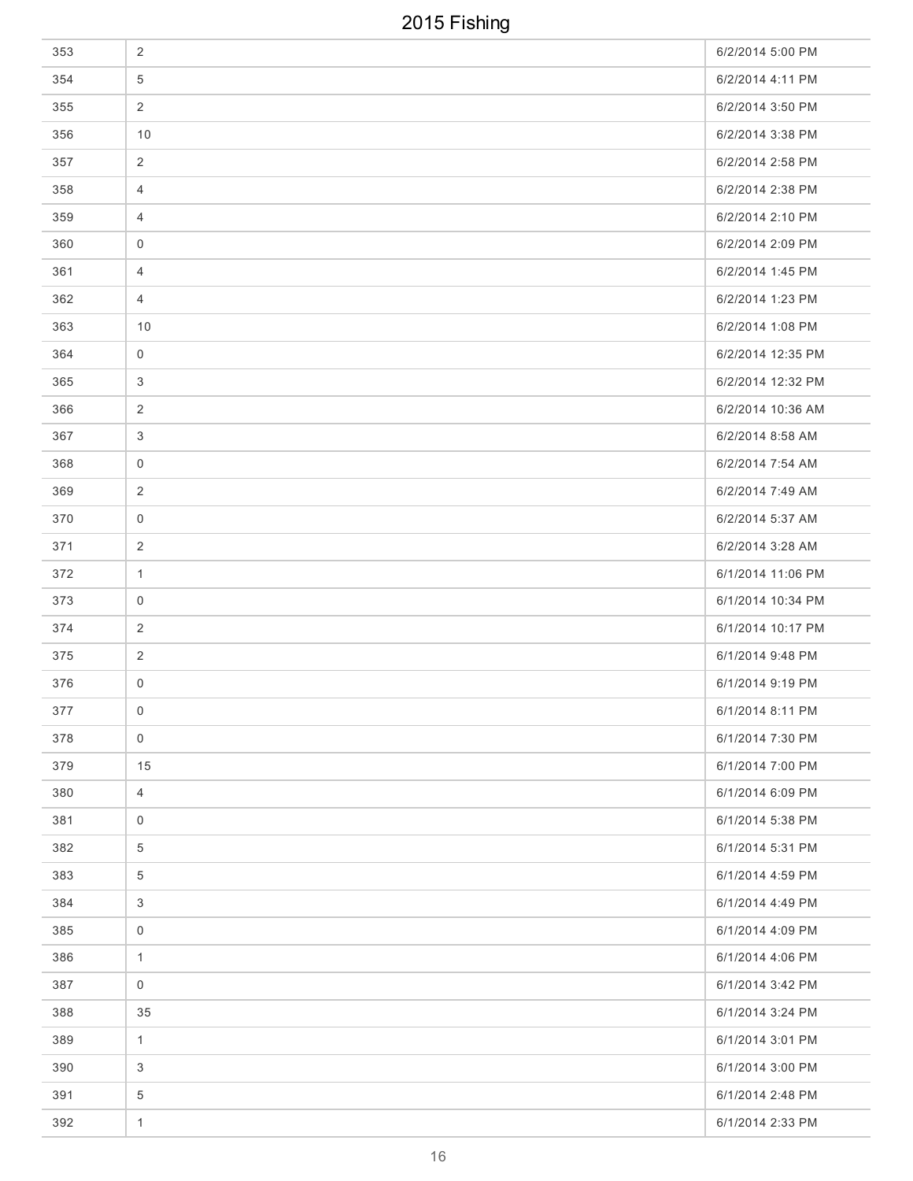| | | |
|---|---|---|
| 353 | 2 | 6/2/2014 5:00 PM |
| 354 | 5 | 6/2/2014 4:11 PM |
| 355 | 2 | 6/2/2014 3:50 PM |
| 356 | 10 | 6/2/2014 3:38 PM |
| 357 | 2 | 6/2/2014 2:58 PM |
| 358 | 4 | 6/2/2014 2:38 PM |
| 359 | 4 | 6/2/2014 2:10 PM |
| 360 | 0 | 6/2/2014 2:09 PM |
| 361 | 4 | 6/2/2014 1:45 PM |
| 362 | 4 | 6/2/2014 1:23 PM |
| 363 | 10 | 6/2/2014 1:08 PM |
| 364 | 0 | 6/2/2014 12:35 PM |
| 365 | 3 | 6/2/2014 12:32 PM |
| 366 | 2 | 6/2/2014 10:36 AM |
| 367 | 3 | 6/2/2014 8:58 AM |
| 368 | 0 | 6/2/2014 7:54 AM |
| 369 | 2 | 6/2/2014 7:49 AM |
| 370 | 0 | 6/2/2014 5:37 AM |
| 371 | 2 | 6/2/2014 3:28 AM |
| 372 | 1 | 6/1/2014 11:06 PM |
| 373 | 0 | 6/1/2014 10:34 PM |
| 374 | 2 | 6/1/2014 10:17 PM |
| 375 | 2 | 6/1/2014 9:48 PM |
| 376 | 0 | 6/1/2014 9:19 PM |
| 377 | 0 | 6/1/2014 8:11 PM |
| 378 | 0 | 6/1/2014 7:30 PM |
| 379 | 15 | 6/1/2014 7:00 PM |
| 380 | 4 | 6/1/2014 6:09 PM |
| 381 | 0 | 6/1/2014 5:38 PM |
| 382 | 5 | 6/1/2014 5:31 PM |
| 383 | 5 | 6/1/2014 4:59 PM |
| 384 | 3 | 6/1/2014 4:49 PM |
| 385 | 0 | 6/1/2014 4:09 PM |
| 386 | 1 | 6/1/2014 4:06 PM |
| 387 | 0 | 6/1/2014 3:42 PM |
| 388 | 35 | 6/1/2014 3:24 PM |
| 389 | 1 | 6/1/2014 3:01 PM |
| 390 | 3 | 6/1/2014 3:00 PM |
| 391 | 5 | 6/1/2014 2:48 PM |
| 392 | 1 | 6/1/2014 2:33 PM |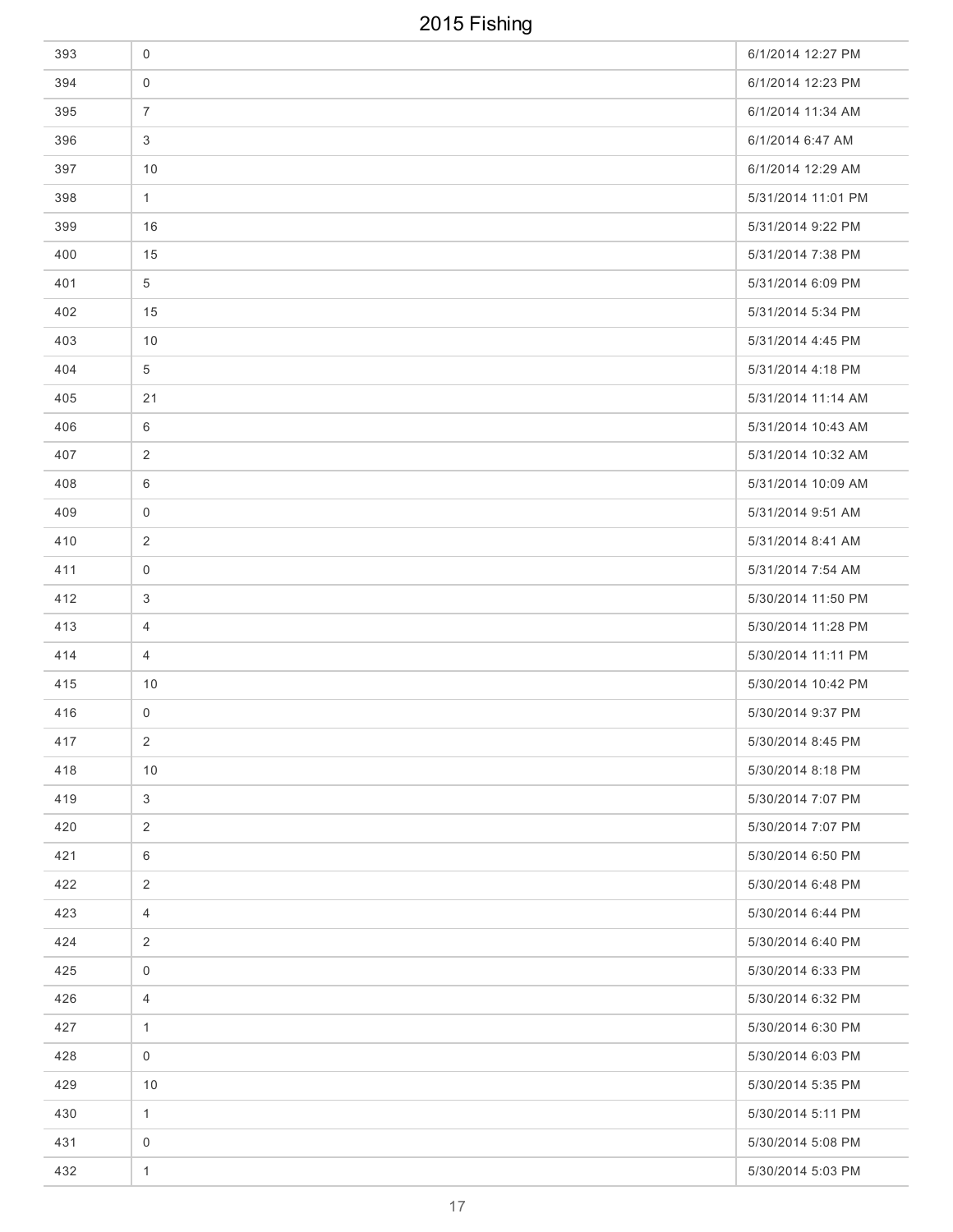# 2015 Fishing

| | | |
|---|---|---|
| 393 | 0 | 6/1/2014 12:27 PM |
| 394 | 0 | 6/1/2014 12:23 PM |
| 395 | 7 | 6/1/2014 11:34 AM |
| 396 | 3 | 6/1/2014 6:47 AM |
| 397 | 10 | 6/1/2014 12:29 AM |
| 398 | 1 | 5/31/2014 11:01 PM |
| 399 | 16 | 5/31/2014 9:22 PM |
| 400 | 15 | 5/31/2014 7:38 PM |
| 401 | 5 | 5/31/2014 6:09 PM |
| 402 | 15 | 5/31/2014 5:34 PM |
| 403 | 10 | 5/31/2014 4:45 PM |
| 404 | 5 | 5/31/2014 4:18 PM |
| 405 | 21 | 5/31/2014 11:14 AM |
| 406 | 6 | 5/31/2014 10:43 AM |
| 407 | 2 | 5/31/2014 10:32 AM |
| 408 | 6 | 5/31/2014 10:09 AM |
| 409 | 0 | 5/31/2014 9:51 AM |
| 410 | 2 | 5/31/2014 8:41 AM |
| 411 | 0 | 5/31/2014 7:54 AM |
| 412 | 3 | 5/30/2014 11:50 PM |
| 413 | 4 | 5/30/2014 11:28 PM |
| 414 | 4 | 5/30/2014 11:11 PM |
| 415 | 10 | 5/30/2014 10:42 PM |
| 416 | 0 | 5/30/2014 9:37 PM |
| 417 | 2 | 5/30/2014 8:45 PM |
| 418 | 10 | 5/30/2014 8:18 PM |
| 419 | 3 | 5/30/2014 7:07 PM |
| 420 | 2 | 5/30/2014 7:07 PM |
| 421 | 6 | 5/30/2014 6:50 PM |
| 422 | 2 | 5/30/2014 6:48 PM |
| 423 | 4 | 5/30/2014 6:44 PM |
| 424 | 2 | 5/30/2014 6:40 PM |
| 425 | 0 | 5/30/2014 6:33 PM |
| 426 | 4 | 5/30/2014 6:32 PM |
| 427 | 1 | 5/30/2014 6:30 PM |
| 428 | 0 | 5/30/2014 6:03 PM |
| 429 | 10 | 5/30/2014 5:35 PM |
| 430 | 1 | 5/30/2014 5:11 PM |
| 431 | 0 | 5/30/2014 5:08 PM |
| 432 | 1 | 5/30/2014 5:03 PM |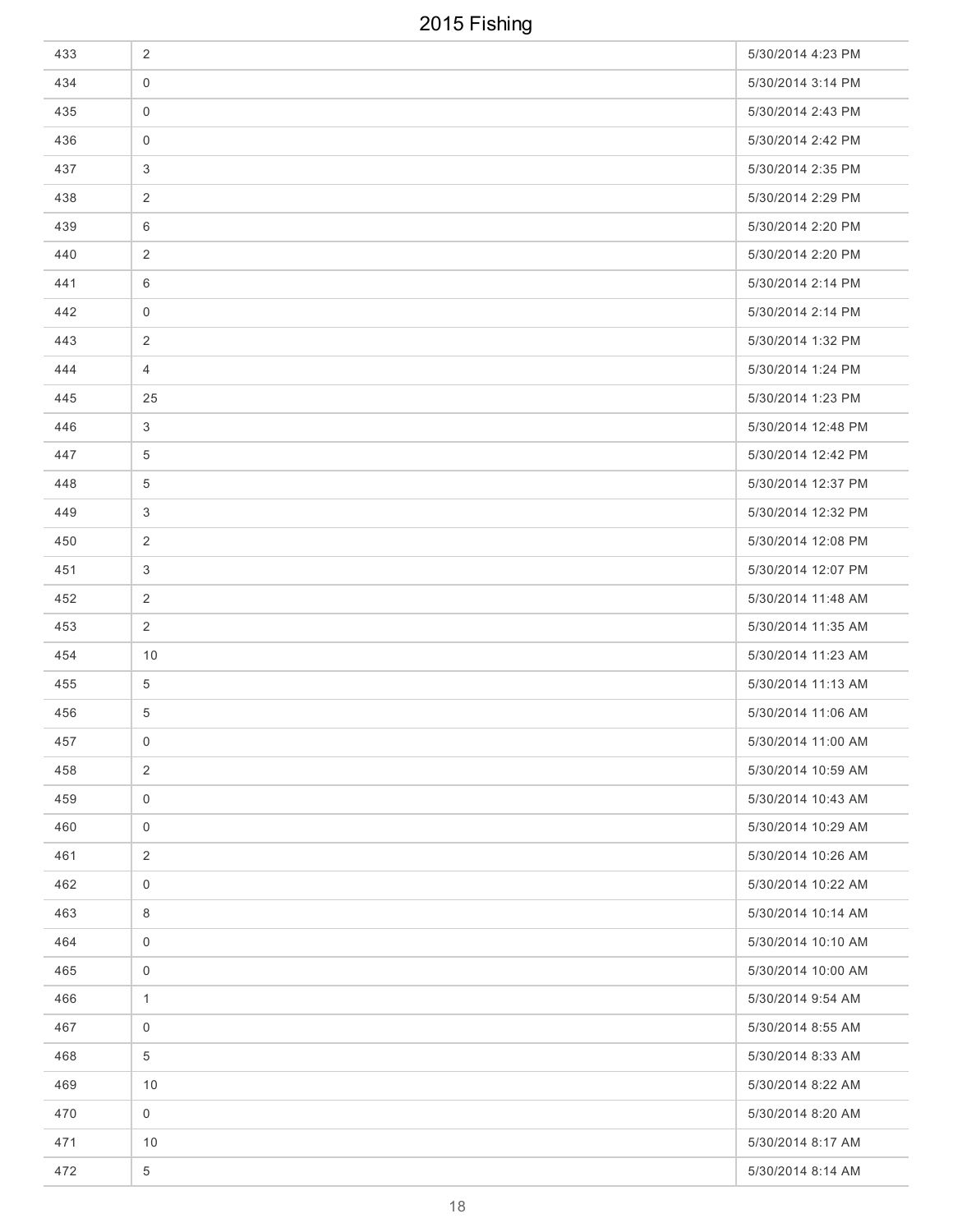| | | |
|---|---|---|
| 433 | 2 | 5/30/2014 4:23 PM |
| 434 | 0 | 5/30/2014 3:14 PM |
| 435 | 0 | 5/30/2014 2:43 PM |
| 436 | 0 | 5/30/2014 2:42 PM |
| 437 | 3 | 5/30/2014 2:35 PM |
| 438 | 2 | 5/30/2014 2:29 PM |
| 439 | 6 | 5/30/2014 2:20 PM |
| 440 | 2 | 5/30/2014 2:20 PM |
| 441 | 6 | 5/30/2014 2:14 PM |
| 442 | 0 | 5/30/2014 2:14 PM |
| 443 | 2 | 5/30/2014 1:32 PM |
| 444 | 4 | 5/30/2014 1:24 PM |
| 445 | 25 | 5/30/2014 1:23 PM |
| 446 | 3 | 5/30/2014 12:48 PM |
| 447 | 5 | 5/30/2014 12:42 PM |
| 448 | 5 | 5/30/2014 12:37 PM |
| 449 | 3 | 5/30/2014 12:32 PM |
| 450 | 2 | 5/30/2014 12:08 PM |
| 451 | 3 | 5/30/2014 12:07 PM |
| 452 | 2 | 5/30/2014 11:48 AM |
| 453 | 2 | 5/30/2014 11:35 AM |
| 454 | 10 | 5/30/2014 11:23 AM |
| 455 | 5 | 5/30/2014 11:13 AM |
| 456 | 5 | 5/30/2014 11:06 AM |
| 457 | 0 | 5/30/2014 11:00 AM |
| 458 | 2 | 5/30/2014 10:59 AM |
| 459 | 0 | 5/30/2014 10:43 AM |
| 460 | 0 | 5/30/2014 10:29 AM |
| 461 | 2 | 5/30/2014 10:26 AM |
| 462 | 0 | 5/30/2014 10:22 AM |
| 463 | 8 | 5/30/2014 10:14 AM |
| 464 | 0 | 5/30/2014 10:10 AM |
| 465 | 0 | 5/30/2014 10:00 AM |
| 466 | 1 | 5/30/2014 9:54 AM |
| 467 | 0 | 5/30/2014 8:55 AM |
| 468 | 5 | 5/30/2014 8:33 AM |
| 469 | 10 | 5/30/2014 8:22 AM |
| 470 | 0 | 5/30/2014 8:20 AM |
| 471 | 10 | 5/30/2014 8:17 AM |
| 472 | 5 | 5/30/2014 8:14 AM |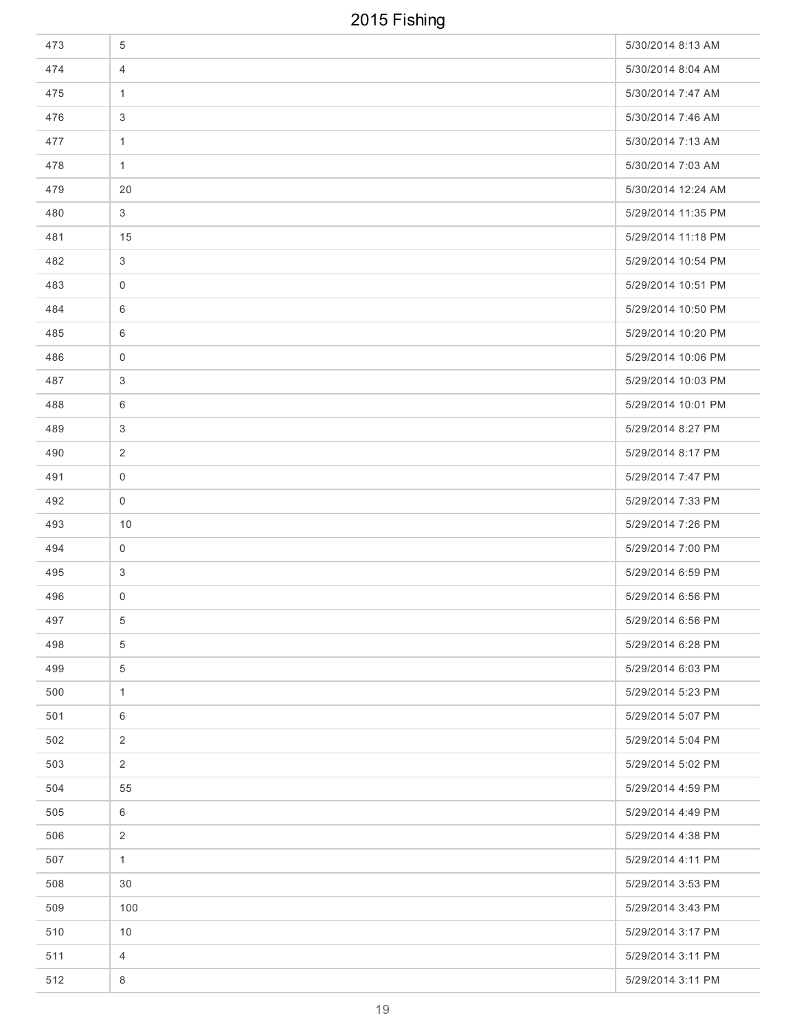# 2015 Fishing

| | | |
|---|---|---|
| 473 | 5 | 5/30/2014 8:13 AM |
| 474 | 4 | 5/30/2014 8:04 AM |
| 475 | 1 | 5/30/2014 7:47 AM |
| 476 | 3 | 5/30/2014 7:46 AM |
| 477 | 1 | 5/30/2014 7:13 AM |
| 478 | 1 | 5/30/2014 7:03 AM |
| 479 | 20 | 5/30/2014 12:24 AM |
| 480 | 3 | 5/29/2014 11:35 PM |
| 481 | 15 | 5/29/2014 11:18 PM |
| 482 | 3 | 5/29/2014 10:54 PM |
| 483 | 0 | 5/29/2014 10:51 PM |
| 484 | 6 | 5/29/2014 10:50 PM |
| 485 | 6 | 5/29/2014 10:20 PM |
| 486 | 0 | 5/29/2014 10:06 PM |
| 487 | 3 | 5/29/2014 10:03 PM |
| 488 | 6 | 5/29/2014 10:01 PM |
| 489 | 3 | 5/29/2014 8:27 PM |
| 490 | 2 | 5/29/2014 8:17 PM |
| 491 | 0 | 5/29/2014 7:47 PM |
| 492 | 0 | 5/29/2014 7:33 PM |
| 493 | 10 | 5/29/2014 7:26 PM |
| 494 | 0 | 5/29/2014 7:00 PM |
| 495 | 3 | 5/29/2014 6:59 PM |
| 496 | 0 | 5/29/2014 6:56 PM |
| 497 | 5 | 5/29/2014 6:56 PM |
| 498 | 5 | 5/29/2014 6:28 PM |
| 499 | 5 | 5/29/2014 6:03 PM |
| 500 | 1 | 5/29/2014 5:23 PM |
| 501 | 6 | 5/29/2014 5:07 PM |
| 502 | 2 | 5/29/2014 5:04 PM |
| 503 | 2 | 5/29/2014 5:02 PM |
| 504 | 55 | 5/29/2014 4:59 PM |
| 505 | 6 | 5/29/2014 4:49 PM |
| 506 | 2 | 5/29/2014 4:38 PM |
| 507 | 1 | 5/29/2014 4:11 PM |
| 508 | 30 | 5/29/2014 3:53 PM |
| 509 | 100 | 5/29/2014 3:43 PM |
| 510 | 10 | 5/29/2014 3:17 PM |
| 511 | 4 | 5/29/2014 3:11 PM |
| 512 | 8 | 5/29/2014 3:11 PM |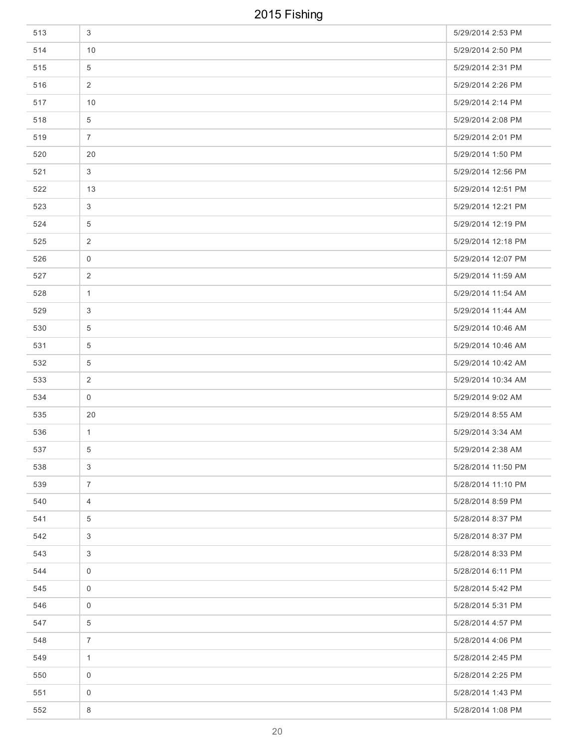| | | |
|---|---|---|
| 513 | 3 | 5/29/2014 2:53 PM |
| 514 | 10 | 5/29/2014 2:50 PM |
| 515 | 5 | 5/29/2014 2:31 PM |
| 516 | 2 | 5/29/2014 2:26 PM |
| 517 | 10 | 5/29/2014 2:14 PM |
| 518 | 5 | 5/29/2014 2:08 PM |
| 519 | 7 | 5/29/2014 2:01 PM |
| 520 | 20 | 5/29/2014 1:50 PM |
| 521 | 3 | 5/29/2014 12:56 PM |
| 522 | 13 | 5/29/2014 12:51 PM |
| 523 | 3 | 5/29/2014 12:21 PM |
| 524 | 5 | 5/29/2014 12:19 PM |
| 525 | 2 | 5/29/2014 12:18 PM |
| 526 | 0 | 5/29/2014 12:07 PM |
| 527 | 2 | 5/29/2014 11:59 AM |
| 528 | 1 | 5/29/2014 11:54 AM |
| 529 | 3 | 5/29/2014 11:44 AM |
| 530 | 5 | 5/29/2014 10:46 AM |
| 531 | 5 | 5/29/2014 10:46 AM |
| 532 | 5 | 5/29/2014 10:42 AM |
| 533 | 2 | 5/29/2014 10:34 AM |
| 534 | 0 | 5/29/2014 9:02 AM |
| 535 | 20 | 5/29/2014 8:55 AM |
| 536 | 1 | 5/29/2014 3:34 AM |
| 537 | 5 | 5/29/2014 2:38 AM |
| 538 | 3 | 5/28/2014 11:50 PM |
| 539 | 7 | 5/28/2014 11:10 PM |
| 540 | 4 | 5/28/2014 8:59 PM |
| 541 | 5 | 5/28/2014 8:37 PM |
| 542 | 3 | 5/28/2014 8:37 PM |
| 543 | 3 | 5/28/2014 8:33 PM |
| 544 | 0 | 5/28/2014 6:11 PM |
| 545 | 0 | 5/28/2014 5:42 PM |
| 546 | 0 | 5/28/2014 5:31 PM |
| 547 | 5 | 5/28/2014 4:57 PM |
| 548 | 7 | 5/28/2014 4:06 PM |
| 549 | 1 | 5/28/2014 2:45 PM |
| 550 | 0 | 5/28/2014 2:25 PM |
| 551 | 0 | 5/28/2014 1:43 PM |
| 552 | 8 | 5/28/2014 1:08 PM |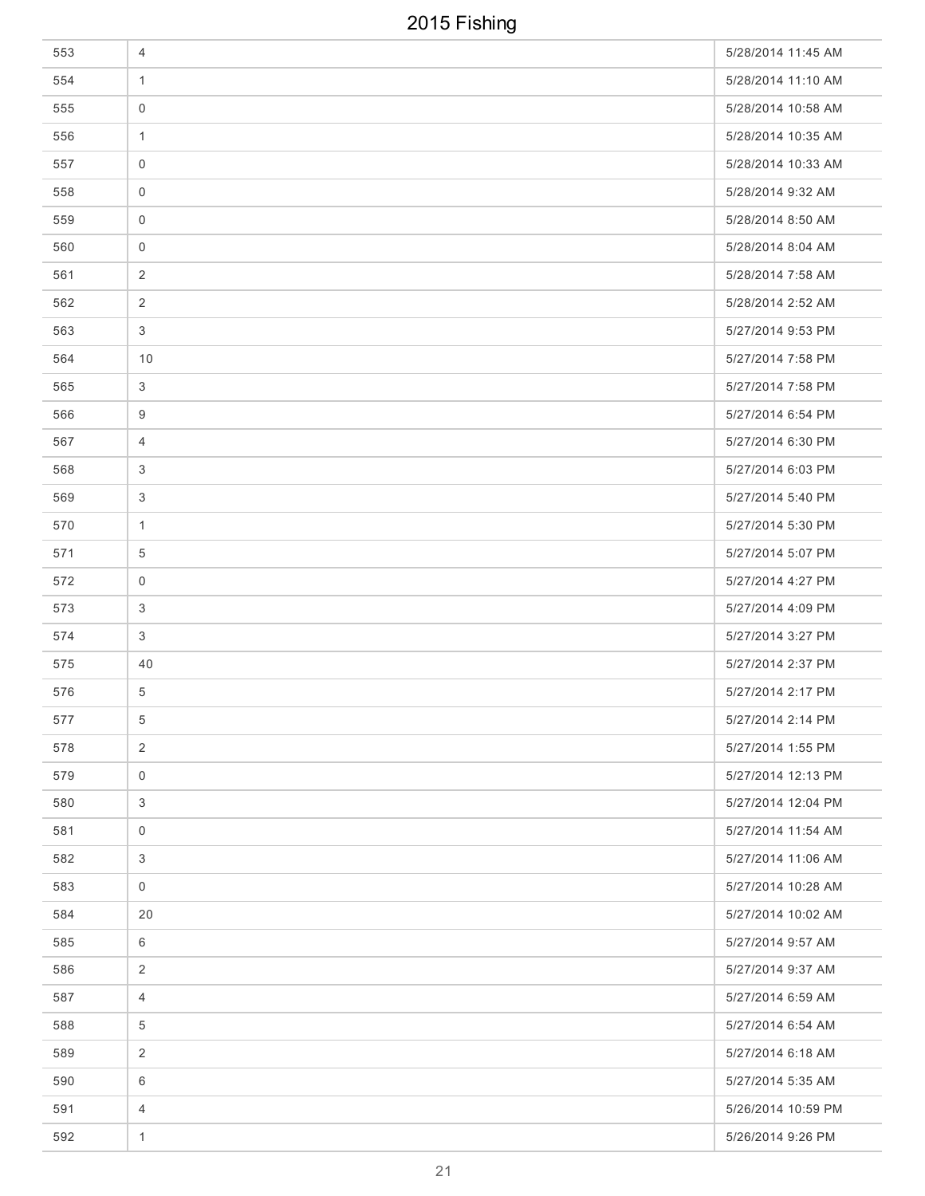| | | |
|---|---|---|
| 553 | 4 | 5/28/2014 11:45 AM |
| 554 | 1 | 5/28/2014 11:10 AM |
| 555 | 0 | 5/28/2014 10:58 AM |
| 556 | 1 | 5/28/2014 10:35 AM |
| 557 | 0 | 5/28/2014 10:33 AM |
| 558 | 0 | 5/28/2014 9:32 AM |
| 559 | 0 | 5/28/2014 8:50 AM |
| 560 | 0 | 5/28/2014 8:04 AM |
| 561 | 2 | 5/28/2014 7:58 AM |
| 562 | 2 | 5/28/2014 2:52 AM |
| 563 | 3 | 5/27/2014 9:53 PM |
| 564 | 10 | 5/27/2014 7:58 PM |
| 565 | 3 | 5/27/2014 7:58 PM |
| 566 | 9 | 5/27/2014 6:54 PM |
| 567 | 4 | 5/27/2014 6:30 PM |
| 568 | 3 | 5/27/2014 6:03 PM |
| 569 | 3 | 5/27/2014 5:40 PM |
| 570 | 1 | 5/27/2014 5:30 PM |
| 571 | 5 | 5/27/2014 5:07 PM |
| 572 | 0 | 5/27/2014 4:27 PM |
| 573 | 3 | 5/27/2014 4:09 PM |
| 574 | 3 | 5/27/2014 3:27 PM |
| 575 | 40 | 5/27/2014 2:37 PM |
| 576 | 5 | 5/27/2014 2:17 PM |
| 577 | 5 | 5/27/2014 2:14 PM |
| 578 | 2 | 5/27/2014 1:55 PM |
| 579 | 0 | 5/27/2014 12:13 PM |
| 580 | 3 | 5/27/2014 12:04 PM |
| 581 | 0 | 5/27/2014 11:54 AM |
| 582 | 3 | 5/27/2014 11:06 AM |
| 583 | 0 | 5/27/2014 10:28 AM |
| 584 | 20 | 5/27/2014 10:02 AM |
| 585 | 6 | 5/27/2014 9:57 AM |
| 586 | 2 | 5/27/2014 9:37 AM |
| 587 | 4 | 5/27/2014 6:59 AM |
| 588 | 5 | 5/27/2014 6:54 AM |
| 589 | 2 | 5/27/2014 6:18 AM |
| 590 | 6 | 5/27/2014 5:35 AM |
| 591 | 4 | 5/26/2014 10:59 PM |
| 592 | 1 | 5/26/2014 9:26 PM |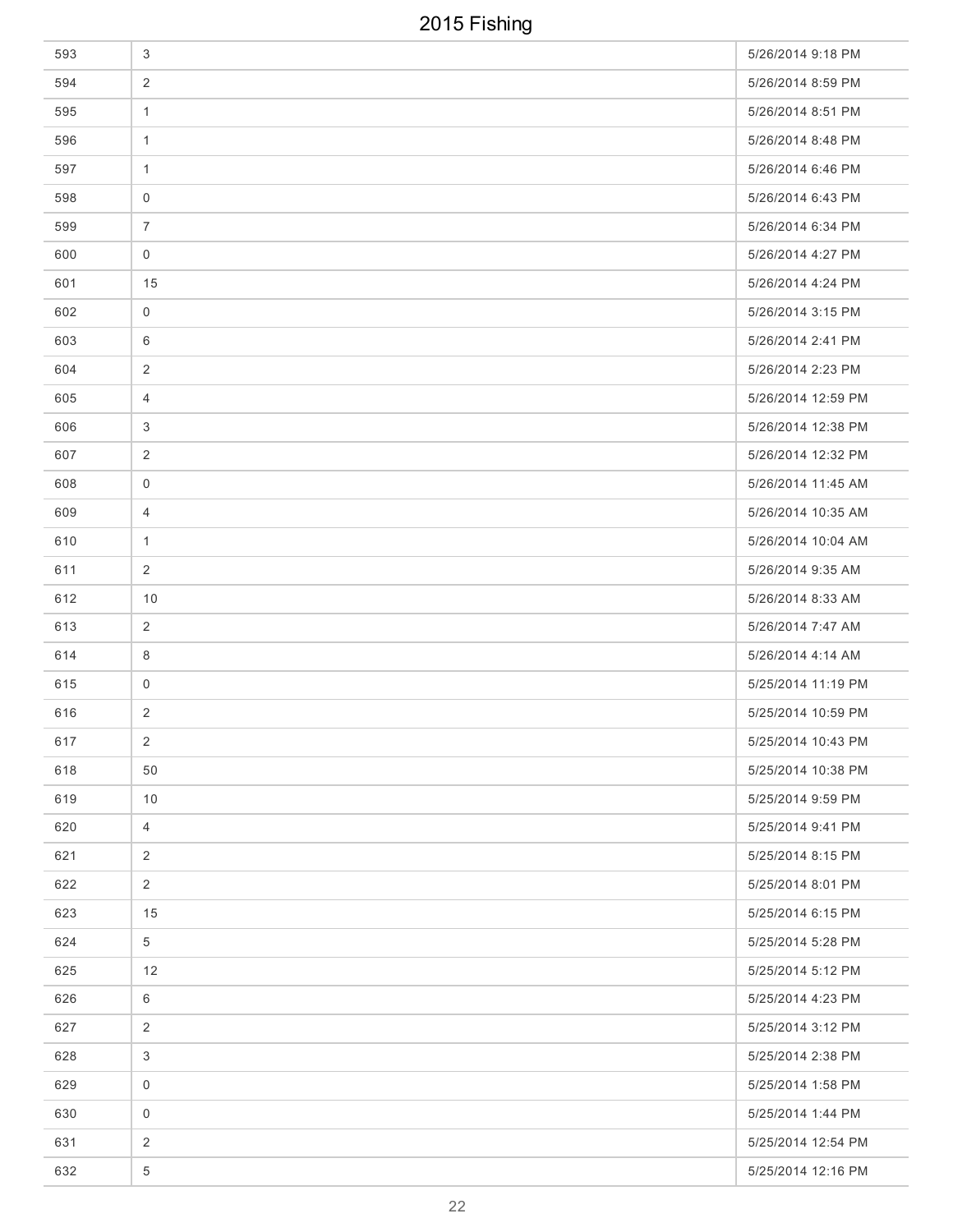# 2015 Fishing

| | | |
|---|---|---|
| 593 | 3 | 5/26/2014 9:18 PM |
| 594 | 2 | 5/26/2014 8:59 PM |
| 595 | 1 | 5/26/2014 8:51 PM |
| 596 | 1 | 5/26/2014 8:48 PM |
| 597 | 1 | 5/26/2014 6:46 PM |
| 598 | 0 | 5/26/2014 6:43 PM |
| 599 | 7 | 5/26/2014 6:34 PM |
| 600 | 0 | 5/26/2014 4:27 PM |
| 601 | 15 | 5/26/2014 4:24 PM |
| 602 | 0 | 5/26/2014 3:15 PM |
| 603 | 6 | 5/26/2014 2:41 PM |
| 604 | 2 | 5/26/2014 2:23 PM |
| 605 | 4 | 5/26/2014 12:59 PM |
| 606 | 3 | 5/26/2014 12:38 PM |
| 607 | 2 | 5/26/2014 12:32 PM |
| 608 | 0 | 5/26/2014 11:45 AM |
| 609 | 4 | 5/26/2014 10:35 AM |
| 610 | 1 | 5/26/2014 10:04 AM |
| 611 | 2 | 5/26/2014 9:35 AM |
| 612 | 10 | 5/26/2014 8:33 AM |
| 613 | 2 | 5/26/2014 7:47 AM |
| 614 | 8 | 5/26/2014 4:14 AM |
| 615 | 0 | 5/25/2014 11:19 PM |
| 616 | 2 | 5/25/2014 10:59 PM |
| 617 | 2 | 5/25/2014 10:43 PM |
| 618 | 50 | 5/25/2014 10:38 PM |
| 619 | 10 | 5/25/2014 9:59 PM |
| 620 | 4 | 5/25/2014 9:41 PM |
| 621 | 2 | 5/25/2014 8:15 PM |
| 622 | 2 | 5/25/2014 8:01 PM |
| 623 | 15 | 5/25/2014 6:15 PM |
| 624 | 5 | 5/25/2014 5:28 PM |
| 625 | 12 | 5/25/2014 5:12 PM |
| 626 | 6 | 5/25/2014 4:23 PM |
| 627 | 2 | 5/25/2014 3:12 PM |
| 628 | 3 | 5/25/2014 2:38 PM |
| 629 | 0 | 5/25/2014 1:58 PM |
| 630 | 0 | 5/25/2014 1:44 PM |
| 631 | 2 | 5/25/2014 12:54 PM |
| 632 | 5 | 5/25/2014 12:16 PM |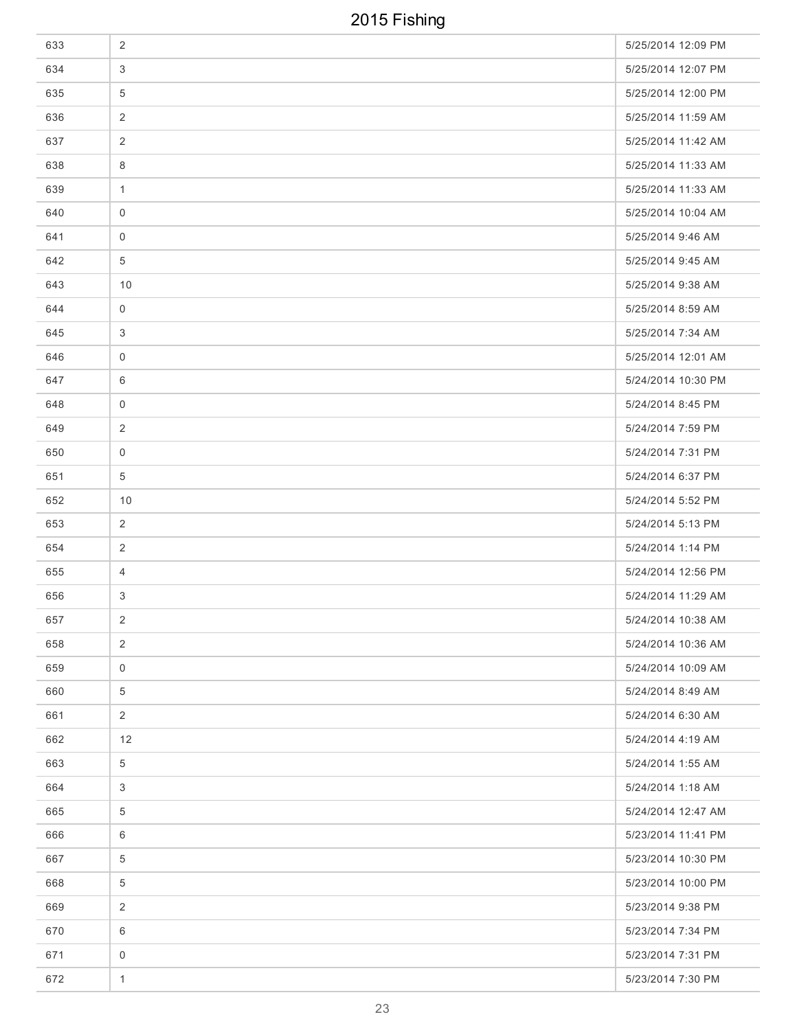# 2015 Fishing

| | | |
|---|---|---|
| 633 | 2 | 5/25/2014 12:09 PM |
| 634 | 3 | 5/25/2014 12:07 PM |
| 635 | 5 | 5/25/2014 12:00 PM |
| 636 | 2 | 5/25/2014 11:59 AM |
| 637 | 2 | 5/25/2014 11:42 AM |
| 638 | 8 | 5/25/2014 11:33 AM |
| 639 | 1 | 5/25/2014 11:33 AM |
| 640 | 0 | 5/25/2014 10:04 AM |
| 641 | 0 | 5/25/2014 9:46 AM |
| 642 | 5 | 5/25/2014 9:45 AM |
| 643 | 10 | 5/25/2014 9:38 AM |
| 644 | 0 | 5/25/2014 8:59 AM |
| 645 | 3 | 5/25/2014 7:34 AM |
| 646 | 0 | 5/25/2014 12:01 AM |
| 647 | 6 | 5/24/2014 10:30 PM |
| 648 | 0 | 5/24/2014 8:45 PM |
| 649 | 2 | 5/24/2014 7:59 PM |
| 650 | 0 | 5/24/2014 7:31 PM |
| 651 | 5 | 5/24/2014 6:37 PM |
| 652 | 10 | 5/24/2014 5:52 PM |
| 653 | 2 | 5/24/2014 5:13 PM |
| 654 | 2 | 5/24/2014 1:14 PM |
| 655 | 4 | 5/24/2014 12:56 PM |
| 656 | 3 | 5/24/2014 11:29 AM |
| 657 | 2 | 5/24/2014 10:38 AM |
| 658 | 2 | 5/24/2014 10:36 AM |
| 659 | 0 | 5/24/2014 10:09 AM |
| 660 | 5 | 5/24/2014 8:49 AM |
| 661 | 2 | 5/24/2014 6:30 AM |
| 662 | 12 | 5/24/2014 4:19 AM |
| 663 | 5 | 5/24/2014 1:55 AM |
| 664 | 3 | 5/24/2014 1:18 AM |
| 665 | 5 | 5/24/2014 12:47 AM |
| 666 | 6 | 5/23/2014 11:41 PM |
| 667 | 5 | 5/23/2014 10:30 PM |
| 668 | 5 | 5/23/2014 10:00 PM |
| 669 | 2 | 5/23/2014 9:38 PM |
| 670 | 6 | 5/23/2014 7:34 PM |
| 671 | 0 | 5/23/2014 7:31 PM |
| 672 | 1 | 5/23/2014 7:30 PM |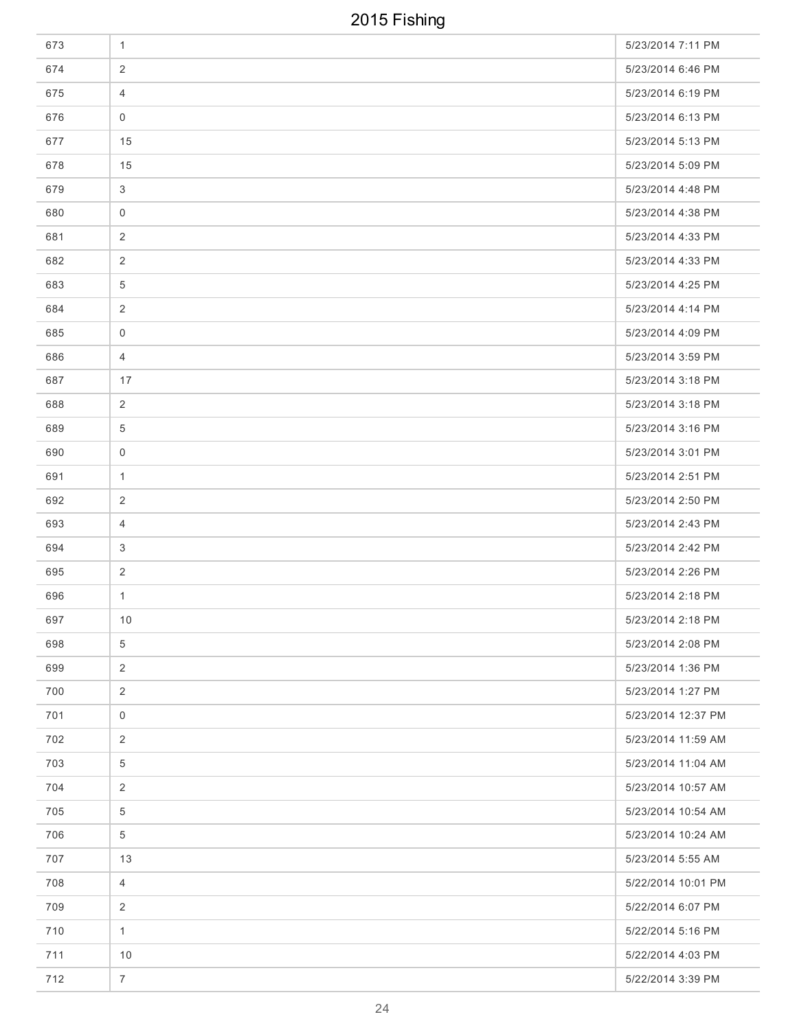| | | |
|---|---|---|
| 673 | 1 | 5/23/2014 7:11 PM |
| 674 | 2 | 5/23/2014 6:46 PM |
| 675 | 4 | 5/23/2014 6:19 PM |
| 676 | 0 | 5/23/2014 6:13 PM |
| 677 | 15 | 5/23/2014 5:13 PM |
| 678 | 15 | 5/23/2014 5:09 PM |
| 679 | 3 | 5/23/2014 4:48 PM |
| 680 | 0 | 5/23/2014 4:38 PM |
| 681 | 2 | 5/23/2014 4:33 PM |
| 682 | 2 | 5/23/2014 4:33 PM |
| 683 | 5 | 5/23/2014 4:25 PM |
| 684 | 2 | 5/23/2014 4:14 PM |
| 685 | 0 | 5/23/2014 4:09 PM |
| 686 | 4 | 5/23/2014 3:59 PM |
| 687 | 17 | 5/23/2014 3:18 PM |
| 688 | 2 | 5/23/2014 3:18 PM |
| 689 | 5 | 5/23/2014 3:16 PM |
| 690 | 0 | 5/23/2014 3:01 PM |
| 691 | 1 | 5/23/2014 2:51 PM |
| 692 | 2 | 5/23/2014 2:50 PM |
| 693 | 4 | 5/23/2014 2:43 PM |
| 694 | 3 | 5/23/2014 2:42 PM |
| 695 | 2 | 5/23/2014 2:26 PM |
| 696 | 1 | 5/23/2014 2:18 PM |
| 697 | 10 | 5/23/2014 2:18 PM |
| 698 | 5 | 5/23/2014 2:08 PM |
| 699 | 2 | 5/23/2014 1:36 PM |
| 700 | 2 | 5/23/2014 1:27 PM |
| 701 | 0 | 5/23/2014 12:37 PM |
| 702 | 2 | 5/23/2014 11:59 AM |
| 703 | 5 | 5/23/2014 11:04 AM |
| 704 | 2 | 5/23/2014 10:57 AM |
| 705 | 5 | 5/23/2014 10:54 AM |
| 706 | 5 | 5/23/2014 10:24 AM |
| 707 | 13 | 5/23/2014 5:55 AM |
| 708 | 4 | 5/22/2014 10:01 PM |
| 709 | 2 | 5/22/2014 6:07 PM |
| 710 | 1 | 5/22/2014 5:16 PM |
| 711 | 10 | 5/22/2014 4:03 PM |
| 712 | 7 | 5/22/2014 3:39 PM |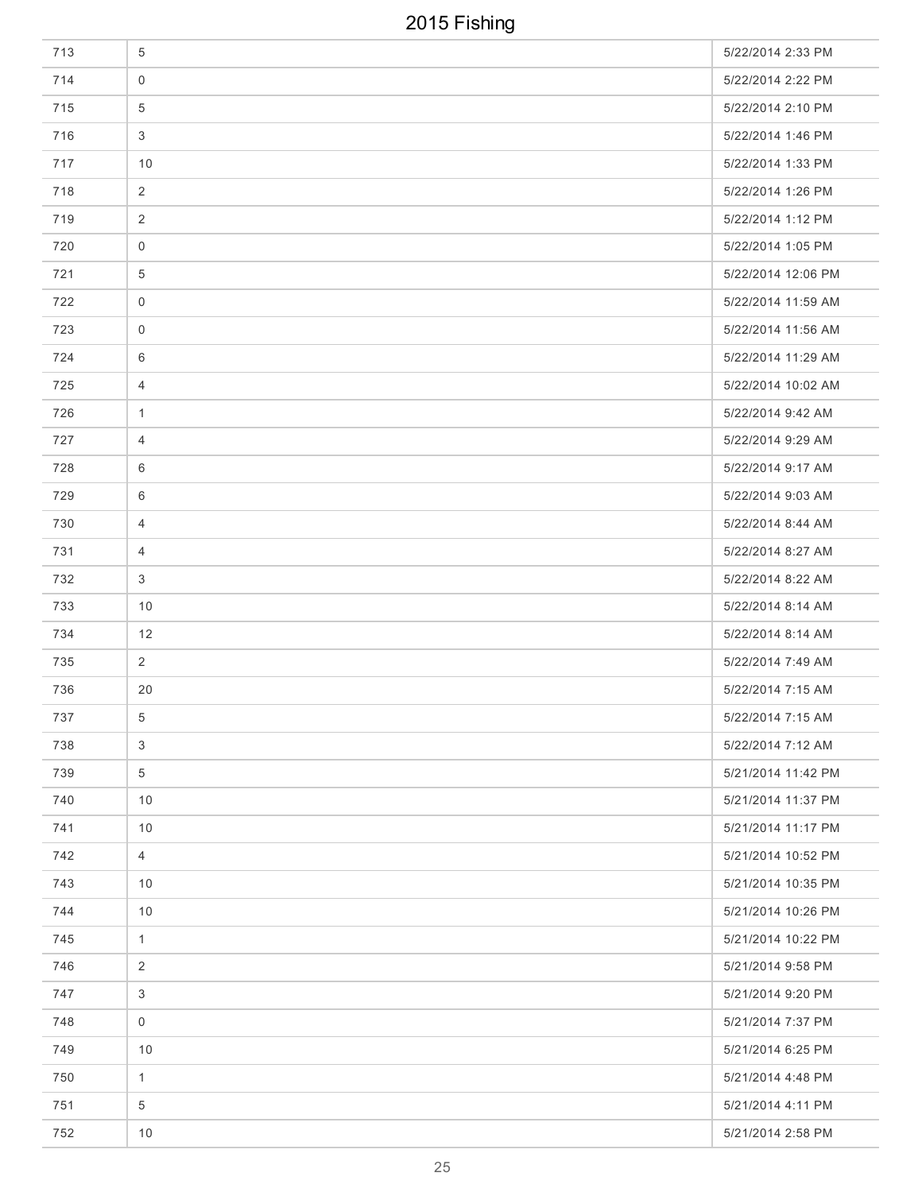# 2015 Fishing

| | | |
|---|---|---|
| 713 | 5 | 5/22/2014 2:33 PM |
| 714 | 0 | 5/22/2014 2:22 PM |
| 715 | 5 | 5/22/2014 2:10 PM |
| 716 | 3 | 5/22/2014 1:46 PM |
| 717 | 10 | 5/22/2014 1:33 PM |
| 718 | 2 | 5/22/2014 1:26 PM |
| 719 | 2 | 5/22/2014 1:12 PM |
| 720 | 0 | 5/22/2014 1:05 PM |
| 721 | 5 | 5/22/2014 12:06 PM |
| 722 | 0 | 5/22/2014 11:59 AM |
| 723 | 0 | 5/22/2014 11:56 AM |
| 724 | 6 | 5/22/2014 11:29 AM |
| 725 | 4 | 5/22/2014 10:02 AM |
| 726 | 1 | 5/22/2014 9:42 AM |
| 727 | 4 | 5/22/2014 9:29 AM |
| 728 | 6 | 5/22/2014 9:17 AM |
| 729 | 6 | 5/22/2014 9:03 AM |
| 730 | 4 | 5/22/2014 8:44 AM |
| 731 | 4 | 5/22/2014 8:27 AM |
| 732 | 3 | 5/22/2014 8:22 AM |
| 733 | 10 | 5/22/2014 8:14 AM |
| 734 | 12 | 5/22/2014 8:14 AM |
| 735 | 2 | 5/22/2014 7:49 AM |
| 736 | 20 | 5/22/2014 7:15 AM |
| 737 | 5 | 5/22/2014 7:15 AM |
| 738 | 3 | 5/22/2014 7:12 AM |
| 739 | 5 | 5/21/2014 11:42 PM |
| 740 | 10 | 5/21/2014 11:37 PM |
| 741 | 10 | 5/21/2014 11:17 PM |
| 742 | 4 | 5/21/2014 10:52 PM |
| 743 | 10 | 5/21/2014 10:35 PM |
| 744 | 10 | 5/21/2014 10:26 PM |
| 745 | 1 | 5/21/2014 10:22 PM |
| 746 | 2 | 5/21/2014 9:58 PM |
| 747 | 3 | 5/21/2014 9:20 PM |
| 748 | 0 | 5/21/2014 7:37 PM |
| 749 | 10 | 5/21/2014 6:25 PM |
| 750 | 1 | 5/21/2014 4:48 PM |
| 751 | 5 | 5/21/2014 4:11 PM |
| 752 | 10 | 5/21/2014 2:58 PM |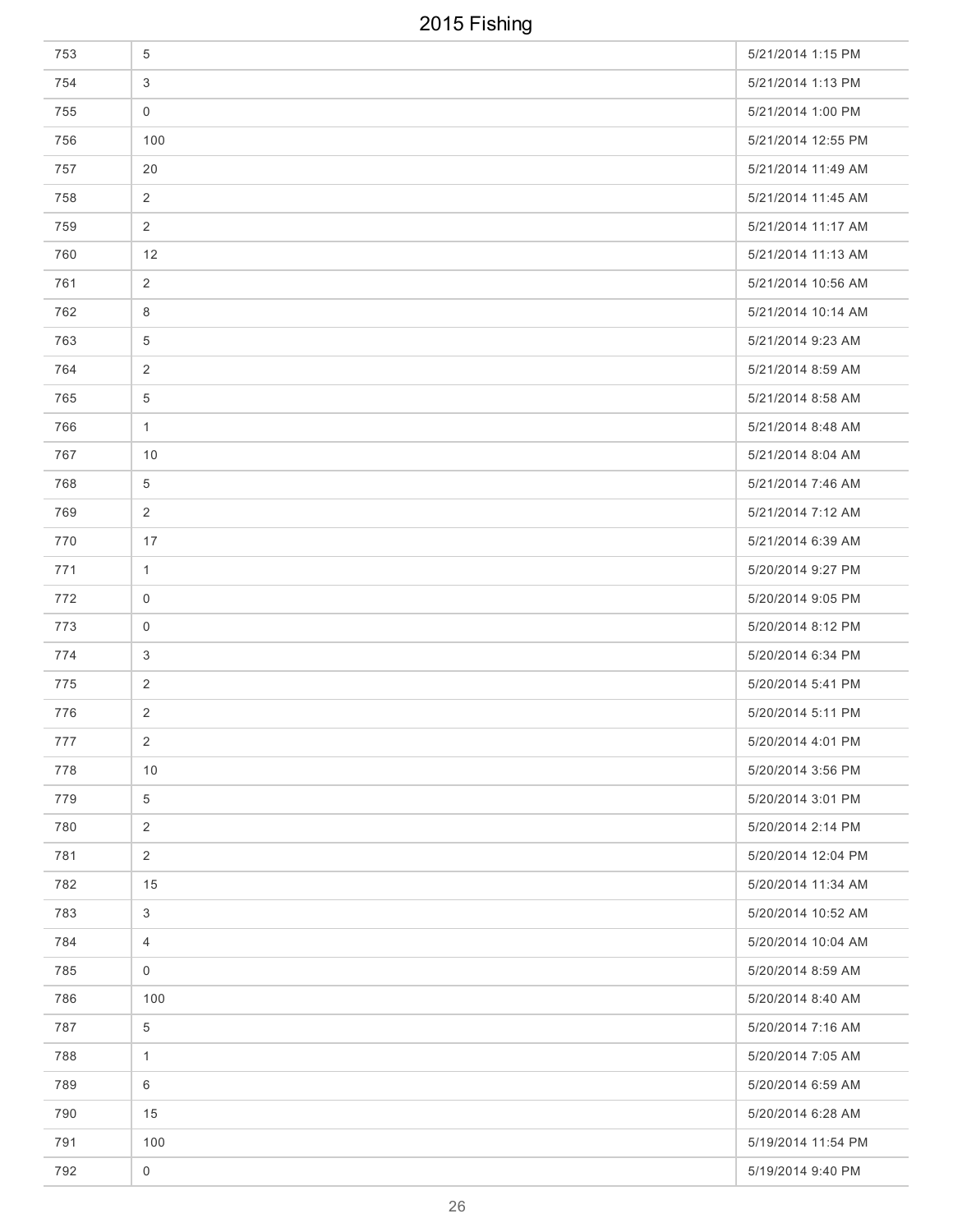| | | |
|---|---|---|
| 753 | 5 | 5/21/2014 1:15 PM |
| 754 | 3 | 5/21/2014 1:13 PM |
| 755 | 0 | 5/21/2014 1:00 PM |
| 756 | 100 | 5/21/2014 12:55 PM |
| 757 | 20 | 5/21/2014 11:49 AM |
| 758 | 2 | 5/21/2014 11:45 AM |
| 759 | 2 | 5/21/2014 11:17 AM |
| 760 | 12 | 5/21/2014 11:13 AM |
| 761 | 2 | 5/21/2014 10:56 AM |
| 762 | 8 | 5/21/2014 10:14 AM |
| 763 | 5 | 5/21/2014 9:23 AM |
| 764 | 2 | 5/21/2014 8:59 AM |
| 765 | 5 | 5/21/2014 8:58 AM |
| 766 | 1 | 5/21/2014 8:48 AM |
| 767 | 10 | 5/21/2014 8:04 AM |
| 768 | 5 | 5/21/2014 7:46 AM |
| 769 | 2 | 5/21/2014 7:12 AM |
| 770 | 17 | 5/21/2014 6:39 AM |
| 771 | 1 | 5/20/2014 9:27 PM |
| 772 | 0 | 5/20/2014 9:05 PM |
| 773 | 0 | 5/20/2014 8:12 PM |
| 774 | 3 | 5/20/2014 6:34 PM |
| 775 | 2 | 5/20/2014 5:41 PM |
| 776 | 2 | 5/20/2014 5:11 PM |
| 777 | 2 | 5/20/2014 4:01 PM |
| 778 | 10 | 5/20/2014 3:56 PM |
| 779 | 5 | 5/20/2014 3:01 PM |
| 780 | 2 | 5/20/2014 2:14 PM |
| 781 | 2 | 5/20/2014 12:04 PM |
| 782 | 15 | 5/20/2014 11:34 AM |
| 783 | 3 | 5/20/2014 10:52 AM |
| 784 | 4 | 5/20/2014 10:04 AM |
| 785 | 0 | 5/20/2014 8:59 AM |
| 786 | 100 | 5/20/2014 8:40 AM |
| 787 | 5 | 5/20/2014 7:16 AM |
| 788 | 1 | 5/20/2014 7:05 AM |
| 789 | 6 | 5/20/2014 6:59 AM |
| 790 | 15 | 5/20/2014 6:28 AM |
| 791 | 100 | 5/19/2014 11:54 PM |
| 792 | 0 | 5/19/2014 9:40 PM |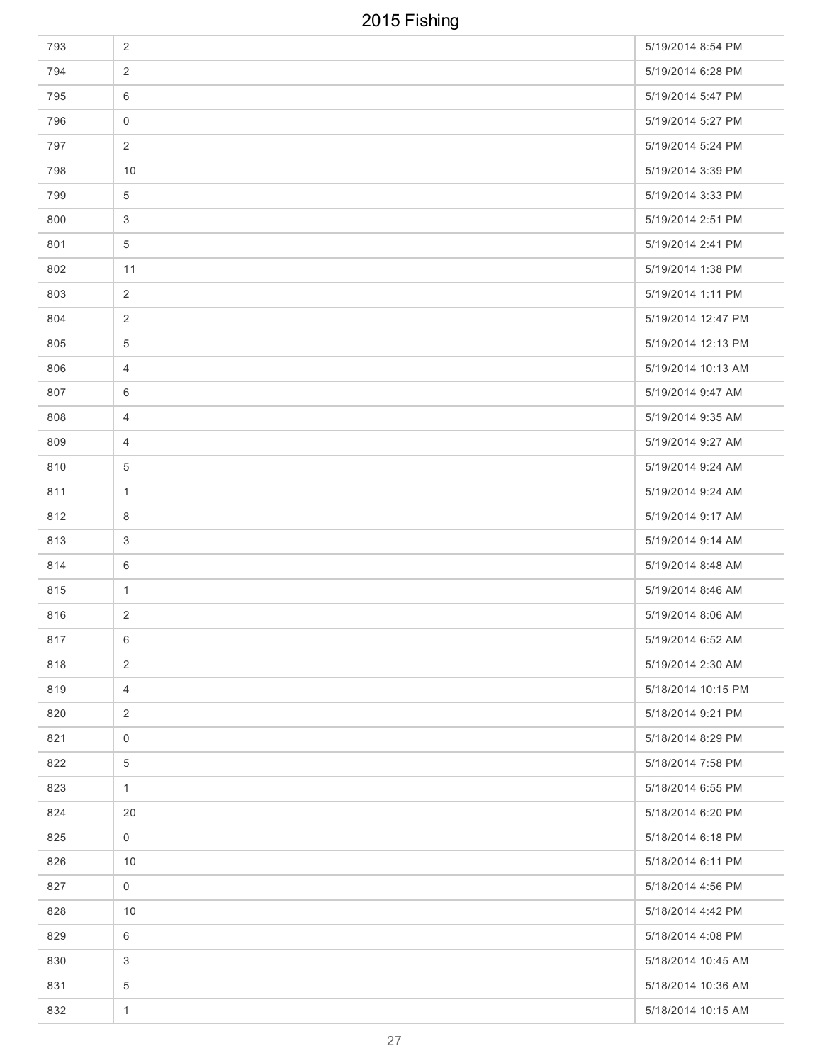| | | |
|---|---|---|
| 793 | 2 | 5/19/2014 8:54 PM |
| 794 | 2 | 5/19/2014 6:28 PM |
| 795 | 6 | 5/19/2014 5:47 PM |
| 796 | 0 | 5/19/2014 5:27 PM |
| 797 | 2 | 5/19/2014 5:24 PM |
| 798 | 10 | 5/19/2014 3:39 PM |
| 799 | 5 | 5/19/2014 3:33 PM |
| 800 | 3 | 5/19/2014 2:51 PM |
| 801 | 5 | 5/19/2014 2:41 PM |
| 802 | 11 | 5/19/2014 1:38 PM |
| 803 | 2 | 5/19/2014 1:11 PM |
| 804 | 2 | 5/19/2014 12:47 PM |
| 805 | 5 | 5/19/2014 12:13 PM |
| 806 | 4 | 5/19/2014 10:13 AM |
| 807 | 6 | 5/19/2014 9:47 AM |
| 808 | 4 | 5/19/2014 9:35 AM |
| 809 | 4 | 5/19/2014 9:27 AM |
| 810 | 5 | 5/19/2014 9:24 AM |
| 811 | 1 | 5/19/2014 9:24 AM |
| 812 | 8 | 5/19/2014 9:17 AM |
| 813 | 3 | 5/19/2014 9:14 AM |
| 814 | 6 | 5/19/2014 8:48 AM |
| 815 | 1 | 5/19/2014 8:46 AM |
| 816 | 2 | 5/19/2014 8:06 AM |
| 817 | 6 | 5/19/2014 6:52 AM |
| 818 | 2 | 5/19/2014 2:30 AM |
| 819 | 4 | 5/18/2014 10:15 PM |
| 820 | 2 | 5/18/2014 9:21 PM |
| 821 | 0 | 5/18/2014 8:29 PM |
| 822 | 5 | 5/18/2014 7:58 PM |
| 823 | 1 | 5/18/2014 6:55 PM |
| 824 | 20 | 5/18/2014 6:20 PM |
| 825 | 0 | 5/18/2014 6:18 PM |
| 826 | 10 | 5/18/2014 6:11 PM |
| 827 | 0 | 5/18/2014 4:56 PM |
| 828 | 10 | 5/18/2014 4:42 PM |
| 829 | 6 | 5/18/2014 4:08 PM |
| 830 | 3 | 5/18/2014 10:45 AM |
| 831 | 5 | 5/18/2014 10:36 AM |
| 832 | 1 | 5/18/2014 10:15 AM |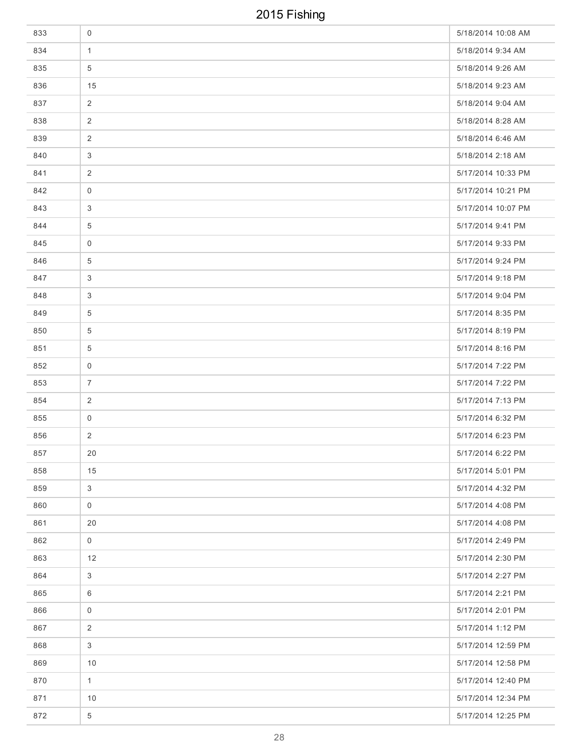| | | |
|---|---|---|
| 833 | 0 | 5/18/2014 10:08 AM |
| 834 | 1 | 5/18/2014 9:34 AM |
| 835 | 5 | 5/18/2014 9:26 AM |
| 836 | 15 | 5/18/2014 9:23 AM |
| 837 | 2 | 5/18/2014 9:04 AM |
| 838 | 2 | 5/18/2014 8:28 AM |
| 839 | 2 | 5/18/2014 6:46 AM |
| 840 | 3 | 5/18/2014 2:18 AM |
| 841 | 2 | 5/17/2014 10:33 PM |
| 842 | 0 | 5/17/2014 10:21 PM |
| 843 | 3 | 5/17/2014 10:07 PM |
| 844 | 5 | 5/17/2014 9:41 PM |
| 845 | 0 | 5/17/2014 9:33 PM |
| 846 | 5 | 5/17/2014 9:24 PM |
| 847 | 3 | 5/17/2014 9:18 PM |
| 848 | 3 | 5/17/2014 9:04 PM |
| 849 | 5 | 5/17/2014 8:35 PM |
| 850 | 5 | 5/17/2014 8:19 PM |
| 851 | 5 | 5/17/2014 8:16 PM |
| 852 | 0 | 5/17/2014 7:22 PM |
| 853 | 7 | 5/17/2014 7:22 PM |
| 854 | 2 | 5/17/2014 7:13 PM |
| 855 | 0 | 5/17/2014 6:32 PM |
| 856 | 2 | 5/17/2014 6:23 PM |
| 857 | 20 | 5/17/2014 6:22 PM |
| 858 | 15 | 5/17/2014 5:01 PM |
| 859 | 3 | 5/17/2014 4:32 PM |
| 860 | 0 | 5/17/2014 4:08 PM |
| 861 | 20 | 5/17/2014 4:08 PM |
| 862 | 0 | 5/17/2014 2:49 PM |
| 863 | 12 | 5/17/2014 2:30 PM |
| 864 | 3 | 5/17/2014 2:27 PM |
| 865 | 6 | 5/17/2014 2:21 PM |
| 866 | 0 | 5/17/2014 2:01 PM |
| 867 | 2 | 5/17/2014 1:12 PM |
| 868 | 3 | 5/17/2014 12:59 PM |
| 869 | 10 | 5/17/2014 12:58 PM |
| 870 | 1 | 5/17/2014 12:40 PM |
| 871 | 10 | 5/17/2014 12:34 PM |
| 872 | 5 | 5/17/2014 12:25 PM |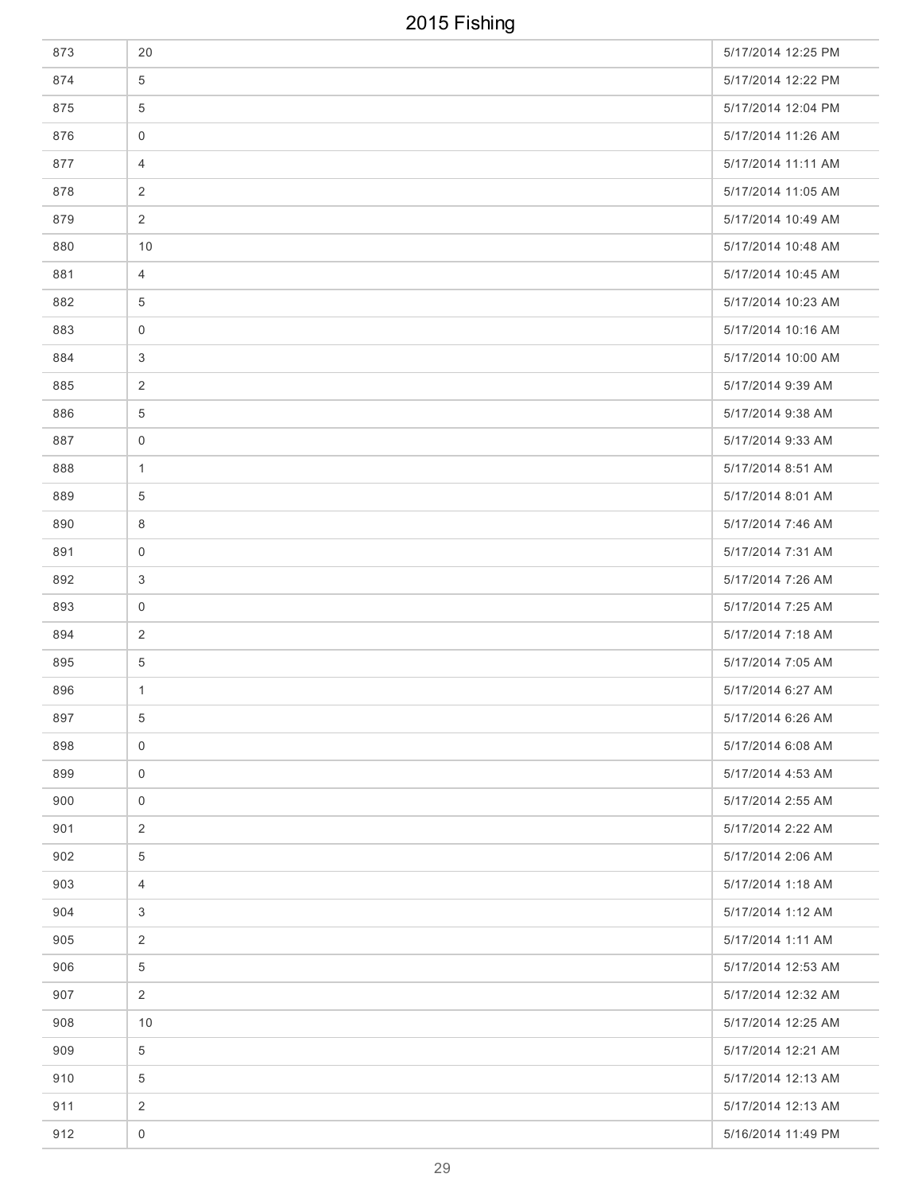| | | |
|---|---|---|
| 873 | 20 | 5/17/2014 12:25 PM |
| 874 | 5 | 5/17/2014 12:22 PM |
| 875 | 5 | 5/17/2014 12:04 PM |
| 876 | 0 | 5/17/2014 11:26 AM |
| 877 | 4 | 5/17/2014 11:11 AM |
| 878 | 2 | 5/17/2014 11:05 AM |
| 879 | 2 | 5/17/2014 10:49 AM |
| 880 | 10 | 5/17/2014 10:48 AM |
| 881 | 4 | 5/17/2014 10:45 AM |
| 882 | 5 | 5/17/2014 10:23 AM |
| 883 | 0 | 5/17/2014 10:16 AM |
| 884 | 3 | 5/17/2014 10:00 AM |
| 885 | 2 | 5/17/2014 9:39 AM |
| 886 | 5 | 5/17/2014 9:38 AM |
| 887 | 0 | 5/17/2014 9:33 AM |
| 888 | 1 | 5/17/2014 8:51 AM |
| 889 | 5 | 5/17/2014 8:01 AM |
| 890 | 8 | 5/17/2014 7:46 AM |
| 891 | 0 | 5/17/2014 7:31 AM |
| 892 | 3 | 5/17/2014 7:26 AM |
| 893 | 0 | 5/17/2014 7:25 AM |
| 894 | 2 | 5/17/2014 7:18 AM |
| 895 | 5 | 5/17/2014 7:05 AM |
| 896 | 1 | 5/17/2014 6:27 AM |
| 897 | 5 | 5/17/2014 6:26 AM |
| 898 | 0 | 5/17/2014 6:08 AM |
| 899 | 0 | 5/17/2014 4:53 AM |
| 900 | 0 | 5/17/2014 2:55 AM |
| 901 | 2 | 5/17/2014 2:22 AM |
| 902 | 5 | 5/17/2014 2:06 AM |
| 903 | 4 | 5/17/2014 1:18 AM |
| 904 | 3 | 5/17/2014 1:12 AM |
| 905 | 2 | 5/17/2014 1:11 AM |
| 906 | 5 | 5/17/2014 12:53 AM |
| 907 | 2 | 5/17/2014 12:32 AM |
| 908 | 10 | 5/17/2014 12:25 AM |
| 909 | 5 | 5/17/2014 12:21 AM |
| 910 | 5 | 5/17/2014 12:13 AM |
| 911 | 2 | 5/17/2014 12:13 AM |
| 912 | 0 | 5/16/2014 11:49 PM |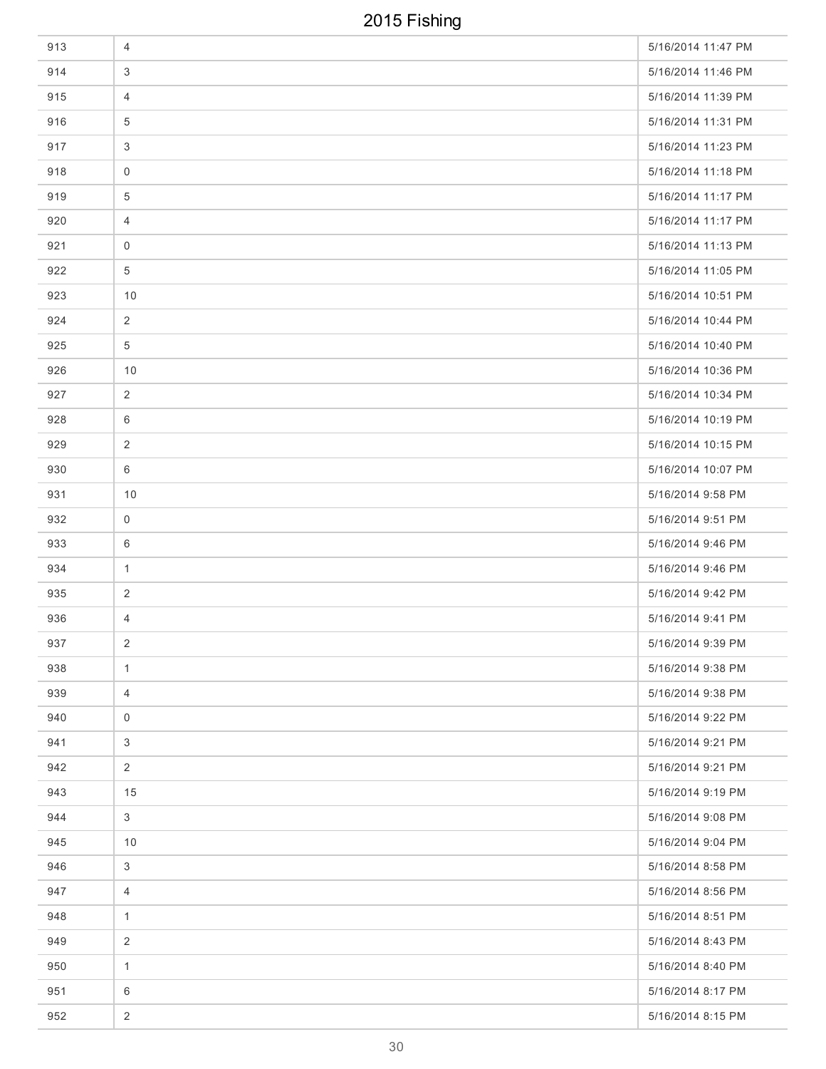| | | |
|---|---|---|
| 913 | 4 | 5/16/2014 11:47 PM |
| 914 | 3 | 5/16/2014 11:46 PM |
| 915 | 4 | 5/16/2014 11:39 PM |
| 916 | 5 | 5/16/2014 11:31 PM |
| 917 | 3 | 5/16/2014 11:23 PM |
| 918 | 0 | 5/16/2014 11:18 PM |
| 919 | 5 | 5/16/2014 11:17 PM |
| 920 | 4 | 5/16/2014 11:17 PM |
| 921 | 0 | 5/16/2014 11:13 PM |
| 922 | 5 | 5/16/2014 11:05 PM |
| 923 | 10 | 5/16/2014 10:51 PM |
| 924 | 2 | 5/16/2014 10:44 PM |
| 925 | 5 | 5/16/2014 10:40 PM |
| 926 | 10 | 5/16/2014 10:36 PM |
| 927 | 2 | 5/16/2014 10:34 PM |
| 928 | 6 | 5/16/2014 10:19 PM |
| 929 | 2 | 5/16/2014 10:15 PM |
| 930 | 6 | 5/16/2014 10:07 PM |
| 931 | 10 | 5/16/2014 9:58 PM |
| 932 | 0 | 5/16/2014 9:51 PM |
| 933 | 6 | 5/16/2014 9:46 PM |
| 934 | 1 | 5/16/2014 9:46 PM |
| 935 | 2 | 5/16/2014 9:42 PM |
| 936 | 4 | 5/16/2014 9:41 PM |
| 937 | 2 | 5/16/2014 9:39 PM |
| 938 | 1 | 5/16/2014 9:38 PM |
| 939 | 4 | 5/16/2014 9:38 PM |
| 940 | 0 | 5/16/2014 9:22 PM |
| 941 | 3 | 5/16/2014 9:21 PM |
| 942 | 2 | 5/16/2014 9:21 PM |
| 943 | 15 | 5/16/2014 9:19 PM |
| 944 | 3 | 5/16/2014 9:08 PM |
| 945 | 10 | 5/16/2014 9:04 PM |
| 946 | 3 | 5/16/2014 8:58 PM |
| 947 | 4 | 5/16/2014 8:56 PM |
| 948 | 1 | 5/16/2014 8:51 PM |
| 949 | 2 | 5/16/2014 8:43 PM |
| 950 | 1 | 5/16/2014 8:40 PM |
| 951 | 6 | 5/16/2014 8:17 PM |
| 952 | 2 | 5/16/2014 8:15 PM |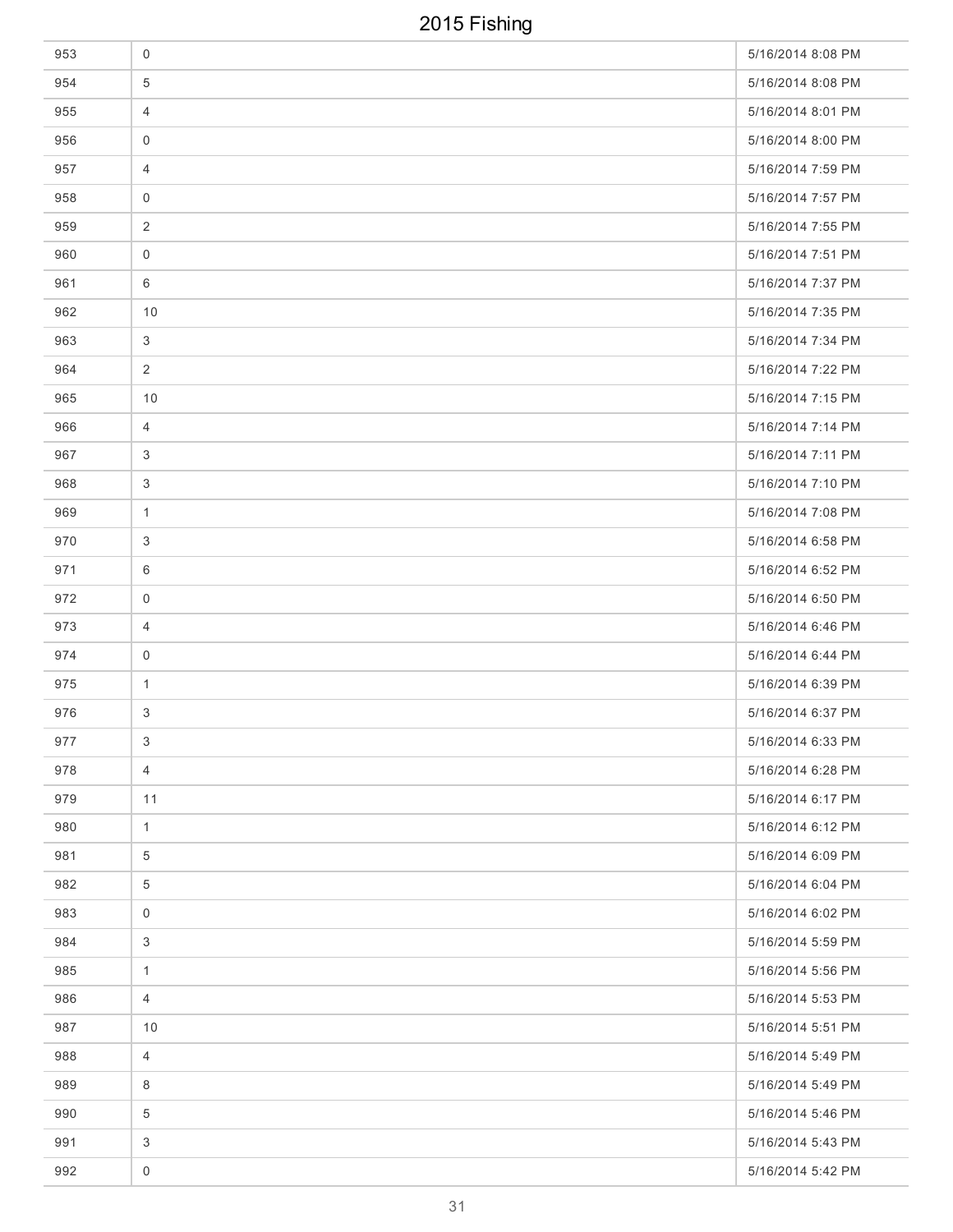| | | |
|---|---|---|
| 953 | 0 | 5/16/2014 8:08 PM |
| 954 | 5 | 5/16/2014 8:08 PM |
| 955 | 4 | 5/16/2014 8:01 PM |
| 956 | 0 | 5/16/2014 8:00 PM |
| 957 | 4 | 5/16/2014 7:59 PM |
| 958 | 0 | 5/16/2014 7:57 PM |
| 959 | 2 | 5/16/2014 7:55 PM |
| 960 | 0 | 5/16/2014 7:51 PM |
| 961 | 6 | 5/16/2014 7:37 PM |
| 962 | 10 | 5/16/2014 7:35 PM |
| 963 | 3 | 5/16/2014 7:34 PM |
| 964 | 2 | 5/16/2014 7:22 PM |
| 965 | 10 | 5/16/2014 7:15 PM |
| 966 | 4 | 5/16/2014 7:14 PM |
| 967 | 3 | 5/16/2014 7:11 PM |
| 968 | 3 | 5/16/2014 7:10 PM |
| 969 | 1 | 5/16/2014 7:08 PM |
| 970 | 3 | 5/16/2014 6:58 PM |
| 971 | 6 | 5/16/2014 6:52 PM |
| 972 | 0 | 5/16/2014 6:50 PM |
| 973 | 4 | 5/16/2014 6:46 PM |
| 974 | 0 | 5/16/2014 6:44 PM |
| 975 | 1 | 5/16/2014 6:39 PM |
| 976 | 3 | 5/16/2014 6:37 PM |
| 977 | 3 | 5/16/2014 6:33 PM |
| 978 | 4 | 5/16/2014 6:28 PM |
| 979 | 11 | 5/16/2014 6:17 PM |
| 980 | 1 | 5/16/2014 6:12 PM |
| 981 | 5 | 5/16/2014 6:09 PM |
| 982 | 5 | 5/16/2014 6:04 PM |
| 983 | 0 | 5/16/2014 6:02 PM |
| 984 | 3 | 5/16/2014 5:59 PM |
| 985 | 1 | 5/16/2014 5:56 PM |
| 986 | 4 | 5/16/2014 5:53 PM |
| 987 | 10 | 5/16/2014 5:51 PM |
| 988 | 4 | 5/16/2014 5:49 PM |
| 989 | 8 | 5/16/2014 5:49 PM |
| 990 | 5 | 5/16/2014 5:46 PM |
| 991 | 3 | 5/16/2014 5:43 PM |
| 992 | 0 | 5/16/2014 5:42 PM |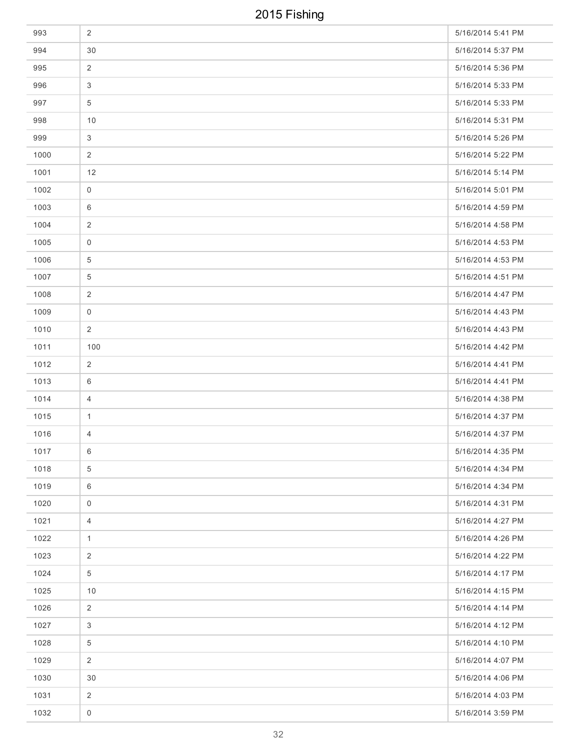| | | |
|---|---|---|
| 993 | 2 | 5/16/2014 5:41 PM |
| 994 | 30 | 5/16/2014 5:37 PM |
| 995 | 2 | 5/16/2014 5:36 PM |
| 996 | 3 | 5/16/2014 5:33 PM |
| 997 | 5 | 5/16/2014 5:33 PM |
| 998 | 10 | 5/16/2014 5:31 PM |
| 999 | 3 | 5/16/2014 5:26 PM |
| 1000 | 2 | 5/16/2014 5:22 PM |
| 1001 | 12 | 5/16/2014 5:14 PM |
| 1002 | 0 | 5/16/2014 5:01 PM |
| 1003 | 6 | 5/16/2014 4:59 PM |
| 1004 | 2 | 5/16/2014 4:58 PM |
| 1005 | 0 | 5/16/2014 4:53 PM |
| 1006 | 5 | 5/16/2014 4:53 PM |
| 1007 | 5 | 5/16/2014 4:51 PM |
| 1008 | 2 | 5/16/2014 4:47 PM |
| 1009 | 0 | 5/16/2014 4:43 PM |
| 1010 | 2 | 5/16/2014 4:43 PM |
| 1011 | 100 | 5/16/2014 4:42 PM |
| 1012 | 2 | 5/16/2014 4:41 PM |
| 1013 | 6 | 5/16/2014 4:41 PM |
| 1014 | 4 | 5/16/2014 4:38 PM |
| 1015 | 1 | 5/16/2014 4:37 PM |
| 1016 | 4 | 5/16/2014 4:37 PM |
| 1017 | 6 | 5/16/2014 4:35 PM |
| 1018 | 5 | 5/16/2014 4:34 PM |
| 1019 | 6 | 5/16/2014 4:34 PM |
| 1020 | 0 | 5/16/2014 4:31 PM |
| 1021 | 4 | 5/16/2014 4:27 PM |
| 1022 | 1 | 5/16/2014 4:26 PM |
| 1023 | 2 | 5/16/2014 4:22 PM |
| 1024 | 5 | 5/16/2014 4:17 PM |
| 1025 | 10 | 5/16/2014 4:15 PM |
| 1026 | 2 | 5/16/2014 4:14 PM |
| 1027 | 3 | 5/16/2014 4:12 PM |
| 1028 | 5 | 5/16/2014 4:10 PM |
| 1029 | 2 | 5/16/2014 4:07 PM |
| 1030 | 30 | 5/16/2014 4:06 PM |
| 1031 | 2 | 5/16/2014 4:03 PM |
| 1032 | 0 | 5/16/2014 3:59 PM |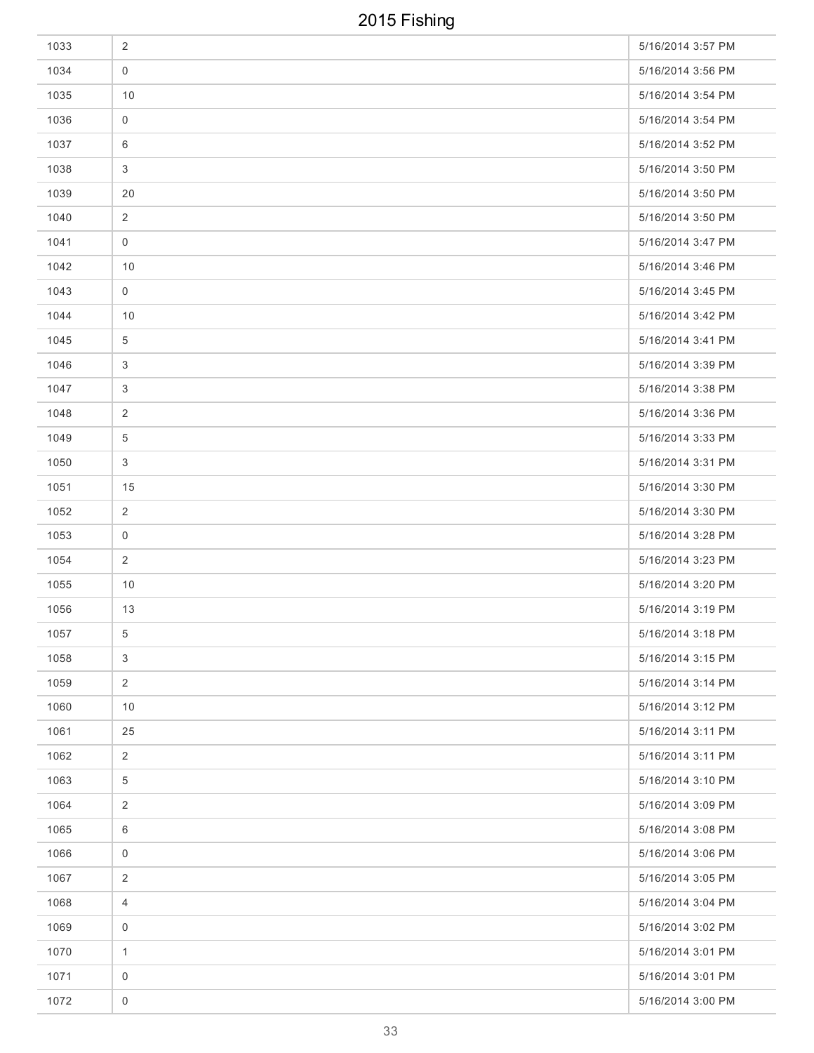# 2015 Fishing

| | | |
|---|---|---|
| 1033 | 2 | 5/16/2014 3:57 PM |
| 1034 | 0 | 5/16/2014 3:56 PM |
| 1035 | 10 | 5/16/2014 3:54 PM |
| 1036 | 0 | 5/16/2014 3:54 PM |
| 1037 | 6 | 5/16/2014 3:52 PM |
| 1038 | 3 | 5/16/2014 3:50 PM |
| 1039 | 20 | 5/16/2014 3:50 PM |
| 1040 | 2 | 5/16/2014 3:50 PM |
| 1041 | 0 | 5/16/2014 3:47 PM |
| 1042 | 10 | 5/16/2014 3:46 PM |
| 1043 | 0 | 5/16/2014 3:45 PM |
| 1044 | 10 | 5/16/2014 3:42 PM |
| 1045 | 5 | 5/16/2014 3:41 PM |
| 1046 | 3 | 5/16/2014 3:39 PM |
| 1047 | 3 | 5/16/2014 3:38 PM |
| 1048 | 2 | 5/16/2014 3:36 PM |
| 1049 | 5 | 5/16/2014 3:33 PM |
| 1050 | 3 | 5/16/2014 3:31 PM |
| 1051 | 15 | 5/16/2014 3:30 PM |
| 1052 | 2 | 5/16/2014 3:30 PM |
| 1053 | 0 | 5/16/2014 3:28 PM |
| 1054 | 2 | 5/16/2014 3:23 PM |
| 1055 | 10 | 5/16/2014 3:20 PM |
| 1056 | 13 | 5/16/2014 3:19 PM |
| 1057 | 5 | 5/16/2014 3:18 PM |
| 1058 | 3 | 5/16/2014 3:15 PM |
| 1059 | 2 | 5/16/2014 3:14 PM |
| 1060 | 10 | 5/16/2014 3:12 PM |
| 1061 | 25 | 5/16/2014 3:11 PM |
| 1062 | 2 | 5/16/2014 3:11 PM |
| 1063 | 5 | 5/16/2014 3:10 PM |
| 1064 | 2 | 5/16/2014 3:09 PM |
| 1065 | 6 | 5/16/2014 3:08 PM |
| 1066 | 0 | 5/16/2014 3:06 PM |
| 1067 | 2 | 5/16/2014 3:05 PM |
| 1068 | 4 | 5/16/2014 3:04 PM |
| 1069 | 0 | 5/16/2014 3:02 PM |
| 1070 | 1 | 5/16/2014 3:01 PM |
| 1071 | 0 | 5/16/2014 3:01 PM |
| 1072 | 0 | 5/16/2014 3:00 PM |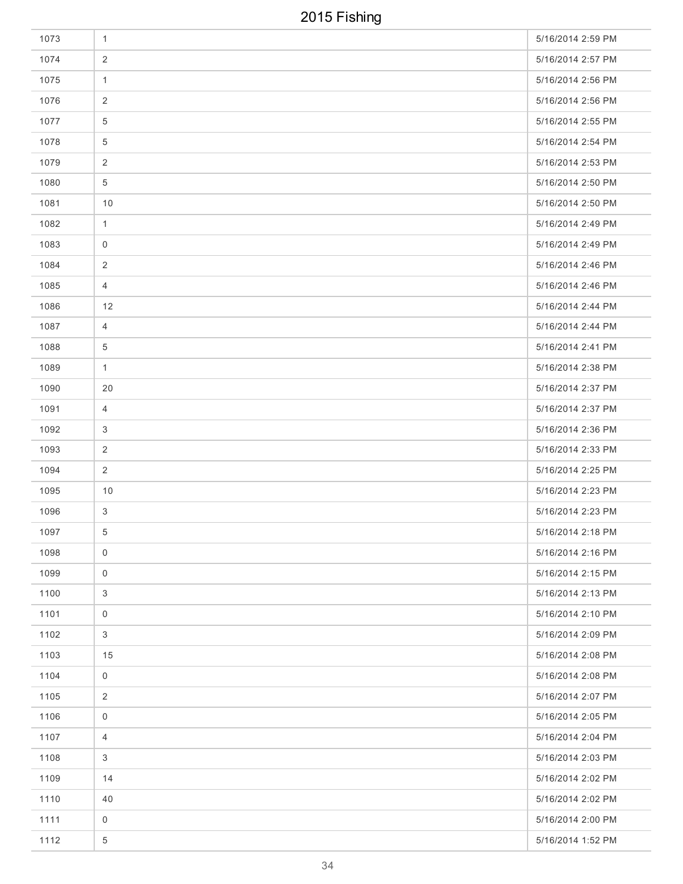| | | |
|---|---|---|
| 1073 | 1 | 5/16/2014 2:59 PM |
| 1074 | 2 | 5/16/2014 2:57 PM |
| 1075 | 1 | 5/16/2014 2:56 PM |
| 1076 | 2 | 5/16/2014 2:56 PM |
| 1077 | 5 | 5/16/2014 2:55 PM |
| 1078 | 5 | 5/16/2014 2:54 PM |
| 1079 | 2 | 5/16/2014 2:53 PM |
| 1080 | 5 | 5/16/2014 2:50 PM |
| 1081 | 10 | 5/16/2014 2:50 PM |
| 1082 | 1 | 5/16/2014 2:49 PM |
| 1083 | 0 | 5/16/2014 2:49 PM |
| 1084 | 2 | 5/16/2014 2:46 PM |
| 1085 | 4 | 5/16/2014 2:46 PM |
| 1086 | 12 | 5/16/2014 2:44 PM |
| 1087 | 4 | 5/16/2014 2:44 PM |
| 1088 | 5 | 5/16/2014 2:41 PM |
| 1089 | 1 | 5/16/2014 2:38 PM |
| 1090 | 20 | 5/16/2014 2:37 PM |
| 1091 | 4 | 5/16/2014 2:37 PM |
| 1092 | 3 | 5/16/2014 2:36 PM |
| 1093 | 2 | 5/16/2014 2:33 PM |
| 1094 | 2 | 5/16/2014 2:25 PM |
| 1095 | 10 | 5/16/2014 2:23 PM |
| 1096 | 3 | 5/16/2014 2:23 PM |
| 1097 | 5 | 5/16/2014 2:18 PM |
| 1098 | 0 | 5/16/2014 2:16 PM |
| 1099 | 0 | 5/16/2014 2:15 PM |
| 1100 | 3 | 5/16/2014 2:13 PM |
| 1101 | 0 | 5/16/2014 2:10 PM |
| 1102 | 3 | 5/16/2014 2:09 PM |
| 1103 | 15 | 5/16/2014 2:08 PM |
| 1104 | 0 | 5/16/2014 2:08 PM |
| 1105 | 2 | 5/16/2014 2:07 PM |
| 1106 | 0 | 5/16/2014 2:05 PM |
| 1107 | 4 | 5/16/2014 2:04 PM |
| 1108 | 3 | 5/16/2014 2:03 PM |
| 1109 | 14 | 5/16/2014 2:02 PM |
| 1110 | 40 | 5/16/2014 2:02 PM |
| 1111 | 0 | 5/16/2014 2:00 PM |
| 1112 | 5 | 5/16/2014 1:52 PM |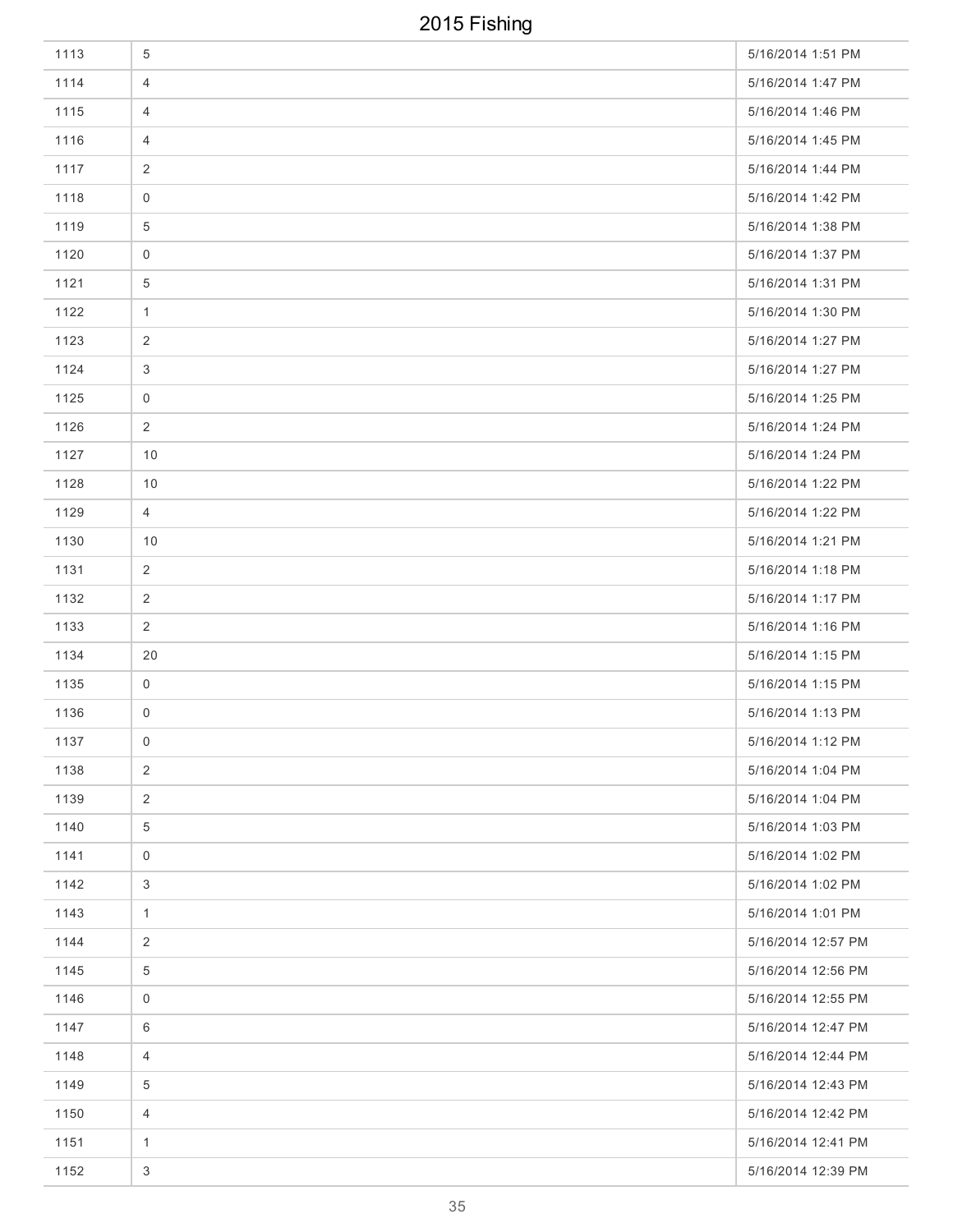| | | |
|---|---|---|
| 1113 | 5 | 5/16/2014 1:51 PM |
| 1114 | 4 | 5/16/2014 1:47 PM |
| 1115 | 4 | 5/16/2014 1:46 PM |
| 1116 | 4 | 5/16/2014 1:45 PM |
| 1117 | 2 | 5/16/2014 1:44 PM |
| 1118 | 0 | 5/16/2014 1:42 PM |
| 1119 | 5 | 5/16/2014 1:38 PM |
| 1120 | 0 | 5/16/2014 1:37 PM |
| 1121 | 5 | 5/16/2014 1:31 PM |
| 1122 | 1 | 5/16/2014 1:30 PM |
| 1123 | 2 | 5/16/2014 1:27 PM |
| 1124 | 3 | 5/16/2014 1:27 PM |
| 1125 | 0 | 5/16/2014 1:25 PM |
| 1126 | 2 | 5/16/2014 1:24 PM |
| 1127 | 10 | 5/16/2014 1:24 PM |
| 1128 | 10 | 5/16/2014 1:22 PM |
| 1129 | 4 | 5/16/2014 1:22 PM |
| 1130 | 10 | 5/16/2014 1:21 PM |
| 1131 | 2 | 5/16/2014 1:18 PM |
| 1132 | 2 | 5/16/2014 1:17 PM |
| 1133 | 2 | 5/16/2014 1:16 PM |
| 1134 | 20 | 5/16/2014 1:15 PM |
| 1135 | 0 | 5/16/2014 1:15 PM |
| 1136 | 0 | 5/16/2014 1:13 PM |
| 1137 | 0 | 5/16/2014 1:12 PM |
| 1138 | 2 | 5/16/2014 1:04 PM |
| 1139 | 2 | 5/16/2014 1:04 PM |
| 1140 | 5 | 5/16/2014 1:03 PM |
| 1141 | 0 | 5/16/2014 1:02 PM |
| 1142 | 3 | 5/16/2014 1:02 PM |
| 1143 | 1 | 5/16/2014 1:01 PM |
| 1144 | 2 | 5/16/2014 12:57 PM |
| 1145 | 5 | 5/16/2014 12:56 PM |
| 1146 | 0 | 5/16/2014 12:55 PM |
| 1147 | 6 | 5/16/2014 12:47 PM |
| 1148 | 4 | 5/16/2014 12:44 PM |
| 1149 | 5 | 5/16/2014 12:43 PM |
| 1150 | 4 | 5/16/2014 12:42 PM |
| 1151 | 1 | 5/16/2014 12:41 PM |
| 1152 | 3 | 5/16/2014 12:39 PM |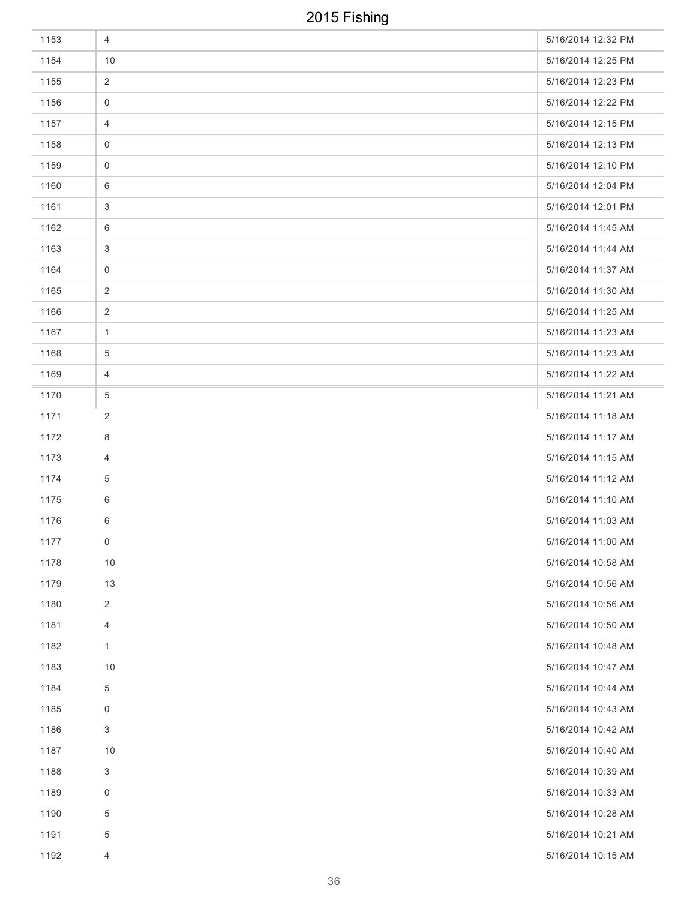| | | |
|---|---|---|
| 1153 | 4 | 5/16/2014 12:32 PM |
| 1154 | 10 | 5/16/2014 12:25 PM |
| 1155 | 2 | 5/16/2014 12:23 PM |
| 1156 | 0 | 5/16/2014 12:22 PM |
| 1157 | 4 | 5/16/2014 12:15 PM |
| 1158 | 0 | 5/16/2014 12:13 PM |
| 1159 | 0 | 5/16/2014 12:10 PM |
| 1160 | 6 | 5/16/2014 12:04 PM |
| 1161 | 3 | 5/16/2014 12:01 PM |
| 1162 | 6 | 5/16/2014 11:45 AM |
| 1163 | 3 | 5/16/2014 11:44 AM |
| 1164 | 0 | 5/16/2014 11:37 AM |
| 1165 | 2 | 5/16/2014 11:30 AM |
| 1166 | 2 | 5/16/2014 11:25 AM |
| 1167 | 1 | 5/16/2014 11:23 AM |
| 1168 | 5 | 5/16/2014 11:23 AM |
| 1169 | 4 | 5/16/2014 11:22 AM |
| 1170 | 5 | 5/16/2014 11:21 AM |
| 1171 | 2 | 5/16/2014 11:18 AM |
| 1172 | 8 | 5/16/2014 11:17 AM |
| 1173 | 4 | 5/16/2014 11:15 AM |
| 1174 | 5 | 5/16/2014 11:12 AM |
| 1175 | 6 | 5/16/2014 11:10 AM |
| 1176 | 6 | 5/16/2014 11:03 AM |
| 1177 | 0 | 5/16/2014 11:00 AM |
| 1178 | 10 | 5/16/2014 10:58 AM |
| 1179 | 13 | 5/16/2014 10:56 AM |
| 1180 | 2 | 5/16/2014 10:56 AM |
| 1181 | 4 | 5/16/2014 10:50 AM |
| 1182 | 1 | 5/16/2014 10:48 AM |
| 1183 | 10 | 5/16/2014 10:47 AM |
| 1184 | 5 | 5/16/2014 10:44 AM |
| 1185 | 0 | 5/16/2014 10:43 AM |
| 1186 | 3 | 5/16/2014 10:42 AM |
| 1187 | 10 | 5/16/2014 10:40 AM |
| 1188 | 3 | 5/16/2014 10:39 AM |
| 1189 | 0 | 5/16/2014 10:33 AM |
| 1190 | 5 | 5/16/2014 10:28 AM |
| 1191 | 5 | 5/16/2014 10:21 AM |
| 1192 | 4 | 5/16/2014 10:15 AM |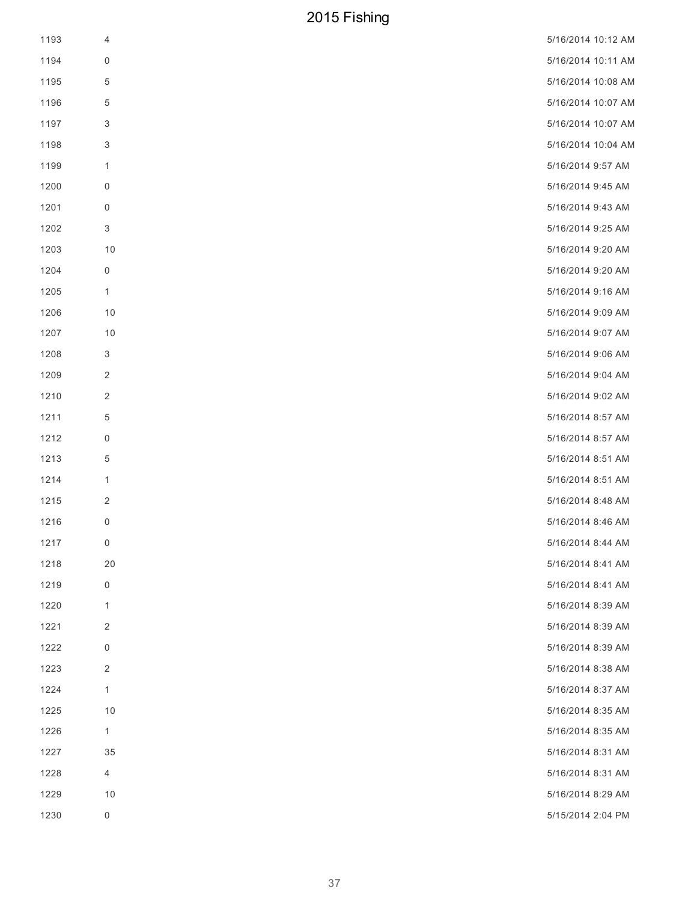| | | |
|---|---|---|
| 1193 | 4 | 5/16/2014 10:12 AM |
| 1194 | 0 | 5/16/2014 10:11 AM |
| 1195 | 5 | 5/16/2014 10:08 AM |
| 1196 | 5 | 5/16/2014 10:07 AM |
| 1197 | 3 | 5/16/2014 10:07 AM |
| 1198 | 3 | 5/16/2014 10:04 AM |
| 1199 | 1 | 5/16/2014 9:57 AM |
| 1200 | 0 | 5/16/2014 9:45 AM |
| 1201 | 0 | 5/16/2014 9:43 AM |
| 1202 | 3 | 5/16/2014 9:25 AM |
| 1203 | 10 | 5/16/2014 9:20 AM |
| 1204 | 0 | 5/16/2014 9:20 AM |
| 1205 | 1 | 5/16/2014 9:16 AM |
| 1206 | 10 | 5/16/2014 9:09 AM |
| 1207 | 10 | 5/16/2014 9:07 AM |
| 1208 | 3 | 5/16/2014 9:06 AM |
| 1209 | 2 | 5/16/2014 9:04 AM |
| 1210 | 2 | 5/16/2014 9:02 AM |
| 1211 | 5 | 5/16/2014 8:57 AM |
| 1212 | 0 | 5/16/2014 8:57 AM |
| 1213 | 5 | 5/16/2014 8:51 AM |
| 1214 | 1 | 5/16/2014 8:51 AM |
| 1215 | 2 | 5/16/2014 8:48 AM |
| 1216 | 0 | 5/16/2014 8:46 AM |
| 1217 | 0 | 5/16/2014 8:44 AM |
| 1218 | 20 | 5/16/2014 8:41 AM |
| 1219 | 0 | 5/16/2014 8:41 AM |
| 1220 | 1 | 5/16/2014 8:39 AM |
| 1221 | 2 | 5/16/2014 8:39 AM |
| 1222 | 0 | 5/16/2014 8:39 AM |
| 1223 | 2 | 5/16/2014 8:38 AM |
| 1224 | 1 | 5/16/2014 8:37 AM |
| 1225 | 10 | 5/16/2014 8:35 AM |
| 1226 | 1 | 5/16/2014 8:35 AM |
| 1227 | 35 | 5/16/2014 8:31 AM |
| 1228 | 4 | 5/16/2014 8:31 AM |
| 1229 | 10 | 5/16/2014 8:29 AM |
| 1230 | 0 | 5/15/2014 2:04 PM |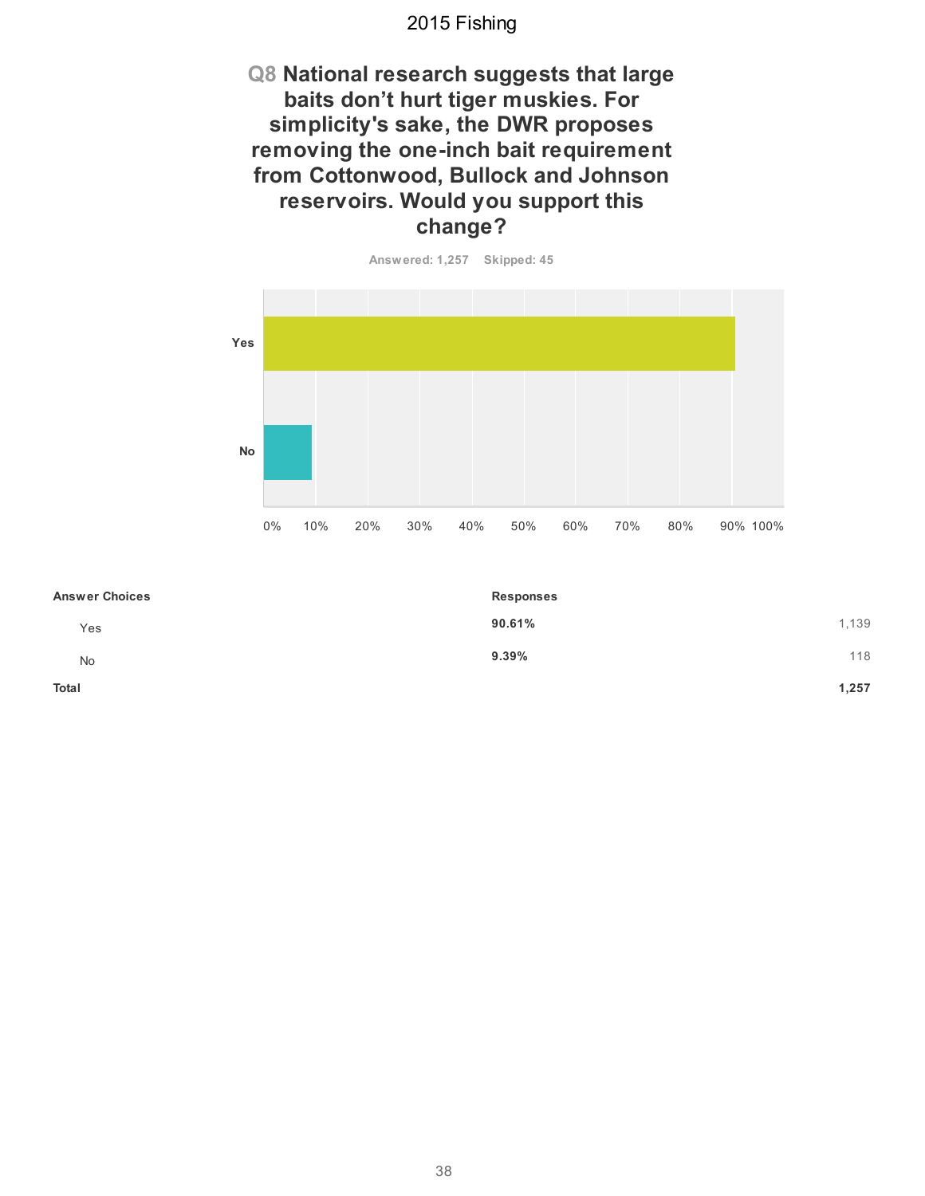## Q8 National research suggests that large baits don’t hurt tiger muskies. For simplicity's sake, the DWR proposes removing the one-inch bait requirement from Cottonwood, Bullock and Johnson reservoirs. Would you support this change?

Answered: 1,257 Skipped: 45

| Answer Choices | Responses | |
|---|---|---|
| Yes | **90.61%** | 1,139 |
| No | **9.39%** | 118 |
| **Total** | | **1,257** |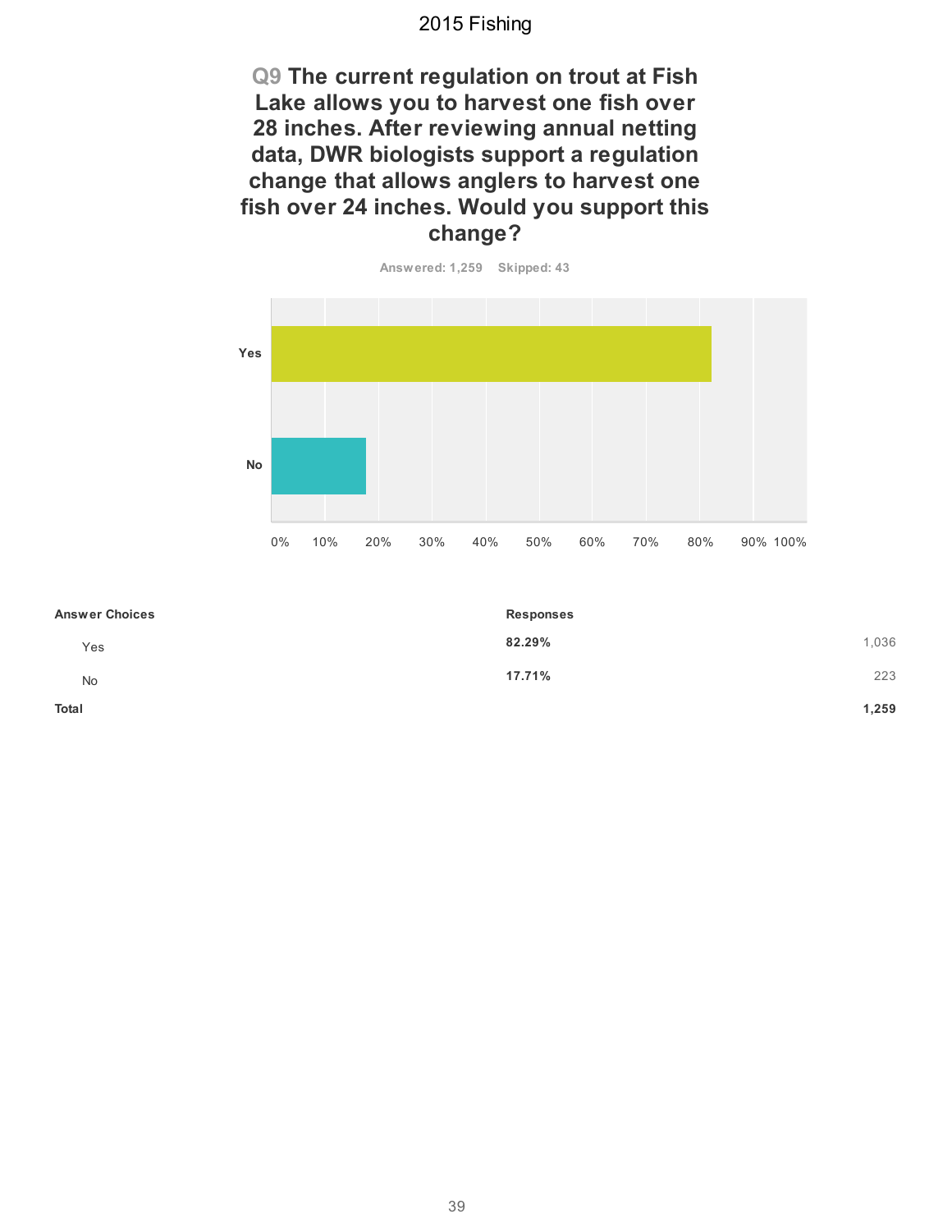2015 Fishing

## Q9 The current regulation on trout at Fish Lake allows you to harvest one fish over 28 inches. After reviewing annual netting data, DWR biologists support a regulation change that allows anglers to harvest one fish over 24 inches. Would you support this change?

Answered: 1,259 Skipped: 43

| Answer Choices | Responses | |
|---|---|---|
| Yes | 82.29% | 1,036 |
| No | 17.71% | 223 |
| **Total** | | **1,259** |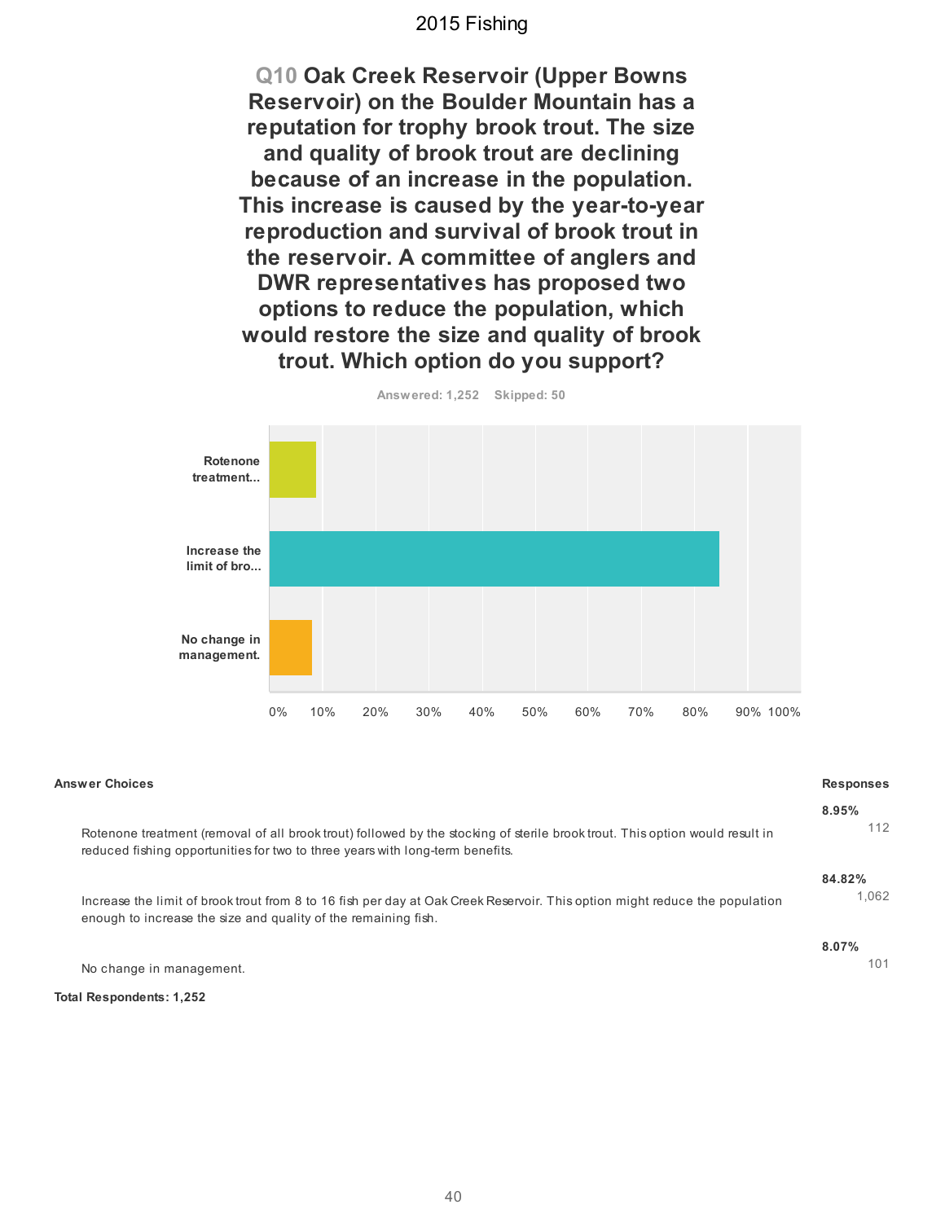## Q10 Oak Creek Reservoir (Upper Bowns Reservoir) on the Boulder Mountain has a reputation for trophy brook trout. The size and quality of brook trout are declining because of an increase in the population. This increase is caused by the year-to-year reproduction and survival of brook trout in the reservoir. A committee of anglers and DWR representatives has proposed two options to reduce the population, which would restore the size and quality of brook trout. Which option do you support?

Answered: 1,252 Skipped: 50

| Answer Choices | Responses | |
|---|---|---|
| Rotenone treatment (removal of all brook trout) followed by the stocking of sterile brook trout. This option would result in reduced fishing opportunities for two to three years with long-term benefits. | 8.95% | 112 |
| Increase the limit of brook trout from 8 to 16 fish per day at Oak Creek Reservoir. This option might reduce the population enough to increase the size and quality of the remaining fish. | 84.82% | 1,062 |
| No change in management. | 8.07% | 101 |

**Total Respondents: 1,252**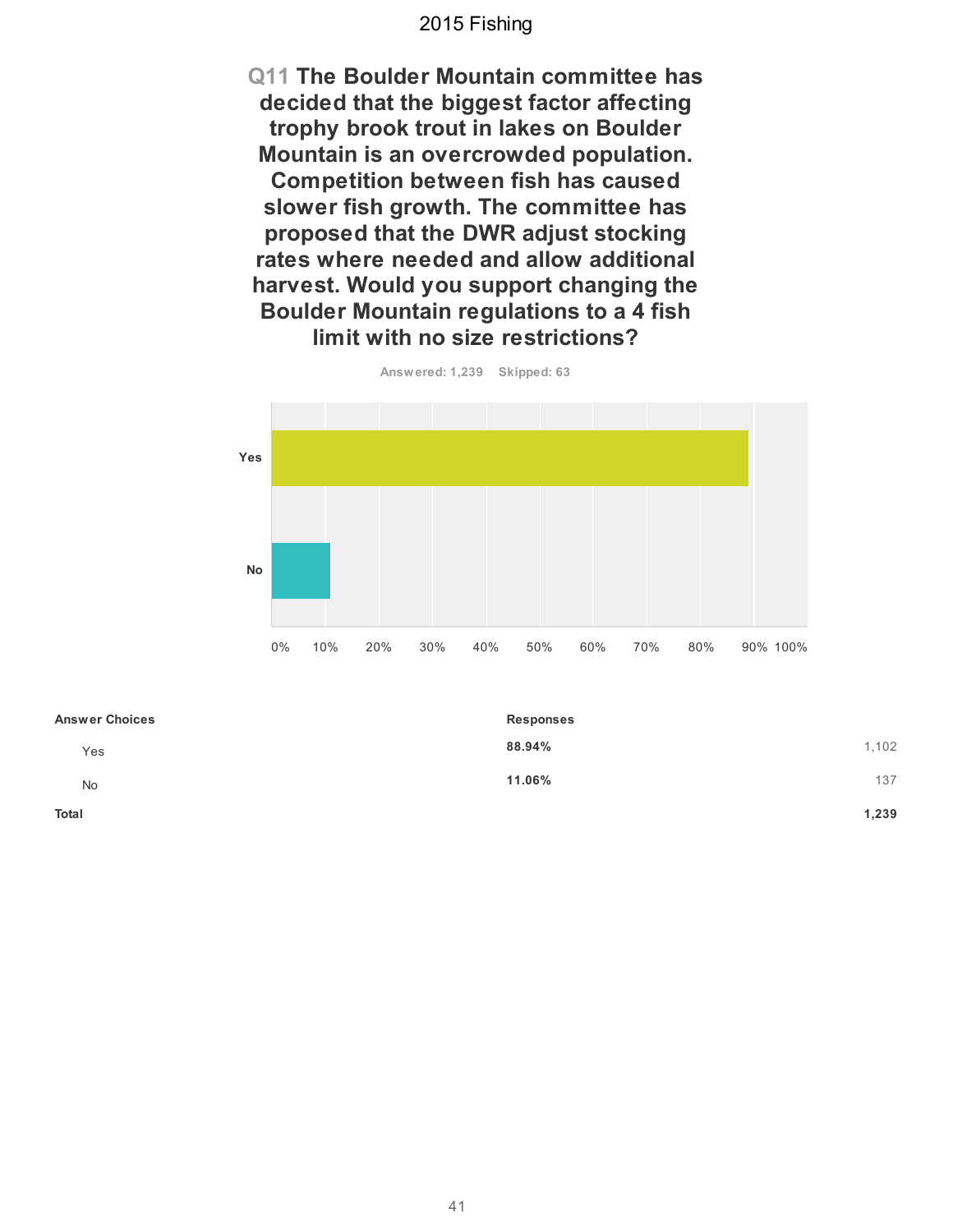# Q11 The Boulder Mountain committee has decided that the biggest factor affecting trophy brook trout in lakes on Boulder Mountain is an overcrowded population. Competition between fish has caused slower fish growth. The committee has proposed that the DWR adjust stocking rates where needed and allow additional harvest. Would you support changing the Boulder Mountain regulations to a 4 fish limit with no size restrictions?

Answered: 1,239 Skipped: 63

| Answer Choices | Responses | |
|---|---|---|
| Yes | 88.94% | 1,102 |
| No | 11.06% | 137 |
| **Total** | | **1,239** |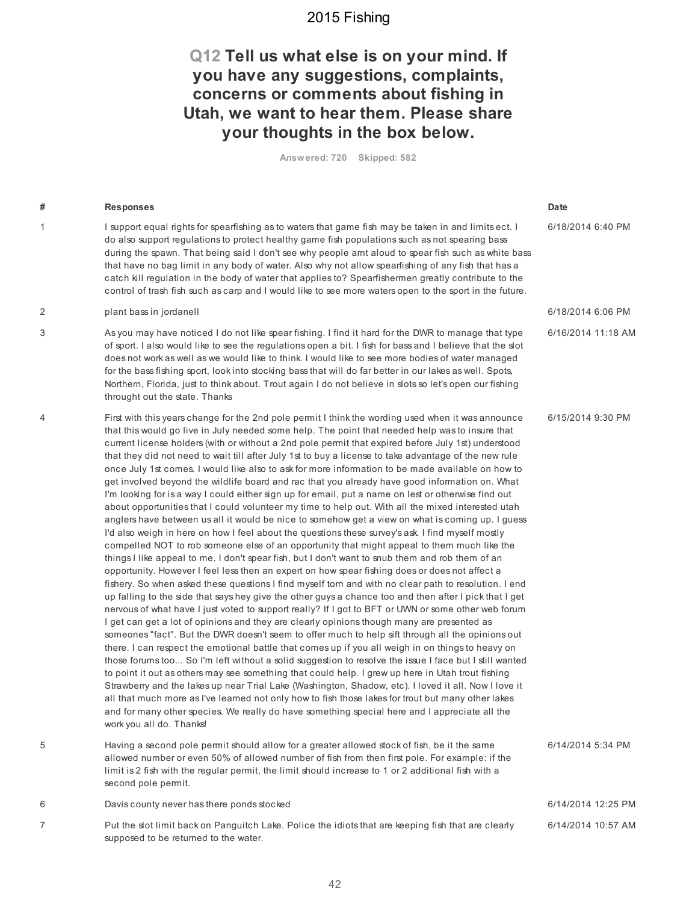## Q12 Tell us what else is on your mind. If you have any suggestions, complaints, concerns or comments about fishing in Utah, we want to hear them. Please share your thoughts in the box below.

Answered: 720 Skipped: 582

| # | Responses | Date |
|---|---|---|
| 1 | I support equal rights for spearfishing as to waters that game fish may be taken in and limits ect. I do also support regulations to protect healthy game fish populations such as not spearing bass during the spawn. That being said I don't see why people arnt aloud to spear fish such as white bass that have no bag limit in any body of water. Also why not allow spearfishing of any fish that has a catch kill regulation in the body of water that applies to? Spearfishermen greatly contribute to the control of trash fish such as carp and I would like to see more waters open to the sport in the future. | 6/18/2014 6:40 PM |
| 2 | plant bass in jordanell | 6/18/2014 6:06 PM |
| 3 | As you may have noticed I do not like spear fishing. I find it hard for the DWR to manage that type of sport. I also would like to see the regulations open a bit. I fish for bass and I believe that the slot does not work as well as we would like to think. I would like to see more bodies of water managed for the bass fishing sport, look into stocking bass that will do far better in our lakes as well. Spots, Northern, Florida, just to think about. Trout again I do not believe in slots so let's open our fishing throught out the state. Thanks | 6/16/2014 11:18 AM |
| 4 | First with this years change for the 2nd pole permit I think the wording used when it was announce that this would go live in July needed some help. The point that needed help was to insure that current license holders (with or without a 2nd pole permit that expired before July 1st) understood that they did not need to wait till after July 1st to buy a license to take advantage of the new rule once July 1st comes. I would like also to ask for more information to be made available on how to get involved beyond the wildlife board and rac that you already have good information on. What I'm looking for is a way I could either sign up for email, put a name on lest or otherwise find out about opportunities that I could volunteer my time to help out. With all the mixed interested utah anglers have between us all it would be nice to somehow get a view on what is coming up. I guess I'd also weigh in here on how I feel about the questions these survey's ask. I find myself mostly compelled NOT to rob someone else of an opportunity that might appeal to them much like the things I like appeal to me. I don't spear fish, but I don't want to snub them and rob them of an opportunity. However I feel less then an expert on how spear fishing does or does not affect a fishery. So when asked these questions I find myself torn and with no clear path to resolution. I end up falling to the side that says hey give the other guys a chance too and then after I pick that I get nervous of what have I just voted to support really? If I got to BFT or UWN or some other web forum I get can get a lot of opinions and they are clearly opinions though many are presented as someones "fact". But the DWR doesn't seem to offer much to help sift through all the opinions out there. I can respect the emotional battle that comes up if you all weigh in on things to heavy on those forums too... So I'm left without a solid suggestion to resolve the issue I face but I still wanted to point it out as others may see something that could help. I grew up here in Utah trout fishing Strawberry and the lakes up near Trial Lake (Washington, Shadow, etc). I loved it all. Now I love it all that much more as I've learned not only how to fish those lakes for trout but many other lakes and for many other species. We really do have something special here and I appreciate all the work you all do. Thanks! | 6/15/2014 9:30 PM |
| 5 | Having a second pole permit should allow for a greater allowed stock of fish, be it the same allowed number or even 50% of allowed number of fish from then first pole. For example: if the limit is 2 fish with the regular permit, the limit should increase to 1 or 2 additional fish with a second pole permit. | 6/14/2014 5:34 PM |
| 6 | Davis county never has there ponds stocked | 6/14/2014 12:25 PM |
| 7 | Put the slot limit back on Panguitch Lake. Police the idiots that are keeping fish that are clearly supposed to be returned to the water. | 6/14/2014 10:57 AM |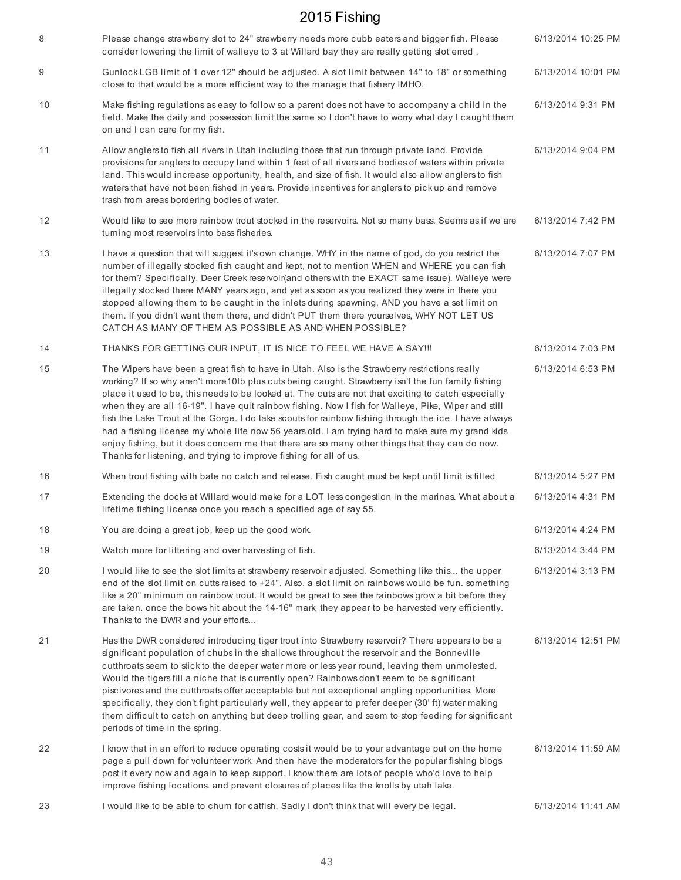| | | |
|---|---|---|
| 8 | Please change strawberry slot to 24" strawberry needs more cubb eaters and bigger fish. Please consider lowering the limit of walleye to 3 at Willard bay they are really getting slot erred . | 6/13/2014 10:25 PM |
| 9 | Gunlock LGB limit of 1 over 12" should be adjusted. A slot limit between 14" to 18" or something close to that would be a more efficient way to the manage that fishery IMHO. | 6/13/2014 10:01 PM |
| 10 | Make fishing regulations as easy to follow so a parent does not have to accompany a child in the field. Make the daily and possession limit the same so I don't have to worry what day I caught them on and I can care for my fish. | 6/13/2014 9:31 PM |
| 11 | Allow anglers to fish all rivers in Utah including those that run through private land. Provide provisions for anglers to occupy land within 1 feet of all rivers and bodies of waters within private land. This would increase opportunity, health, and size of fish. It would also allow anglers to fish waters that have not been fished in years. Provide incentives for anglers to pick up and remove trash from areas bordering bodies of water. | 6/13/2014 9:04 PM |
| 12 | Would like to see more rainbow trout stocked in the reservoirs. Not so many bass. Seems as if we are turning most reservoirs into bass fisheries. | 6/13/2014 7:42 PM |
| 13 | I have a question that will suggest it's own change. WHY in the name of god, do you restrict the number of illegally stocked fish caught and kept, not to mention WHEN and WHERE you can fish for them? Specifically, Deer Creek reservoir(and others with the EXACT same issue). Walleye were illegally stocked there MANY years ago, and yet as soon as you realized they were in there you stopped allowing them to be caught in the inlets during spawning, AND you have a set limit on them. If you didn't want them there, and didn't PUT them there yourselves, WHY NOT LET US CATCH AS MANY OF THEM AS POSSIBLE AS AND WHEN POSSIBLE? | 6/13/2014 7:07 PM |
| 14 | THANKS FOR GETTING OUR INPUT, IT IS NICE TO FEEL WE HAVE A SAY!!! | 6/13/2014 7:03 PM |
| 15 | The Wipers have been a great fish to have in Utah. Also is the Strawberry restrictions really working? If so why aren't more10lb plus cuts being caught. Strawberry isn't the fun family fishing place it used to be, this needs to be looked at. The cuts are not that exciting to catch especially when they are all 16-19". I have quit rainbow fishing. Now I fish for Walleye, Pike, Wiper and still fish the Lake Trout at the Gorge. I do take scouts for rainbow fishing through the ice. I have always had a fishing license my whole life now 56 years old. I am trying hard to make sure my grand kids enjoy fishing, but it does concern me that there are so many other things that they can do now. Thanks for listening, and trying to improve fishing for all of us. | 6/13/2014 6:53 PM |
| 16 | When trout fishing with bate no catch and release. Fish caught must be kept until limit is filled | 6/13/2014 5:27 PM |
| 17 | Extending the docks at Willard would make for a LOT less congestion in the marinas. What about a lifetime fishing license once you reach a specified age of say 55. | 6/13/2014 4:31 PM |
| 18 | You are doing a great job, keep up the good work. | 6/13/2014 4:24 PM |
| 19 | Watch more for littering and over harvesting of fish. | 6/13/2014 3:44 PM |
| 20 | I would like to see the slot limits at strawberry reservoir adjusted. Something like this... the upper end of the slot limit on cutts raised to +24". Also, a slot limit on rainbows would be fun. something like a 20" minimum on rainbow trout. It would be great to see the rainbows grow a bit before they are taken. once the bows hit about the 14-16" mark, they appear to be harvested very efficiently. Thanks to the DWR and your efforts... | 6/13/2014 3:13 PM |
| 21 | Has the DWR considered introducing tiger trout into Strawberry reservoir? There appears to be a significant population of chubs in the shallows throughout the reservoir and the Bonneville cutthroats seem to stick to the deeper water more or less year round, leaving them unmolested. Would the tigers fill a niche that is currently open? Rainbows don't seem to be significant piscivores and the cutthroats offer acceptable but not exceptional angling opportunities. More specifically, they don't fight particularly well, they appear to prefer deeper (30' ft) water making them difficult to catch on anything but deep trolling gear, and seem to stop feeding for significant periods of time in the spring. | 6/13/2014 12:51 PM |
| 22 | I know that in an effort to reduce operating costs it would be to your advantage put on the home page a pull down for volunteer work. And then have the moderators for the popular fishing blogs post it every now and again to keep support. I know there are lots of people who'd love to help improve fishing locations. and prevent closures of places like the knolls by utah lake. | 6/13/2014 11:59 AM |
| 23 | I would like to be able to chum for catfish. Sadly I don't think that will every be legal. | 6/13/2014 11:41 AM |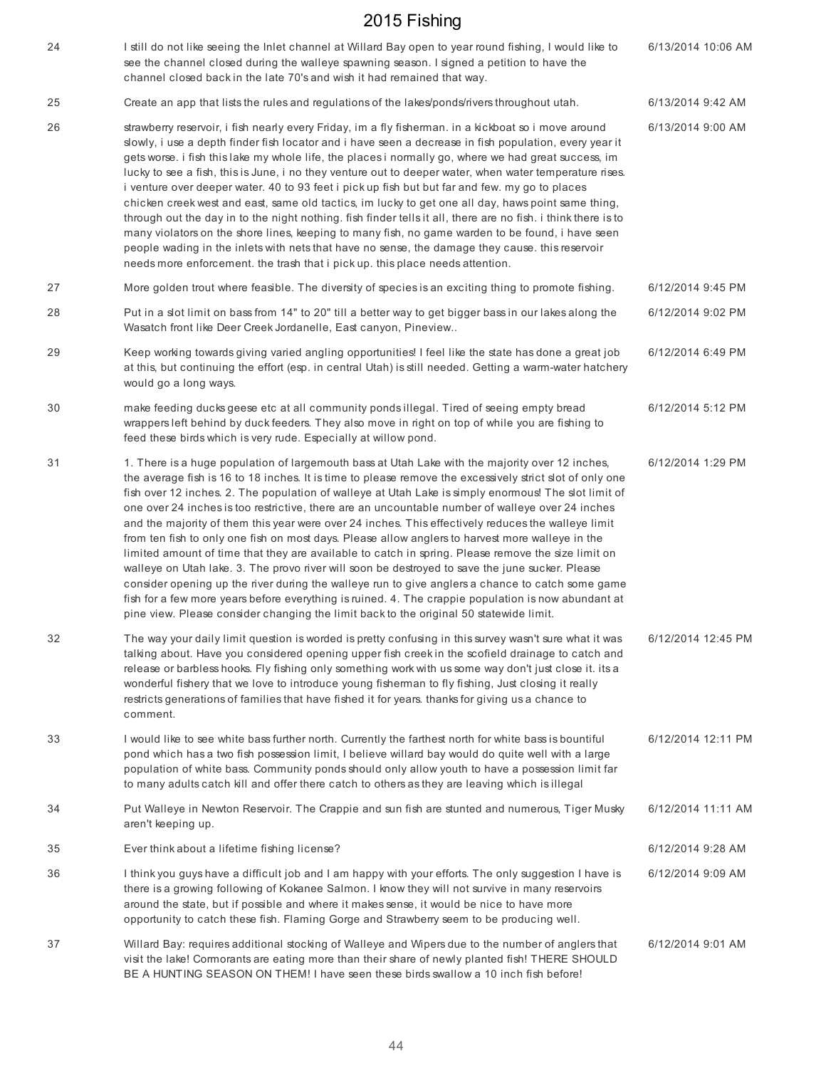| # | Response | Date |
|---|---|---|
| 24 | I still do not like seeing the Inlet channel at Willard Bay open to year round fishing, I would like to see the channel closed during the walleye spawning season. I signed a petition to have the channel closed back in the late 70's and wish it had remained that way. | 6/13/2014 10:06 AM |
| 25 | Create an app that lists the rules and regulations of the lakes/ponds/rivers throughout utah. | 6/13/2014 9:42 AM |
| 26 | strawberry reservoir, i fish nearly every Friday, im a fly fisherman. in a kickboat so i move around slowly, i use a depth finder fish locator and i have seen a decrease in fish population, every year it gets worse. i fish this lake my whole life, the places i normally go, where we had great success, im lucky to see a fish, this is June, i no they venture out to deeper water, when water temperature rises. i venture over deeper water. 40 to 93 feet i pick up fish but but far and few. my go to places chicken creek west and east, same old tactics, im lucky to get one all day, haws point same thing, through out the day in to the night nothing. fish finder tells it all, there are no fish. i think there is to many violators on the shore lines, keeping to many fish, no game warden to be found, i have seen people wading in the inlets with nets that have no sense, the damage they cause. this reservoir needs more enforcement. the trash that i pick up. this place needs attention. | 6/13/2014 9:00 AM |
| 27 | More golden trout where feasible. The diversity of species is an exciting thing to promote fishing. | 6/12/2014 9:45 PM |
| 28 | Put in a slot limit on bass from 14" to 20" till a better way to get bigger bass in our lakes along the Wasatch front like Deer Creek Jordanelle, East canyon, Pineview.. | 6/12/2014 9:02 PM |
| 29 | Keep working towards giving varied angling opportunities! I feel like the state has done a great job at this, but continuing the effort (esp. in central Utah) is still needed. Getting a warm-water hatchery would go a long ways. | 6/12/2014 6:49 PM |
| 30 | make feeding ducks geese etc at all community ponds illegal. Tired of seeing empty bread wrappers left behind by duck feeders. They also move in right on top of while you are fishing to feed these birds which is very rude. Especially at willow pond. | 6/12/2014 5:12 PM |
| 31 | 1. There is a huge population of largemouth bass at Utah Lake with the majority over 12 inches, the average fish is 16 to 18 inches. It is time to please remove the excessively strict slot of only one fish over 12 inches. 2. The population of walleye at Utah Lake is simply enormous! The slot limit of one over 24 inches is too restrictive, there are an uncountable number of walleye over 24 inches and the majority of them this year were over 24 inches. This effectively reduces the walleye limit from ten fish to only one fish on most days. Please allow anglers to harvest more walleye in the limited amount of time that they are available to catch in spring. Please remove the size limit on walleye on Utah lake. 3. The provo river will soon be destroyed to save the june sucker. Please consider opening up the river during the walleye run to give anglers a chance to catch some game fish for a few more years before everything is ruined. 4. The crappie population is now abundant at pine view. Please consider changing the limit back to the original 50 statewide limit. | 6/12/2014 1:29 PM |
| 32 | The way your daily limit question is worded is pretty confusing in this survey wasn't sure what it was talking about. Have you considered opening upper fish creek in the scofield drainage to catch and release or barbless hooks. Fly fishing only something work with us some way don't just close it. its a wonderful fishery that we love to introduce young fisherman to fly fishing, Just closing it really restricts generations of families that have fished it for years. thanks for giving us a chance to comment. | 6/12/2014 12:45 PM |
| 33 | I would like to see white bass further north. Currently the farthest north for white bass is bountiful pond which has a two fish possession limit, I believe willard bay would do quite well with a large population of white bass. Community ponds should only allow youth to have a possession limit far to many adults catch kill and offer there catch to others as they are leaving which is illegal | 6/12/2014 12:11 PM |
| 34 | Put Walleye in Newton Reservoir. The Crappie and sun fish are stunted and numerous, Tiger Musky aren't keeping up. | 6/12/2014 11:11 AM |
| 35 | Ever think about a lifetime fishing license? | 6/12/2014 9:28 AM |
| 36 | I think you guys have a difficult job and I am happy with your efforts. The only suggestion I have is there is a growing following of Kokanee Salmon. I know they will not survive in many reservoirs around the state, but if possible and where it makes sense, it would be nice to have more opportunity to catch these fish. Flaming Gorge and Strawberry seem to be producing well. | 6/12/2014 9:09 AM |
| 37 | Willard Bay: requires additional stocking of Walleye and Wipers due to the number of anglers that visit the lake! Cormorants are eating more than their share of newly planted fish! THERE SHOULD BE A HUNTING SEASON ON THEM! I have seen these birds swallow a 10 inch fish before! | 6/12/2014 9:01 AM |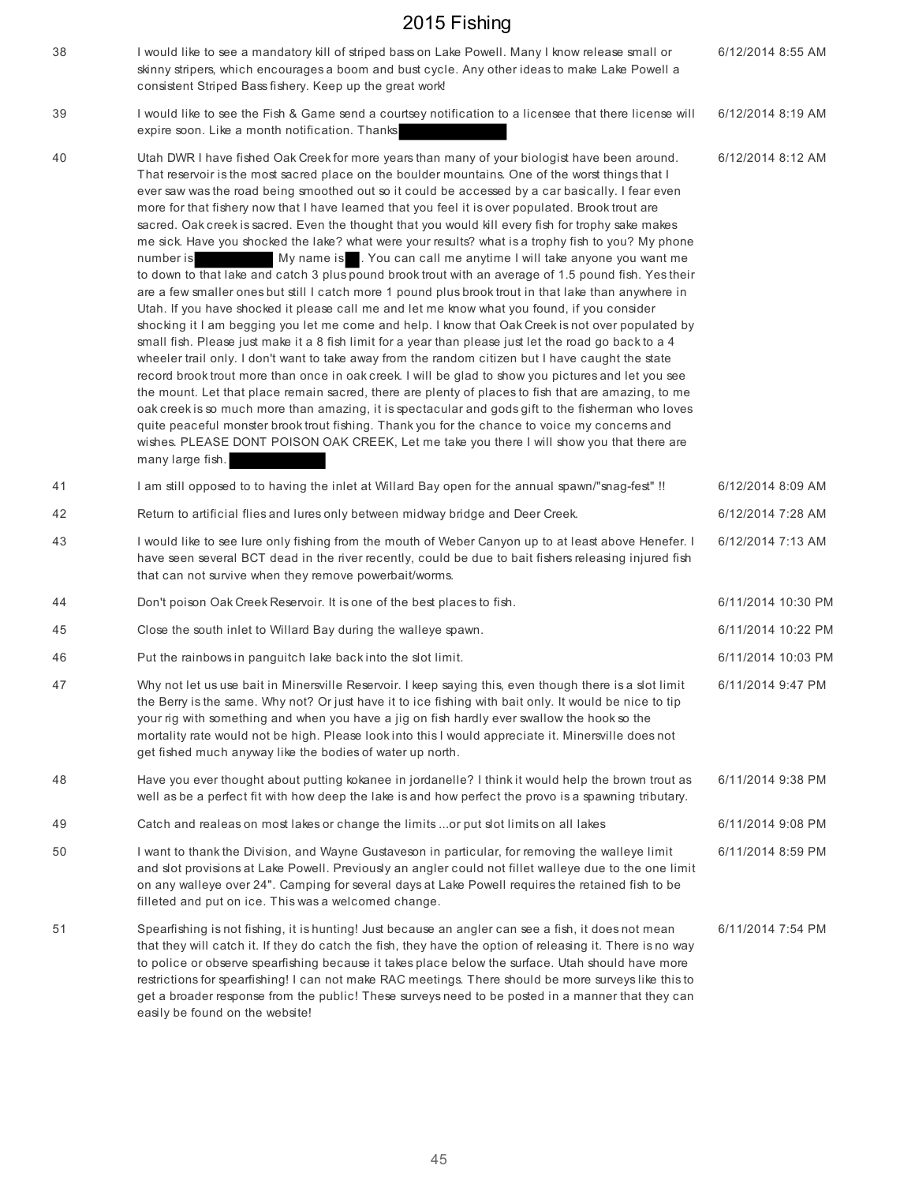| | | |
|---|---|---|
| 38 | I would like to see a mandatory kill of striped bass on Lake Powell. Many I know release small or skinny stripers, which encourages a boom and bust cycle. Any other ideas to make Lake Powell a consistent Striped Bass fishery. Keep up the great work! | 6/12/2014 8:55 AM |
| 39 | I would like to see the Fish & Game send a courtsey notification to a licensee that there license will expire soon. Like a month notification. Thanks | 6/12/2014 8:19 AM |
| 40 | Utah DWR I have fished Oak Creek for more years than many of your biologist have been around. That reservoir is the most sacred place on the boulder mountains. One of the worst things that I ever saw was the road being smoothed out so it could be accessed by a car basically. I fear even more for that fishery now that I have learned that you feel it is over populated. Brook trout are sacred. Oak creek is sacred. Even the thought that you would kill every fish for trophy sake makes me sick. Have you shocked the lake? what were your results? what is a trophy fish to you? My phone number is My name is . You can call me anytime I will take anyone you want me to down to that lake and catch 3 plus pound brook trout with an average of 1.5 pound fish. Yes their are a few smaller ones but still I catch more 1 pound plus brook trout in that lake than anywhere in Utah. If you have shocked it please call me and let me know what you found, if you consider shocking it I am begging you let me come and help. I know that Oak Creek is not over populated by small fish. Please just make it a 8 fish limit for a year than please just let the road go back to a 4 wheeler trail only. I don't want to take away from the random citizen but I have caught the state record brook trout more than once in oak creek. I will be glad to show you pictures and let you see the mount. Let that place remain sacred, there are plenty of places to fish that are amazing, to me oak creek is so much more than amazing, it is spectacular and gods gift to the fisherman who loves quite peaceful monster brook trout fishing. Thank you for the chance to voice my concerns and wishes. PLEASE DONT POISON OAK CREEK, Let me take you there I will show you that there are many large fish. | 6/12/2014 8:12 AM |
| 41 | I am still opposed to to having the inlet at Willard Bay open for the annual spawn/"snag-fest" !! | 6/12/2014 8:09 AM |
| 42 | Return to artificial flies and lures only between midway bridge and Deer Creek. | 6/12/2014 7:28 AM |
| 43 | I would like to see lure only fishing from the mouth of Weber Canyon up to at least above Henefer. I have seen several BCT dead in the river recently, could be due to bait fishers releasing injured fish that can not survive when they remove powerbait/worms. | 6/12/2014 7:13 AM |
| 44 | Don't poison Oak Creek Reservoir. It is one of the best places to fish. | 6/11/2014 10:30 PM |
| 45 | Close the south inlet to Willard Bay during the walleye spawn. | 6/11/2014 10:22 PM |
| 46 | Put the rainbows in panguitch lake back into the slot limit. | 6/11/2014 10:03 PM |
| 47 | Why not let us use bait in Minersville Reservoir. I keep saying this, even though there is a slot limit the Berry is the same. Why not? Or just have it to ice fishing with bait only. It would be nice to tip your rig with something and when you have a jig on fish hardly ever swallow the hook so the mortality rate would not be high. Please look into this I would appreciate it. Minersville does not get fished much anyway like the bodies of water up north. | 6/11/2014 9:47 PM |
| 48 | Have you ever thought about putting kokanee in jordanelle? I think it would help the brown trout as well as be a perfect fit with how deep the lake is and how perfect the provo is a spawning tributary. | 6/11/2014 9:38 PM |
| 49 | Catch and realeas on most lakes or change the limits ...or put slot limits on all lakes | 6/11/2014 9:08 PM |
| 50 | I want to thank the Division, and Wayne Gustaveson in particular, for removing the walleye limit and slot provisions at Lake Powell. Previously an angler could not fillet walleye due to the one limit on any walleye over 24". Camping for several days at Lake Powell requires the retained fish to be filleted and put on ice. This was a welcomed change. | 6/11/2014 8:59 PM |
| 51 | Spearfishing is not fishing, it is hunting! Just because an angler can see a fish, it does not mean that they will catch it. If they do catch the fish, they have the option of releasing it. There is no way to police or observe spearfishing because it takes place below the surface. Utah should have more restrictions for spearfishing! I can not make RAC meetings. There should be more surveys like this to get a broader response from the public! These surveys need to be posted in a manner that they can easily be found on the website! | 6/11/2014 7:54 PM |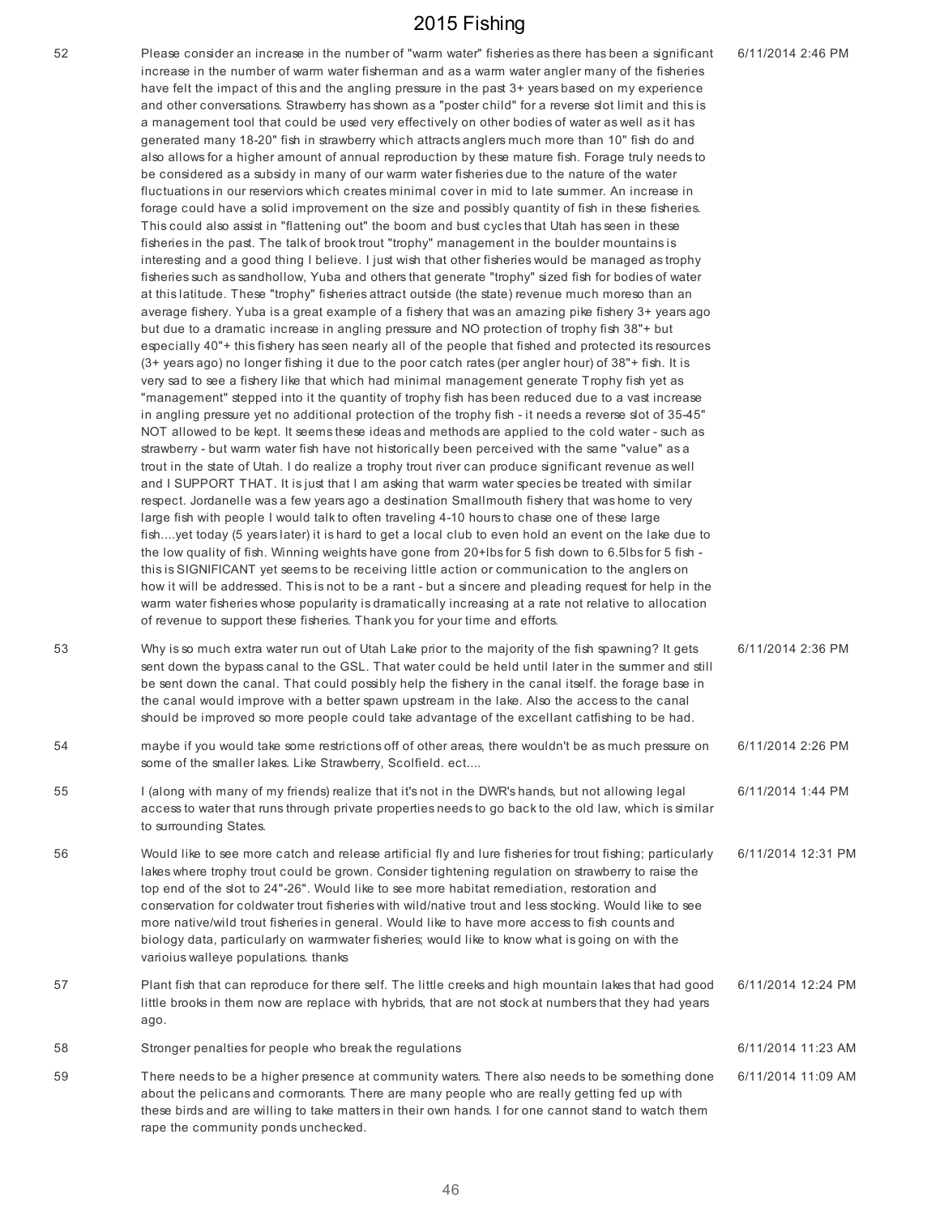| | | |
|---|---|---|
| 52 | Please consider an increase in the number of "warm water" fisheries as there has been a significant increase in the number of warm water fisherman and as a warm water angler many of the fisheries have felt the impact of this and the angling pressure in the past 3+ years based on my experience and other conversations. Strawberry has shown as a "poster child" for a reverse slot limit and this is a management tool that could be used very effectively on other bodies of water as well as it has generated many 18-20" fish in strawberry which attracts anglers much more than 10" fish do and also allows for a higher amount of annual reproduction by these mature fish. Forage truly needs to be considered as a subsidy in many of our warm water fisheries due to the nature of the water fluctuations in our reserviors which creates minimal cover in mid to late summer. An increase in forage could have a solid improvement on the size and possibly quantity of fish in these fisheries. This could also assist in "flattening out" the boom and bust cycles that Utah has seen in these fisheries in the past. The talk of brook trout "trophy" management in the boulder mountains is interesting and a good thing I believe. I just wish that other fisheries would be managed as trophy fisheries such as sandhollow, Yuba and others that generate "trophy" sized fish for bodies of water at this latitude. These "trophy" fisheries attract outside (the state) revenue much moreso than an average fishery. Yuba is a great example of a fishery that was an amazing pike fishery 3+ years ago but due to a dramatic increase in angling pressure and NO protection of trophy fish 38"+ but especially 40"+ this fishery has seen nearly all of the people that fished and protected its resources (3+ years ago) no longer fishing it due to the poor catch rates (per angler hour) of 38"+ fish. It is very sad to see a fishery like that which had minimal management generate Trophy fish yet as "management" stepped into it the quantity of trophy fish has been reduced due to a vast increase in angling pressure yet no additional protection of the trophy fish - it needs a reverse slot of 35-45" NOT allowed to be kept. It seems these ideas and methods are applied to the cold water - such as strawberry - but warm water fish have not historically been perceived with the same "value" as a trout in the state of Utah. I do realize a trophy trout river can produce significant revenue as well and I SUPPORT THAT. It is just that I am asking that warm water species be treated with similar respect. Jordanelle was a few years ago a destination Smallmouth fishery that was home to very large fish with people I would talk to often traveling 4-10 hours to chase one of these large fish....yet today (5 years later) it is hard to get a local club to even hold an event on the lake due to the low quality of fish. Winning weights have gone from 20+lbs for 5 fish down to 6.5lbs for 5 fish - this is SIGNIFICANT yet seems to be receiving little action or communication to the anglers on how it will be addressed. This is not to be a rant - but a sincere and pleading request for help in the warm water fisheries whose popularity is dramatically increasing at a rate not relative to allocation of revenue to support these fisheries. Thank you for your time and efforts. | 6/11/2014 2:46 PM |
| 53 | Why is so much extra water run out of Utah Lake prior to the majority of the fish spawning? It gets sent down the bypass canal to the GSL. That water could be held until later in the summer and still be sent down the canal. That could possibly help the fishery in the canal itself. the forage base in the canal would improve with a better spawn upstream in the lake. Also the access to the canal should be improved so more people could take advantage of the excellant catfishing to be had. | 6/11/2014 2:36 PM |
| 54 | maybe if you would take some restrictions off of other areas, there wouldn't be as much pressure on some of the smaller lakes. Like Strawberry, Scolfield. ect.... | 6/11/2014 2:26 PM |
| 55 | I (along with many of my friends) realize that it's not in the DWR's hands, but not allowing legal access to water that runs through private properties needs to go back to the old law, which is similar to surrounding States. | 6/11/2014 1:44 PM |
| 56 | Would like to see more catch and release artificial fly and lure fisheries for trout fishing; particularly lakes where trophy trout could be grown. Consider tightening regulation on strawberry to raise the top end of the slot to 24"-26". Would like to see more habitat remediation, restoration and conservation for coldwater trout fisheries with wild/native trout and less stocking. Would like to see more native/wild trout fisheries in general. Would like to have more access to fish counts and biology data, particularly on warmwater fisheries; would like to know what is going on with the varioius walleye populations. thanks | 6/11/2014 12:31 PM |
| 57 | Plant fish that can reproduce for there self. The little creeks and high mountain lakes that had good little brooks in them now are replace with hybrids, that are not stock at numbers that they had years ago. | 6/11/2014 12:24 PM |
| 58 | Stronger penalties for people who break the regulations | 6/11/2014 11:23 AM |
| 59 | There needs to be a higher presence at community waters. There also needs to be something done about the pelicans and cormorants. There are many people who are really getting fed up with these birds and are willing to take matters in their own hands. I for one cannot stand to watch them rape the community ponds unchecked. | 6/11/2014 11:09 AM |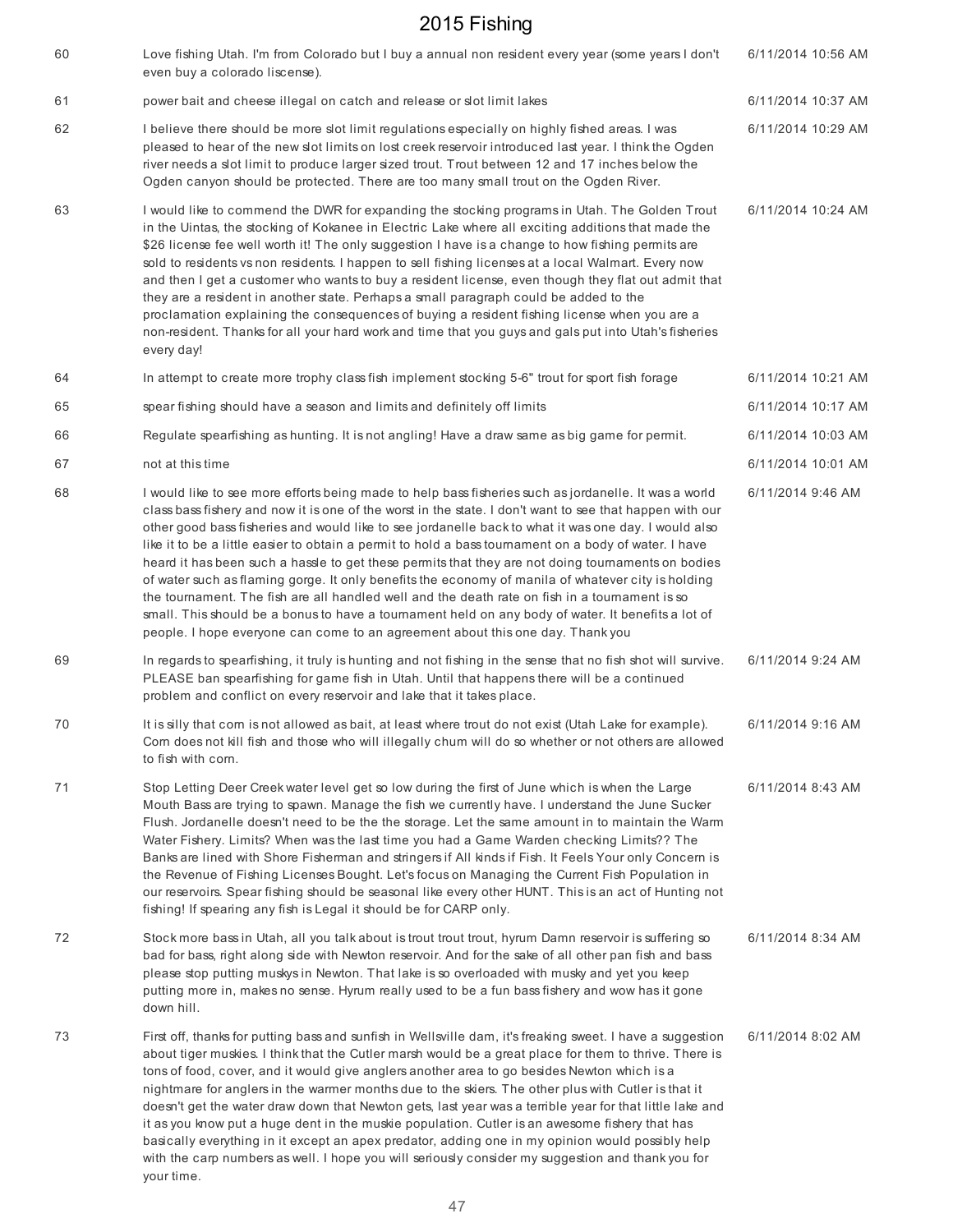| | | |
|---|---|---|
| 60 | Love fishing Utah. I'm from Colorado but I buy a annual non resident every year (some years I don't even buy a colorado liscense). | 6/11/2014 10:56 AM |
| 61 | power bait and cheese illegal on catch and release or slot limit lakes | 6/11/2014 10:37 AM |
| 62 | I believe there should be more slot limit regulations especially on highly fished areas. I was pleased to hear of the new slot limits on lost creek reservoir introduced last year. I think the Ogden river needs a slot limit to produce larger sized trout. Trout between 12 and 17 inches below the Ogden canyon should be protected. There are too many small trout on the Ogden River. | 6/11/2014 10:29 AM |
| 63 | I would like to commend the DWR for expanding the stocking programs in Utah. The Golden Trout in the Uintas, the stocking of Kokanee in Electric Lake where all exciting additions that made the $26 license fee well worth it! The only suggestion I have is a change to how fishing permits are sold to residents vs non residents. I happen to sell fishing licenses at a local Walmart. Every now and then I get a customer who wants to buy a resident license, even though they flat out admit that they are a resident in another state. Perhaps a small paragraph could be added to the proclamation explaining the consequences of buying a resident fishing license when you are a non-resident. Thanks for all your hard work and time that you guys and gals put into Utah's fisheries every day! | 6/11/2014 10:24 AM |
| 64 | In attempt to create more trophy class fish implement stocking 5-6" trout for sport fish forage | 6/11/2014 10:21 AM |
| 65 | spear fishing should have a season and limits and definitely off limits | 6/11/2014 10:17 AM |
| 66 | Regulate spearfishing as hunting. It is not angling! Have a draw same as big game for permit. | 6/11/2014 10:03 AM |
| 67 | not at this time | 6/11/2014 10:01 AM |
| 68 | I would like to see more efforts being made to help bass fisheries such as jordanelle. It was a world class bass fishery and now it is one of the worst in the state. I don't want to see that happen with our other good bass fisheries and would like to see jordanelle back to what it was one day. I would also like it to be a little easier to obtain a permit to hold a bass tournament on a body of water. I have heard it has been such a hassle to get these permits that they are not doing tournaments on bodies of water such as flaming gorge. It only benefits the economy of manila of whatever city is holding the tournament. The fish are all handled well and the death rate on fish in a tournament is so small. This should be a bonus to have a tournament held on any body of water. It benefits a lot of people. I hope everyone can come to an agreement about this one day. Thank you | 6/11/2014 9:46 AM |
| 69 | In regards to spearfishing, it truly is hunting and not fishing in the sense that no fish shot will survive. PLEASE ban spearfishing for game fish in Utah. Until that happens there will be a continued problem and conflict on every reservoir and lake that it takes place. | 6/11/2014 9:24 AM |
| 70 | It is silly that corn is not allowed as bait, at least where trout do not exist (Utah Lake for example). Corn does not kill fish and those who will illegally chum will do so whether or not others are allowed to fish with corn. | 6/11/2014 9:16 AM |
| 71 | Stop Letting Deer Creek water level get so low during the first of June which is when the Large Mouth Bass are trying to spawn. Manage the fish we currently have. I understand the June Sucker Flush. Jordanelle doesn't need to be the the storage. Let the same amount in to maintain the Warm Water Fishery. Limits? When was the last time you had a Game Warden checking Limits?? The Banks are lined with Shore Fisherman and stringers if All kinds if Fish. It Feels Your only Concern is the Revenue of Fishing Licenses Bought. Let's focus on Managing the Current Fish Population in our reservoirs. Spear fishing should be seasonal like every other HUNT. This is an act of Hunting not fishing! If spearing any fish is Legal it should be for CARP only. | 6/11/2014 8:43 AM |
| 72 | Stock more bass in Utah, all you talk about is trout trout trout, hyrum Damn reservoir is suffering so bad for bass, right along side with Newton reservoir. And for the sake of all other pan fish and bass please stop putting muskys in Newton. That lake is so overloaded with musky and yet you keep putting more in, makes no sense. Hyrum really used to be a fun bass fishery and wow has it gone down hill. | 6/11/2014 8:34 AM |
| 73 | First off, thanks for putting bass and sunfish in Wellsville dam, it's freaking sweet. I have a suggestion about tiger muskies. I think that the Cutler marsh would be a great place for them to thrive. There is tons of food, cover, and it would give anglers another area to go besides Newton which is a nightmare for anglers in the warmer months due to the skiers. The other plus with Cutler is that it doesn't get the water draw down that Newton gets, last year was a terrible year for that little lake and it as you know put a huge dent in the muskie population. Cutler is an awesome fishery that has basically everything in it except an apex predator, adding one in my opinion would possibly help with the carp numbers as well. I hope you will seriously consider my suggestion and thank you for your time. | 6/11/2014 8:02 AM |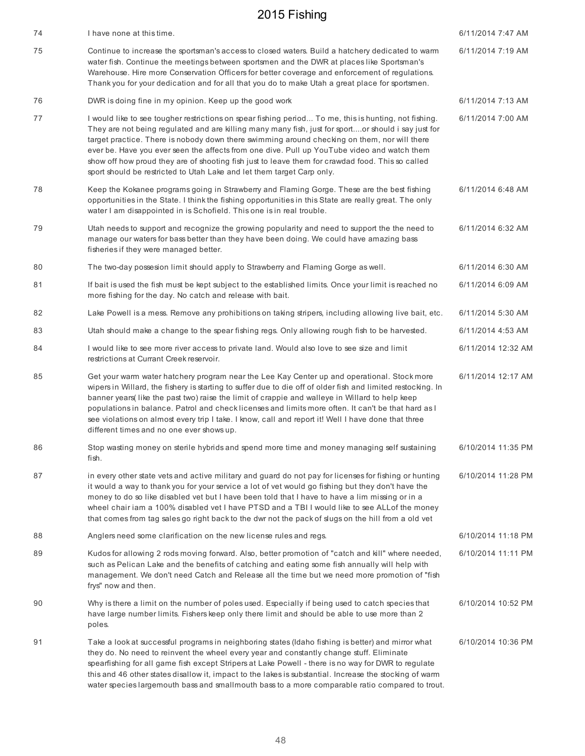| | | |
|---|---|---|
| 74 | I have none at this time. | 6/11/2014 7:47 AM |
| 75 | Continue to increase the sportsman's access to closed waters. Build a hatchery dedicated to warm water fish. Continue the meetings between sportsmen and the DWR at places like Sportsman's Warehouse. Hire more Conservation Officers for better coverage and enforcement of regulations. Thank you for your dedication and for all that you do to make Utah a great place for sportsmen. | 6/11/2014 7:19 AM |
| 76 | DWR is doing fine in my opinion. Keep up the good work | 6/11/2014 7:13 AM |
| 77 | I would like to see tougher restrictions on spear fishing period... To me, this is hunting, not fishing. They are not being regulated and are killing many many fish, just for sport....or should i say just for target practice. There is nobody down there swimming around checking on them, nor will there ever be. Have you ever seen the affects from one dive. Pull up YouTube video and watch them show off how proud they are of shooting fish just to leave them for crawdad food. This so called sport should be restricted to Utah Lake and let them target Carp only. | 6/11/2014 7:00 AM |
| 78 | Keep the Kokanee programs going in Strawberry and Flaming Gorge. These are the best fishing opportunities in the State. I think the fishing opportunities in this State are really great. The only water I am disappointed in is Schofield. This one is in real trouble. | 6/11/2014 6:48 AM |
| 79 | Utah needs to support and recognize the growing popularity and need to support the the need to manage our waters for bass better than they have been doing. We could have amazing bass fisheries if they were managed better. | 6/11/2014 6:32 AM |
| 80 | The two-day possesion limit should apply to Strawberry and Flaming Gorge as well. | 6/11/2014 6:30 AM |
| 81 | If bait is used the fish must be kept subject to the established limits. Once your limit is reached no more fishing for the day. No catch and release with bait. | 6/11/2014 6:09 AM |
| 82 | Lake Powell is a mess. Remove any prohibitions on taking stripers, including allowing live bait, etc. | 6/11/2014 5:30 AM |
| 83 | Utah should make a change to the spear fishing regs. Only allowing rough fish to be harvested. | 6/11/2014 4:53 AM |
| 84 | I would like to see more river access to private land. Would also love to see size and limit restrictions at Currant Creek reservoir. | 6/11/2014 12:32 AM |
| 85 | Get your warm water hatchery program near the Lee Kay Center up and operational. Stock more wipers in Willard, the fishery is starting to suffer due to die off of older fish and limited restocking. In banner years( like the past two) raise the limit of crappie and walleye in Willard to help keep populations in balance. Patrol and check licenses and limits more often. It can't be that hard as I see violations on almost every trip I take. I know, call and report it! Well I have done that three different times and no one ever shows up. | 6/11/2014 12:17 AM |
| 86 | Stop wasting money on sterile hybrids and spend more time and money managing self sustaining fish. | 6/10/2014 11:35 PM |
| 87 | in every other state vets and active military and guard do not pay for licenses for fishing or hunting it would a way to thank you for your service a lot of vet would go fishing but they don't have the money to do so like disabled vet but I have been told that I have to have a lim missing or in a wheel chair iam a 100% disabled vet I have PTSD and a TBI I would like to see ALLof the money that comes from tag sales go right back to the dwr not the pack of slugs on the hill from a old vet | 6/10/2014 11:28 PM |
| 88 | Anglers need some clarification on the new license rules and regs. | 6/10/2014 11:18 PM |
| 89 | Kudos for allowing 2 rods moving forward. Also, better promotion of "catch and kill" where needed, such as Pelican Lake and the benefits of catching and eating some fish annually will help with management. We don't need Catch and Release all the time but we need more promotion of "fish frys" now and then. | 6/10/2014 11:11 PM |
| 90 | Why is there a limit on the number of poles used. Especially if being used to catch species that have large number limits. Fishers keep only there limit and should be able to use more than 2 poles. | 6/10/2014 10:52 PM |
| 91 | Take a look at successful programs in neighboring states (Idaho fishing is better) and mirror what they do. No need to reinvent the wheel every year and constantly change stuff. Eliminate spearfishing for all game fish except Stripers at Lake Powell - there is no way for DWR to regulate this and 46 other states disallow it, impact to the lakes is substantial. Increase the stocking of warm water species largemouth bass and smallmouth bass to a more comparable ratio compared to trout. | 6/10/2014 10:36 PM |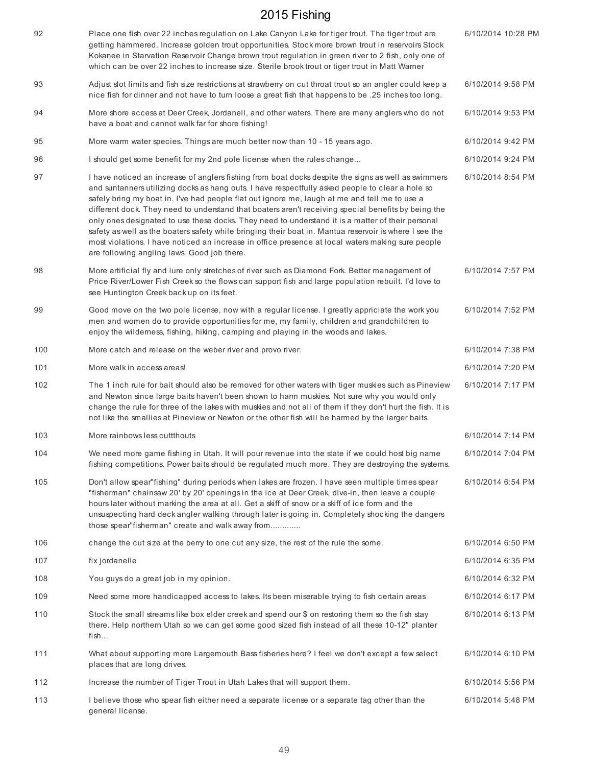| | | |
|---|---|---|
| 92 | Place one fish over 22 inches regulation on Lake Canyon Lake for tiger trout. The tiger trout are getting hammered. Increase golden trout opportunities. Stock more brown trout in reservoirs Stock Kokanee in Starvation Reservoir Change brown trout regulation in green river to 2 fish, only one of which can be over 22 inches to increase size. Sterile brook trout or tiger trout in Matt Warner | 6/10/2014 10:28 PM |
| 93 | Adjust slot limits and fish size restrictions at strawberry on cut throat trout so an angler could keep a nice fish for dinner and not have to turn loose a great fish that happens to be .25 inches too long. | 6/10/2014 9:58 PM |
| 94 | More shore access at Deer Creek, Jordanell, and other waters. There are many anglers who do not have a boat and cannot walk far for shore fishing! | 6/10/2014 9:53 PM |
| 95 | More warm water species. Things are much better now than 10 - 15 years ago. | 6/10/2014 9:42 PM |
| 96 | I should get some benefit for my 2nd pole license when the rules change... | 6/10/2014 9:24 PM |
| 97 | I have noticed an increase of anglers fishing from boat docks despite the signs as well as swimmers and suntanners utilizing docks as hang outs. I have respectfully asked people to clear a hole so safely bring my boat in. I've had people flat out ignore me, laugh at me and tell me to use a different dock. They need to understand that boaters aren't receiving special benefits by being the only ones designated to use these docks. They need to understand it is a matter of their personal safety as well as the boaters safety while bringing their boat in. Mantua reservoir is where I see the most violations. I have noticed an increase in office presence at local waters making sure people are following angling laws. Good job there. | 6/10/2014 8:54 PM |
| 98 | More artificial fly and lure only stretches of river such as Diamond Fork. Better management of Price River/Lower Fish Creek so the flows can support fish and large population rebuilt. I'd love to see Huntington Creek back up on its feet. | 6/10/2014 7:57 PM |
| 99 | Good move on the two pole license, now with a regular license. I greatly appriciate the work you men and women do to provide opportunities for me, my family, children and grandchildren to enjoy the wilderness, fishing, hiking, camping and playing in the woods and lakes. | 6/10/2014 7:52 PM |
| 100 | More catch and release on the weber river and provo river. | 6/10/2014 7:38 PM |
| 101 | More walk in access areas! | 6/10/2014 7:20 PM |
| 102 | The 1 inch rule for bait should also be removed for other waters with tiger muskies such as Pineview and Newton since large baits haven't been shown to harm muskies. Not sure why you would only change the rule for three of the lakes with muskies and not all of them if they don't hurt the fish. It is not like the smallies at Pineview or Newton or the other fish will be harmed by the larger baits. | 6/10/2014 7:17 PM |
| 103 | More rainbows less cuttthouts | 6/10/2014 7:14 PM |
| 104 | We need more game fishing in Utah. It will pour revenue into the state if we could host big name fishing competitions. Power baits should be regulated much more. They are destroying the systems. | 6/10/2014 7:04 PM |
| 105 | Don't allow spear"fishing" during periods when lakes are frozen. I have seen multiple times spear "fisherman" chainsaw 20' by 20' openings in the ice at Deer Creek, dive-in, then leave a couple hours later without marking the area at all. Get a skiff of snow or a skiff of ice form and the unsuspecting hard deck angler walking through later is going in. Completely shocking the dangers those spear"fisherman" create and walk away from............. | 6/10/2014 6:54 PM |
| 106 | change the cut size at the berry to one cut any size, the rest of the rule the some. | 6/10/2014 6:50 PM |
| 107 | fix jordanelle | 6/10/2014 6:35 PM |
| 108 | You guys do a great job in my opinion. | 6/10/2014 6:32 PM |
| 109 | Need some more handicapped access to lakes. Its been miserable trying to fish certain areas | 6/10/2014 6:17 PM |
| 110 | Stock the small streams like box elder creek and spend our $ on restoring them so the fish stay there. Help northern Utah so we can get some good sized fish instead of all these 10-12" planter fish... | 6/10/2014 6:13 PM |
| 111 | What about supporting more Largemouth Bass fisheries here? I feel we don't except a few select places that are long drives. | 6/10/2014 6:10 PM |
| 112 | Increase the number of Tiger Trout in Utah Lakes that will support them. | 6/10/2014 5:56 PM |
| 113 | I believe those who spear fish either need a separate license or a separate tag other than the general license. | 6/10/2014 5:48 PM |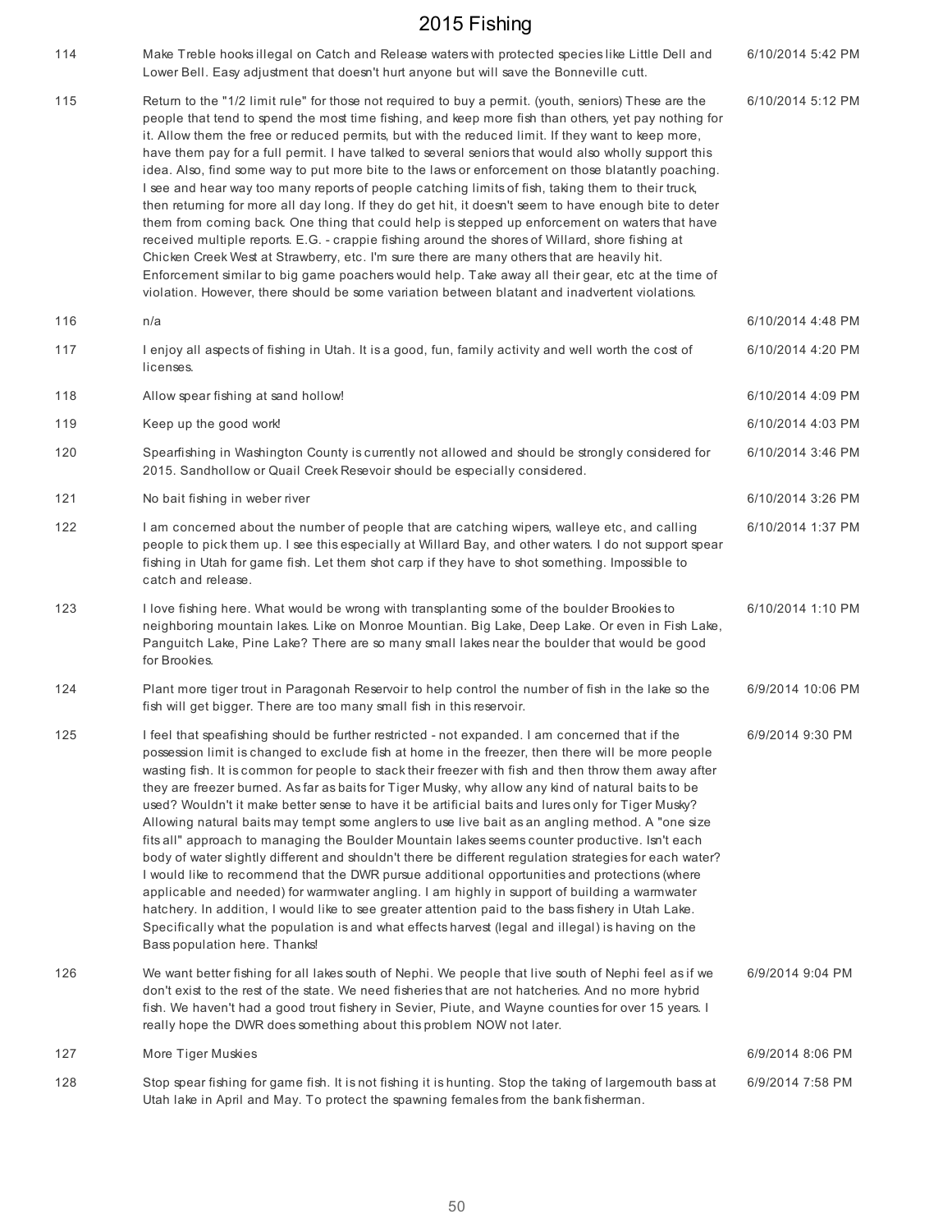| | | |
|---|---|---|
| 114 | Make Treble hooks illegal on Catch and Release waters with protected species like Little Dell and Lower Bell. Easy adjustment that doesn't hurt anyone but will save the Bonneville cutt. | 6/10/2014 5:42 PM |
| 115 | Return to the "1/2 limit rule" for those not required to buy a permit. (youth, seniors) These are the people that tend to spend the most time fishing, and keep more fish than others, yet pay nothing for it. Allow them the free or reduced permits, but with the reduced limit. If they want to keep more, have them pay for a full permit. I have talked to several seniors that would also wholly support this idea. Also, find some way to put more bite to the laws or enforcement on those blatantly poaching. I see and hear way too many reports of people catching limits of fish, taking them to their truck, then returning for more all day long. If they do get hit, it doesn't seem to have enough bite to deter them from coming back. One thing that could help is stepped up enforcement on waters that have received multiple reports. E.G. - crappie fishing around the shores of Willard, shore fishing at Chicken Creek West at Strawberry, etc. I'm sure there are many others that are heavily hit. Enforcement similar to big game poachers would help. Take away all their gear, etc at the time of violation. However, there should be some variation between blatant and inadvertent violations. | 6/10/2014 5:12 PM |
| 116 | n/a | 6/10/2014 4:48 PM |
| 117 | I enjoy all aspects of fishing in Utah. It is a good, fun, family activity and well worth the cost of licenses. | 6/10/2014 4:20 PM |
| 118 | Allow spear fishing at sand hollow! | 6/10/2014 4:09 PM |
| 119 | Keep up the good work! | 6/10/2014 4:03 PM |
| 120 | Spearfishing in Washington County is currently not allowed and should be strongly considered for 2015. Sandhollow or Quail Creek Resevoir should be especially considered. | 6/10/2014 3:46 PM |
| 121 | No bait fishing in weber river | 6/10/2014 3:26 PM |
| 122 | I am concerned about the number of people that are catching wipers, walleye etc, and calling people to pick them up. I see this especially at Willard Bay, and other waters. I do not support spear fishing in Utah for game fish. Let them shot carp if they have to shot something. Impossible to catch and release. | 6/10/2014 1:37 PM |
| 123 | I love fishing here. What would be wrong with transplanting some of the boulder Brookies to neighboring mountain lakes. Like on Monroe Mountian. Big Lake, Deep Lake. Or even in Fish Lake, Panguitch Lake, Pine Lake? There are so many small lakes near the boulder that would be good for Brookies. | 6/10/2014 1:10 PM |
| 124 | Plant more tiger trout in Paragonah Reservoir to help control the number of fish in the lake so the fish will get bigger. There are too many small fish in this reservoir. | 6/9/2014 10:06 PM |
| 125 | I feel that speafishing should be further restricted - not expanded. I am concerned that if the possession limit is changed to exclude fish at home in the freezer, then there will be more people wasting fish. It is common for people to stack their freezer with fish and then throw them away after they are freezer burned. As far as baits for Tiger Musky, why allow any kind of natural baits to be used? Wouldn't it make better sense to have it be artificial baits and lures only for Tiger Musky? Allowing natural baits may tempt some anglers to use live bait as an angling method. A "one size fits all" approach to managing the Boulder Mountain lakes seems counter productive. Isn't each body of water slightly different and shouldn't there be different regulation strategies for each water? I would like to recommend that the DWR pursue additional opportunities and protections (where applicable and needed) for warmwater angling. I am highly in support of building a warmwater hatchery. In addition, I would like to see greater attention paid to the bass fishery in Utah Lake. Specifically what the population is and what effects harvest (legal and illegal) is having on the Bass population here. Thanks! | 6/9/2014 9:30 PM |
| 126 | We want better fishing for all lakes south of Nephi. We people that live south of Nephi feel as if we don't exist to the rest of the state. We need fisheries that are not hatcheries. And no more hybrid fish. We haven't had a good trout fishery in Sevier, Piute, and Wayne counties for over 15 years. I really hope the DWR does something about this problem NOW not later. | 6/9/2014 9:04 PM |
| 127 | More Tiger Muskies | 6/9/2014 8:06 PM |
| 128 | Stop spear fishing for game fish. It is not fishing it is hunting. Stop the taking of largemouth bass at Utah lake in April and May. To protect the spawning females from the bank fisherman. | 6/9/2014 7:58 PM |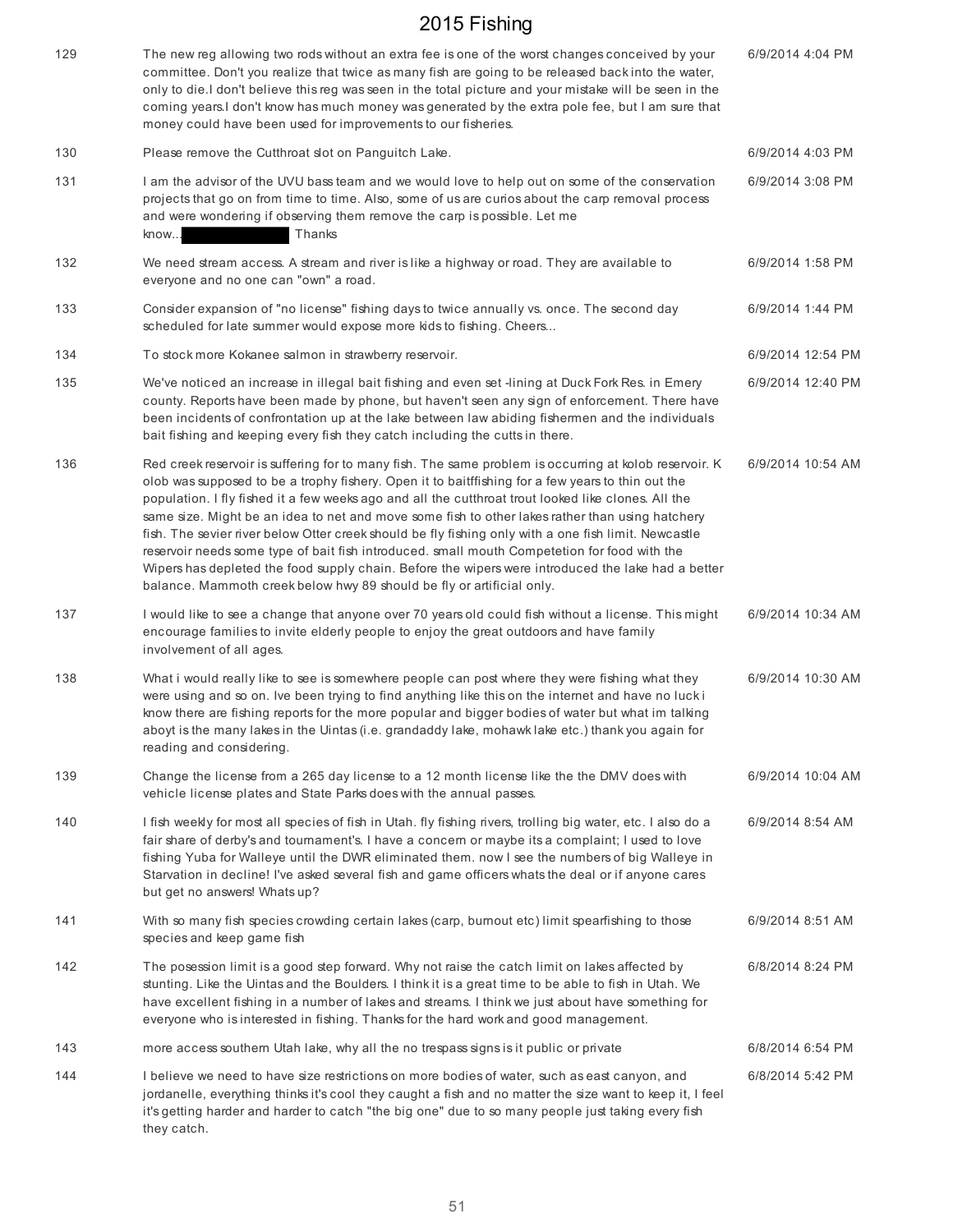| | | |
|---|---|---|
| 129 | The new reg allowing two rods without an extra fee is one of the worst changes conceived by your committee. Don't you realize that twice as many fish are going to be released back into the water, only to die.I don't believe this reg was seen in the total picture and your mistake will be seen in the coming years.I don't know has much money was generated by the extra pole fee, but I am sure that money could have been used for improvements to our fisheries. | 6/9/2014 4:04 PM |
| 130 | Please remove the Cutthroat slot on Panguitch Lake. | 6/9/2014 4:03 PM |
| 131 | I am the advisor of the UVU bass team and we would love to help out on some of the conservation projects that go on from time to time. Also, some of us are curios about the carp removal process and were wondering if observing them remove the carp is possible. Let me know... [redacted] Thanks | 6/9/2014 3:08 PM |
| 132 | We need stream access. A stream and river is like a highway or road. They are available to everyone and no one can "own" a road. | 6/9/2014 1:58 PM |
| 133 | Consider expansion of "no license" fishing days to twice annually vs. once. The second day scheduled for late summer would expose more kids to fishing. Cheers... | 6/9/2014 1:44 PM |
| 134 | To stock more Kokanee salmon in strawberry reservoir. | 6/9/2014 12:54 PM |
| 135 | We've noticed an increase in illegal bait fishing and even set -lining at Duck Fork Res. in Emery county. Reports have been made by phone, but haven't seen any sign of enforcement. There have been incidents of confrontation up at the lake between law abiding fishermen and the individuals bait fishing and keeping every fish they catch including the cutts in there. | 6/9/2014 12:40 PM |
| 136 | Red creek reservoir is suffering for to many fish. The same problem is occurring at kolob reservoir. K olob was supposed to be a trophy fishery. Open it to baitffishing for a few years to thin out the population. I fly fished it a few weeks ago and all the cutthroat trout looked like clones. All the same size. Might be an idea to net and move some fish to other lakes rather than using hatchery fish. The sevier river below Otter creek should be fly fishing only with a one fish limit. Newcastle reservoir needs some type of bait fish introduced. small mouth Competetion for food with the Wipers has depleted the food supply chain. Before the wipers were introduced the lake had a better balance. Mammoth creek below hwy 89 should be fly or artificial only. | 6/9/2014 10:54 AM |
| 137 | I would like to see a change that anyone over 70 years old could fish without a license. This might encourage families to invite elderly people to enjoy the great outdoors and have family involvement of all ages. | 6/9/2014 10:34 AM |
| 138 | What i would really like to see is somewhere people can post where they were fishing what they were using and so on. Ive been trying to find anything like this on the internet and have no luck i know there are fishing reports for the more popular and bigger bodies of water but what im talking aboyt is the many lakes in the Uintas (i.e. grandaddy lake, mohawk lake etc.) thank you again for reading and considering. | 6/9/2014 10:30 AM |
| 139 | Change the license from a 265 day license to a 12 month license like the the DMV does with vehicle license plates and State Parks does with the annual passes. | 6/9/2014 10:04 AM |
| 140 | I fish weekly for most all species of fish in Utah. fly fishing rivers, trolling big water, etc. I also do a fair share of derby's and tournament's. I have a concern or maybe its a complaint; I used to love fishing Yuba for Walleye until the DWR eliminated them. now I see the numbers of big Walleye in Starvation in decline! I've asked several fish and game officers whats the deal or if anyone cares but get no answers! Whats up? | 6/9/2014 8:54 AM |
| 141 | With so many fish species crowding certain lakes (carp, burnout etc) limit spearfishing to those species and keep game fish | 6/9/2014 8:51 AM |
| 142 | The posession limit is a good step forward. Why not raise the catch limit on lakes affected by stunting. Like the Uintas and the Boulders. I think it is a great time to be able to fish in Utah. We have excellent fishing in a number of lakes and streams. I think we just about have something for everyone who is interested in fishing. Thanks for the hard work and good management. | 6/8/2014 8:24 PM |
| 143 | more access southern Utah lake, why all the no trespass signs is it public or private | 6/8/2014 6:54 PM |
| 144 | I believe we need to have size restrictions on more bodies of water, such as east canyon, and jordanelle, everything thinks it's cool they caught a fish and no matter the size want to keep it, I feel it's getting harder and harder to catch "the big one" due to so many people just taking every fish they catch. | 6/8/2014 5:42 PM |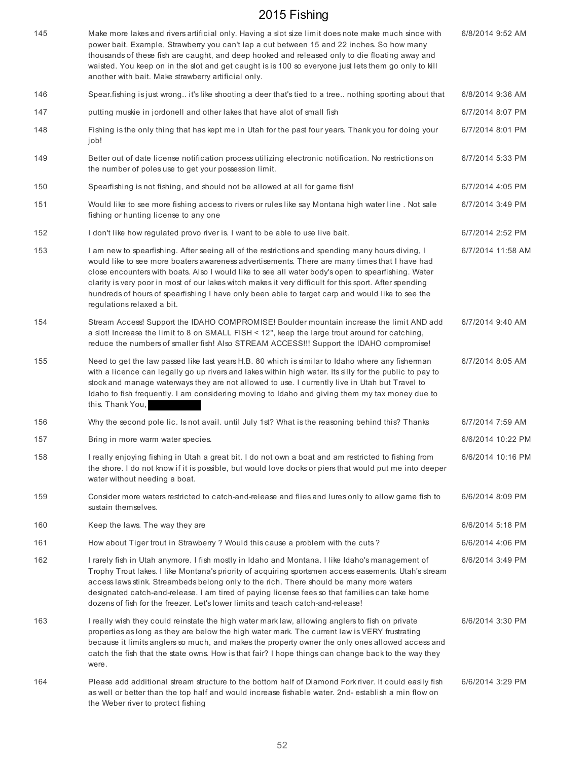| | | |
|---|---|---|
| 145 | Make more lakes and rivers artificial only. Having a slot size limit does note make much since with power bait. Example, Strawberry you can't lap a cut between 15 and 22 inches. So how many thousands of these fish are caught, and deep hooked and released only to die floating away and waisted. You keep on in the slot and get caught is is 100 so everyone just lets them go only to kill another with bait. Make strawberry artificial only. | 6/8/2014 9:52 AM |
| 146 | Spear.fishing is just wrong.. it's like shooting a deer that's tied to a tree.. nothing sporting about that | 6/8/2014 9:36 AM |
| 147 | putting muskie in jordonell and other lakes that have alot of small fish | 6/7/2014 8:07 PM |
| 148 | Fishing is the only thing that has kept me in Utah for the past four years. Thank you for doing your job! | 6/7/2014 8:01 PM |
| 149 | Better out of date license notification process utilizing electronic notification. No restrictions on the number of poles use to get your possession limit. | 6/7/2014 5:33 PM |
| 150 | Spearfishing is not fishing, and should not be allowed at all for game fish! | 6/7/2014 4:05 PM |
| 151 | Would like to see more fishing access to rivers or rules like say Montana high water line . Not sale fishing or hunting license to any one | 6/7/2014 3:49 PM |
| 152 | I don't like how regulated provo river is. I want to be able to use live bait. | 6/7/2014 2:52 PM |
| 153 | I am new to spearfishing. After seeing all of the restrictions and spending many hours diving, I would like to see more boaters awareness advertisements. There are many times that I have had close encounters with boats. Also I would like to see all water body's open to spearfishing. Water clarity is very poor in most of our lakes witch makes it very difficult for this sport. After spending hundreds of hours of spearfishing I have only been able to target carp and would like to see the regulations relaxed a bit. | 6/7/2014 11:58 AM |
| 154 | Stream Access! Support the IDAHO COMPROMISE! Boulder mountain increase the limit AND add a slot! Increase the limit to 8 on SMALL FISH < 12", keep the large trout around for catching, reduce the numbers of smaller fish! Also STREAM ACCESS!!! Support the IDAHO compromise! | 6/7/2014 9:40 AM |
| 155 | Need to get the law passed like last years H.B. 80 which is similar to Idaho where any fisherman with a licence can legally go up rivers and lakes within high water. Its silly for the public to pay to stock and manage waterways they are not allowed to use. I currently live in Utah but Travel to Idaho to fish frequently. I am considering moving to Idaho and giving them my tax money due to this. Thank You, [redacted] | 6/7/2014 8:05 AM |
| 156 | Why the second pole lic. Is not avail. until July 1st? What is the reasoning behind this? Thanks | 6/7/2014 7:59 AM |
| 157 | Bring in more warm water species. | 6/6/2014 10:22 PM |
| 158 | I really enjoying fishing in Utah a great bit. I do not own a boat and am restricted to fishing from the shore. I do not know if it is possible, but would love docks or piers that would put me into deeper water without needing a boat. | 6/6/2014 10:16 PM |
| 159 | Consider more waters restricted to catch-and-release and flies and lures only to allow game fish to sustain themselves. | 6/6/2014 8:09 PM |
| 160 | Keep the laws. The way they are | 6/6/2014 5:18 PM |
| 161 | How about Tiger trout in Strawberry ? Would this cause a problem with the cuts ? | 6/6/2014 4:06 PM |
| 162 | I rarely fish in Utah anymore. I fish mostly in Idaho and Montana. I like Idaho's management of Trophy Trout lakes. I like Montana's priority of acquiring sportsmen access easements. Utah's stream access laws stink. Streambeds belong only to the rich. There should be many more waters designated catch-and-release. I am tired of paying license fees so that families can take home dozens of fish for the freezer. Let's lower limits and teach catch-and-release! | 6/6/2014 3:49 PM |
| 163 | I really wish they could reinstate the high water mark law, allowing anglers to fish on private properties as long as they are below the high water mark. The current law is VERY frustrating because it limits anglers so much, and makes the property owner the only ones allowed access and catch the fish that the state owns. How is that fair? I hope things can change back to the way they were. | 6/6/2014 3:30 PM |
| 164 | Please add additional stream structure to the bottom half of Diamond Fork river. It could easily fish as well or better than the top half and would increase fishable water. 2nd- establish a min flow on the Weber river to protect fishing | 6/6/2014 3:29 PM |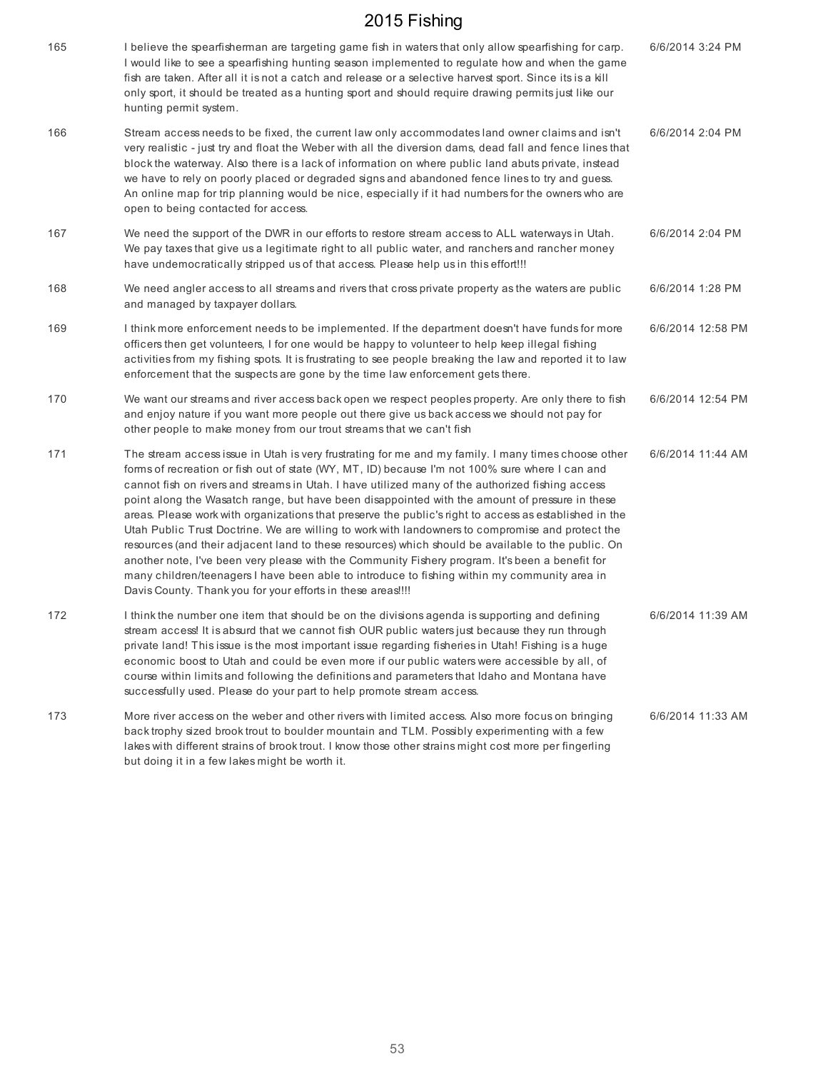# 2015 Fishing

| | | |
|---|---|---|
| 165 | I believe the spearfisherman are targeting game fish in waters that only allow spearfishing for carp. I would like to see a spearfishing hunting season implemented to regulate how and when the game fish are taken. After all it is not a catch and release or a selective harvest sport. Since its is a kill only sport, it should be treated as a hunting sport and should require drawing permits just like our hunting permit system. | 6/6/2014 3:24 PM |
| 166 | Stream access needs to be fixed, the current law only accommodates land owner claims and isn't very realistic - just try and float the Weber with all the diversion dams, dead fall and fence lines that block the waterway. Also there is a lack of information on where public land abuts private, instead we have to rely on poorly placed or degraded signs and abandoned fence lines to try and guess. An online map for trip planning would be nice, especially if it had numbers for the owners who are open to being contacted for access. | 6/6/2014 2:04 PM |
| 167 | We need the support of the DWR in our efforts to restore stream access to ALL waterways in Utah. We pay taxes that give us a legitimate right to all public water, and ranchers and rancher money have undemocratically stripped us of that access. Please help us in this effort!!! | 6/6/2014 2:04 PM |
| 168 | We need angler access to all streams and rivers that cross private property as the waters are public and managed by taxpayer dollars. | 6/6/2014 1:28 PM |
| 169 | I think more enforcement needs to be implemented. If the department doesn't have funds for more officers then get volunteers, I for one would be happy to volunteer to help keep illegal fishing activities from my fishing spots. It is frustrating to see people breaking the law and reported it to law enforcement that the suspects are gone by the time law enforcement gets there. | 6/6/2014 12:58 PM |
| 170 | We want our streams and river access back open we respect peoples property. Are only there to fish and enjoy nature if you want more people out there give us back access we should not pay for other people to make money from our trout streams that we can't fish | 6/6/2014 12:54 PM |
| 171 | The stream access issue in Utah is very frustrating for me and my family. I many times choose other forms of recreation or fish out of state (WY, MT, ID) because I'm not 100% sure where I can and cannot fish on rivers and streams in Utah. I have utilized many of the authorized fishing access point along the Wasatch range, but have been disappointed with the amount of pressure in these areas. Please work with organizations that preserve the public's right to access as established in the Utah Public Trust Doctrine. We are willing to work with landowners to compromise and protect the resources (and their adjacent land to these resources) which should be available to the public. On another note, I've been very please with the Community Fishery program. It's been a benefit for many children/teenagers I have been able to introduce to fishing within my community area in Davis County. Thank you for your efforts in these areas!!!! | 6/6/2014 11:44 AM |
| 172 | I think the number one item that should be on the divisions agenda is supporting and defining stream access! It is absurd that we cannot fish OUR public waters just because they run through private land! This issue is the most important issue regarding fisheries in Utah! Fishing is a huge economic boost to Utah and could be even more if our public waters were accessible by all, of course within limits and following the definitions and parameters that Idaho and Montana have successfully used. Please do your part to help promote stream access. | 6/6/2014 11:39 AM |
| 173 | More river access on the weber and other rivers with limited access. Also more focus on bringing back trophy sized brook trout to boulder mountain and TLM. Possibly experimenting with a few lakes with different strains of brook trout. I know those other strains might cost more per fingerling but doing it in a few lakes might be worth it. | 6/6/2014 11:33 AM |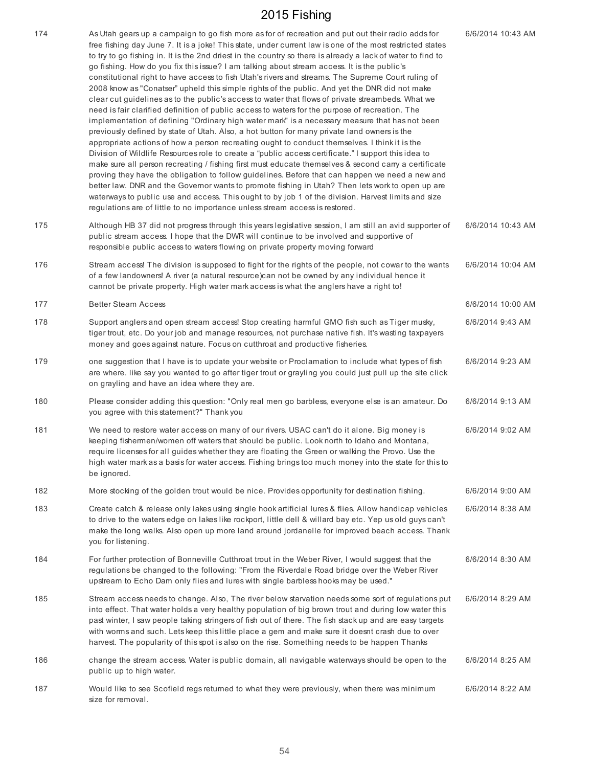# 2015 Fishing

| # | Response | Date |
|---|---|---|
| 174 | As Utah gears up a campaign to go fish more as for of recreation and put out their radio adds for free fishing day June 7. It is a joke! This state, under current law is one of the most restricted states to try to go fishing in. It is the 2nd driest in the country so there is already a lack of water to find to go fishing. How do you fix this issue? I am talking about stream access. It is the public's constitutional right to have access to fish Utah's rivers and streams. The Supreme Court ruling of 2008 know as "Conatser" upheld this simple rights of the public. And yet the DNR did not make clear cut guidelines as to the public's access to water that flows of private streambeds. What we need is fair clarified definition of public access to waters for the purpose of recreation. The implementation of defining "Ordinary high water mark" is a necessary measure that has not been previously defined by state of Utah. Also, a hot button for many private land owners is the appropriate actions of how a person recreating ought to conduct themselves. I think it is the Division of Wildlife Resources role to create a "public access certificate." I support this idea to make sure all person recreating / fishing first must educate themselves & second carry a certificate proving they have the obligation to follow guidelines. Before that can happen we need a new and better law. DNR and the Governor wants to promote fishing in Utah? Then lets work to open up are waterways to public use and access. This ought to by job 1 of the division. Harvest limits and size regulations are of little to no importance unless stream access is restored. | 6/6/2014 10:43 AM |
| 175 | Although HB 37 did not progress through this years legislative session, I am still an avid supporter of public stream access. I hope that the DWR will continue to be involved and supportive of responsible public access to waters flowing on private property moving forward | 6/6/2014 10:43 AM |
| 176 | Stream access! The division is supposed to fight for the rights of the people, not cowar to the wants of a few landowners! A river (a natural resource)can not be owned by any individual hence it cannot be private property. High water mark access is what the anglers have a right to! | 6/6/2014 10:04 AM |
| 177 | Better Steam Access | 6/6/2014 10:00 AM |
| 178 | Support anglers and open stream access! Stop creating harmful GMO fish such as Tiger musky, tiger trout, etc. Do your job and manage resources, not purchase native fish. It's wasting taxpayers money and goes against nature. Focus on cutthroat and productive fisheries. | 6/6/2014 9:43 AM |
| 179 | one suggestion that I have is to update your website or Proclamation to include what types of fish are where. like say you wanted to go after tiger trout or grayling you could just pull up the site click on grayling and have an idea where they are. | 6/6/2014 9:23 AM |
| 180 | Please consider adding this question: "Only real men go barbless, everyone else is an amateur. Do you agree with this statement?" Thank you | 6/6/2014 9:13 AM |
| 181 | We need to restore water access on many of our rivers. USAC can't do it alone. Big money is keeping fishermen/women off waters that should be public. Look north to Idaho and Montana, require licenses for all guides whether they are floating the Green or walking the Provo. Use the high water mark as a basis for water access. Fishing brings too much money into the state for this to be ignored. | 6/6/2014 9:02 AM |
| 182 | More stocking of the golden trout would be nice. Provides opportunity for destination fishing. | 6/6/2014 9:00 AM |
| 183 | Create catch & release only lakes using single hook artificial lures & flies. Allow handicap vehicles to drive to the waters edge on lakes like rockport, little dell & willard bay etc. Yep us old guys can't make the long walks. Also open up more land around jordanelle for improved beach access. Thank you for listening. | 6/6/2014 8:38 AM |
| 184 | For further protection of Bonneville Cutthroat trout in the Weber River, I would suggest that the regulations be changed to the following: "From the Riverdale Road bridge over the Weber River upstream to Echo Dam only flies and lures with single barbless hooks may be used." | 6/6/2014 8:30 AM |
| 185 | Stream access needs to change. Also, The river below starvation needs some sort of regulations put into effect. That water holds a very healthy population of big brown trout and during low water this past winter, I saw people taking stringers of fish out of there. The fish stack up and are easy targets with worms and such. Lets keep this little place a gem and make sure it doesnt crash due to over harvest. The popularity of this spot is also on the rise. Something needs to be happen Thanks | 6/6/2014 8:29 AM |
| 186 | change the stream access. Water is public domain, all navigable waterways should be open to the public up to high water. | 6/6/2014 8:25 AM |
| 187 | Would like to see Scofield regs returned to what they were previously, when there was minimum size for removal. | 6/6/2014 8:22 AM |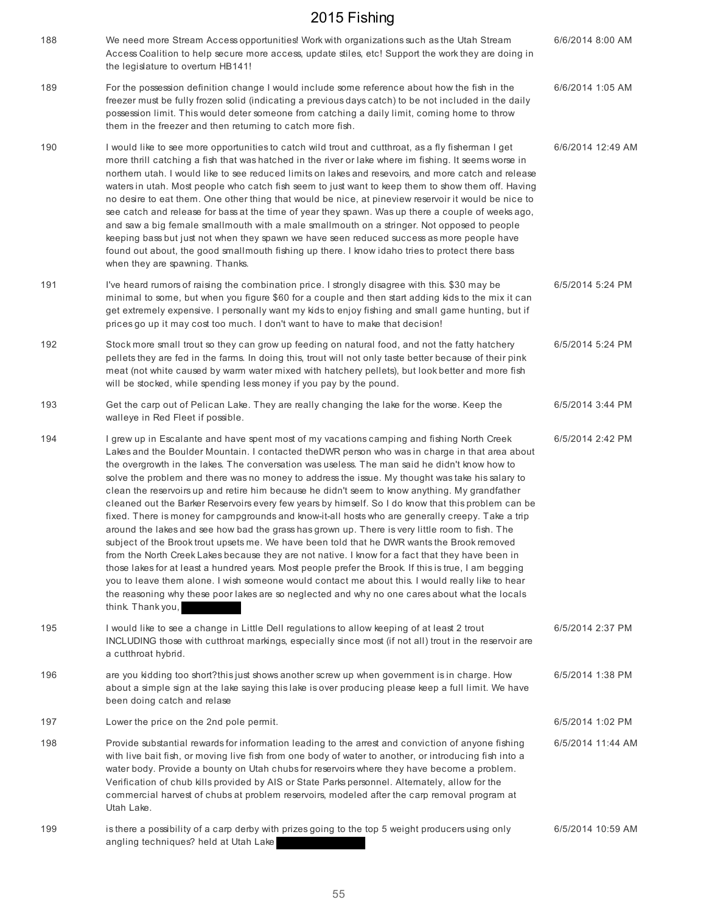| | | |
|---|---|---|
| 188 | We need more Stream Access opportunities! Work with organizations such as the Utah Stream Access Coalition to help secure more access, update stiles, etc! Support the work they are doing in the legislature to overturn HB141! | 6/6/2014 8:00 AM |
| 189 | For the possession definition change I would include some reference about how the fish in the freezer must be fully frozen solid (indicating a previous days catch) to be not included in the daily possession limit. This would deter someone from catching a daily limit, coming home to throw them in the freezer and then returning to catch more fish. | 6/6/2014 1:05 AM |
| 190 | I would like to see more opportunities to catch wild trout and cutthroat, as a fly fisherman I get more thrill catching a fish that was hatched in the river or lake where im fishing. It seems worse in northern utah. I would like to see reduced limits on lakes and resevoirs, and more catch and release waters in utah. Most people who catch fish seem to just want to keep them to show them off. Having no desire to eat them. One other thing that would be nice, at pineview reservoir it would be nice to see catch and release for bass at the time of year they spawn. Was up there a couple of weeks ago, and saw a big female smallmouth with a male smallmouth on a stringer. Not opposed to people keeping bass but just not when they spawn we have seen reduced success as more people have found out about, the good smallmouth fishing up there. I know idaho tries to protect there bass when they are spawning. Thanks. | 6/6/2014 12:49 AM |
| 191 | I've heard rumors of raising the combination price. I strongly disagree with this. $30 may be minimal to some, but when you figure $60 for a couple and then start adding kids to the mix it can get extremely expensive. I personally want my kids to enjoy fishing and small game hunting, but if prices go up it may cost too much. I don't want to have to make that decision! | 6/5/2014 5:24 PM |
| 192 | Stock more small trout so they can grow up feeding on natural food, and not the fatty hatchery pellets they are fed in the farms. In doing this, trout will not only taste better because of their pink meat (not white caused by warm water mixed with hatchery pellets), but look better and more fish will be stocked, while spending less money if you pay by the pound. | 6/5/2014 5:24 PM |
| 193 | Get the carp out of Pelican Lake. They are really changing the lake for the worse. Keep the walleye in Red Fleet if possible. | 6/5/2014 3:44 PM |
| 194 | I grew up in Escalante and have spent most of my vacations camping and fishing North Creek Lakes and the Boulder Mountain. I contacted theDWR person who was in charge in that area about the overgrowth in the lakes. The conversation was useless. The man said he didn't know how to solve the problem and there was no money to address the issue. My thought was take his salary to clean the reservoirs up and retire him because he didn't seem to know anything. My grandfather cleaned out the Barker Reservoirs every few years by himself. So I do know that this problem can be fixed. There is money for campgrounds and know-it-all hosts who are generally creepy. Take a trip around the lakes and see how bad the grass has grown up. There is very little room to fish. The subject of the Brook trout upsets me. We have been told that he DWR wants the Brook removed from the North Creek Lakes because they are not native. I know for a fact that they have been in those lakes for at least a hundred years. Most people prefer the Brook. If this is true, I am begging you to leave them alone. I wish someone would contact me about this. I would really like to hear the reasoning why these poor lakes are so neglected and why no one cares about what the locals think. Thank you, [REDACTED] | 6/5/2014 2:42 PM |
| 195 | I would like to see a change in Little Dell regulations to allow keeping of at least 2 trout INCLUDING those with cutthroat markings, especially since most (if not all) trout in the reservoir are a cutthroat hybrid. | 6/5/2014 2:37 PM |
| 196 | are you kidding too short?this just shows another screw up when government is in charge. How about a simple sign at the lake saying this lake is over producing please keep a full limit. We have been doing catch and relase | 6/5/2014 1:38 PM |
| 197 | Lower the price on the 2nd pole permit. | 6/5/2014 1:02 PM |
| 198 | Provide substantial rewards for information leading to the arrest and conviction of anyone fishing with live bait fish, or moving live fish from one body of water to another, or introducing fish into a water body. Provide a bounty on Utah chubs for reservoirs where they have become a problem. Verification of chub kills provided by AIS or State Parks personnel. Alternately, allow for the commercial harvest of chubs at problem reservoirs, modeled after the carp removal program at Utah Lake. | 6/5/2014 11:44 AM |
| 199 | is there a possibility of a carp derby with prizes going to the top 5 weight producers using only angling techniques? held at Utah Lake [REDACTED] | 6/5/2014 10:59 AM |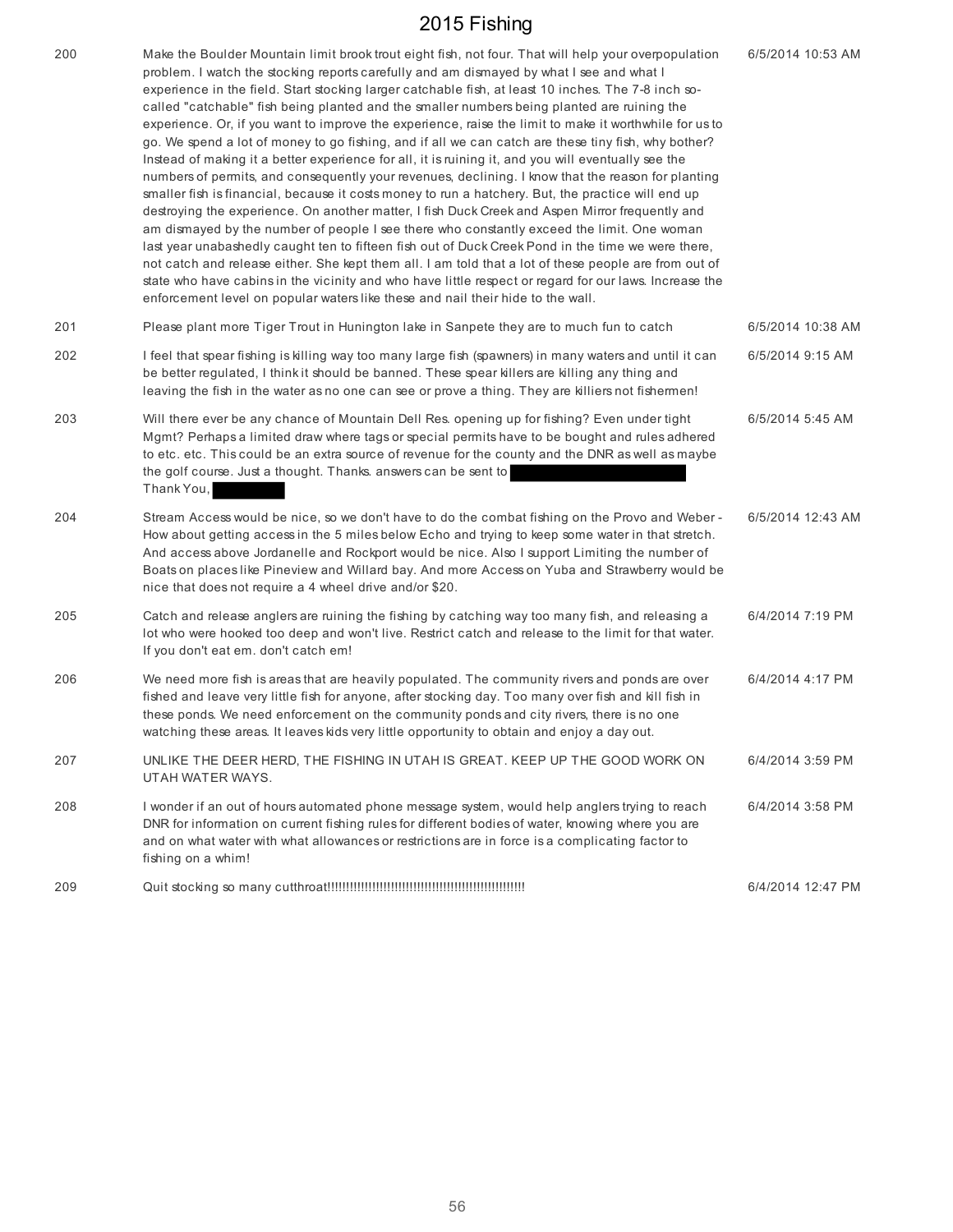| | | |
|---|---|---|
| 200 | Make the Boulder Mountain limit brook trout eight fish, not four. That will help your overpopulation problem. I watch the stocking reports carefully and am dismayed by what I see and what I experience in the field. Start stocking larger catchable fish, at least 10 inches. The 7-8 inch so-called "catchable" fish being planted and the smaller numbers being planted are ruining the experience. Or, if you want to improve the experience, raise the limit to make it worthwhile for us to go. We spend a lot of money to go fishing, and if all we can catch are these tiny fish, why bother? Instead of making it a better experience for all, it is ruining it, and you will eventually see the numbers of permits, and consequently your revenues, declining. I know that the reason for planting smaller fish is financial, because it costs money to run a hatchery. But, the practice will end up destroying the experience. On another matter, I fish Duck Creek and Aspen Mirror frequently and am dismayed by the number of people I see there who constantly exceed the limit. One woman last year unabashedly caught ten to fifteen fish out of Duck Creek Pond in the time we were there, not catch and release either. She kept them all. I am told that a lot of these people are from out of state who have cabins in the vicinity and who have little respect or regard for our laws. Increase the enforcement level on popular waters like these and nail their hide to the wall. | 6/5/2014 10:53 AM |
| 201 | Please plant more Tiger Trout in Hunington lake in Sanpete they are to much fun to catch | 6/5/2014 10:38 AM |
| 202 | I feel that spear fishing is killing way too many large fish (spawners) in many waters and until it can be better regulated, I think it should be banned. These spear killers are killing any thing and leaving the fish in the water as no one can see or prove a thing. They are killiers not fishermen! | 6/5/2014 9:15 AM |
| 203 | Will there ever be any chance of Mountain Dell Res. opening up for fishing? Even under tight Mgmt? Perhaps a limited draw where tags or special permits have to be bought and rules adhered to etc. etc. This could be an extra source of revenue for the county and the DNR as well as maybe the golf course. Just a thought. Thanks. answers can be sent to [redacted] Thank You, [redacted] | 6/5/2014 5:45 AM |
| 204 | Stream Access would be nice, so we don't have to do the combat fishing on the Provo and Weber - How about getting access in the 5 miles below Echo and trying to keep some water in that stretch. And access above Jordanelle and Rockport would be nice. Also I support Limiting the number of Boats on places like Pineview and Willard bay. And more Access on Yuba and Strawberry would be nice that does not require a 4 wheel drive and/or $20. | 6/5/2014 12:43 AM |
| 205 | Catch and release anglers are ruining the fishing by catching way too many fish, and releasing a lot who were hooked too deep and won't live. Restrict catch and release to the limit for that water. If you don't eat em. don't catch em! | 6/4/2014 7:19 PM |
| 206 | We need more fish is areas that are heavily populated. The community rivers and ponds are over fished and leave very little fish for anyone, after stocking day. Too many over fish and kill fish in these ponds. We need enforcement on the community ponds and city rivers, there is no one watching these areas. It leaves kids very little opportunity to obtain and enjoy a day out. | 6/4/2014 4:17 PM |
| 207 | UNLIKE THE DEER HERD, THE FISHING IN UTAH IS GREAT. KEEP UP THE GOOD WORK ON UTAH WATER WAYS. | 6/4/2014 3:59 PM |
| 208 | I wonder if an out of hours automated phone message system, would help anglers trying to reach DNR for information on current fishing rules for different bodies of water, knowing where you are and on what water with what allowances or restrictions are in force is a complicating factor to fishing on a whim! | 6/4/2014 3:58 PM |
| 209 | Quit stocking so many cutthroat!!!!!!!!!!!!!!!!!!!!!!!!!!!!!!!!!!!!!!!!!!!!!!!!!!!!!!!!!!!! | 6/4/2014 12:47 PM |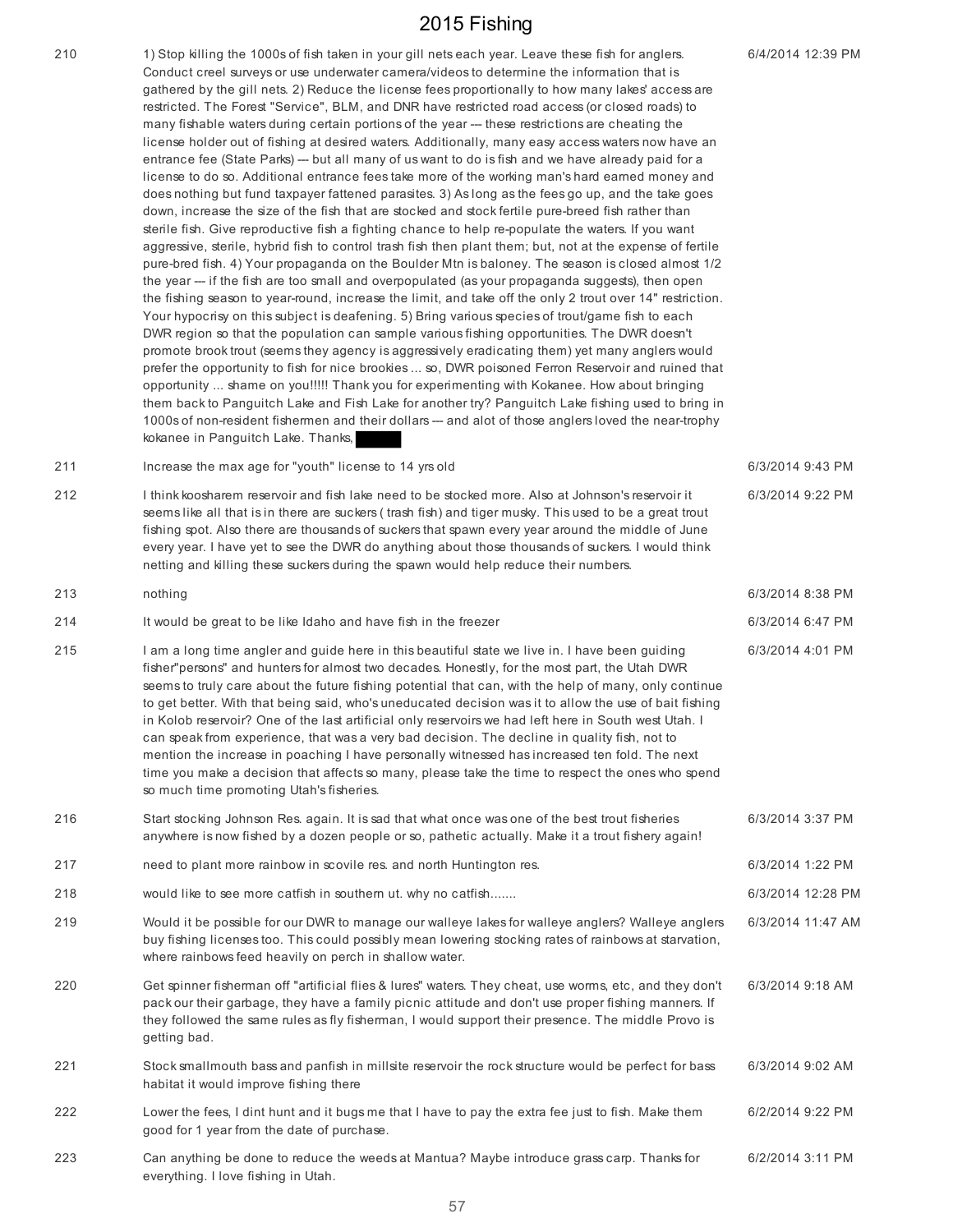| | | |
|---|---|---|
| 210 | 1) Stop killing the 1000s of fish taken in your gill nets each year. Leave these fish for anglers. Conduct creel surveys or use underwater camera/videos to determine the information that is gathered by the gill nets. 2) Reduce the license fees proportionally to how many lakes' access are restricted. The Forest "Service", BLM, and DNR have restricted road access (or closed roads) to many fishable waters during certain portions of the year --- these restrictions are cheating the license holder out of fishing at desired waters. Additionally, many easy access waters now have an entrance fee (State Parks) --- but all many of us want to do is fish and we have already paid for a license to do so. Additional entrance fees take more of the working man's hard earned money and does nothing but fund taxpayer fattened parasites. 3) As long as the fees go up, and the take goes down, increase the size of the fish that are stocked and stock fertile pure-breed fish rather than sterile fish. Give reproductive fish a fighting chance to help re-populate the waters. If you want aggressive, sterile, hybrid fish to control trash fish then plant them; but, not at the expense of fertile pure-bred fish. 4) Your propaganda on the Boulder Mtn is baloney. The season is closed almost 1/2 the year --- if the fish are too small and overpopulated (as your propaganda suggests), then open the fishing season to year-round, increase the limit, and take off the only 2 trout over 14" restriction. Your hypocrisy on this subject is deafening. 5) Bring various species of trout/game fish to each DWR region so that the population can sample various fishing opportunities. The DWR doesn't promote brook trout (seems they agency is aggressively eradicating them) yet many anglers would prefer the opportunity to fish for nice brookies ... so, DWR poisoned Ferron Reservoir and ruined that opportunity ... shame on you!!!!! Thank you for experimenting with Kokanee. How about bringing them back to Panguitch Lake and Fish Lake for another try? Panguitch Lake fishing used to bring in 1000s of non-resident fishermen and their dollars --- and alot of those anglers loved the near-trophy kokanee in Panguitch Lake. Thanks, ████ | 6/4/2014 12:39 PM |
| 211 | Increase the max age for "youth" license to 14 yrs old | 6/3/2014 9:43 PM |
| 212 | I think koosharem reservoir and fish lake need to be stocked more. Also at Johnson's reservoir it seems like all that is in there are suckers ( trash fish) and tiger musky. This used to be a great trout fishing spot. Also there are thousands of suckers that spawn every year around the middle of June every year. I have yet to see the DWR do anything about those thousands of suckers. I would think netting and killing these suckers during the spawn would help reduce their numbers. | 6/3/2014 9:22 PM |
| 213 | nothing | 6/3/2014 8:38 PM |
| 214 | It would be great to be like Idaho and have fish in the freezer | 6/3/2014 6:47 PM |
| 215 | I am a long time angler and guide here in this beautiful state we live in. I have been guiding fisher"persons" and hunters for almost two decades. Honestly, for the most part, the Utah DWR seems to truly care about the future fishing potential that can, with the help of many, only continue to get better. With that being said, who's uneducated decision was it to allow the use of bait fishing in Kolob reservoir? One of the last artificial only reservoirs we had left here in South west Utah. I can speak from experience, that was a very bad decision. The decline in quality fish, not to mention the increase in poaching I have personally witnessed has increased ten fold. The next time you make a decision that affects so many, please take the time to respect the ones who spend so much time promoting Utah's fisheries. | 6/3/2014 4:01 PM |
| 216 | Start stocking Johnson Res. again. It is sad that what once was one of the best trout fisheries anywhere is now fished by a dozen people or so, pathetic actually. Make it a trout fishery again! | 6/3/2014 3:37 PM |
| 217 | need to plant more rainbow in scovile res. and north Huntington res. | 6/3/2014 1:22 PM |
| 218 | would like to see more catfish in southern ut. why no catfish....... | 6/3/2014 12:28 PM |
| 219 | Would it be possible for our DWR to manage our walleye lakes for walleye anglers? Walleye anglers buy fishing licenses too. This could possibly mean lowering stocking rates of rainbows at starvation, where rainbows feed heavily on perch in shallow water. | 6/3/2014 11:47 AM |
| 220 | Get spinner fisherman off "artificial flies & lures" waters. They cheat, use worms, etc, and they don't pack our their garbage, they have a family picnic attitude and don't use proper fishing manners. If they followed the same rules as fly fisherman, I would support their presence. The middle Provo is getting bad. | 6/3/2014 9:18 AM |
| 221 | Stock smallmouth bass and panfish in millsite reservoir the rock structure would be perfect for bass habitat it would improve fishing there | 6/3/2014 9:02 AM |
| 222 | Lower the fees, I dint hunt and it bugs me that I have to pay the extra fee just to fish. Make them good for 1 year from the date of purchase. | 6/2/2014 9:22 PM |
| 223 | Can anything be done to reduce the weeds at Mantua? Maybe introduce grass carp. Thanks for everything. I love fishing in Utah. | 6/2/2014 3:11 PM |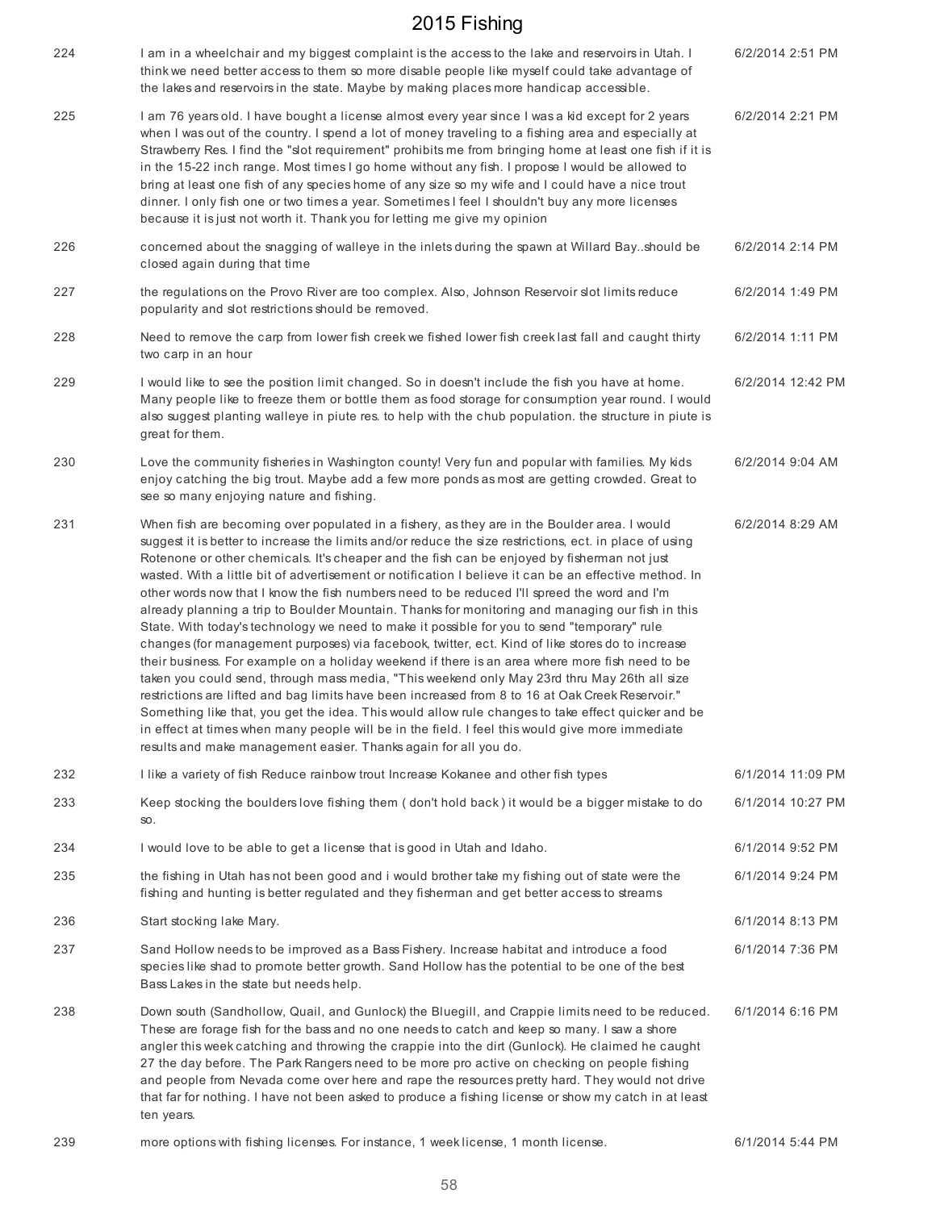| | | |
|---|---|---|
| 224 | I am in a wheelchair and my biggest complaint is the access to the lake and reservoirs in Utah. I think we need better access to them so more disable people like myself could take advantage of the lakes and reservoirs in the state. Maybe by making places more handicap accessible. | 6/2/2014 2:51 PM |
| 225 | I am 76 years old. I have bought a license almost every year since I was a kid except for 2 years when I was out of the country. I spend a lot of money traveling to a fishing area and especially at Strawberry Res. I find the "slot requirement" prohibits me from bringing home at least one fish if it is in the 15-22 inch range. Most times I go home without any fish. I propose I would be allowed to bring at least one fish of any species home of any size so my wife and I could have a nice trout dinner. I only fish one or two times a year. Sometimes I feel I shouldn't buy any more licenses because it is just not worth it. Thank you for letting me give my opinion | 6/2/2014 2:21 PM |
| 226 | concerned about the snagging of walleye in the inlets during the spawn at Willard Bay..should be closed again during that time | 6/2/2014 2:14 PM |
| 227 | the regulations on the Provo River are too complex. Also, Johnson Reservoir slot limits reduce popularity and slot restrictions should be removed. | 6/2/2014 1:49 PM |
| 228 | Need to remove the carp from lower fish creek we fished lower fish creek last fall and caught thirty two carp in an hour | 6/2/2014 1:11 PM |
| 229 | I would like to see the position limit changed. So in doesn't include the fish you have at home. Many people like to freeze them or bottle them as food storage for consumption year round. I would also suggest planting walleye in piute res. to help with the chub population. the structure in piute is great for them. | 6/2/2014 12:42 PM |
| 230 | Love the community fisheries in Washington county! Very fun and popular with families. My kids enjoy catching the big trout. Maybe add a few more ponds as most are getting crowded. Great to see so many enjoying nature and fishing. | 6/2/2014 9:04 AM |
| 231 | When fish are becoming over populated in a fishery, as they are in the Boulder area. I would suggest it is better to increase the limits and/or reduce the size restrictions, ect. in place of using Rotenone or other chemicals. It's cheaper and the fish can be enjoyed by fisherman not just wasted. With a little bit of advertisement or notification I believe it can be an effective method. In other words now that I know the fish numbers need to be reduced I'll spreed the word and I'm already planning a trip to Boulder Mountain. Thanks for monitoring and managing our fish in this State. With today's technology we need to make it possible for you to send "temporary" rule changes (for management purposes) via facebook, twitter, ect. Kind of like stores do to increase their business. For example on a holiday weekend if there is an area where more fish need to be taken you could send, through mass media, "This weekend only May 23rd thru May 26th all size restrictions are lifted and bag limits have been increased from 8 to 16 at Oak Creek Reservoir." Something like that, you get the idea. This would allow rule changes to take effect quicker and be in effect at times when many people will be in the field. I feel this would give more immediate results and make management easier. Thanks again for all you do. | 6/2/2014 8:29 AM |
| 232 | I like a variety of fish Reduce rainbow trout Increase Kokanee and other fish types | 6/1/2014 11:09 PM |
| 233 | Keep stocking the boulders love fishing them ( don't hold back ) it would be a bigger mistake to do so. | 6/1/2014 10:27 PM |
| 234 | I would love to be able to get a license that is good in Utah and Idaho. | 6/1/2014 9:52 PM |
| 235 | the fishing in Utah has not been good and i would brother take my fishing out of state were the fishing and hunting is better regulated and they fisherman and get better access to streams | 6/1/2014 9:24 PM |
| 236 | Start stocking lake Mary. | 6/1/2014 8:13 PM |
| 237 | Sand Hollow needs to be improved as a Bass Fishery. Increase habitat and introduce a food species like shad to promote better growth. Sand Hollow has the potential to be one of the best Bass Lakes in the state but needs help. | 6/1/2014 7:36 PM |
| 238 | Down south (Sandhollow, Quail, and Gunlock) the Bluegill, and Crappie limits need to be reduced. These are forage fish for the bass and no one needs to catch and keep so many. I saw a shore angler this week catching and throwing the crappie into the dirt (Gunlock). He claimed he caught 27 the day before. The Park Rangers need to be more pro active on checking on people fishing and people from Nevada come over here and rape the resources pretty hard. They would not drive that far for nothing. I have not been asked to produce a fishing license or show my catch in at least ten years. | 6/1/2014 6:16 PM |
| 239 | more options with fishing licenses. For instance, 1 week license, 1 month license. | 6/1/2014 5:44 PM |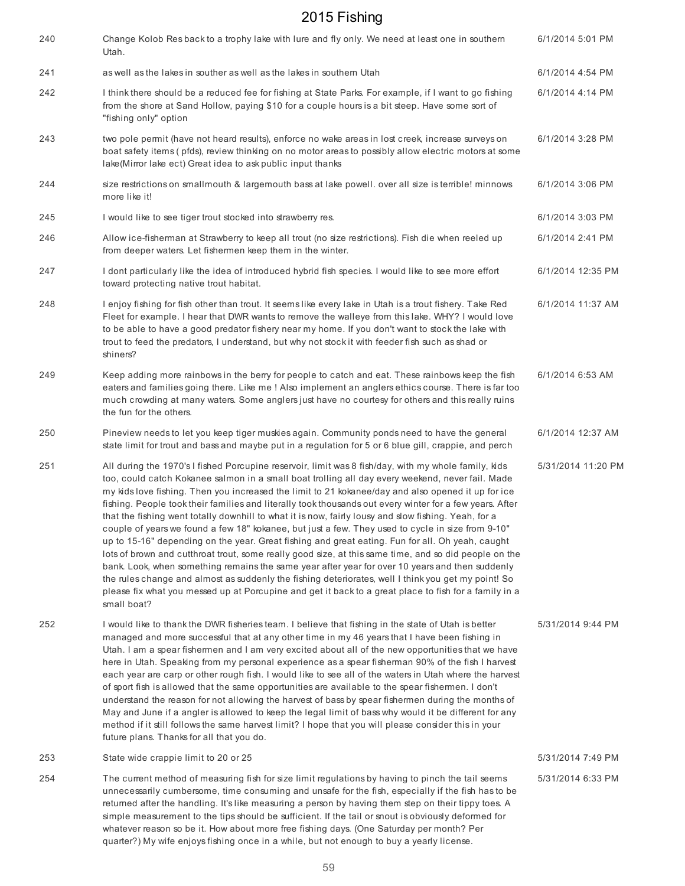| | | |
|---|---|---|
| 240 | Change Kolob Res back to a trophy lake with lure and fly only. We need at least one in southern Utah. | 6/1/2014 5:01 PM |
| 241 | as well as the lakes in souther as well as the lakes in southern Utah | 6/1/2014 4:54 PM |
| 242 | I think there should be a reduced fee for fishing at State Parks. For example, if I want to go fishing from the shore at Sand Hollow, paying $10 for a couple hours is a bit steep. Have some sort of "fishing only" option | 6/1/2014 4:14 PM |
| 243 | two pole permit (have not heard results), enforce no wake areas in lost creek, increase surveys on boat safety items ( pfds), review thinking on no motor areas to possibly allow electric motors at some lake(Mirror lake ect) Great idea to ask public input thanks | 6/1/2014 3:28 PM |
| 244 | size restrictions on smallmouth & largemouth bass at lake powell. over all size is terrible! minnows more like it! | 6/1/2014 3:06 PM |
| 245 | I would like to see tiger trout stocked into strawberry res. | 6/1/2014 3:03 PM |
| 246 | Allow ice-fisherman at Strawberry to keep all trout (no size restrictions). Fish die when reeled up from deeper waters. Let fishermen keep them in the winter. | 6/1/2014 2:41 PM |
| 247 | I dont particularly like the idea of introduced hybrid fish species. I would like to see more effort toward protecting native trout habitat. | 6/1/2014 12:35 PM |
| 248 | I enjoy fishing for fish other than trout. It seems like every lake in Utah is a trout fishery. Take Red Fleet for example. I hear that DWR wants to remove the walleye from this lake. WHY? I would love to be able to have a good predator fishery near my home. If you don't want to stock the lake with trout to feed the predators, I understand, but why not stock it with feeder fish such as shad or shiners? | 6/1/2014 11:37 AM |
| 249 | Keep adding more rainbows in the berry for people to catch and eat. These rainbows keep the fish eaters and families going there. Like me ! Also implement an anglers ethics course. There is far too much crowding at many waters. Some anglers just have no courtesy for others and this really ruins the fun for the others. | 6/1/2014 6:53 AM |
| 250 | Pineview needs to let you keep tiger muskies again. Community ponds need to have the general state limit for trout and bass and maybe put in a regulation for 5 or 6 blue gill, crappie, and perch | 6/1/2014 12:37 AM |
| 251 | All during the 1970's I fished Porcupine reservoir, limit was 8 fish/day, with my whole family, kids too, could catch Kokanee salmon in a small boat trolling all day every weekend, never fail. Made my kids love fishing. Then you increased the limit to 21 kokanee/day and also opened it up for ice fishing. People took their families and literally took thousands out every winter for a few years. After that the fishing went totally downhill to what it is now, fairly lousy and slow fishing. Yeah, for a couple of years we found a few 18" kokanee, but just a few. They used to cycle in size from 9-10" up to 15-16" depending on the year. Great fishing and great eating. Fun for all. Oh yeah, caught lots of brown and cutthroat trout, some really good size, at this same time, and so did people on the bank. Look, when something remains the same year after year for over 10 years and then suddenly the rules change and almost as suddenly the fishing deteriorates, well I think you get my point! So please fix what you messed up at Porcupine and get it back to a great place to fish for a family in a small boat? | 5/31/2014 11:20 PM |
| 252 | I would like to thank the DWR fisheries team. I believe that fishing in the state of Utah is better managed and more successful that at any other time in my 46 years that I have been fishing in Utah. I am a spear fishermen and I am very excited about all of the new opportunities that we have here in Utah. Speaking from my personal experience as a spear fisherman 90% of the fish I harvest each year are carp or other rough fish. I would like to see all of the waters in Utah where the harvest of sport fish is allowed that the same opportunities are available to the spear fishermen. I don't understand the reason for not allowing the harvest of bass by spear fishermen during the months of May and June if a angler is allowed to keep the legal limit of bass why would it be different for any method if it still follows the same harvest limit? I hope that you will please consider this in your future plans. Thanks for all that you do. | 5/31/2014 9:44 PM |
| 253 | State wide crappie limit to 20 or 25 | 5/31/2014 7:49 PM |
| 254 | The current method of measuring fish for size limit regulations by having to pinch the tail seems unnecessarily cumbersome, time consuming and unsafe for the fish, especially if the fish has to be returned after the handling. It's like measuring a person by having them step on their tippy toes. A simple measurement to the tips should be sufficient. If the tail or snout is obviously deformed for whatever reason so be it. How about more free fishing days. (One Saturday per month? Per quarter?) My wife enjoys fishing once in a while, but not enough to buy a yearly license. | 5/31/2014 6:33 PM |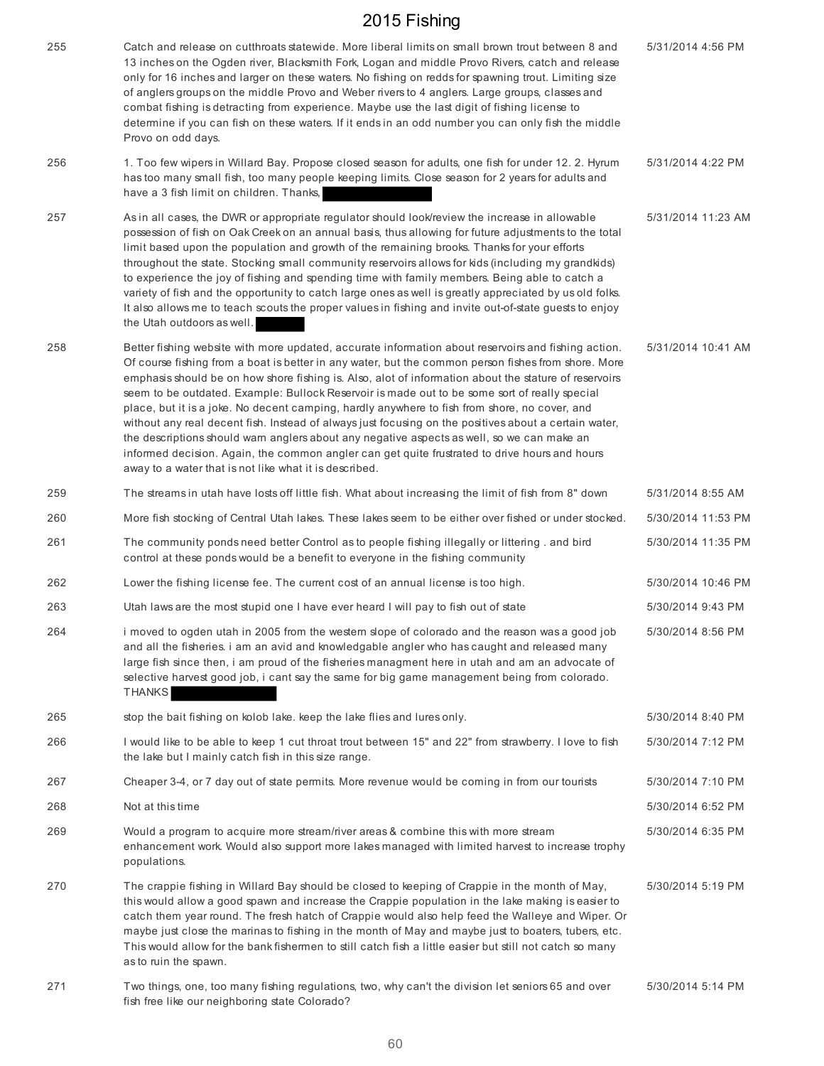| | | |
|---|---|---|
| 255 | Catch and release on cutthroats statewide. More liberal limits on small brown trout between 8 and 13 inches on the Ogden river, Blacksmith Fork, Logan and middle Provo Rivers, catch and release only for 16 inches and larger on these waters. No fishing on redds for spawning trout. Limiting size of anglers groups on the middle Provo and Weber rivers to 4 anglers. Large groups, classes and combat fishing is detracting from experience. Maybe use the last digit of fishing license to determine if you can fish on these waters. If it ends in an odd number you can only fish the middle Provo on odd days. | 5/31/2014 4:56 PM |
| 256 | 1. Too few wipers in Willard Bay. Propose closed season for adults, one fish for under 12. 2. Hyrum has too many small fish, too many people keeping limits. Close season for 2 years for adults and have a 3 fish limit on children. Thanks, | 5/31/2014 4:22 PM |
| 257 | As in all cases, the DWR or appropriate regulator should look/review the increase in allowable possession of fish on Oak Creek on an annual basis, thus allowing for future adjustments to the total limit based upon the population and growth of the remaining brooks. Thanks for your efforts throughout the state. Stocking small community reservoirs allows for kids (including my grandkids) to experience the joy of fishing and spending time with family members. Being able to catch a variety of fish and the opportunity to catch large ones as well is greatly appreciated by us old folks. It also allows me to teach scouts the proper values in fishing and invite out-of-state guests to enjoy the Utah outdoors as well. | 5/31/2014 11:23 AM |
| 258 | Better fishing website with more updated, accurate information about reservoirs and fishing action. Of course fishing from a boat is better in any water, but the common person fishes from shore. More emphasis should be on how shore fishing is. Also, alot of information about the stature of reservoirs seem to be outdated. Example: Bullock Reservoir is made out to be some sort of really special place, but it is a joke. No decent camping, hardly anywhere to fish from shore, no cover, and without any real decent fish. Instead of always just focusing on the positives about a certain water, the descriptions should warn anglers about any negative aspects as well, so we can make an informed decision. Again, the common angler can get quite frustrated to drive hours and hours away to a water that is not like what it is described. | 5/31/2014 10:41 AM |
| 259 | The streams in utah have losts off little fish. What about increasing the limit of fish from 8" down | 5/31/2014 8:55 AM |
| 260 | More fish stocking of Central Utah lakes. These lakes seem to be either over fished or under stocked. | 5/30/2014 11:53 PM |
| 261 | The community ponds need better Control as to people fishing illegally or littering . and bird control at these ponds would be a benefit to everyone in the fishing community | 5/30/2014 11:35 PM |
| 262 | Lower the fishing license fee. The current cost of an annual license is too high. | 5/30/2014 10:46 PM |
| 263 | Utah laws are the most stupid one I have ever heard I will pay to fish out of state | 5/30/2014 9:43 PM |
| 264 | i moved to ogden utah in 2005 from the western slope of colorado and the reason was a good job and all the fisheries. i am an avid and knowledgable angler who has caught and released many large fish since then, i am proud of the fisheries managment here in utah and am an advocate of selective harvest good job, i cant say the same for big game management being from colorado. THANKS | 5/30/2014 8:56 PM |
| 265 | stop the bait fishing on kolob lake. keep the lake flies and lures only. | 5/30/2014 8:40 PM |
| 266 | I would like to be able to keep 1 cut throat trout between 15" and 22" from strawberry. I love to fish the lake but I mainly catch fish in this size range. | 5/30/2014 7:12 PM |
| 267 | Cheaper 3-4, or 7 day out of state permits. More revenue would be coming in from our tourists | 5/30/2014 7:10 PM |
| 268 | Not at this time | 5/30/2014 6:52 PM |
| 269 | Would a program to acquire more stream/river areas & combine this with more stream enhancement work. Would also support more lakes managed with limited harvest to increase trophy populations. | 5/30/2014 6:35 PM |
| 270 | The crappie fishing in Willard Bay should be closed to keeping of Crappie in the month of May, this would allow a good spawn and increase the Crappie population in the lake making is easier to catch them year round. The fresh hatch of Crappie would also help feed the Walleye and Wiper. Or maybe just close the marinas to fishing in the month of May and maybe just to boaters, tubers, etc. This would allow for the bank fishermen to still catch fish a little easier but still not catch so many as to ruin the spawn. | 5/30/2014 5:19 PM |
| 271 | Two things, one, too many fishing regulations, two, why can't the division let seniors 65 and over fish free like our neighboring state Colorado? | 5/30/2014 5:14 PM |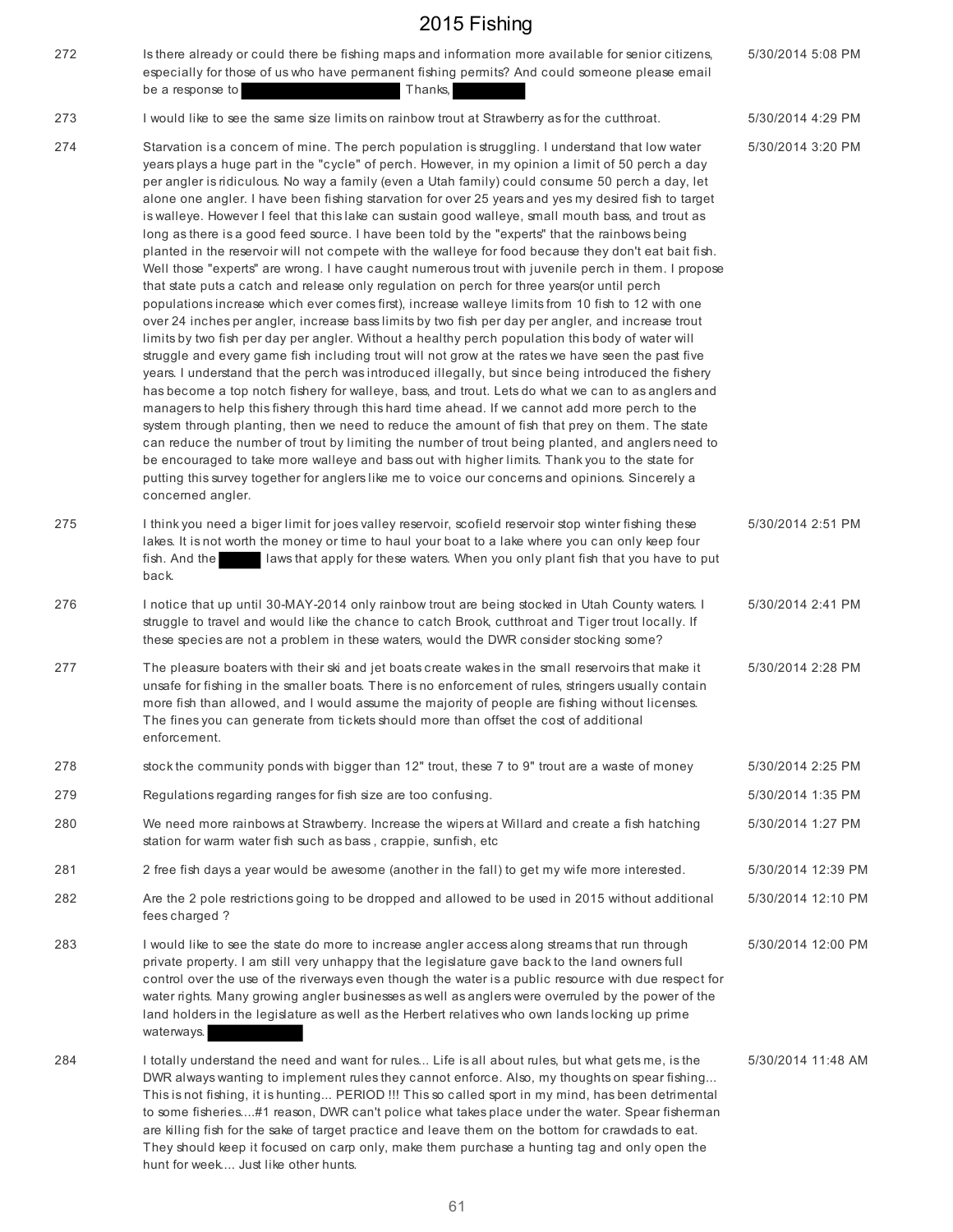| | | |
|---|---|---|
| 272 | Is there already or could there be fishing maps and information more available for senior citizens, especially for those of us who have permanent fishing permits? And could someone please email be a response to [redacted] Thanks, [redacted] | 5/30/2014 5:08 PM |
| 273 | I would like to see the same size limits on rainbow trout at Strawberry as for the cutthroat. | 5/30/2014 4:29 PM |
| 274 | Starvation is a concern of mine. The perch population is struggling. I understand that low water years plays a huge part in the "cycle" of perch. However, in my opinion a limit of 50 perch a day per angler is ridiculous. No way a family (even a Utah family) could consume 50 perch a day, let alone one angler. I have been fishing starvation for over 25 years and yes my desired fish to target is walleye. However I feel that this lake can sustain good walleye, small mouth bass, and trout as long as there is a good feed source. I have been told by the "experts" that the rainbows being planted in the reservoir will not compete with the walleye for food because they don't eat bait fish. Well those "experts" are wrong. I have caught numerous trout with juvenile perch in them. I propose that state puts a catch and release only regulation on perch for three years(or until perch populations increase which ever comes first), increase walleye limits from 10 fish to 12 with one over 24 inches per angler, increase bass limits by two fish per day per angler, and increase trout limits by two fish per day per angler. Without a healthy perch population this body of water will struggle and every game fish including trout will not grow at the rates we have seen the past five years. I understand that the perch was introduced illegally, but since being introduced the fishery has become a top notch fishery for walleye, bass, and trout. Lets do what we can to as anglers and managers to help this fishery through this hard time ahead. If we cannot add more perch to the system through planting, then we need to reduce the amount of fish that prey on them. The state can reduce the number of trout by limiting the number of trout being planted, and anglers need to be encouraged to take more walleye and bass out with higher limits. Thank you to the state for putting this survey together for anglers like me to voice our concerns and opinions. Sincerely a concerned angler. | 5/30/2014 3:20 PM |
| 275 | I think you need a biger limit for joes valley reservoir, scofield reservoir stop winter fishing these lakes. It is not worth the money or time to haul your boat to a lake where you can only keep four fish. And the [redacted] laws that apply for these waters. When you only plant fish that you have to put back. | 5/30/2014 2:51 PM |
| 276 | I notice that up until 30-MAY-2014 only rainbow trout are being stocked in Utah County waters. I struggle to travel and would like the chance to catch Brook, cutthroat and Tiger trout locally. If these species are not a problem in these waters, would the DWR consider stocking some? | 5/30/2014 2:41 PM |
| 277 | The pleasure boaters with their ski and jet boats create wakes in the small reservoirs that make it unsafe for fishing in the smaller boats. There is no enforcement of rules, stringers usually contain more fish than allowed, and I would assume the majority of people are fishing without licenses. The fines you can generate from tickets should more than offset the cost of additional enforcement. | 5/30/2014 2:28 PM |
| 278 | stock the community ponds with bigger than 12" trout, these 7 to 9" trout are a waste of money | 5/30/2014 2:25 PM |
| 279 | Regulations regarding ranges for fish size are too confusing. | 5/30/2014 1:35 PM |
| 280 | We need more rainbows at Strawberry. Increase the wipers at Willard and create a fish hatching station for warm water fish such as bass , crappie, sunfish, etc | 5/30/2014 1:27 PM |
| 281 | 2 free fish days a year would be awesome (another in the fall) to get my wife more interested. | 5/30/2014 12:39 PM |
| 282 | Are the 2 pole restrictions going to be dropped and allowed to be used in 2015 without additional fees charged ? | 5/30/2014 12:10 PM |
| 283 | I would like to see the state do more to increase angler access along streams that run through private property. I am still very unhappy that the legislature gave back to the land owners full control over the use of the riverways even though the water is a public resource with due respect for water rights. Many growing angler businesses as well as anglers were overruled by the power of the land holders in the legislature as well as the Herbert relatives who own lands locking up prime waterways. [redacted] | 5/30/2014 12:00 PM |
| 284 | I totally understand the need and want for rules... Life is all about rules, but what gets me, is the DWR always wanting to implement rules they cannot enforce. Also, my thoughts on spear fishing... This is not fishing, it is hunting... PERIOD !!! This so called sport in my mind, has been detrimental to some fisheries....#1 reason, DWR can't police what takes place under the water. Spear fisherman are killing fish for the sake of target practice and leave them on the bottom for crawdads to eat. They should keep it focused on carp only, make them purchase a hunting tag and only open the hunt for week.... Just like other hunts. | 5/30/2014 11:48 AM |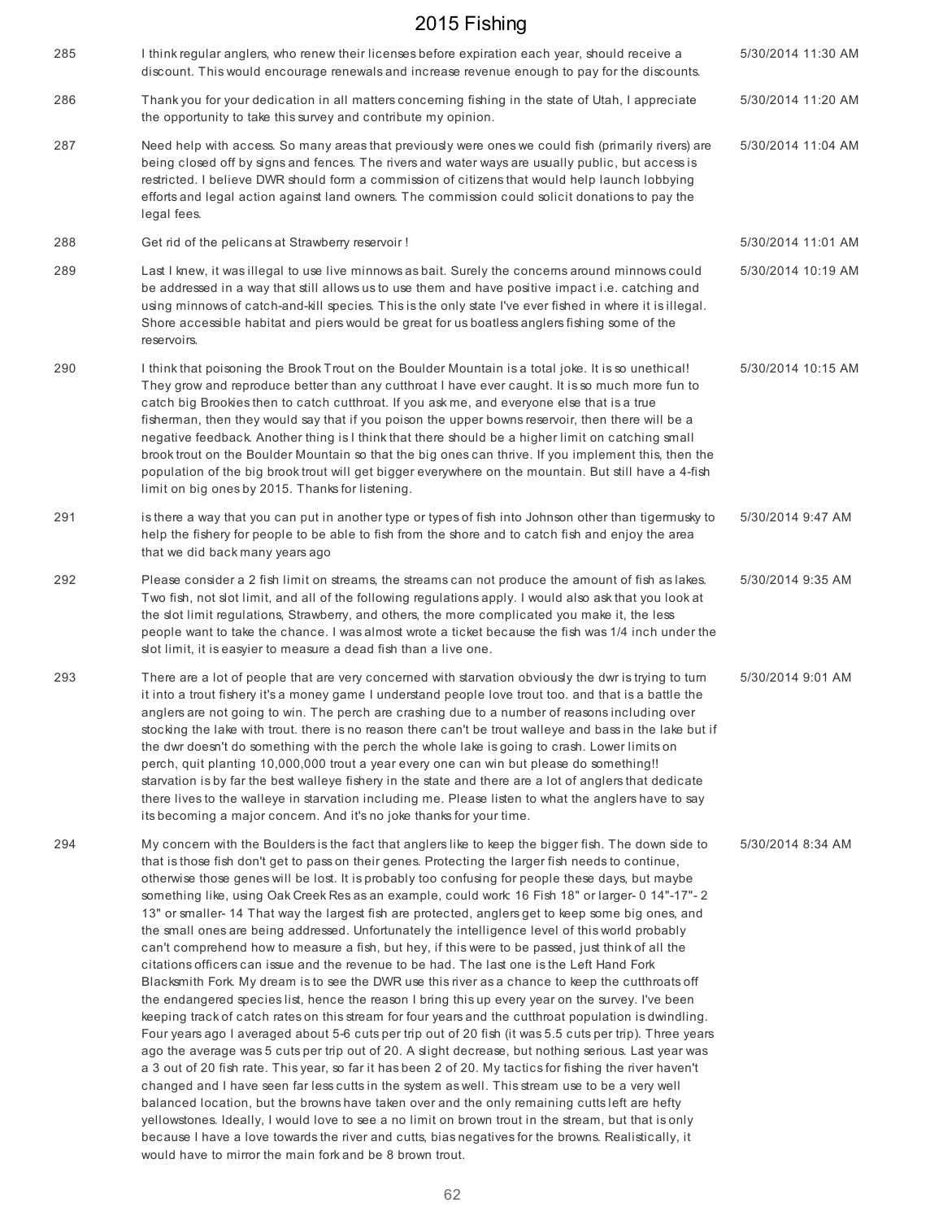| | | |
|---|---|---|
| 285 | I think regular anglers, who renew their licenses before expiration each year, should receive a discount. This would encourage renewals and increase revenue enough to pay for the discounts. | 5/30/2014 11:30 AM |
| 286 | Thank you for your dedication in all matters concerning fishing in the state of Utah, I appreciate the opportunity to take this survey and contribute my opinion. | 5/30/2014 11:20 AM |
| 287 | Need help with access. So many areas that previously were ones we could fish (primarily rivers) are being closed off by signs and fences. The rivers and water ways are usually public, but access is restricted. I believe DWR should form a commission of citizens that would help launch lobbying efforts and legal action against land owners. The commission could solicit donations to pay the legal fees. | 5/30/2014 11:04 AM |
| 288 | Get rid of the pelicans at Strawberry reservoir ! | 5/30/2014 11:01 AM |
| 289 | Last I knew, it was illegal to use live minnows as bait. Surely the concerns around minnows could be addressed in a way that still allows us to use them and have positive impact i.e. catching and using minnows of catch-and-kill species. This is the only state I've ever fished in where it is illegal. Shore accessible habitat and piers would be great for us boatless anglers fishing some of the reservoirs. | 5/30/2014 10:19 AM |
| 290 | I think that poisoning the Brook Trout on the Boulder Mountain is a total joke. It is so unethical! They grow and reproduce better than any cutthroat I have ever caught. It is so much more fun to catch big Brookies then to catch cutthroat. If you ask me, and everyone else that is a true fisherman, then they would say that if you poison the upper bowns reservoir, then there will be a negative feedback. Another thing is I think that there should be a higher limit on catching small brook trout on the Boulder Mountain so that the big ones can thrive. If you implement this, then the population of the big brook trout will get bigger everywhere on the mountain. But still have a 4-fish limit on big ones by 2015. Thanks for listening. | 5/30/2014 10:15 AM |
| 291 | is there a way that you can put in another type or types of fish into Johnson other than tigermusky to help the fishery for people to be able to fish from the shore and to catch fish and enjoy the area that we did back many years ago | 5/30/2014 9:47 AM |
| 292 | Please consider a 2 fish limit on streams, the streams can not produce the amount of fish as lakes. Two fish, not slot limit, and all of the following regulations apply. I would also ask that you look at the slot limit regulations, Strawberry, and others, the more complicated you make it, the less people want to take the chance. I was almost wrote a ticket because the fish was 1/4 inch under the slot limit, it is easyier to measure a dead fish than a live one. | 5/30/2014 9:35 AM |
| 293 | There are a lot of people that are very concerned with starvation obviously the dwr is trying to turn it into a trout fishery it's a money game I understand people love trout too. and that is a battle the anglers are not going to win. The perch are crashing due to a number of reasons including over stocking the lake with trout. there is no reason there can't be trout walleye and bass in the lake but if the dwr doesn't do something with the perch the whole lake is going to crash. Lower limits on perch, quit planting 10,000,000 trout a year every one can win but please do something!! starvation is by far the best walleye fishery in the state and there are a lot of anglers that dedicate there lives to the walleye in starvation including me. Please listen to what the anglers have to say its becoming a major concern. And it's no joke thanks for your time. | 5/30/2014 9:01 AM |
| 294 | My concern with the Boulders is the fact that anglers like to keep the bigger fish. The down side to that is those fish don't get to pass on their genes. Protecting the larger fish needs to continue, otherwise those genes will be lost. It is probably too confusing for people these days, but maybe something like, using Oak Creek Res as an example, could work: 16 Fish 18" or larger- 0 14"-17"- 2 13" or smaller- 14 That way the largest fish are protected, anglers get to keep some big ones, and the small ones are being addressed. Unfortunately the intelligence level of this world probably can't comprehend how to measure a fish, but hey, if this were to be passed, just think of all the citations officers can issue and the revenue to be had. The last one is the Left Hand Fork Blacksmith Fork. My dream is to see the DWR use this river as a chance to keep the cutthroats off the endangered species list, hence the reason I bring this up every year on the survey. I've been keeping track of catch rates on this stream for four years and the cutthroat population is dwindling. Four years ago I averaged about 5-6 cuts per trip out of 20 fish (it was 5.5 cuts per trip). Three years ago the average was 5 cuts per trip out of 20. A slight decrease, but nothing serious. Last year was a 3 out of 20 fish rate. This year, so far it has been 2 of 20. My tactics for fishing the river haven't changed and I have seen far less cutts in the system as well. This stream use to be a very well balanced location, but the browns have taken over and the only remaining cutts left are hefty yellowstones. Ideally, I would love to see a no limit on brown trout in the stream, but that is only because I have a love towards the river and cutts, bias negatives for the browns. Realistically, it would have to mirror the main fork and be 8 brown trout. | 5/30/2014 8:34 AM |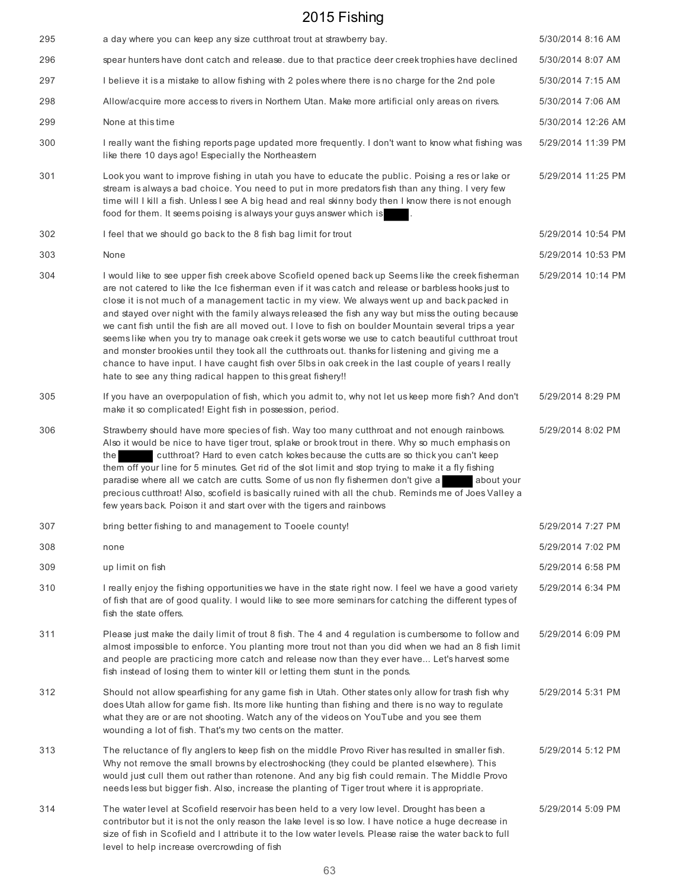| | | |
|---|---|---|
| 295 | a day where you can keep any size cutthroat trout at strawberry bay. | 5/30/2014 8:16 AM |
| 296 | spear hunters have dont catch and release. due to that practice deer creek trophies have declined | 5/30/2014 8:07 AM |
| 297 | I believe it is a mistake to allow fishing with 2 poles where there is no charge for the 2nd pole | 5/30/2014 7:15 AM |
| 298 | Allow/acquire more access to rivers in Northern Utan. Make more artificial only areas on rivers. | 5/30/2014 7:06 AM |
| 299 | None at this time | 5/30/2014 12:26 AM |
| 300 | I really want the fishing reports page updated more frequently. I don't want to know what fishing was like there 10 days ago! Especially the Northeastern | 5/29/2014 11:39 PM |
| 301 | Look you want to improve fishing in utah you have to educate the public. Poising a res or lake or stream is always a bad choice. You need to put in more predators fish than any thing. I very few time will I kill a fish. Unless I see A big head and real skinny body then I know there is not enough food for them. It seems poising is always your guys answer which is ████. | 5/29/2014 11:25 PM |
| 302 | I feel that we should go back to the 8 fish bag limit for trout | 5/29/2014 10:54 PM |
| 303 | None | 5/29/2014 10:53 PM |
| 304 | I would like to see upper fish creek above Scofield opened back up Seems like the creek fisherman are not catered to like the Ice fisherman even if it was catch and release or barbless hooks just to close it is not much of a management tactic in my view. We always went up and back packed in and stayed over night with the family always released the fish any way but miss the outing because we cant fish until the fish are all moved out. I love to fish on boulder Mountain several trips a year seems like when you try to manage oak creek it gets worse we use to catch beautiful cutthroat trout and monster brookies until they took all the cutthroats out. thanks for listening and giving me a chance to have input. I have caught fish over 5lbs in oak creek in the last couple of years I really hate to see any thing radical happen to this great fishery!! | 5/29/2014 10:14 PM |
| 305 | If you have an overpopulation of fish, which you admit to, why not let us keep more fish? And don't make it so complicated! Eight fish in possession, period. | 5/29/2014 8:29 PM |
| 306 | Strawberry should have more species of fish. Way too many cutthroat and not enough rainbows. Also it would be nice to have tiger trout, splake or brook trout in there. Why so much emphasis on the █████ cutthroat? Hard to even catch kokes because the cutts are so thick you can't keep them off your line for 5 minutes. Get rid of the slot limit and stop trying to make it a fly fishing paradise where all we catch are cutts. Some of us non fly fishermen don't give a █████ about your precious cutthroat! Also, scofield is basically ruined with all the chub. Reminds me of Joes Valley a few years back. Poison it and start over with the tigers and rainbows | 5/29/2014 8:02 PM |
| 307 | bring better fishing to and management to Tooele county! | 5/29/2014 7:27 PM |
| 308 | none | 5/29/2014 7:02 PM |
| 309 | up limit on fish | 5/29/2014 6:58 PM |
| 310 | I really enjoy the fishing opportunities we have in the state right now. I feel we have a good variety of fish that are of good quality. I would like to see more seminars for catching the different types of fish the state offers. | 5/29/2014 6:34 PM |
| 311 | Please just make the daily limit of trout 8 fish. The 4 and 4 regulation is cumbersome to follow and almost impossible to enforce. You planting more trout not than you did when we had an 8 fish limit and people are practicing more catch and release now than they ever have... Let's harvest some fish instead of losing them to winter kill or letting them stunt in the ponds. | 5/29/2014 6:09 PM |
| 312 | Should not allow spearfishing for any game fish in Utah. Other states only allow for trash fish why does Utah allow for game fish. Its more like hunting than fishing and there is no way to regulate what they are or are not shooting. Watch any of the videos on YouTube and you see them wounding a lot of fish. That's my two cents on the matter. | 5/29/2014 5:31 PM |
| 313 | The reluctance of fly anglers to keep fish on the middle Provo River has resulted in smaller fish. Why not remove the small browns by electroshocking (they could be planted elsewhere). This would just cull them out rather than rotenone. And any big fish could remain. The Middle Provo needs less but bigger fish. Also, increase the planting of Tiger trout where it is appropriate. | 5/29/2014 5:12 PM |
| 314 | The water level at Scofield reservoir has been held to a very low level. Drought has been a contributor but it is not the only reason the lake level is so low. I have notice a huge decrease in size of fish in Scofield and I attribute it to the low water levels. Please raise the water back to full level to help increase overcrowding of fish | 5/29/2014 5:09 PM |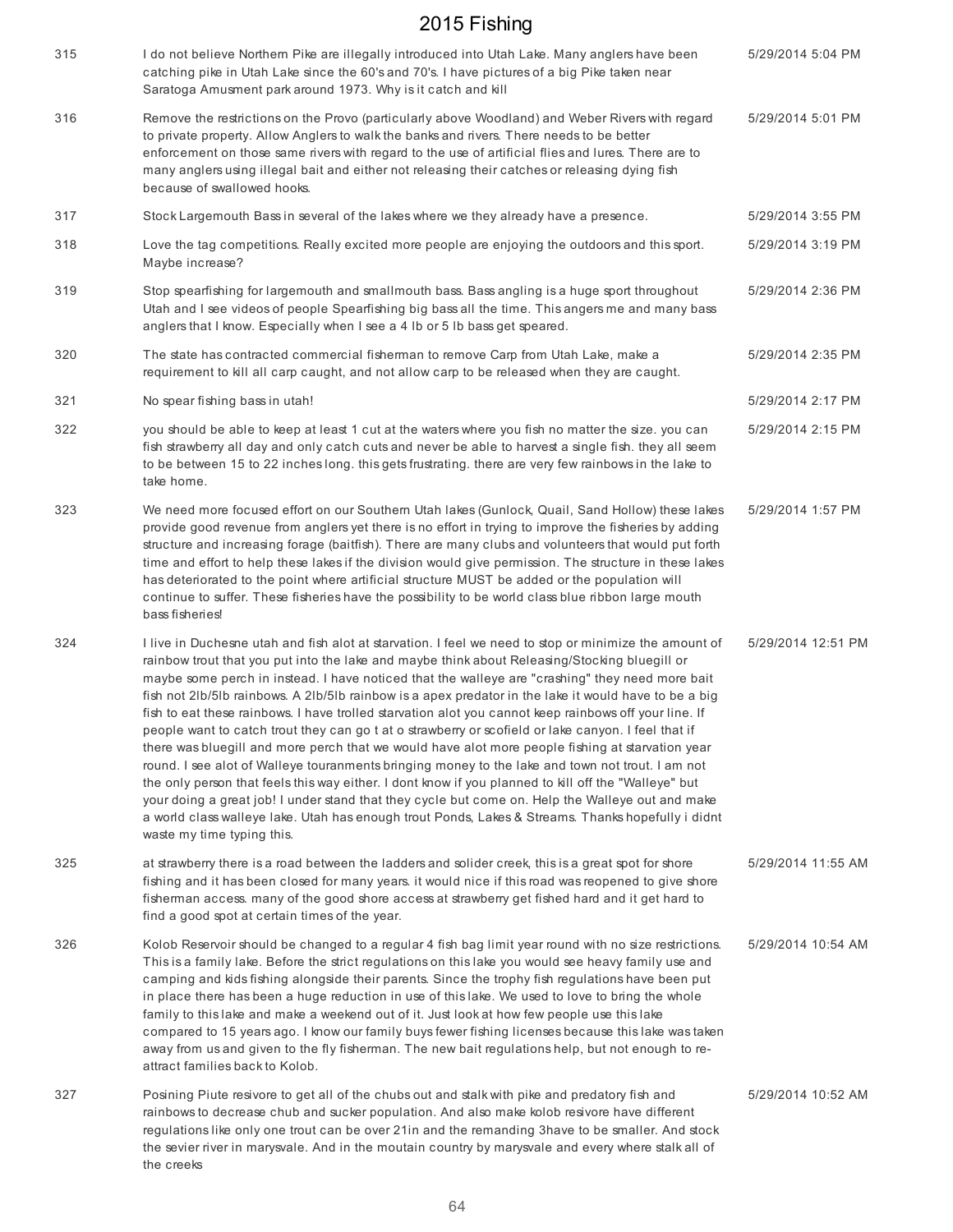| | | |
|---|---|---|
| 315 | I do not believe Northern Pike are illegally introduced into Utah Lake. Many anglers have been catching pike in Utah Lake since the 60's and 70's. I have pictures of a big Pike taken near Saratoga Amusment park around 1973. Why is it catch and kill | 5/29/2014 5:04 PM |
| 316 | Remove the restrictions on the Provo (particularly above Woodland) and Weber Rivers with regard to private property. Allow Anglers to walk the banks and rivers. There needs to be better enforcement on those same rivers with regard to the use of artificial flies and lures. There are to many anglers using illegal bait and either not releasing their catches or releasing dying fish because of swallowed hooks. | 5/29/2014 5:01 PM |
| 317 | Stock Largemouth Bass in several of the lakes where we they already have a presence. | 5/29/2014 3:55 PM |
| 318 | Love the tag competitions. Really excited more people are enjoying the outdoors and this sport. Maybe increase? | 5/29/2014 3:19 PM |
| 319 | Stop spearfishing for largemouth and smallmouth bass. Bass angling is a huge sport throughout Utah and I see videos of people Spearfishing big bass all the time. This angers me and many bass anglers that I know. Especially when I see a 4 lb or 5 lb bass get speared. | 5/29/2014 2:36 PM |
| 320 | The state has contracted commercial fisherman to remove Carp from Utah Lake, make a requirement to kill all carp caught, and not allow carp to be released when they are caught. | 5/29/2014 2:35 PM |
| 321 | No spear fishing bass in utah! | 5/29/2014 2:17 PM |
| 322 | you should be able to keep at least 1 cut at the waters where you fish no matter the size. you can fish strawberry all day and only catch cuts and never be able to harvest a single fish. they all seem to be between 15 to 22 inches long. this gets frustrating. there are very few rainbows in the lake to take home. | 5/29/2014 2:15 PM |
| 323 | We need more focused effort on our Southern Utah lakes (Gunlock, Quail, Sand Hollow) these lakes provide good revenue from anglers yet there is no effort in trying to improve the fisheries by adding structure and increasing forage (baitfish). There are many clubs and volunteers that would put forth time and effort to help these lakes if the division would give permission. The structure in these lakes has deteriorated to the point where artificial structure MUST be added or the population will continue to suffer. These fisheries have the possibility to be world class blue ribbon large mouth bass fisheries! | 5/29/2014 1:57 PM |
| 324 | I live in Duchesne utah and fish alot at starvation. I feel we need to stop or minimize the amount of rainbow trout that you put into the lake and maybe think about Releasing/Stocking bluegill or maybe some perch in instead. I have noticed that the walleye are "crashing" they need more bait fish not 2lb/5lb rainbows. A 2lb/5lb rainbow is a apex predator in the lake it would have to be a big fish to eat these rainbows. I have trolled starvation alot you cannot keep rainbows off your line. If people want to catch trout they can go t at o strawberry or scofield or lake canyon. I feel that if there was bluegill and more perch that we would have alot more people fishing at starvation year round. I see alot of Walleye touranments bringing money to the lake and town not trout. I am not the only person that feels this way either. I dont know if you planned to kill off the "Walleye" but your doing a great job! I under stand that they cycle but come on. Help the Walleye out and make a world class walleye lake. Utah has enough trout Ponds, Lakes & Streams. Thanks hopefully i didnt waste my time typing this. | 5/29/2014 12:51 PM |
| 325 | at strawberry there is a road between the ladders and solider creek, this is a great spot for shore fishing and it has been closed for many years. it would nice if this road was reopened to give shore fisherman access. many of the good shore access at strawberry get fished hard and it get hard to find a good spot at certain times of the year. | 5/29/2014 11:55 AM |
| 326 | Kolob Reservoir should be changed to a regular 4 fish bag limit year round with no size restrictions. This is a family lake. Before the strict regulations on this lake you would see heavy family use and camping and kids fishing alongside their parents. Since the trophy fish regulations have been put in place there has been a huge reduction in use of this lake. We used to love to bring the whole family to this lake and make a weekend out of it. Just look at how few people use this lake compared to 15 years ago. I know our family buys fewer fishing licenses because this lake was taken away from us and given to the fly fisherman. The new bait regulations help, but not enough to re-attract families back to Kolob. | 5/29/2014 10:54 AM |
| 327 | Posining Piute resivore to get all of the chubs out and stalk with pike and predatory fish and rainbows to decrease chub and sucker population. And also make kolob resivore have different regulations like only one trout can be over 21in and the remanding 3have to be smaller. And stock the sevier river in marysvale. And in the moutain country by marysvale and every where stalk all of the creeks | 5/29/2014 10:52 AM |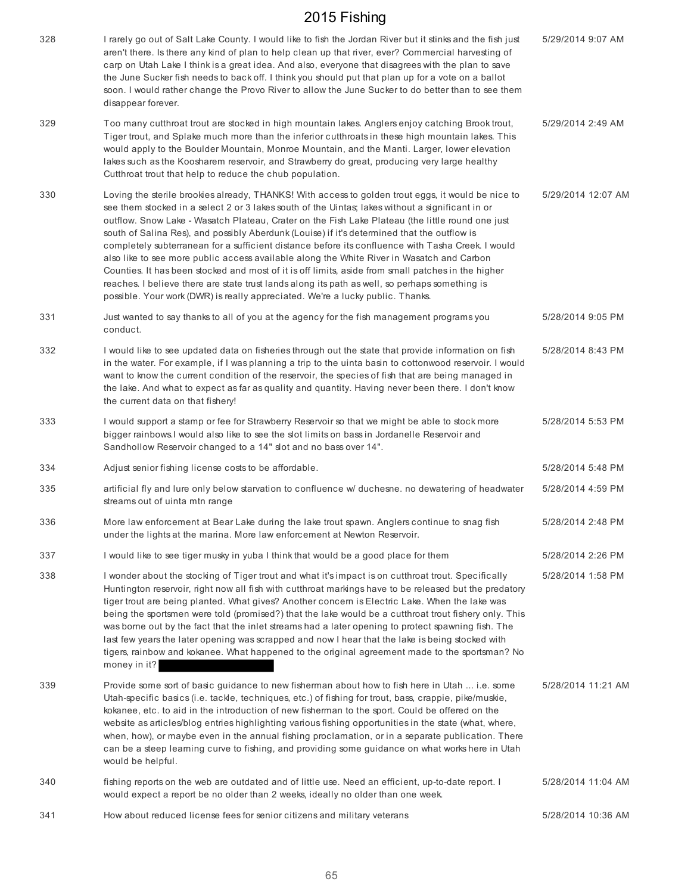| | | |
|---|---|---|
| 328 | I rarely go out of Salt Lake County. I would like to fish the Jordan River but it stinks and the fish just aren't there. Is there any kind of plan to help clean up that river, ever? Commercial harvesting of carp on Utah Lake I think is a great idea. And also, everyone that disagrees with the plan to save the June Sucker fish needs to back off. I think you should put that plan up for a vote on a ballot soon. I would rather change the Provo River to allow the June Sucker to do better than to see them disappear forever. | 5/29/2014 9:07 AM |
| 329 | Too many cutthroat trout are stocked in high mountain lakes. Anglers enjoy catching Brook trout, Tiger trout, and Splake much more than the inferior cutthroats in these high mountain lakes. This would apply to the Boulder Mountain, Monroe Mountain, and the Manti. Larger, lower elevation lakes such as the Koosharem reservoir, and Strawberry do great, producing very large healthy Cutthroat trout that help to reduce the chub population. | 5/29/2014 2:49 AM |
| 330 | Loving the sterile brookies already, THANKS! With access to golden trout eggs, it would be nice to see them stocked in a select 2 or 3 lakes south of the Uintas; lakes without a significant in or outflow. Snow Lake - Wasatch Plateau, Crater on the Fish Lake Plateau (the little round one just south of Salina Res), and possibly Aberdunk (Louise) if it's determined that the outflow is completely subterranean for a sufficient distance before its confluence with Tasha Creek. I would also like to see more public access available along the White River in Wasatch and Carbon Counties. It has been stocked and most of it is off limits, aside from small patches in the higher reaches. I believe there are state trust lands along its path as well, so perhaps something is possible. Your work (DWR) is really appreciated. We're a lucky public. Thanks. | 5/29/2014 12:07 AM |
| 331 | Just wanted to say thanks to all of you at the agency for the fish management programs you conduct. | 5/28/2014 9:05 PM |
| 332 | I would like to see updated data on fisheries through out the state that provide information on fish in the water. For example, if I was planning a trip to the uinta basin to cottonwood reservoir. I would want to know the current condition of the reservoir, the species of fish that are being managed in the lake. And what to expect as far as quality and quantity. Having never been there. I don't know the current data on that fishery! | 5/28/2014 8:43 PM |
| 333 | I would support a stamp or fee for Strawberry Reservoir so that we might be able to stock more bigger rainbows.I would also like to see the slot limits on bass in Jordanelle Reservoir and Sandhollow Reservoir changed to a 14" slot and no bass over 14". | 5/28/2014 5:53 PM |
| 334 | Adjust senior fishing license costs to be affordable. | 5/28/2014 5:48 PM |
| 335 | artificial fly and lure only below starvation to confluence w/ duchesne. no dewatering of headwater streams out of uinta mtn range | 5/28/2014 4:59 PM |
| 336 | More law enforcement at Bear Lake during the lake trout spawn. Anglers continue to snag fish under the lights at the marina. More law enforcement at Newton Reservoir. | 5/28/2014 2:48 PM |
| 337 | I would like to see tiger musky in yuba I think that would be a good place for them | 5/28/2014 2:26 PM |
| 338 | I wonder about the stocking of Tiger trout and what it's impact is on cutthroat trout. Specifically Huntington reservoir, right now all fish with cutthroat markings have to be released but the predatory tiger trout are being planted. What gives? Another concern is Electric Lake. When the lake was being the sportsmen were told (promised?) that the lake would be a cutthroat trout fishery only. This was borne out by the fact that the inlet streams had a later opening to protect spawning fish. The last few years the later opening was scrapped and now I hear that the lake is being stocked with tigers, rainbow and kokanee. What happened to the original agreement made to the sportsman? No money in it? [redacted] | 5/28/2014 1:58 PM |
| 339 | Provide some sort of basic guidance to new fisherman about how to fish here in Utah ... i.e. some Utah-specific basics (i.e. tackle, techniques, etc.) of fishing for trout, bass, crappie, pike/muskie, kokanee, etc. to aid in the introduction of new fisherman to the sport. Could be offered on the website as articles/blog entries highlighting various fishing opportunities in the state (what, where, when, how), or maybe even in the annual fishing proclamation, or in a separate publication. There can be a steep learning curve to fishing, and providing some guidance on what works here in Utah would be helpful. | 5/28/2014 11:21 AM |
| 340 | fishing reports on the web are outdated and of little use. Need an efficient, up-to-date report. I would expect a report be no older than 2 weeks, ideally no older than one week. | 5/28/2014 11:04 AM |
| 341 | How about reduced license fees for senior citizens and military veterans | 5/28/2014 10:36 AM |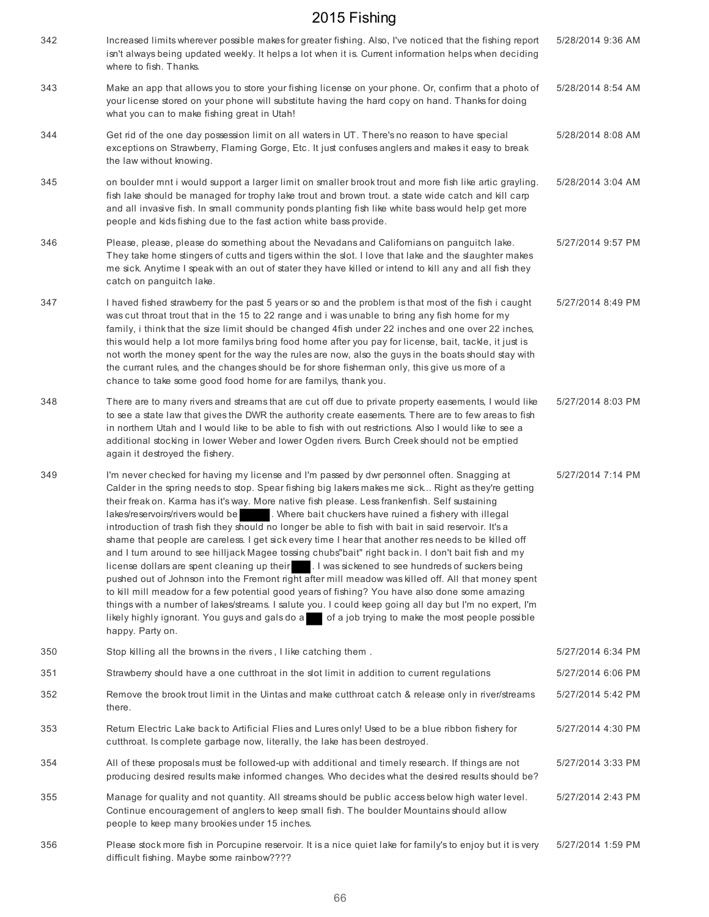| | | |
|---|---|---|
| 342 | Increased limits wherever possible makes for greater fishing. Also, I've noticed that the fishing report isn't always being updated weekly. It helps a lot when it is. Current information helps when deciding where to fish. Thanks. | 5/28/2014 9:36 AM |
| 343 | Make an app that allows you to store your fishing license on your phone. Or, confirm that a photo of your license stored on your phone will substitute having the hard copy on hand. Thanks for doing what you can to make fishing great in Utah! | 5/28/2014 8:54 AM |
| 344 | Get rid of the one day possession limit on all waters in UT. There's no reason to have special exceptions on Strawberry, Flaming Gorge, Etc. It just confuses anglers and makes it easy to break the law without knowing. | 5/28/2014 8:08 AM |
| 345 | on boulder mnt i would support a larger limit on smaller brook trout and more fish like artic grayling. fish lake should be managed for trophy lake trout and brown trout. a state wide catch and kill carp and all invasive fish. In small community ponds planting fish like white bass would help get more people and kids fishing due to the fast action white bass provide. | 5/28/2014 3:04 AM |
| 346 | Please, please, please do something about the Nevadans and Californians on panguitch lake. They take home stingers of cutts and tigers within the slot. I love that lake and the slaughter makes me sick. Anytime I speak with an out of stater they have killed or intend to kill any and all fish they catch on panguitch lake. | 5/27/2014 9:57 PM |
| 347 | I haved fished strawberry for the past 5 years or so and the problem is that most of the fish i caught was cut throat trout that in the 15 to 22 range and i was unable to bring any fish home for my family, i think that the size limit should be changed 4fish under 22 inches and one over 22 inches, this would help a lot more familys bring food home after you pay for license, bait, tackle, it just is not worth the money spent for the way the rules are now, also the guys in the boats should stay with the currant rules, and the changes should be for shore fisherman only, this give us more of a chance to take some good food home for are familys, thank you. | 5/27/2014 8:49 PM |
| 348 | There are to many rivers and streams that are cut off due to private property easements, I would like to see a state law that gives the DWR the authority create easements. There are to few areas to fish in northern Utah and I would like to be able to fish with out restrictions. Also I would like to see a additional stocking in lower Weber and lower Ogden rivers. Burch Creek should not be emptied again it destroyed the fishery. | 5/27/2014 8:03 PM |
| 349 | I'm never checked for having my license and I'm passed by dwr personnel often. Snagging at Calder in the spring needs to stop. Spear fishing big lakers makes me sick.. Right as they're getting their freak on. Karma has it's way. More native fish please. Less frankenfish. Self sustaining lakes/reservoirs/rivers would be █████. Where bait chuckers have ruined a fishery with illegal introduction of trash fish they should no longer be able to fish with bait in said reservoir. It's a shame that people are careless. I get sick every time I hear that another res needs to be killed off and I turn around to see hilljack Magee tossing chubs"bait" right back in. I don't bait fish and my license dollars are spent cleaning up their ███. I was sickened to see hundreds of suckers being pushed out of Johnson into the Fremont right after mill meadow was killed off. All that money spent to kill mill meadow for a few potential good years of fishing? You have also done some amazing things with a number of lakes/streams. I salute you. I could keep going all day but I'm no expert, I'm likely highly ignorant. You guys and gals do a ███ of a job trying to make the most people possible happy. Party on. | 5/27/2014 7:14 PM |
| 350 | Stop killing all the browns in the rivers , I like catching them . | 5/27/2014 6:34 PM |
| 351 | Strawberry should have a one cutthroat in the slot limit in addition to current regulations | 5/27/2014 6:06 PM |
| 352 | Remove the brook trout limit in the Uintas and make cutthroat catch & release only in river/streams there. | 5/27/2014 5:42 PM |
| 353 | Return Electric Lake back to Artificial Flies and Lures only! Used to be a blue ribbon fishery for cutthroat. Is complete garbage now, literally, the lake has been destroyed. | 5/27/2014 4:30 PM |
| 354 | All of these proposals must be followed-up with additional and timely research. If things are not producing desired results make informed changes. Who decides what the desired results should be? | 5/27/2014 3:33 PM |
| 355 | Manage for quality and not quantity. All streams should be public access below high water level. Continue encouragement of anglers to keep small fish. The boulder Mountains should allow people to keep many brookies under 15 inches. | 5/27/2014 2:43 PM |
| 356 | Please stock more fish in Porcupine reservoir. It is a nice quiet lake for family's to enjoy but it is very difficult fishing. Maybe some rainbow???? | 5/27/2014 1:59 PM |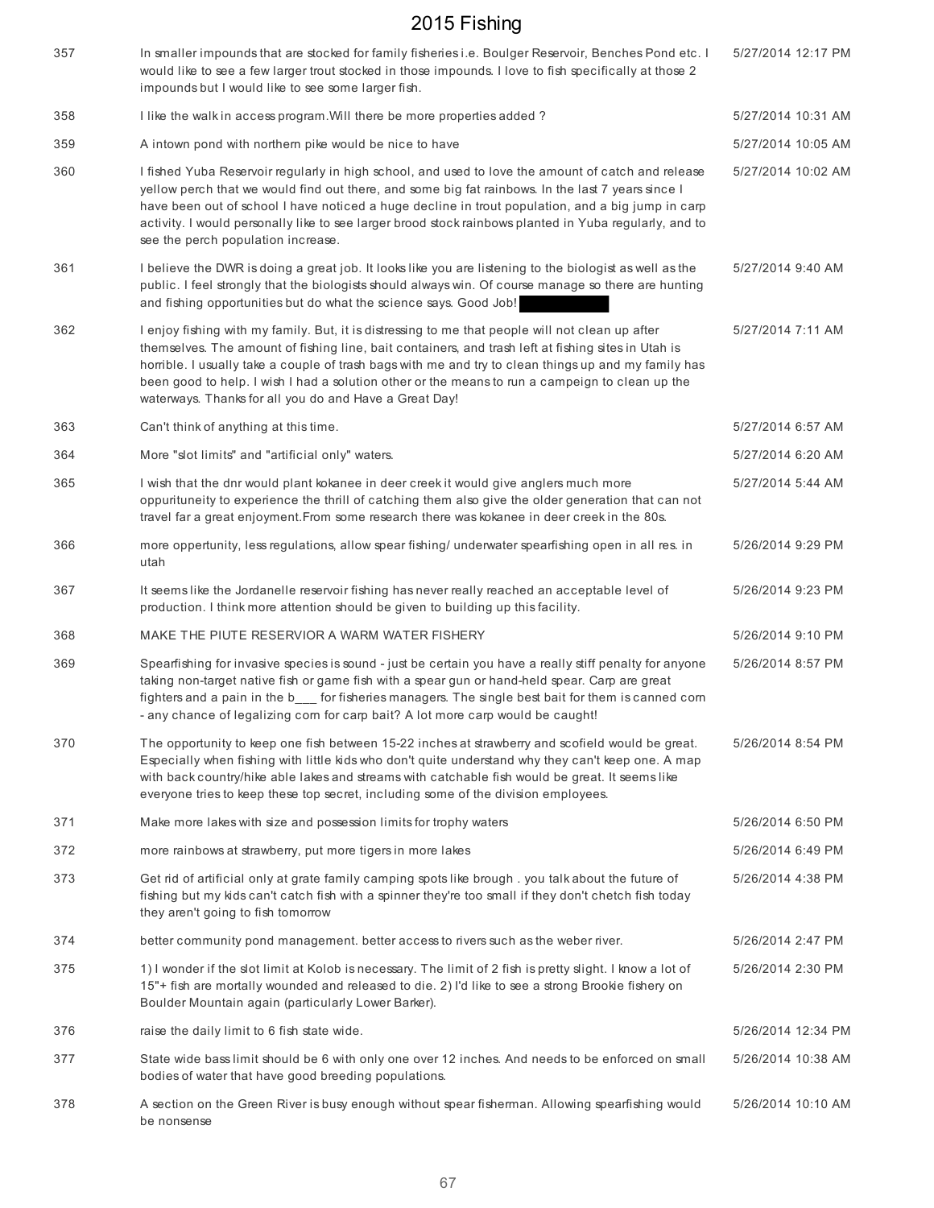| | | |
|---|---|---|
| 357 | In smaller impounds that are stocked for family fisheries i.e. Boulger Reservoir, Benches Pond etc. I would like to see a few larger trout stocked in those impounds. I love to fish specifically at those 2 impounds but I would like to see some larger fish. | 5/27/2014 12:17 PM |
| 358 | I like the walk in access program.Will there be more properties added ? | 5/27/2014 10:31 AM |
| 359 | A intown pond with northern pike would be nice to have | 5/27/2014 10:05 AM |
| 360 | I fished Yuba Reservoir regularly in high school, and used to love the amount of catch and release yellow perch that we would find out there, and some big fat rainbows. In the last 7 years since I have been out of school I have noticed a huge decline in trout population, and a big jump in carp activity. I would personally like to see larger brood stock rainbows planted in Yuba regularly, and to see the perch population increase. | 5/27/2014 10:02 AM |
| 361 | I believe the DWR is doing a great job. It looks like you are listening to the biologist as well as the public. I feel strongly that the biologists should always win. Of course manage so there are hunting and fishing opportunities but do what the science says. Good Job! | 5/27/2014 9:40 AM |
| 362 | I enjoy fishing with my family. But, it is distressing to me that people will not clean up after themselves. The amount of fishing line, bait containers, and trash left at fishing sites in Utah is horrible. I usually take a couple of trash bags with me and try to clean things up and my family has been good to help. I wish I had a solution other or the means to run a campeign to clean up the waterways. Thanks for all you do and Have a Great Day! | 5/27/2014 7:11 AM |
| 363 | Can't think of anything at this time. | 5/27/2014 6:57 AM |
| 364 | More "slot limits" and "artificial only" waters. | 5/27/2014 6:20 AM |
| 365 | I wish that the dnr would plant kokanee in deer creek it would give anglers much more oppurituneity to experience the thrill of catching them also give the older generation that can not travel far a great enjoyment.From some research there was kokanee in deer creek in the 80s. | 5/27/2014 5:44 AM |
| 366 | more oppertunity, less regulations, allow spear fishing/ underwater spearfishing open in all res. in utah | 5/26/2014 9:29 PM |
| 367 | It seems like the Jordanelle reservoir fishing has never really reached an acceptable level of production. I think more attention should be given to building up this facility. | 5/26/2014 9:23 PM |
| 368 | MAKE THE PIUTE RESERVIOR A WARM WATER FISHERY | 5/26/2014 9:10 PM |
| 369 | Spearfishing for invasive species is sound - just be certain you have a really stiff penalty for anyone taking non-target native fish or game fish with a spear gun or hand-held spear. Carp are great fighters and a pain in the b___ for fisheries managers. The single best bait for them is canned corn - any chance of legalizing corn for carp bait? A lot more carp would be caught! | 5/26/2014 8:57 PM |
| 370 | The opportunity to keep one fish between 15-22 inches at strawberry and scofield would be great. Especially when fishing with little kids who don't quite understand why they can't keep one. A map with back country/hike able lakes and streams with catchable fish would be great. It seems like everyone tries to keep these top secret, including some of the division employees. | 5/26/2014 8:54 PM |
| 371 | Make more lakes with size and possession limits for trophy waters | 5/26/2014 6:50 PM |
| 372 | more rainbows at strawberry, put more tigers in more lakes | 5/26/2014 6:49 PM |
| 373 | Get rid of artificial only at grate family camping spots like brough . you talk about the future of fishing but my kids can't catch fish with a spinner they're too small if they don't chetch fish today they aren't going to fish tomorrow | 5/26/2014 4:38 PM |
| 374 | better community pond management. better access to rivers such as the weber river. | 5/26/2014 2:47 PM |
| 375 | 1) I wonder if the slot limit at Kolob is necessary. The limit of 2 fish is pretty slight. I know a lot of 15"+ fish are mortally wounded and released to die. 2) I'd like to see a strong Brookie fishery on Boulder Mountain again (particularly Lower Barker). | 5/26/2014 2:30 PM |
| 376 | raise the daily limit to 6 fish state wide. | 5/26/2014 12:34 PM |
| 377 | State wide bass limit should be 6 with only one over 12 inches. And needs to be enforced on small bodies of water that have good breeding populations. | 5/26/2014 10:38 AM |
| 378 | A section on the Green River is busy enough without spear fisherman. Allowing spearfishing would be nonsense | 5/26/2014 10:10 AM |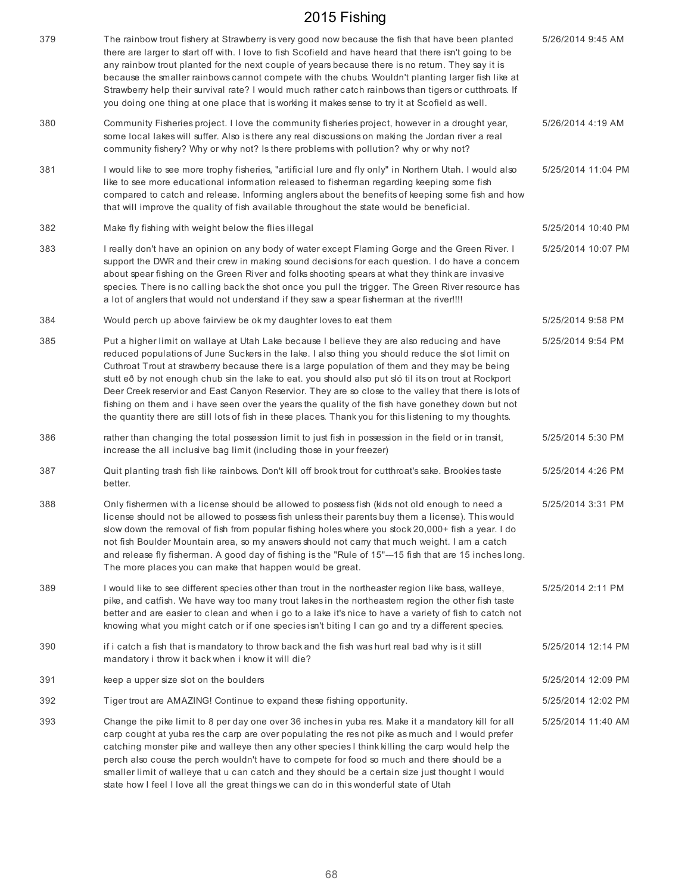| | | |
|---|---|---|
| 379 | The rainbow trout fishery at Strawberry is very good now because the fish that have been planted there are larger to start off with. I love to fish Scofield and have heard that there isn't going to be any rainbow trout planted for the next couple of years because there is no return. They say it is because the smaller rainbows cannot compete with the chubs. Wouldn't planting larger fish like at Strawberry help their survival rate? I would much rather catch rainbows than tigers or cutthroats. If you doing one thing at one place that is working it makes sense to try it at Scofield as well. | 5/26/2014 9:45 AM |
| 380 | Community Fisheries project. I love the community fisheries project, however in a drought year, some local lakes will suffer. Also is there any real discussions on making the Jordan river a real community fishery? Why or why not? Is there problems with pollution? why or why not? | 5/26/2014 4:19 AM |
| 381 | I would like to see more trophy fisheries, "artificial lure and fly only" in Northern Utah. I would also like to see more educational information released to fisherman regarding keeping some fish compared to catch and release. Informing anglers about the benefits of keeping some fish and how that will improve the quality of fish available throughout the state would be beneficial. | 5/25/2014 11:04 PM |
| 382 | Make fly fishing with weight below the flies illegal | 5/25/2014 10:40 PM |
| 383 | I really don't have an opinion on any body of water except Flaming Gorge and the Green River. I support the DWR and their crew in making sound decisions for each question. I do have a concern about spear fishing on the Green River and folks shooting spears at what they think are invasive species. There is no calling back the shot once you pull the trigger. The Green River resource has a lot of anglers that would not understand if they saw a spear fisherman at the river!!!! | 5/25/2014 10:07 PM |
| 384 | Would perch up above fairview be ok my daughter loves to eat them | 5/25/2014 9:58 PM |
| 385 | Put a higher limit on wallaye at Utah Lake because I believe they are also reducing and have reduced populations of June Suckers in the lake. I also thing you should reduce the slot limit on Cuthroat Trout at strawberry because there is a large population of them and they may be being stutt eð by not enough chub sin the lake to eat. you should also put sló til its on trout at Rockport Deer Creek reservior and East Canyon Reservior. They are so close to the valley that there is lots of fishing on them and i have seen over the years the quality of the fish have gonethey down but not the quantity there are still lots of fish in these places. Thank you for this listening to my thoughts. | 5/25/2014 9:54 PM |
| 386 | rather than changing the total possession limit to just fish in possession in the field or in transit, increase the all inclusive bag limit (including those in your freezer) | 5/25/2014 5:30 PM |
| 387 | Quit planting trash fish like rainbows. Don't kill off brook trout for cutthroat's sake. Brookies taste better. | 5/25/2014 4:26 PM |
| 388 | Only fishermen with a license should be allowed to possess fish (kids not old enough to need a license should not be allowed to possess fish unless their parents buy them a license). This would slow down the removal of fish from popular fishing holes where you stock 20,000+ fish a year. I do not fish Boulder Mountain area, so my answers should not carry that much weight. I am a catch and release fly fisherman. A good day of fishing is the "Rule of 15"---15 fish that are 15 inches long. The more places you can make that happen would be great. | 5/25/2014 3:31 PM |
| 389 | I would like to see different species other than trout in the northeaster region like bass, walleye, pike, and catfish. We have way too many trout lakes in the northeastern region the other fish taste better and are easier to clean and when i go to a lake it's nice to have a variety of fish to catch not knowing what you might catch or if one species isn't biting I can go and try a different species. | 5/25/2014 2:11 PM |
| 390 | if i catch a fish that is mandatory to throw back and the fish was hurt real bad why is it still mandatory i throw it back when i know it will die? | 5/25/2014 12:14 PM |
| 391 | keep a upper size slot on the boulders | 5/25/2014 12:09 PM |
| 392 | Tiger trout are AMAZING! Continue to expand these fishing opportunity. | 5/25/2014 12:02 PM |
| 393 | Change the pike limit to 8 per day one over 36 inches in yuba res. Make it a mandatory kill for all carp cought at yuba res the carp are over populating the res not pike as much and I would prefer catching monster pike and walleye then any other species I think killing the carp would help the perch also couse the perch wouldn't have to compete for food so much and there should be a smaller limit of walleye that u can catch and they should be a certain size just thought I would state how I feel I love all the great things we can do in this wonderful state of Utah | 5/25/2014 11:40 AM |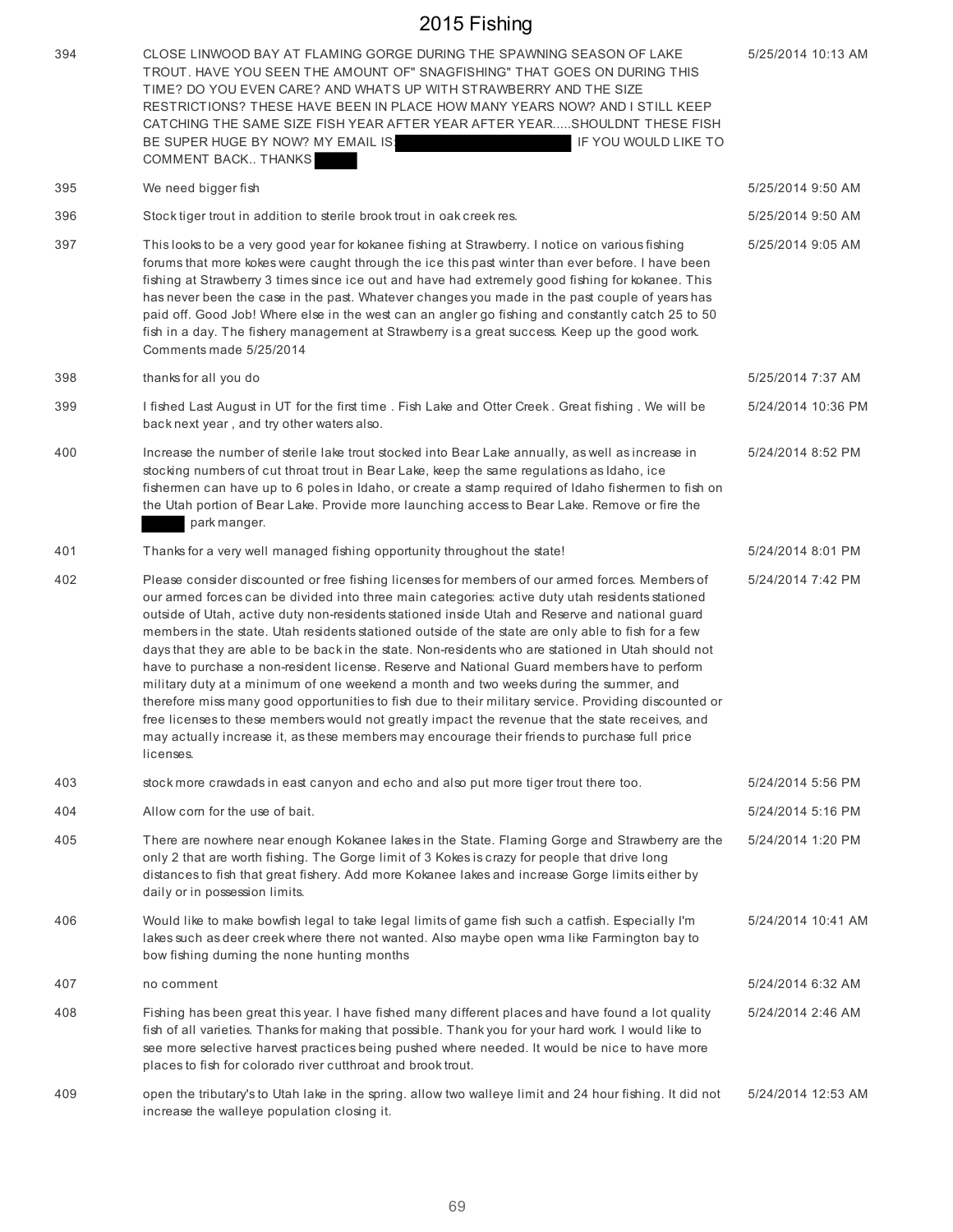| | | |
|---|---|---|
| 394 | CLOSE LINWOOD BAY AT FLAMING GORGE DURING THE SPAWNING SEASON OF LAKE TROUT. HAVE YOU SEEN THE AMOUNT OF" SNAGFISHING" THAT GOES ON DURING THIS TIME? DO YOU EVEN CARE? AND WHATS UP WITH STRAWBERRY AND THE SIZE RESTRICTIONS? THESE HAVE BEEN IN PLACE HOW MANY YEARS NOW? AND I STILL KEEP CATCHING THE SAME SIZE FISH YEAR AFTER YEAR AFTER YEAR.....SHOULDNT THESE FISH BE SUPER HUGE BY NOW? MY EMAIL IS: [redacted] IF YOU WOULD LIKE TO COMMENT BACK.. THANKS [redacted] | 5/25/2014 10:13 AM |
| 395 | We need bigger fish | 5/25/2014 9:50 AM |
| 396 | Stock tiger trout in addition to sterile brook trout in oak creek res. | 5/25/2014 9:50 AM |
| 397 | This looks to be a very good year for kokanee fishing at Strawberry. I notice on various fishing forums that more kokes were caught through the ice this past winter than ever before. I have been fishing at Strawberry 3 times since ice out and have had extremely good fishing for kokanee. This has never been the case in the past. Whatever changes you made in the past couple of years has paid off. Good Job! Where else in the west can an angler go fishing and constantly catch 25 to 50 fish in a day. The fishery management at Strawberry is a great success. Keep up the good work. Comments made 5/25/2014 | 5/25/2014 9:05 AM |
| 398 | thanks for all you do | 5/25/2014 7:37 AM |
| 399 | I fished Last August in UT for the first time . Fish Lake and Otter Creek . Great fishing . We will be back next year , and try other waters also. | 5/24/2014 10:36 PM |
| 400 | Increase the number of sterile lake trout stocked into Bear Lake annually, as well as increase in stocking numbers of cut throat trout in Bear Lake, keep the same regulations as Idaho, ice fishermen can have up to 6 poles in Idaho, or create a stamp required of Idaho fishermen to fish on the Utah portion of Bear Lake. Provide more launching access to Bear Lake. Remove or fire the [redacted] park manger. | 5/24/2014 8:52 PM |
| 401 | Thanks for a very well managed fishing opportunity throughout the state! | 5/24/2014 8:01 PM |
| 402 | Please consider discounted or free fishing licenses for members of our armed forces. Members of our armed forces can be divided into three main categories: active duty utah residents stationed outside of Utah, active duty non-residents stationed inside Utah and Reserve and national guard members in the state. Utah residents stationed outside of the state are only able to fish for a few days that they are able to be back in the state. Non-residents who are stationed in Utah should not have to purchase a non-resident license. Reserve and National Guard members have to perform military duty at a minimum of one weekend a month and two weeks during the summer, and therefore miss many good opportunities to fish due to their military service. Providing discounted or free licenses to these members would not greatly impact the revenue that the state receives, and may actually increase it, as these members may encourage their friends to purchase full price licenses. | 5/24/2014 7:42 PM |
| 403 | stock more crawdads in east canyon and echo and also put more tiger trout there too. | 5/24/2014 5:56 PM |
| 404 | Allow corn for the use of bait. | 5/24/2014 5:16 PM |
| 405 | There are nowhere near enough Kokanee lakes in the State. Flaming Gorge and Strawberry are the only 2 that are worth fishing. The Gorge limit of 3 Kokes is crazy for people that drive long distances to fish that great fishery. Add more Kokanee lakes and increase Gorge limits either by daily or in possession limits. | 5/24/2014 1:20 PM |
| 406 | Would like to make bowfish legal to take legal limits of game fish such a catfish. Especially I'm lakes such as deer creek where there not wanted. Also maybe open wma like Farmington bay to bow fishing durning the none hunting months | 5/24/2014 10:41 AM |
| 407 | no comment | 5/24/2014 6:32 AM |
| 408 | Fishing has been great this year. I have fished many different places and have found a lot quality fish of all varieties. Thanks for making that possible. Thank you for your hard work. I would like to see more selective harvest practices being pushed where needed. It would be nice to have more places to fish for colorado river cutthroat and brook trout. | 5/24/2014 2:46 AM |
| 409 | open the tributary's to Utah lake in the spring. allow two walleye limit and 24 hour fishing. It did not increase the walleye population closing it. | 5/24/2014 12:53 AM |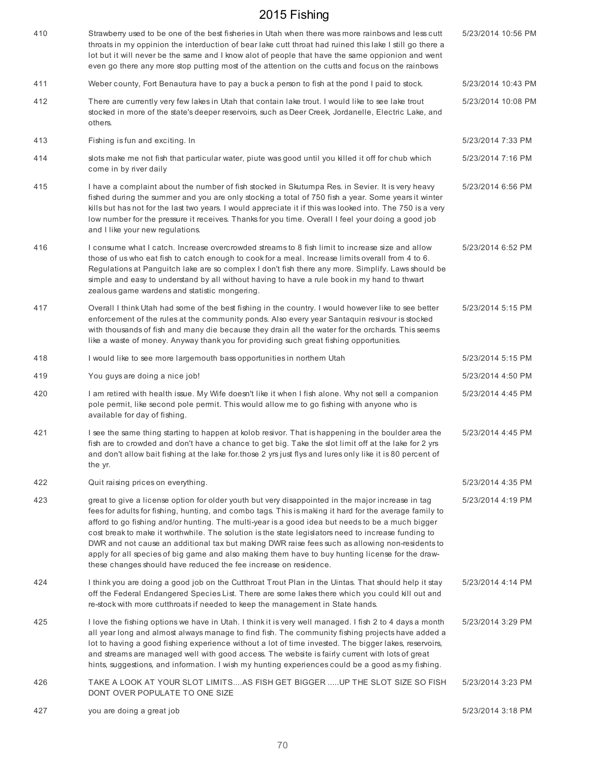| | | |
|---|---|---|
| 410 | Strawberry used to be one of the best fisheries in Utah when there was more rainbows and less cutt throats in my oppinion the interduction of bear lake cutt throat had ruined this lake I still go there a lot but it will never be the same and I know alot of people that have the same oppionion and went even go there any more stop putting most of the attention on the cutts and focus on the rainbows | 5/23/2014 10:56 PM |
| 411 | Weber county, Fort Benautura have to pay a buck a person to fish at the pond I paid to stock. | 5/23/2014 10:43 PM |
| 412 | There are currently very few lakes in Utah that contain lake trout. I would like to see lake trout stocked in more of the state's deeper reservoirs, such as Deer Creek, Jordanelle, Electric Lake, and others. | 5/23/2014 10:08 PM |
| 413 | Fishing is fun and exciting. In | 5/23/2014 7:33 PM |
| 414 | slots make me not fish that particular water, piute was good until you killed it off for chub which come in by river daily | 5/23/2014 7:16 PM |
| 415 | I have a complaint about the number of fish stocked in Skutumpa Res. in Sevier. It is very heavy fished during the summer and you are only stocking a total of 750 fish a year. Some years it winter kills but has not for the last two years. I would appreciate it if this was looked into. The 750 is a very low number for the pressure it receives. Thanks for you time. Overall I feel your doing a good job and I like your new regulations. | 5/23/2014 6:56 PM |
| 416 | I consume what I catch. Increase overcrowded streams to 8 fish limit to increase size and allow those of us who eat fish to catch enough to cook for a meal. Increase limits overall from 4 to 6. Regulations at Panguitch lake are so complex I don't fish there any more. Simplify. Laws should be simple and easy to understand by all without having to have a rule book in my hand to thwart zealous game wardens and statistic mongering. | 5/23/2014 6:52 PM |
| 417 | Overall I think Utah had some of the best fishing in the country. I would however like to see better enforcement of the rules at the community ponds. Also every year Santaquin resivour is stocked with thousands of fish and many die because they drain all the water for the orchards. This seems like a waste of money. Anyway thank you for providing such great fishing opportunities. | 5/23/2014 5:15 PM |
| 418 | I would like to see more largemouth bass opportunities in northern Utah | 5/23/2014 5:15 PM |
| 419 | You guys are doing a nice job! | 5/23/2014 4:50 PM |
| 420 | I am retired with health issue. My Wife doesn't like it when I fish alone. Why not sell a companion pole permit, like second pole permit. This would allow me to go fishing with anyone who is available for day of fishing. | 5/23/2014 4:45 PM |
| 421 | I see the same thing starting to happen at kolob resivor. That is happening in the boulder area the fish are to crowded and don't have a chance to get big. Take the slot limit off at the lake for 2 yrs and don't allow bait fishing at the lake for.those 2 yrs just flys and lures only like it is 80 percent of the yr. | 5/23/2014 4:45 PM |
| 422 | Quit raising prices on everything. | 5/23/2014 4:35 PM |
| 423 | great to give a license option for older youth but very disappointed in the major increase in tag fees for adults for fishing, hunting, and combo tags. This is making it hard for the average family to afford to go fishing and/or hunting. The multi-year is a good idea but needs to be a much bigger cost break to make it worthwhile. The solution is the state legislators need to increase funding to DWR and not cause an additional tax but making DWR raise fees such as allowing non-residents to apply for all species of big game and also making them have to buy hunting license for the draw- these changes should have reduced the fee increase on residence. | 5/23/2014 4:19 PM |
| 424 | I think you are doing a good job on the Cutthroat Trout Plan in the Uintas. That should help it stay off the Federal Endangered Species List. There are some lakes there which you could kill out and re-stock with more cutthroats if needed to keep the management in State hands. | 5/23/2014 4:14 PM |
| 425 | I love the fishing options we have in Utah. I think it is very well managed. I fish 2 to 4 days a month all year long and almost always manage to find fish. The community fishing projects have added a lot to having a good fishing experience without a lot of time invested. The bigger lakes, reservoirs, and streams are managed well with good access. The website is fairly current with lots of great hints, suggestions, and information. I wish my hunting experiences could be a good as my fishing. | 5/23/2014 3:29 PM |
| 426 | TAKE A LOOK AT YOUR SLOT LIMITS....AS FISH GET BIGGER .....UP THE SLOT SIZE SO FISH DONT OVER POPULATE TO ONE SIZE | 5/23/2014 3:23 PM |
| 427 | you are doing a great job | 5/23/2014 3:18 PM |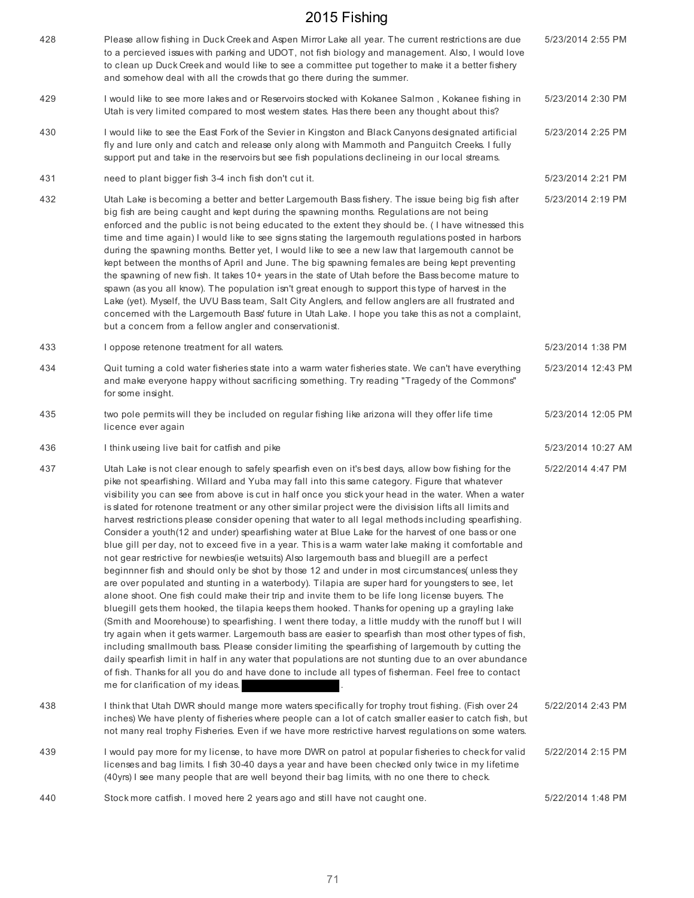| | | |
|---|---|---|
| 428 | Please allow fishing in Duck Creek and Aspen Mirror Lake all year. The current restrictions are due to a percieved issues with parking and UDOT, not fish biology and management. Also, I would love to clean up Duck Creek and would like to see a committee put together to make it a better fishery and somehow deal with all the crowds that go there during the summer. | 5/23/2014 2:55 PM |
| 429 | I would like to see more lakes and or Reservoirs stocked with Kokanee Salmon , Kokanee fishing in Utah is very limited compared to most western states. Has there been any thought about this? | 5/23/2014 2:30 PM |
| 430 | I would like to see the East Fork of the Sevier in Kingston and Black Canyons designated artificial fly and lure only and catch and release only along with Mammoth and Panguitch Creeks. I fully support put and take in the reservoirs but see fish populations declineing in our local streams. | 5/23/2014 2:25 PM |
| 431 | need to plant bigger fish 3-4 inch fish don't cut it. | 5/23/2014 2:21 PM |
| 432 | Utah Lake is becoming a better and better Largemouth Bass fishery. The issue being big fish after big fish are being caught and kept during the spawning months. Regulations are not being enforced and the public is not being educated to the extent they should be. ( I have witnessed this time and time again) I would like to see signs stating the largemouth regulations posted in harbors during the spawning months. Better yet, I would like to see a new law that largemouth cannot be kept between the months of April and June. The big spawning females are being kept preventing the spawning of new fish. It takes 10+ years in the state of Utah before the Bass become mature to spawn (as you all know). The population isn't great enough to support this type of harvest in the Lake (yet). Myself, the UVU Bass team, Salt City Anglers, and fellow anglers are all frustrated and concerned with the Largemouth Bass' future in Utah Lake. I hope you take this as not a complaint, but a concern from a fellow angler and conservationist. | 5/23/2014 2:19 PM |
| 433 | I oppose retenone treatment for all waters. | 5/23/2014 1:38 PM |
| 434 | Quit turning a cold water fisheries state into a warm water fisheries state. We can't have everything and make everyone happy without sacrificing something. Try reading "Tragedy of the Commons" for some insight. | 5/23/2014 12:43 PM |
| 435 | two pole permits will they be included on regular fishing like arizona will they offer life time licence ever again | 5/23/2014 12:05 PM |
| 436 | I think useing live bait for catfish and pike | 5/23/2014 10:27 AM |
| 437 | Utah Lake is not clear enough to safely spearfish even on it's best days, allow bow fishing for the pike not spearfishing. Willard and Yuba may fall into this same category. Figure that whatever visibility you can see from above is cut in half once you stick your head in the water. When a water is slated for rotenone treatment or any other similar project were the divisision lifts all limits and harvest restrictions please consider opening that water to all legal methods including spearfishing. Consider a youth(12 and under) spearfishing water at Blue Lake for the harvest of one bass or one blue gill per day, not to exceed five in a year. This is a warm water lake making it comfortable and not gear restrictive for newbies(ie wetsuits) Also largemouth bass and bluegill are a perfect beginnner fish and should only be shot by those 12 and under in most circumstances( unless they are over populated and stunting in a waterbody). Tilapia are super hard for youngsters to see, let alone shoot. One fish could make their trip and invite them to be life long license buyers. The bluegill gets them hooked, the tilapia keeps them hooked. Thanks for opening up a grayling lake (Smith and Moorehouse) to spearfishing. I went there today, a little muddy with the runoff but I will try again when it gets warmer. Largemouth bass are easier to spearfish than most other types of fish, including smallmouth bass. Please consider limiting the spearfishing of largemouth by cutting the daily spearfish limit in half in any water that populations are not stunting due to an over abundance of fish. Thanks for all you do and have done to include all types of fisherman. Feel free to contact me for clarification of my ideas. [redacted]. | 5/22/2014 4:47 PM |
| 438 | I think that Utah DWR should mange more waters specifically for trophy trout fishing. (Fish over 24 inches) We have plenty of fisheries where people can a lot of catch smaller easier to catch fish, but not many real trophy Fisheries. Even if we have more restrictive harvest regulations on some waters. | 5/22/2014 2:43 PM |
| 439 | I would pay more for my license, to have more DWR on patrol at popular fisheries to check for valid licenses and bag limits. I fish 30-40 days a year and have been checked only twice in my lifetime (40yrs) I see many people that are well beyond their bag limits, with no one there to check. | 5/22/2014 2:15 PM |
| 440 | Stock more catfish. I moved here 2 years ago and still have not caught one. | 5/22/2014 1:48 PM |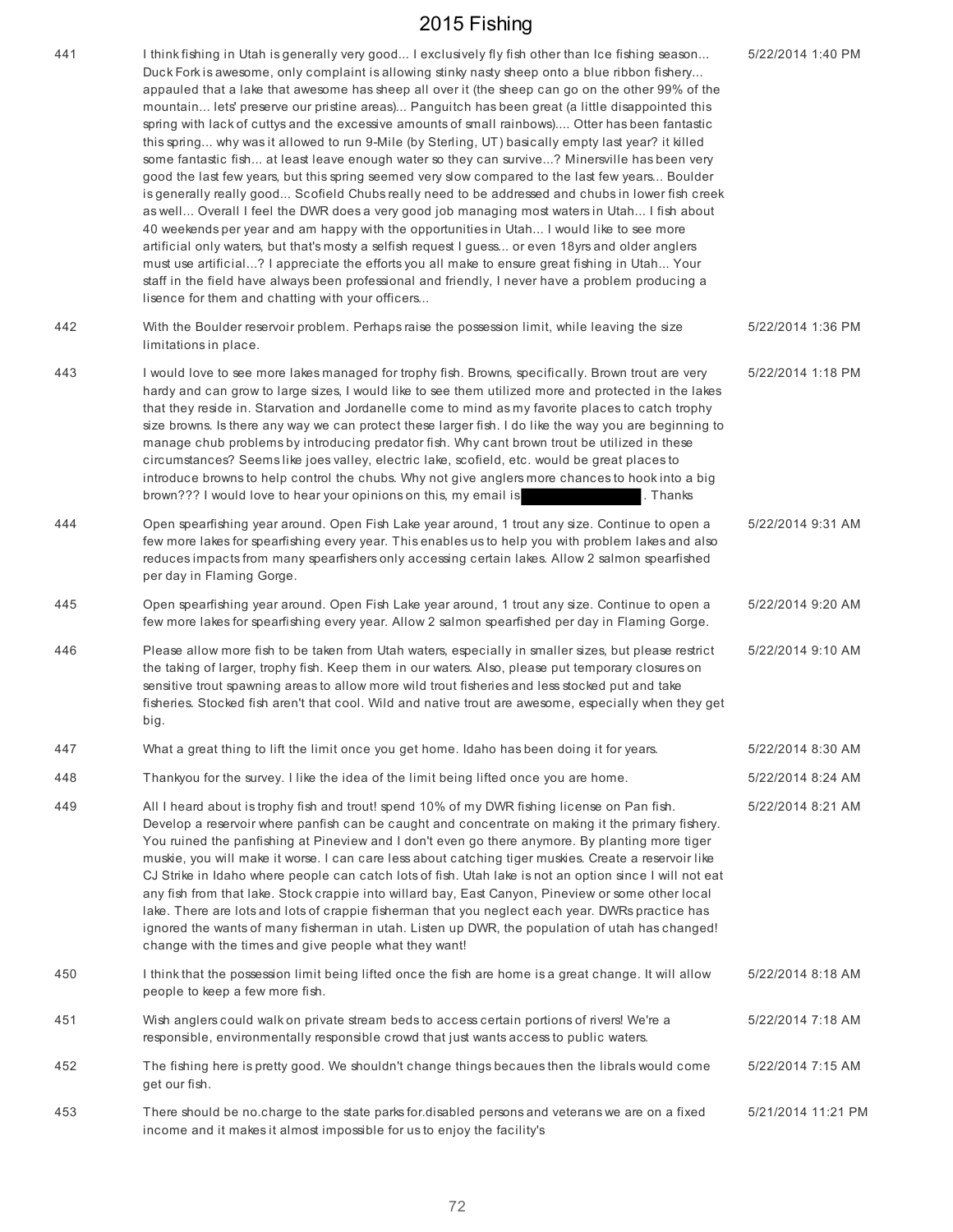## 2015 Fishing

| | | |
|---|---|---|
| 441 | I think fishing in Utah is generally very good... I exclusively fly fish other than Ice fishing season... Duck Fork is awesome, only complaint is allowing stinky nasty sheep onto a blue ribbon fishery... appauled that a lake that awesome has sheep all over it (the sheep can go on the other 99% of the mountain... lets' preserve our pristine areas)... Panguitch has been great (a little disappointed this spring with lack of cuttys and the excessive amounts of small rainbows).... Otter has been fantastic this spring... why was it allowed to run 9-Mile (by Sterling, UT) basically empty last year? it killed some fantastic fish... at least leave enough water so they can survive...? Minersville has been very good the last few years, but this spring seemed very slow compared to the last few years... Boulder is generally really good... Scofield Chubs really need to be addressed and chubs in lower fish creek as well... Overall I feel the DWR does a very good job managing most waters in Utah... I fish about 40 weekends per year and am happy with the opportunities in Utah... I would like to see more artificial only waters, but that's mosty a selfish request I guess... or even 18yrs and older anglers must use artificial...? I appreciate the efforts you all make to ensure great fishing in Utah... Your staff in the field have always been professional and friendly, I never have a problem producing a lisence for them and chatting with your officers... | 5/22/2014 1:40 PM |
| 442 | With the Boulder reservoir problem. Perhaps raise the possession limit, while leaving the size limitations in place. | 5/22/2014 1:36 PM |
| 443 | I would love to see more lakes managed for trophy fish. Browns, specifically. Brown trout are very hardy and can grow to large sizes, I would like to see them utilized more and protected in the lakes that they reside in. Starvation and Jordanelle come to mind as my favorite places to catch trophy size browns. Is there any way we can protect these larger fish. I do like the way you are beginning to manage chub problems by introducing predator fish. Why cant brown trout be utilized in these circumstances? Seems like joes valley, electric lake, scofield, etc. would be great places to introduce browns to help control the chubs. Why not give anglers more chances to hook into a big brown??? I would love to hear your opinions on this, my email is [redacted]. Thanks | 5/22/2014 1:18 PM |
| 444 | Open spearfishing year around. Open Fish Lake year around, 1 trout any size. Continue to open a few more lakes for spearfishing every year. This enables us to help you with problem lakes and also reduces impacts from many spearfishers only accessing certain lakes. Allow 2 salmon spearfished per day in Flaming Gorge. | 5/22/2014 9:31 AM |
| 445 | Open spearfishing year around. Open Fish Lake year around, 1 trout any size. Continue to open a few more lakes for spearfishing every year. Allow 2 salmon spearfished per day in Flaming Gorge. | 5/22/2014 9:20 AM |
| 446 | Please allow more fish to be taken from Utah waters, especially in smaller sizes, but please restrict the taking of larger, trophy fish. Keep them in our waters. Also, please put temporary closures on sensitive trout spawning areas to allow more wild trout fisheries and less stocked put and take fisheries. Stocked fish aren't that cool. Wild and native trout are awesome, especially when they get big. | 5/22/2014 9:10 AM |
| 447 | What a great thing to lift the limit once you get home. Idaho has been doing it for years. | 5/22/2014 8:30 AM |
| 448 | Thankyou for the survey. I like the idea of the limit being lifted once you are home. | 5/22/2014 8:24 AM |
| 449 | All I heard about is trophy fish and trout! spend 10% of my DWR fishing license on Pan fish. Develop a reservoir where panfish can be caught and concentrate on making it the primary fishery. You ruined the panfishing at Pineview and I don't even go there anymore. By planting more tiger muskie, you will make it worse. I can care less about catching tiger muskies. Create a reservoir like CJ Strike in Idaho where people can catch lots of fish. Utah lake is not an option since I will not eat any fish from that lake. Stock crappie into willard bay, East Canyon, Pineview or some other local lake. There are lots and lots of crappie fisherman that you neglect each year. DWRs practice has ignored the wants of many fisherman in utah. Listen up DWR, the population of utah has changed! change with the times and give people what they want! | 5/22/2014 8:21 AM |
| 450 | I think that the possession limit being lifted once the fish are home is a great change. It will allow people to keep a few more fish. | 5/22/2014 8:18 AM |
| 451 | Wish anglers could walk on private stream beds to access certain portions of rivers! We're a responsible, environmentally responsible crowd that just wants access to public waters. | 5/22/2014 7:18 AM |
| 452 | The fishing here is pretty good. We shouldn't change things becaues then the librals would come get our fish. | 5/22/2014 7:15 AM |
| 453 | There should be no.charge to the state parks for.disabled persons and veterans we are on a fixed income and it makes it almost impossible for us to enjoy the facility's | 5/21/2014 11:21 PM |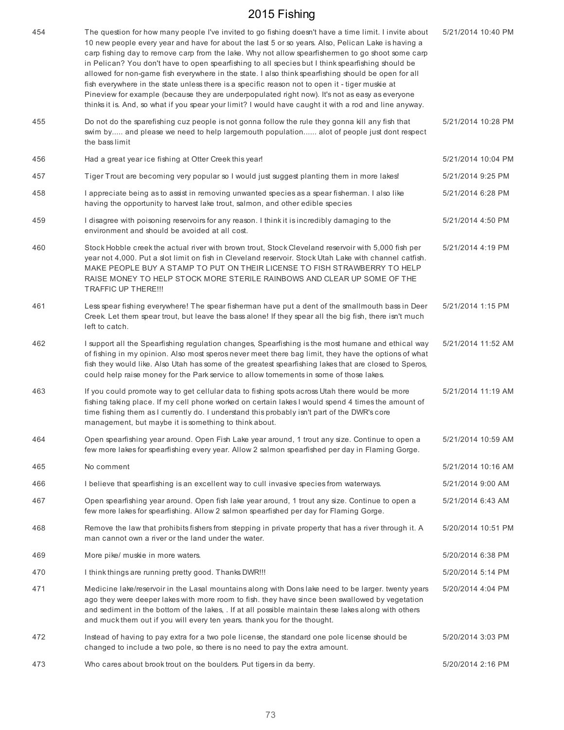| | | |
|---|---|---|
| 454 | The question for how many people I've invited to go fishing doesn't have a time limit. I invite about 10 new people every year and have for about the last 5 or so years. Also, Pelican Lake is having a carp fishing day to remove carp from the lake. Why not allow spearfishermen to go shoot some carp in Pelican? You don't have to open spearfishing to all species but I think spearfishing should be allowed for non-game fish everywhere in the state. I also think spearfishing should be open for all fish everywhere in the state unless there is a specific reason not to open it - tiger muskie at Pineview for example (because they are underpopulated right now). It's not as easy as everyone thinks it is. And, so what if you spear your limit? I would have caught it with a rod and line anyway. | 5/21/2014 10:40 PM |
| 455 | Do not do the sparefishing cuz people is not gonna follow the rule they gonna kill any fish that swim by..... and please we need to help largemouth population...... alot of people just dont respect the bass limit | 5/21/2014 10:28 PM |
| 456 | Had a great year ice fishing at Otter Creek this year! | 5/21/2014 10:04 PM |
| 457 | Tiger Trout are becoming very popular so I would just suggest planting them in more lakes! | 5/21/2014 9:25 PM |
| 458 | I appreciate being as to assist in removing unwanted species as a spear fisherman. I also like having the opportunity to harvest lake trout, salmon, and other edible species | 5/21/2014 6:28 PM |
| 459 | I disagree with poisoning reservoirs for any reason. I think it is incredibly damaging to the environment and should be avoided at all cost. | 5/21/2014 4:50 PM |
| 460 | Stock Hobble creek the actual river with brown trout, Stock Cleveland reservoir with 5,000 fish per year not 4,000. Put a slot limit on fish in Cleveland reservoir. Stock Utah Lake with channel catfish. MAKE PEOPLE BUY A STAMP TO PUT ON THEIR LICENSE TO FISH STRAWBERRY TO HELP RAISE MONEY TO HELP STOCK MORE STERILE RAINBOWS AND CLEAR UP SOME OF THE TRAFFIC UP THERE!!! | 5/21/2014 4:19 PM |
| 461 | Less spear fishing everywhere! The spear fisherman have put a dent of the smallmouth bass in Deer Creek. Let them spear trout, but leave the bass alone! If they spear all the big fish, there isn't much left to catch. | 5/21/2014 1:15 PM |
| 462 | I support all the Spearfishing regulation changes, Spearfishing is the most humane and ethical way of fishing in my opinion. Also most speros never meet there bag limit, they have the options of what fish they would like. Also Utah has some of the greatest spearfishing lakes that are closed to Speros, could help raise money for the Park service to allow tornements in some of those lakes. | 5/21/2014 11:52 AM |
| 463 | If you could promote way to get cellular data to fishing spots across Utah there would be more fishing taking place. If my cell phone worked on certain lakes I would spend 4 times the amount of time fishing them as I currently do. I understand this probably isn't part of the DWR's core management, but maybe it is something to think about. | 5/21/2014 11:19 AM |
| 464 | Open spearfishing year around. Open Fish Lake year around, 1 trout any size. Continue to open a few more lakes for spearfishing every year. Allow 2 salmon spearfished per day in Flaming Gorge. | 5/21/2014 10:59 AM |
| 465 | No comment | 5/21/2014 10:16 AM |
| 466 | I believe that spearfishing is an excellent way to cull invasive species from waterways. | 5/21/2014 9:00 AM |
| 467 | Open spearfishing year around. Open fish lake year around, 1 trout any size. Continue to open a few more lakes for spearfishing. Allow 2 salmon spearfished per day for Flaming Gorge. | 5/21/2014 6:43 AM |
| 468 | Remove the law that prohibits fishers from stepping in private property that has a river through it. A man cannot own a river or the land under the water. | 5/20/2014 10:51 PM |
| 469 | More pike/ muskie in more waters. | 5/20/2014 6:38 PM |
| 470 | I think things are running pretty good. Thanks DWR!!! | 5/20/2014 5:14 PM |
| 471 | Medicine lake/reservoir in the Lasal mountains along with Dons lake need to be larger. twenty years ago they were deeper lakes with more room to fish. they have since been swallowed by vegetation and sediment in the bottom of the lakes, . If at all possible maintain these lakes along with others and muck them out if you will every ten years. thank you for the thought. | 5/20/2014 4:04 PM |
| 472 | Instead of having to pay extra for a two pole license, the standard one pole license should be changed to include a two pole, so there is no need to pay the extra amount. | 5/20/2014 3:03 PM |
| 473 | Who cares about brook trout on the boulders. Put tigers in da berry. | 5/20/2014 2:16 PM |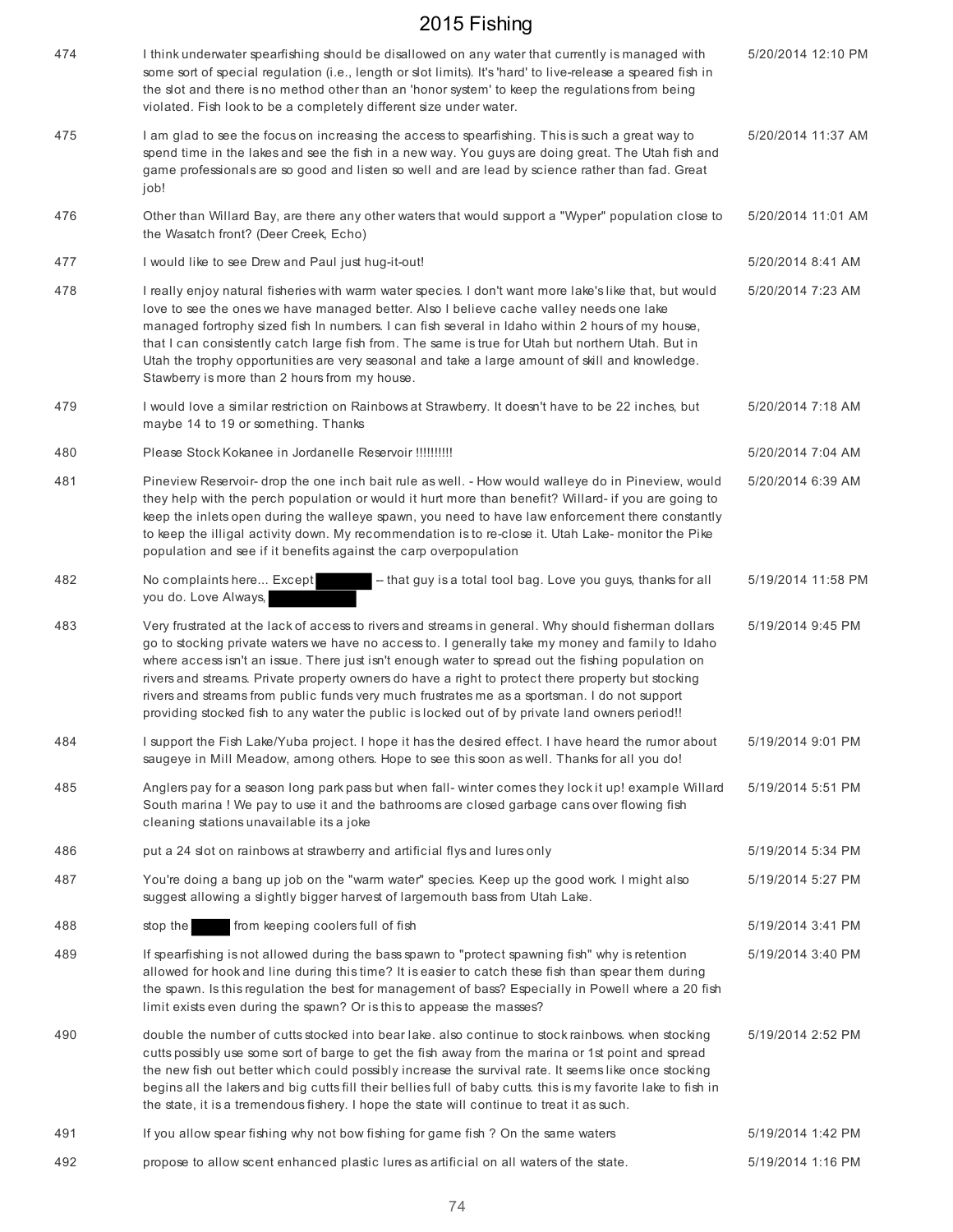# 2015 Fishing

| | | |
|---|---|---|
| 474 | I think underwater spearfishing should be disallowed on any water that currently is managed with some sort of special regulation (i.e., length or slot limits). It's 'hard' to live-release a speared fish in the slot and there is no method other than an 'honor system' to keep the regulations from being violated. Fish look to be a completely different size under water. | 5/20/2014 12:10 PM |
| 475 | I am glad to see the focus on increasing the access to spearfishing. This is such a great way to spend time in the lakes and see the fish in a new way. You guys are doing great. The Utah fish and game professionals are so good and listen so well and are lead by science rather than fad. Great job! | 5/20/2014 11:37 AM |
| 476 | Other than Willard Bay, are there any other waters that would support a "Wyper" population close to the Wasatch front? (Deer Creek, Echo) | 5/20/2014 11:01 AM |
| 477 | I would like to see Drew and Paul just hug-it-out! | 5/20/2014 8:41 AM |
| 478 | I really enjoy natural fisheries with warm water species. I don't want more lake's like that, but would love to see the ones we have managed better. Also I believe cache valley needs one lake managed fortrophy sized fish In numbers. I can fish several in Idaho within 2 hours of my house, that I can consistently catch large fish from. The same is true for Utah but northern Utah. But in Utah the trophy opportunities are very seasonal and take a large amount of skill and knowledge. Stawberry is more than 2 hours from my house. | 5/20/2014 7:23 AM |
| 479 | I would love a similar restriction on Rainbows at Strawberry. It doesn't have to be 22 inches, but maybe 14 to 19 or something. Thanks | 5/20/2014 7:18 AM |
| 480 | Please Stock Kokanee in Jordanelle Reservoir !!!!!!!!!! | 5/20/2014 7:04 AM |
| 481 | Pineview Reservoir- drop the one inch bait rule as well. - How would walleye do in Pineview, would they help with the perch population or would it hurt more than benefit? Willard- if you are going to keep the inlets open during the walleye spawn, you need to have law enforcement there constantly to keep the illigal activity down. My recommendation is to re-close it. Utah Lake- monitor the Pike population and see if it benefits against the carp overpopulation | 5/20/2014 6:39 AM |
| 482 | No complaints here... Except [REDACTED] -- that guy is a total tool bag. Love you guys, thanks for all you do. Love Always, [REDACTED] | 5/19/2014 11:58 PM |
| 483 | Very frustrated at the lack of access to rivers and streams in general. Why should fisherman dollars go to stocking private waters we have no access to. I generally take my money and family to Idaho where access isn't an issue. There just isn't enough water to spread out the fishing population on rivers and streams. Private property owners do have a right to protect there property but stocking rivers and streams from public funds very much frustrates me as a sportsman. I do not support providing stocked fish to any water the public is locked out of by private land owners period!! | 5/19/2014 9:45 PM |
| 484 | I support the Fish Lake/Yuba project. I hope it has the desired effect. I have heard the rumor about saugeye in Mill Meadow, among others. Hope to see this soon as well. Thanks for all you do! | 5/19/2014 9:01 PM |
| 485 | Anglers pay for a season long park pass but when fall- winter comes they lock it up! example Willard South marina ! We pay to use it and the bathrooms are closed garbage cans over flowing fish cleaning stations unavailable its a joke | 5/19/2014 5:51 PM |
| 486 | put a 24 slot on rainbows at strawberry and artificial flys and lures only | 5/19/2014 5:34 PM |
| 487 | You're doing a bang up job on the "warm water" species. Keep up the good work. I might also suggest allowing a slightly bigger harvest of largemouth bass from Utah Lake. | 5/19/2014 5:27 PM |
| 488 | stop the [REDACTED] from keeping coolers full of fish | 5/19/2014 3:41 PM |
| 489 | If spearfishing is not allowed during the bass spawn to "protect spawning fish" why is retention allowed for hook and line during this time? It is easier to catch these fish than spear them during the spawn. Is this regulation the best for management of bass? Especially in Powell where a 20 fish limit exists even during the spawn? Or is this to appease the masses? | 5/19/2014 3:40 PM |
| 490 | double the number of cutts stocked into bear lake. also continue to stock rainbows. when stocking cutts possibly use some sort of barge to get the fish away from the marina or 1st point and spread the new fish out better which could possibly increase the survival rate. It seems like once stocking begins all the lakers and big cutts fill their bellies full of baby cutts. this is my favorite lake to fish in the state, it is a tremendous fishery. I hope the state will continue to treat it as such. | 5/19/2014 2:52 PM |
| 491 | If you allow spear fishing why not bow fishing for game fish ? On the same waters | 5/19/2014 1:42 PM |
| 492 | propose to allow scent enhanced plastic lures as artificial on all waters of the state. | 5/19/2014 1:16 PM |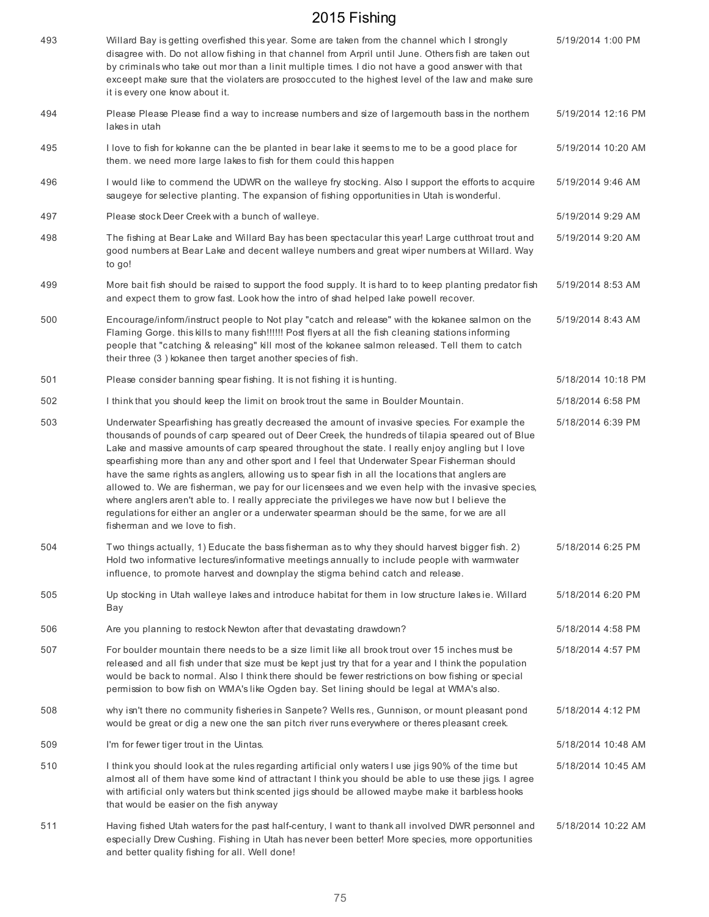| | | |
|---|---|---|
| 493 | Willard Bay is getting overfished this year. Some are taken from the channel which I strongly disagree with. Do not allow fishing in that channel from Arpril until June. Others fish are taken out by criminals who take out mor than a linit multiple times. I dio not have a good answer with that exceept make sure that the violaters are prosoccuted to the highest level of the law and make sure it is every one know about it. | 5/19/2014 1:00 PM |
| 494 | Please Please Please find a way to increase numbers and size of largemouth bass in the northern lakes in utah | 5/19/2014 12:16 PM |
| 495 | I love to fish for kokanne can the be planted in bear lake it seems to me to be a good place for them. we need more large lakes to fish for them could this happen | 5/19/2014 10:20 AM |
| 496 | I would like to commend the UDWR on the walleye fry stocking. Also I support the efforts to acquire saugeye for selective planting. The expansion of fishing opportunities in Utah is wonderful. | 5/19/2014 9:46 AM |
| 497 | Please stock Deer Creek with a bunch of walleye. | 5/19/2014 9:29 AM |
| 498 | The fishing at Bear Lake and Willard Bay has been spectacular this year! Large cutthroat trout and good numbers at Bear Lake and decent walleye numbers and great wiper numbers at Willard. Way to go! | 5/19/2014 9:20 AM |
| 499 | More bait fish should be raised to support the food supply. It is hard to to keep planting predator fish and expect them to grow fast. Look how the intro of shad helped lake powell recover. | 5/19/2014 8:53 AM |
| 500 | Encourage/inform/instruct people to Not play "catch and release" with the kokanee salmon on the Flaming Gorge. this kills to many fish!!!!!! Post flyers at all the fish cleaning stations informing people that "catching & releasing" kill most of the kokanee salmon released. Tell them to catch their three (3 ) kokanee then target another species of fish. | 5/19/2014 8:43 AM |
| 501 | Please consider banning spear fishing. It is not fishing it is hunting. | 5/18/2014 10:18 PM |
| 502 | I think that you should keep the limit on brook trout the same in Boulder Mountain. | 5/18/2014 6:58 PM |
| 503 | Underwater Spearfishing has greatly decreased the amount of invasive species. For example the thousands of pounds of carp speared out of Deer Creek, the hundreds of tilapia speared out of Blue Lake and massive amounts of carp speared throughout the state. I really enjoy angling but I love spearfishing more than any and other sport and I feel that Underwater Spear Fisherman should have the same rights as anglers, allowing us to spear fish in all the locations that anglers are allowed to. We are fisherman, we pay for our licensees and we even help with the invasive species, where anglers aren't able to. I really appreciate the privileges we have now but I believe the regulations for either an angler or a underwater spearman should be the same, for we are all fisherman and we love to fish. | 5/18/2014 6:39 PM |
| 504 | Two things actually, 1) Educate the bass fisherman as to why they should harvest bigger fish. 2) Hold two informative lectures/informative meetings annually to include people with warmwater influence, to promote harvest and downplay the stigma behind catch and release. | 5/18/2014 6:25 PM |
| 505 | Up stocking in Utah walleye lakes and introduce habitat for them in low structure lakes ie. Willard Bay | 5/18/2014 6:20 PM |
| 506 | Are you planning to restock Newton after that devastating drawdown? | 5/18/2014 4:58 PM |
| 507 | For boulder mountain there needs to be a size limit like all brook trout over 15 inches must be released and all fish under that size must be kept just try that for a year and I think the population would be back to normal. Also I think there should be fewer restrictions on bow fishing or special permission to bow fish on WMA's like Ogden bay. Set lining should be legal at WMA's also. | 5/18/2014 4:57 PM |
| 508 | why isn't there no community fisheries in Sanpete? Wells res., Gunnison, or mount pleasant pond would be great or dig a new one the san pitch river runs everywhere or theres pleasant creek. | 5/18/2014 4:12 PM |
| 509 | I'm for fewer tiger trout in the Uintas. | 5/18/2014 10:48 AM |
| 510 | I think you should look at the rules regarding artificial only waters I use jigs 90% of the time but almost all of them have some kind of attractant I think you should be able to use these jigs. I agree with artificial only waters but think scented jigs should be allowed maybe make it barbless hooks that would be easier on the fish anyway | 5/18/2014 10:45 AM |
| 511 | Having fished Utah waters for the past half-century, I want to thank all involved DWR personnel and especially Drew Cushing. Fishing in Utah has never been better! More species, more opportunities and better quality fishing for all. Well done! | 5/18/2014 10:22 AM |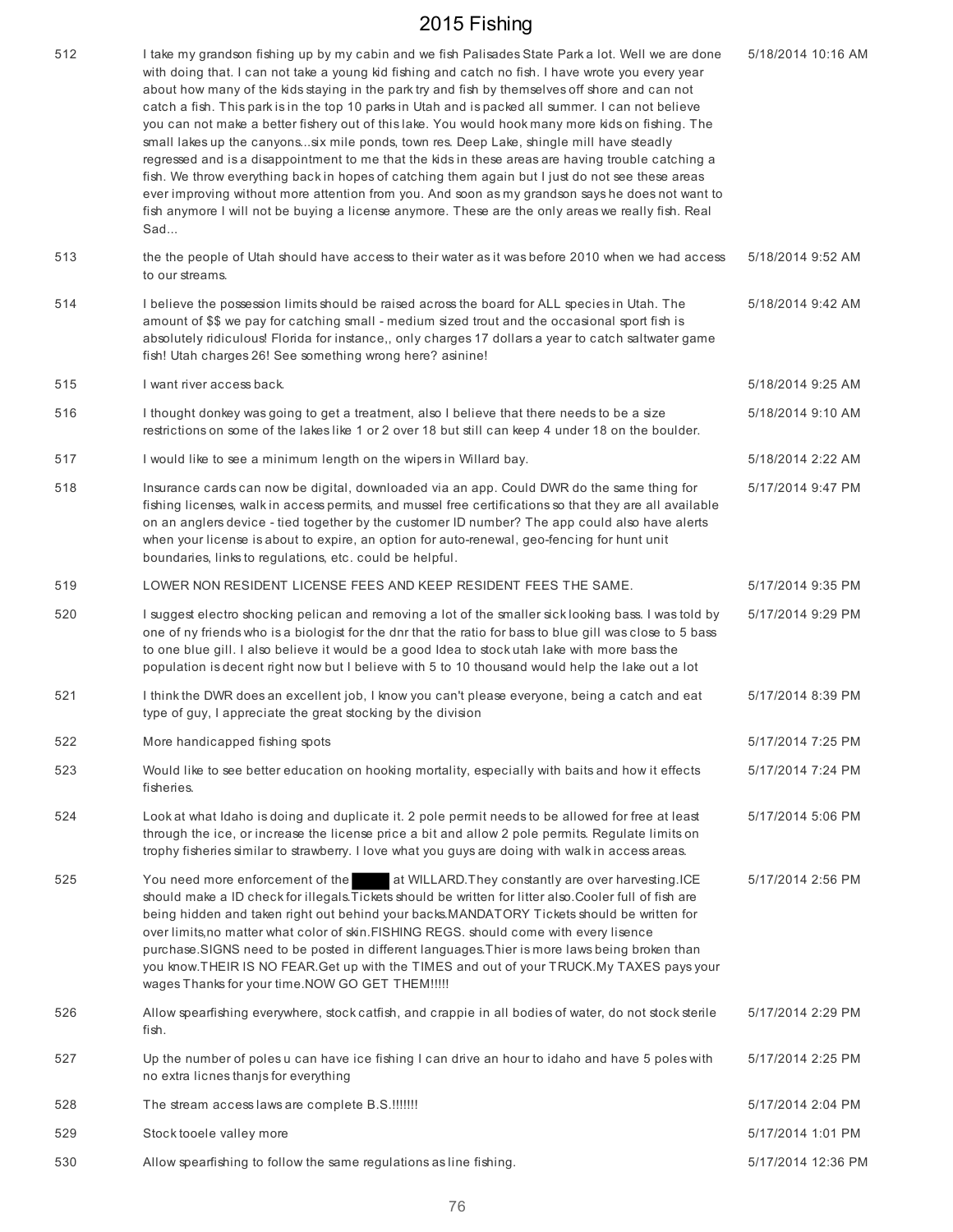# 2015 Fishing

| | | |
|---|---|---|
| 512 | I take my grandson fishing up by my cabin and we fish Palisades State Park a lot. Well we are done with doing that. I can not take a young kid fishing and catch no fish. I have wrote you every year about how many of the kids staying in the park try and fish by themselves off shore and can not catch a fish. This park is in the top 10 parks in Utah and is packed all summer. I can not believe you can not make a better fishery out of this lake. You would hook many more kids on fishing. The small lakes up the canyons...six mile ponds, town res. Deep Lake, shingle mill have steadly regressed and is a disappointment to me that the kids in these areas are having trouble catching a fish. We throw everything back in hopes of catching them again but I just do not see these areas ever improving without more attention from you. And soon as my grandson says he does not want to fish anymore I will not be buying a license anymore. These are the only areas we really fish. Real Sad... | 5/18/2014 10:16 AM |
| 513 | the the people of Utah should have access to their water as it was before 2010 when we had access to our streams. | 5/18/2014 9:52 AM |
| 514 | I believe the possession limits should be raised across the board for ALL species in Utah. The amount of $$ we pay for catching small - medium sized trout and the occasional sport fish is absolutely ridiculous! Florida for instance,, only charges 17 dollars a year to catch saltwater game fish! Utah charges 26! See something wrong here? asinine! | 5/18/2014 9:42 AM |
| 515 | I want river access back. | 5/18/2014 9:25 AM |
| 516 | I thought donkey was going to get a treatment, also I believe that there needs to be a size restrictions on some of the lakes like 1 or 2 over 18 but still can keep 4 under 18 on the boulder. | 5/18/2014 9:10 AM |
| 517 | I would like to see a minimum length on the wipers in Willard bay. | 5/18/2014 2:22 AM |
| 518 | Insurance cards can now be digital, downloaded via an app. Could DWR do the same thing for fishing licenses, walk in access permits, and mussel free certifications so that they are all available on an anglers device - tied together by the customer ID number? The app could also have alerts when your license is about to expire, an option for auto-renewal, geo-fencing for hunt unit boundaries, links to regulations, etc. could be helpful. | 5/17/2014 9:47 PM |
| 519 | LOWER NON RESIDENT LICENSE FEES AND KEEP RESIDENT FEES THE SAME. | 5/17/2014 9:35 PM |
| 520 | I suggest electro shocking pelican and removing a lot of the smaller sick looking bass. I was told by one of ny friends who is a biologist for the dnr that the ratio for bass to blue gill was close to 5 bass to one blue gill. I also believe it would be a good Idea to stock utah lake with more bass the population is decent right now but I believe with 5 to 10 thousand would help the lake out a lot | 5/17/2014 9:29 PM |
| 521 | I think the DWR does an excellent job, I know you can't please everyone, being a catch and eat type of guy, I appreciate the great stocking by the division | 5/17/2014 8:39 PM |
| 522 | More handicapped fishing spots | 5/17/2014 7:25 PM |
| 523 | Would like to see better education on hooking mortality, especially with baits and how it effects fisheries. | 5/17/2014 7:24 PM |
| 524 | Look at what Idaho is doing and duplicate it. 2 pole permit needs to be allowed for free at least through the ice, or increase the license price a bit and allow 2 pole permits. Regulate limits on trophy fisheries similar to strawberry. I love what you guys are doing with walk in access areas. | 5/17/2014 5:06 PM |
| 525 | You need more enforcement of the [REDACTED] at WILLARD.They constantly are over harvesting.ICE should make a ID check for illegals.Tickets should be written for litter also.Cooler full of fish are being hidden and taken right out behind your backs.MANDATORY Tickets should be written for over limits,no matter what color of skin.FISHING REGS. should come with every lisence purchase.SIGNS need to be posted in different languages.Thier is more laws being broken than you know.THEIR IS NO FEAR.Get up with the TIMES and out of your TRUCK.My TAXES pays your wages Thanks for your time.NOW GO GET THEM!!!!! | 5/17/2014 2:56 PM |
| 526 | Allow spearfishing everywhere, stock catfish, and crappie in all bodies of water, do not stock sterile fish. | 5/17/2014 2:29 PM |
| 527 | Up the number of poles u can have ice fishing I can drive an hour to idaho and have 5 poles with no extra licnes thanjs for everything | 5/17/2014 2:25 PM |
| 528 | The stream access laws are complete B.S.!!!!!!! | 5/17/2014 2:04 PM |
| 529 | Stock tooele valley more | 5/17/2014 1:01 PM |
| 530 | Allow spearfishing to follow the same regulations as line fishing. | 5/17/2014 12:36 PM |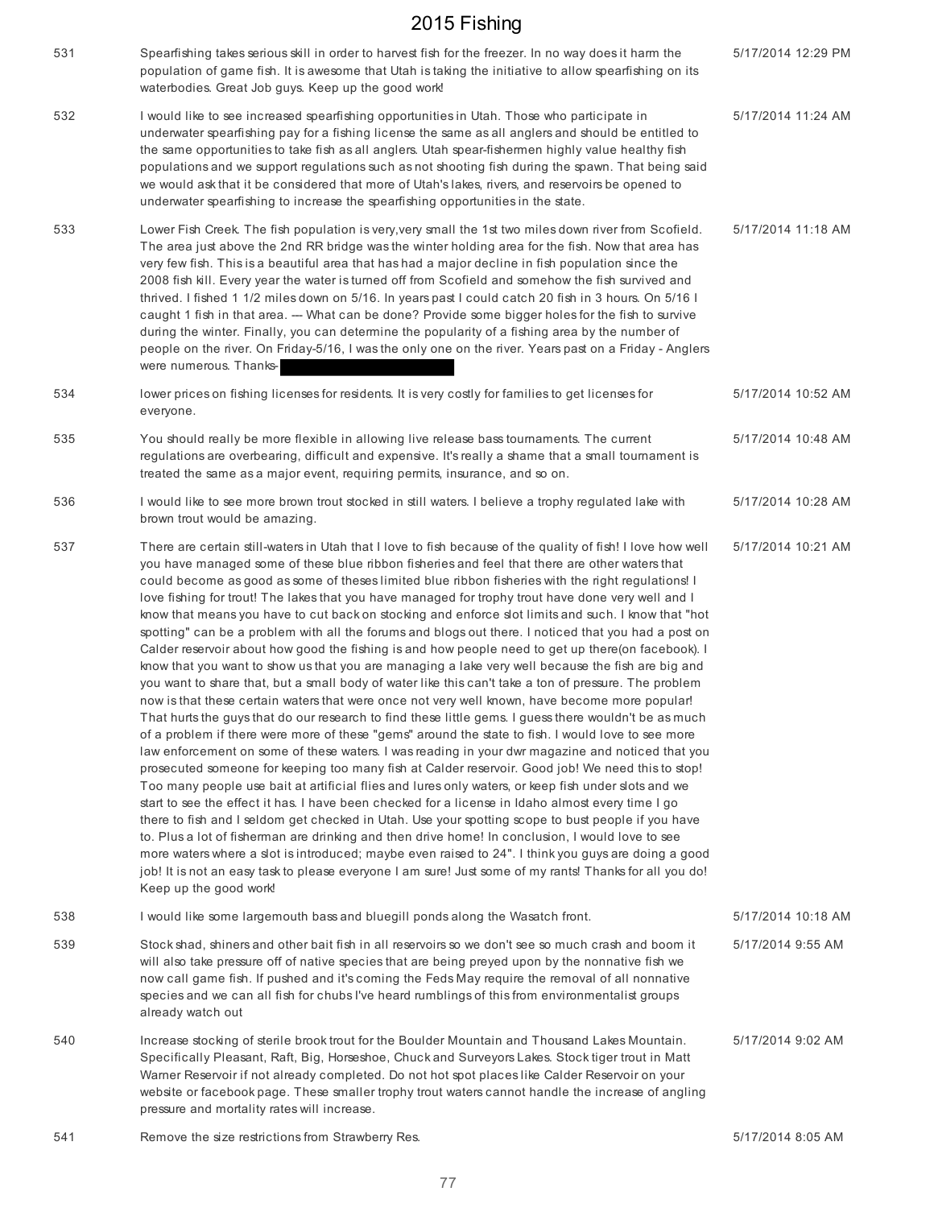| | | |
|---|---|---|
| 531 | Spearfishing takes serious skill in order to harvest fish for the freezer. In no way does it harm the population of game fish. It is awesome that Utah is taking the initiative to allow spearfishing on its waterbodies. Great Job guys. Keep up the good work! | 5/17/2014 12:29 PM |
| 532 | I would like to see increased spearfishing opportunities in Utah. Those who participate in underwater spearfishing pay for a fishing license the same as all anglers and should be entitled to the same opportunities to take fish as all anglers. Utah spear-fishermen highly value healthy fish populations and we support regulations such as not shooting fish during the spawn. That being said we would ask that it be considered that more of Utah's lakes, rivers, and reservoirs be opened to underwater spearfishing to increase the spearfishing opportunities in the state. | 5/17/2014 11:24 AM |
| 533 | Lower Fish Creek. The fish population is very,very small the 1st two miles down river from Scofield. The area just above the 2nd RR bridge was the winter holding area for the fish. Now that area has very few fish. This is a beautiful area that has had a major decline in fish population since the 2008 fish kill. Every year the water is turned off from Scofield and somehow the fish survived and thrived. I fished 1 1/2 miles down on 5/16. In years past I could catch 20 fish in 3 hours. On 5/16 I caught 1 fish in that area. --- What can be done? Provide some bigger holes for the fish to survive during the winter. Finally, you can determine the popularity of a fishing area by the number of people on the river. On Friday-5/16, I was the only one on the river. Years past on a Friday - Anglers were numerous. Thanks- | 5/17/2014 11:18 AM |
| 534 | lower prices on fishing licenses for residents. It is very costly for families to get licenses for everyone. | 5/17/2014 10:52 AM |
| 535 | You should really be more flexible in allowing live release bass tournaments. The current regulations are overbearing, difficult and expensive. It's really a shame that a small tournament is treated the same as a major event, requiring permits, insurance, and so on. | 5/17/2014 10:48 AM |
| 536 | I would like to see more brown trout stocked in still waters. I believe a trophy regulated lake with brown trout would be amazing. | 5/17/2014 10:28 AM |
| 537 | There are certain still-waters in Utah that I love to fish because of the quality of fish! I love how well you have managed some of these blue ribbon fisheries and feel that there are other waters that could become as good as some of theses limited blue ribbon fisheries with the right regulations! I love fishing for trout! The lakes that you have managed for trophy trout have done very well and I know that means you have to cut back on stocking and enforce slot limits and such. I know that "hot spotting" can be a problem with all the forums and blogs out there. I noticed that you had a post on Calder reservoir about how good the fishing is and how people need to get up there(on facebook). I know that you want to show us that you are managing a lake very well because the fish are big and you want to share that, but a small body of water like this can't take a ton of pressure. The problem now is that these certain waters that were once not very well known, have become more popular! That hurts the guys that do our research to find these little gems. I guess there wouldn't be as much of a problem if there were more of these "gems" around the state to fish. I would love to see more law enforcement on some of these waters. I was reading in your dwr magazine and noticed that you prosecuted someone for keeping too many fish at Calder reservoir. Good job! We need this to stop! Too many people use bait at artificial flies and lures only waters, or keep fish under slots and we start to see the effect it has. I have been checked for a license in Idaho almost every time I go there to fish and I seldom get checked in Utah. Use your spotting scope to bust people if you have to. Plus a lot of fisherman are drinking and then drive home! In conclusion, I would love to see more waters where a slot is introduced; maybe even raised to 24". I think you guys are doing a good job! It is not an easy task to please everyone I am sure! Just some of my rants! Thanks for all you do! Keep up the good work! | 5/17/2014 10:21 AM |
| 538 | I would like some largemouth bass and bluegill ponds along the Wasatch front. | 5/17/2014 10:18 AM |
| 539 | Stock shad, shiners and other bait fish in all reservoirs so we don't see so much crash and boom it will also take pressure off of native species that are being preyed upon by the nonnative fish we now call game fish. If pushed and it's coming the Feds May require the removal of all nonnative species and we can all fish for chubs I've heard rumblings of this from environmentalist groups already watch out | 5/17/2014 9:55 AM |
| 540 | Increase stocking of sterile brook trout for the Boulder Mountain and Thousand Lakes Mountain. Specifically Pleasant, Raft, Big, Horseshoe, Chuck and Surveyors Lakes. Stock tiger trout in Matt Warner Reservoir if not already completed. Do not hot spot places like Calder Reservoir on your website or facebook page. These smaller trophy trout waters cannot handle the increase of angling pressure and mortality rates will increase. | 5/17/2014 9:02 AM |
| 541 | Remove the size restrictions from Strawberry Res. | 5/17/2014 8:05 AM |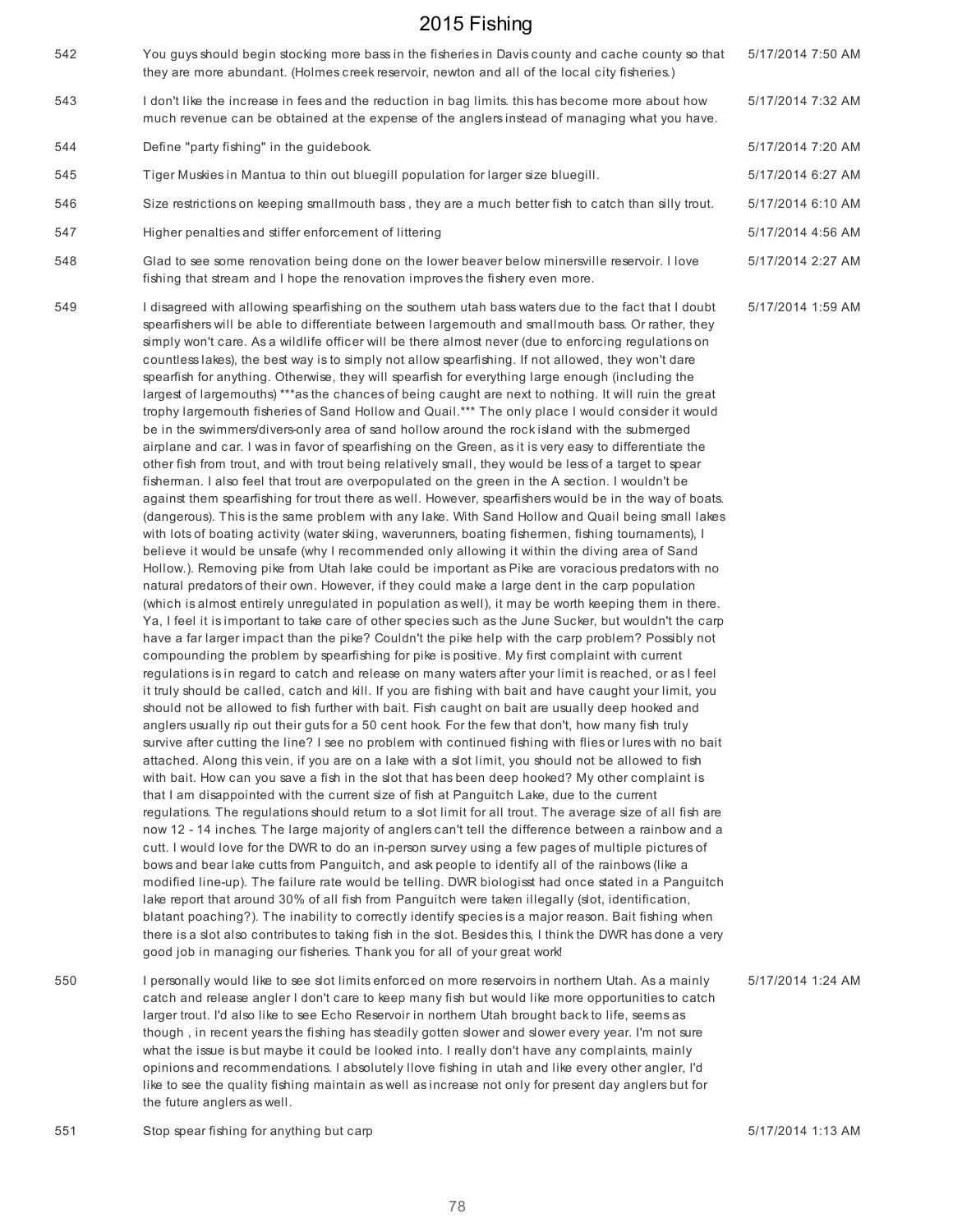| | | |
|---|---|---|
| 542 | You guys should begin stocking more bass in the fisheries in Davis county and cache county so that they are more abundant. (Holmes creek reservoir, newton and all of the local city fisheries.) | 5/17/2014 7:50 AM |
| 543 | I don't like the increase in fees and the reduction in bag limits. this has become more about how much revenue can be obtained at the expense of the anglers instead of managing what you have. | 5/17/2014 7:32 AM |
| 544 | Define "party fishing" in the guidebook. | 5/17/2014 7:20 AM |
| 545 | Tiger Muskies in Mantua to thin out bluegill population for larger size bluegill. | 5/17/2014 6:27 AM |
| 546 | Size restrictions on keeping smallmouth bass , they are a much better fish to catch than silly trout. | 5/17/2014 6:10 AM |
| 547 | Higher penalties and stiffer enforcement of littering | 5/17/2014 4:56 AM |
| 548 | Glad to see some renovation being done on the lower beaver below minersville reservoir. I love fishing that stream and I hope the renovation improves the fishery even more. | 5/17/2014 2:27 AM |
| 549 | I disagreed with allowing spearfishing on the southern utah bass waters due to the fact that I doubt spearfishers will be able to differentiate between largemouth and smallmouth bass. Or rather, they simply won't care. As a wildlife officer will be there almost never (due to enforcing regulations on countless lakes), the best way is to simply not allow spearfishing. If not allowed, they won't dare spearfish for anything. Otherwise, they will spearfish for everything large enough (including the largest of largemouths) ***as the chances of being caught are next to nothing. It will ruin the great trophy largemouth fisheries of Sand Hollow and Quail.*** The only place I would consider it would be in the swimmers/divers-only area of sand hollow around the rock island with the submerged airplane and car. I was in favor of spearfishing on the Green, as it is very easy to differentiate the other fish from trout, and with trout being relatively small, they would be less of a target to spear fisherman. I also feel that trout are overpopulated on the green in the A section. I wouldn't be against them spearfishing for trout there as well. However, spearfishers would be in the way of boats. (dangerous). This is the same problem with any lake. With Sand Hollow and Quail being small lakes with lots of boating activity (water skiing, waverunners, boating fishermen, fishing tournaments), I believe it would be unsafe (why I recommended only allowing it within the diving area of Sand Hollow.). Removing pike from Utah lake could be important as Pike are voracious predators with no natural predators of their own. However, if they could make a large dent in the carp population (which is almost entirely unregulated in population as well), it may be worth keeping them in there. Ya, I feel it is important to take care of other species such as the June Sucker, but wouldn't the carp have a far larger impact than the pike? Couldn't the pike help with the carp problem? Possibly not compounding the problem by spearfishing for pike is positive. My first complaint with current regulations is in regard to catch and release on many waters after your limit is reached, or as I feel it truly should be called, catch and kill. If you are fishing with bait and have caught your limit, you should not be allowed to fish further with bait. Fish caught on bait are usually deep hooked and anglers usually rip out their guts for a 50 cent hook. For the few that don't, how many fish truly survive after cutting the line? I see no problem with continued fishing with flies or lures with no bait attached. Along this vein, if you are on a lake with a slot limit, you should not be allowed to fish with bait. How can you save a fish in the slot that has been deep hooked? My other complaint is that I am disappointed with the current size of fish at Panguitch Lake, due to the current regulations. The regulations should return to a slot limit for all trout. The average size of all fish are now 12 - 14 inches. The large majority of anglers can't tell the difference between a rainbow and a cutt. I would love for the DWR to do an in-person survey using a few pages of multiple pictures of bows and bear lake cutts from Panguitch, and ask people to identify all of the rainbows (like a modified line-up). The failure rate would be telling. DWR biologisst had once stated in a Panguitch lake report that around 30% of all fish from Panguitch were taken illegally (slot, identification, blatant poaching?). The inability to correctly identify species is a major reason. Bait fishing when there is a slot also contributes to taking fish in the slot. Besides this, I think the DWR has done a very good job in managing our fisheries. Thank you for all of your great work! | 5/17/2014 1:59 AM |
| 550 | I personally would like to see slot limits enforced on more reservoirs in northern Utah. As a mainly catch and release angler I don't care to keep many fish but would like more opportunities to catch larger trout. I'd also like to see Echo Reservoir in northern Utah brought back to life, seems as though , in recent years the fishing has steadily gotten slower and slower every year. I'm not sure what the issue is but maybe it could be looked into. I really don't have any complaints, mainly opinions and recommendations. I absolutely llove fishing in utah and like every other angler, I'd like to see the quality fishing maintain as well as increase not only for present day anglers but for the future anglers as well. | 5/17/2014 1:24 AM |
| 551 | Stop spear fishing for anything but carp | 5/17/2014 1:13 AM |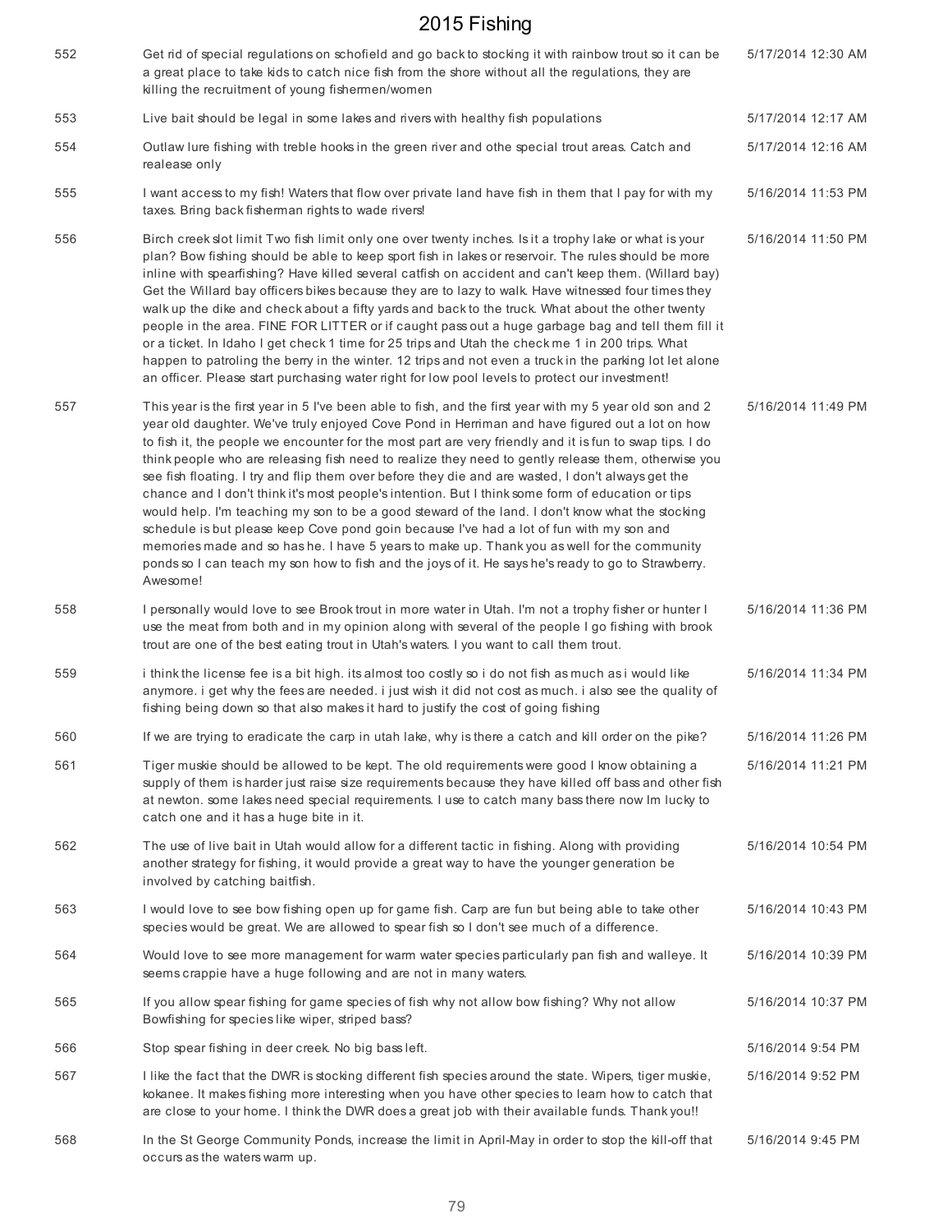| | | |
|---|---|---|
| 552 | Get rid of special regulations on schofield and go back to stocking it with rainbow trout so it can be a great place to take kids to catch nice fish from the shore without all the regulations, they are killing the recruitment of young fishermen/women | 5/17/2014 12:30 AM |
| 553 | Live bait should be legal in some lakes and rivers with healthy fish populations | 5/17/2014 12:17 AM |
| 554 | Outlaw lure fishing with treble hooks in the green river and othe special trout areas. Catch and realease only | 5/17/2014 12:16 AM |
| 555 | I want access to my fish! Waters that flow over private land have fish in them that I pay for with my taxes. Bring back fisherman rights to wade rivers! | 5/16/2014 11:53 PM |
| 556 | Birch creek slot limit Two fish limit only one over twenty inches. Is it a trophy lake or what is your plan? Bow fishing should be able to keep sport fish in lakes or reservoir. The rules should be more inline with spearfishing? Have killed several catfish on accident and can't keep them. (Willard bay) Get the Willard bay officers bikes because they are to lazy to walk. Have witnessed four times they walk up the dike and check about a fifty yards and back to the truck. What about the other twenty people in the area. FINE FOR LITTER or if caught pass out a huge garbage bag and tell them fill it or a ticket. In Idaho I get check 1 time for 25 trips and Utah the check me 1 in 200 trips. What happen to patroling the berry in the winter. 12 trips and not even a truck in the parking lot let alone an officer. Please start purchasing water right for low pool levels to protect our investment! | 5/16/2014 11:50 PM |
| 557 | This year is the first year in 5 I've been able to fish, and the first year with my 5 year old son and 2 year old daughter. We've truly enjoyed Cove Pond in Herriman and have figured out a lot on how to fish it, the people we encounter for the most part are very friendly and it is fun to swap tips. I do think people who are releasing fish need to realize they need to gently release them, otherwise you see fish floating. I try and flip them over before they die and are wasted, I don't always get the chance and I don't think it's most people's intention. But I think some form of education or tips would help. I'm teaching my son to be a good steward of the land. I don't know what the stocking schedule is but please keep Cove pond goin because I've had a lot of fun with my son and memories made and so has he. I have 5 years to make up. Thank you as well for the community ponds so I can teach my son how to fish and the joys of it. He says he's ready to go to Strawberry. Awesome! | 5/16/2014 11:49 PM |
| 558 | I personally would love to see Brook trout in more water in Utah. I'm not a trophy fisher or hunter I use the meat from both and in my opinion along with several of the people I go fishing with brook trout are one of the best eating trout in Utah's waters. I you want to call them trout. | 5/16/2014 11:36 PM |
| 559 | i think the license fee is a bit high. its almost too costly so i do not fish as much as i would like anymore. i get why the fees are needed. i just wish it did not cost as much. i also see the quality of fishing being down so that also makes it hard to justify the cost of going fishing | 5/16/2014 11:34 PM |
| 560 | If we are trying to eradicate the carp in utah lake, why is there a catch and kill order on the pike? | 5/16/2014 11:26 PM |
| 561 | Tiger muskie should be allowed to be kept. The old requirements were good I know obtaining a supply of them is harder just raise size requirements because they have killed off bass and other fish at newton. some lakes need special requirements. I use to catch many bass there now Im lucky to catch one and it has a huge bite in it. | 5/16/2014 11:21 PM |
| 562 | The use of live bait in Utah would allow for a different tactic in fishing. Along with providing another strategy for fishing, it would provide a great way to have the younger generation be involved by catching baitfish. | 5/16/2014 10:54 PM |
| 563 | I would love to see bow fishing open up for game fish. Carp are fun but being able to take other species would be great. We are allowed to spear fish so I don't see much of a difference. | 5/16/2014 10:43 PM |
| 564 | Would love to see more management for warm water species particularly pan fish and walleye. It seems crappie have a huge following and are not in many waters. | 5/16/2014 10:39 PM |
| 565 | If you allow spear fishing for game species of fish why not allow bow fishing? Why not allow Bowfishing for species like wiper, striped bass? | 5/16/2014 10:37 PM |
| 566 | Stop spear fishing in deer creek. No big bass left. | 5/16/2014 9:54 PM |
| 567 | I like the fact that the DWR is stocking different fish species around the state. Wipers, tiger muskie, kokanee. It makes fishing more interesting when you have other species to learn how to catch that are close to your home. I think the DWR does a great job with their available funds. Thank you!! | 5/16/2014 9:52 PM |
| 568 | In the St George Community Ponds, increase the limit in April-May in order to stop the kill-off that occurs as the waters warm up. | 5/16/2014 9:45 PM |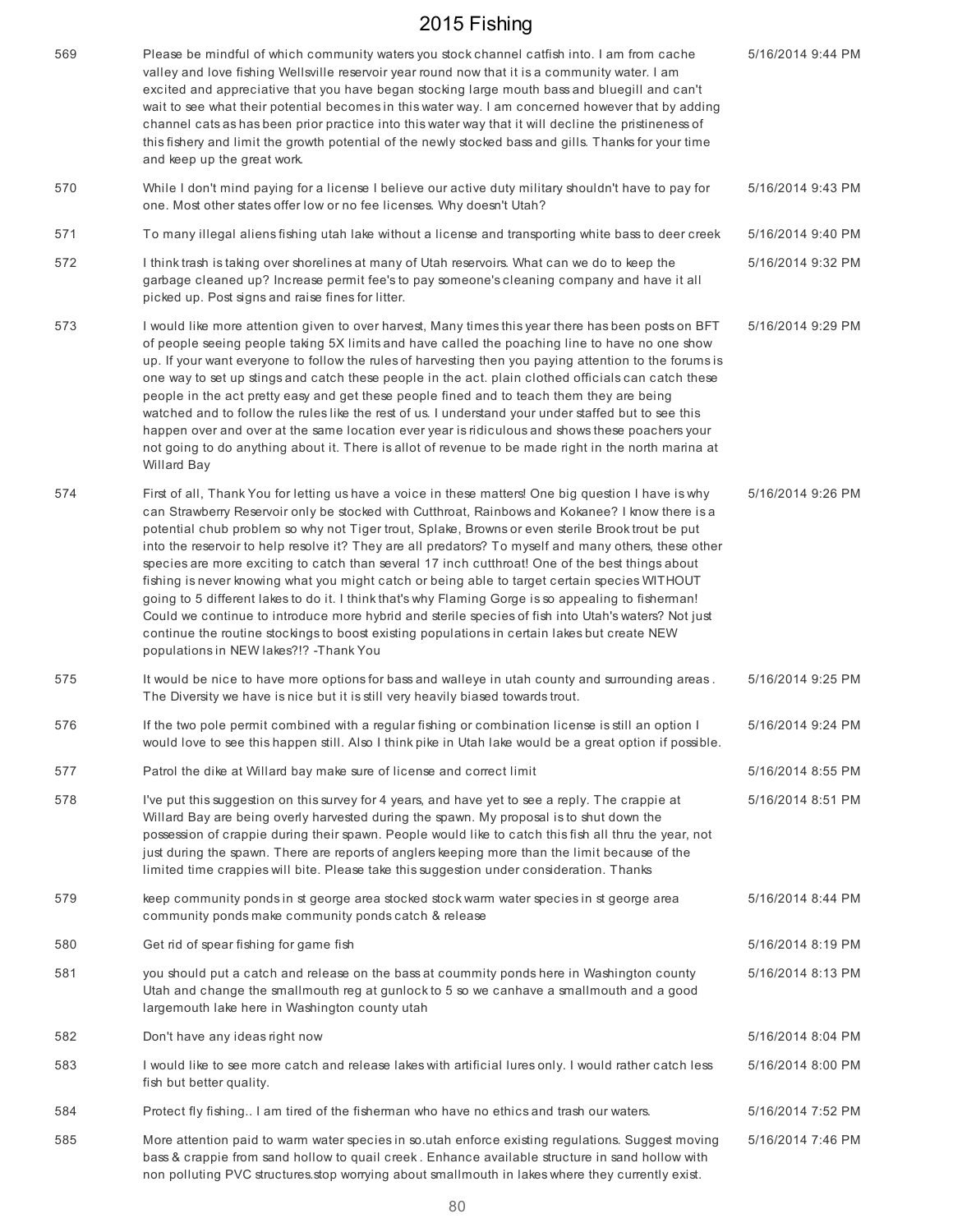| | | |
|---|---|---|
| 569 | Please be mindful of which community waters you stock channel catfish into. I am from cache valley and love fishing Wellsville reservoir year round now that it is a community water. I am excited and appreciative that you have began stocking large mouth bass and bluegill and can't wait to see what their potential becomes in this water way. I am concerned however that by adding channel cats as has been prior practice into this water way that it will decline the pristineness of this fishery and limit the growth potential of the newly stocked bass and gills. Thanks for your time and keep up the great work. | 5/16/2014 9:44 PM |
| 570 | While I don't mind paying for a license I believe our active duty military shouldn't have to pay for one. Most other states offer low or no fee licenses. Why doesn't Utah? | 5/16/2014 9:43 PM |
| 571 | To many illegal aliens fishing utah lake without a license and transporting white bass to deer creek | 5/16/2014 9:40 PM |
| 572 | I think trash is taking over shorelines at many of Utah reservoirs. What can we do to keep the garbage cleaned up? Increase permit fee's to pay someone's cleaning company and have it all picked up. Post signs and raise fines for litter. | 5/16/2014 9:32 PM |
| 573 | I would like more attention given to over harvest, Many times this year there has been posts on BFT of people seeing people taking 5X limits and have called the poaching line to have no one show up. If your want everyone to follow the rules of harvesting then you paying attention to the forums is one way to set up stings and catch these people in the act. plain clothed officials can catch these people in the act pretty easy and get these people fined and to teach them they are being watched and to follow the rules like the rest of us. I understand your under staffed but to see this happen over and over at the same location ever year is ridiculous and shows these poachers your not going to do anything about it. There is allot of revenue to be made right in the north marina at Willard Bay | 5/16/2014 9:29 PM |
| 574 | First of all, Thank You for letting us have a voice in these matters! One big question I have is why can Strawberry Reservoir only be stocked with Cutthroat, Rainbows and Kokanee? I know there is a potential chub problem so why not Tiger trout, Splake, Browns or even sterile Brook trout be put into the reservoir to help resolve it? They are all predators? To myself and many others, these other species are more exciting to catch than several 17 inch cutthroat! One of the best things about fishing is never knowing what you might catch or being able to target certain species WITHOUT going to 5 different lakes to do it. I think that's why Flaming Gorge is so appealing to fisherman! Could we continue to introduce more hybrid and sterile species of fish into Utah's waters? Not just continue the routine stockings to boost existing populations in certain lakes but create NEW populations in NEW lakes?!? -Thank You | 5/16/2014 9:26 PM |
| 575 | It would be nice to have more options for bass and walleye in utah county and surrounding areas . The Diversity we have is nice but it is still very heavily biased towards trout. | 5/16/2014 9:25 PM |
| 576 | If the two pole permit combined with a regular fishing or combination license is still an option I would love to see this happen still. Also I think pike in Utah lake would be a great option if possible. | 5/16/2014 9:24 PM |
| 577 | Patrol the dike at Willard bay make sure of license and correct limit | 5/16/2014 8:55 PM |
| 578 | I've put this suggestion on this survey for 4 years, and have yet to see a reply. The crappie at Willard Bay are being overly harvested during the spawn. My proposal is to shut down the possession of crappie during their spawn. People would like to catch this fish all thru the year, not just during the spawn. There are reports of anglers keeping more than the limit because of the limited time crappies will bite. Please take this suggestion under consideration. Thanks | 5/16/2014 8:51 PM |
| 579 | keep community ponds in st george area stocked stock warm water species in st george area community ponds make community ponds catch & release | 5/16/2014 8:44 PM |
| 580 | Get rid of spear fishing for game fish | 5/16/2014 8:19 PM |
| 581 | you should put a catch and release on the bass at coummity ponds here in Washington county Utah and change the smallmouth reg at gunlock to 5 so we canhave a smallmouth and a good largemouth lake here in Washington county utah | 5/16/2014 8:13 PM |
| 582 | Don't have any ideas right now | 5/16/2014 8:04 PM |
| 583 | I would like to see more catch and release lakes with artificial lures only. I would rather catch less fish but better quality. | 5/16/2014 8:00 PM |
| 584 | Protect fly fishing.. I am tired of the fisherman who have no ethics and trash our waters. | 5/16/2014 7:52 PM |
| 585 | More attention paid to warm water species in so.utah enforce existing regulations. Suggest moving bass & crappie from sand hollow to quail creek . Enhance available structure in sand hollow with non polluting PVC structures.stop worrying about smallmouth in lakes where they currently exist. | 5/16/2014 7:46 PM |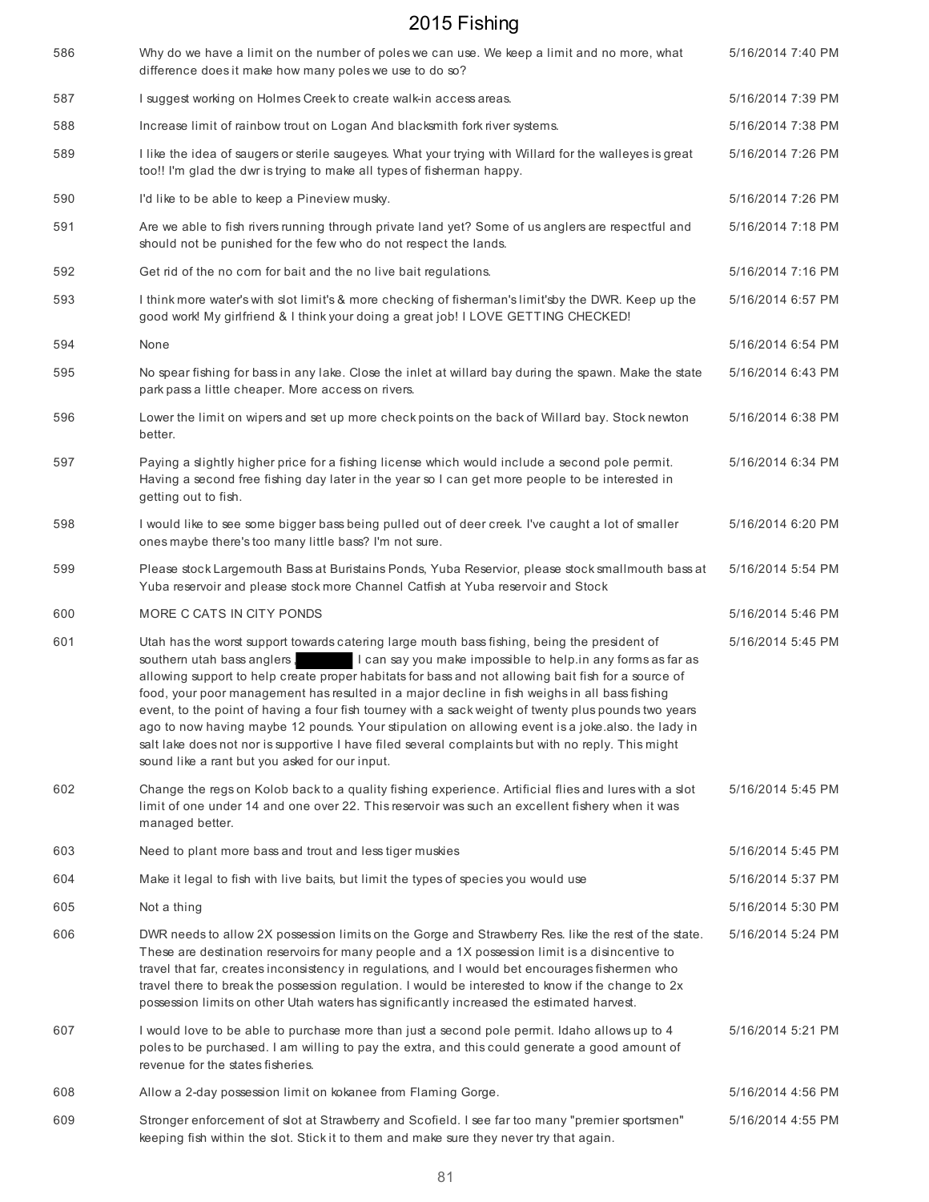| | | |
|---|---|---|
| 586 | Why do we have a limit on the number of poles we can use. We keep a limit and no more, what difference does it make how many poles we use to do so? | 5/16/2014 7:40 PM |
| 587 | I suggest working on Holmes Creek to create walk-in access areas. | 5/16/2014 7:39 PM |
| 588 | Increase limit of rainbow trout on Logan And blacksmith fork river systems. | 5/16/2014 7:38 PM |
| 589 | I like the idea of saugers or sterile saugeyes. What your trying with Willard for the walleyes is great too!! I'm glad the dwr is trying to make all types of fisherman happy. | 5/16/2014 7:26 PM |
| 590 | I'd like to be able to keep a Pineview musky. | 5/16/2014 7:26 PM |
| 591 | Are we able to fish rivers running through private land yet? Some of us anglers are respectful and should not be punished for the few who do not respect the lands. | 5/16/2014 7:18 PM |
| 592 | Get rid of the no corn for bait and the no live bait regulations. | 5/16/2014 7:16 PM |
| 593 | I think more water's with slot limit's & more checking of fisherman's limit'sby the DWR. Keep up the good work! My girlfriend & I think your doing a great job! I LOVE GETTING CHECKED! | 5/16/2014 6:57 PM |
| 594 | None | 5/16/2014 6:54 PM |
| 595 | No spear fishing for bass in any lake. Close the inlet at willard bay during the spawn. Make the state park pass a little cheaper. More access on rivers. | 5/16/2014 6:43 PM |
| 596 | Lower the limit on wipers and set up more check points on the back of Willard bay. Stock newton better. | 5/16/2014 6:38 PM |
| 597 | Paying a slightly higher price for a fishing license which would include a second pole permit. Having a second free fishing day later in the year so I can get more people to be interested in getting out to fish. | 5/16/2014 6:34 PM |
| 598 | I would like to see some bigger bass being pulled out of deer creek. I've caught a lot of smaller ones maybe there's too many little bass? I'm not sure. | 5/16/2014 6:20 PM |
| 599 | Please stock Largemouth Bass at Buristains Ponds, Yuba Reservior, please stock smallmouth bass at Yuba reservoir and please stock more Channel Catfish at Yuba reservoir and Stock | 5/16/2014 5:54 PM |
| 600 | MORE C CATS IN CITY PONDS | 5/16/2014 5:46 PM |
| 601 | Utah has the worst support towards catering large mouth bass fishing, being the president of southern utah bass anglers ,[redacted] I can say you make impossible to help.in any forms as far as allowing support to help create proper habitats for bass and not allowing bait fish for a source of food, your poor management has resulted in a major decline in fish weighs in all bass fishing event, to the point of having a four fish tourney with a sack weight of twenty plus pounds two years ago to now having maybe 12 pounds. Your stipulation on allowing event is a joke.also. the lady in salt lake does not nor is supportive I have filed several complaints but with no reply. This might sound like a rant but you asked for our input. | 5/16/2014 5:45 PM |
| 602 | Change the regs on Kolob back to a quality fishing experience. Artificial flies and lures with a slot limit of one under 14 and one over 22. This reservoir was such an excellent fishery when it was managed better. | 5/16/2014 5:45 PM |
| 603 | Need to plant more bass and trout and less tiger muskies | 5/16/2014 5:45 PM |
| 604 | Make it legal to fish with live baits, but limit the types of species you would use | 5/16/2014 5:37 PM |
| 605 | Not a thing | 5/16/2014 5:30 PM |
| 606 | DWR needs to allow 2X possession limits on the Gorge and Strawberry Res. like the rest of the state. These are destination reservoirs for many people and a 1X possession limit is a disincentive to travel that far, creates inconsistency in regulations, and I would bet encourages fishermen who travel there to break the possession regulation. I would be interested to know if the change to 2x possession limits on other Utah waters has significantly increased the estimated harvest. | 5/16/2014 5:24 PM |
| 607 | I would love to be able to purchase more than just a second pole permit. Idaho allows up to 4 poles to be purchased. I am willing to pay the extra, and this could generate a good amount of revenue for the states fisheries. | 5/16/2014 5:21 PM |
| 608 | Allow a 2-day possession limit on kokanee from Flaming Gorge. | 5/16/2014 4:56 PM |
| 609 | Stronger enforcement of slot at Strawberry and Scofield. I see far too many "premier sportsmen" keeping fish within the slot. Stick it to them and make sure they never try that again. | 5/16/2014 4:55 PM |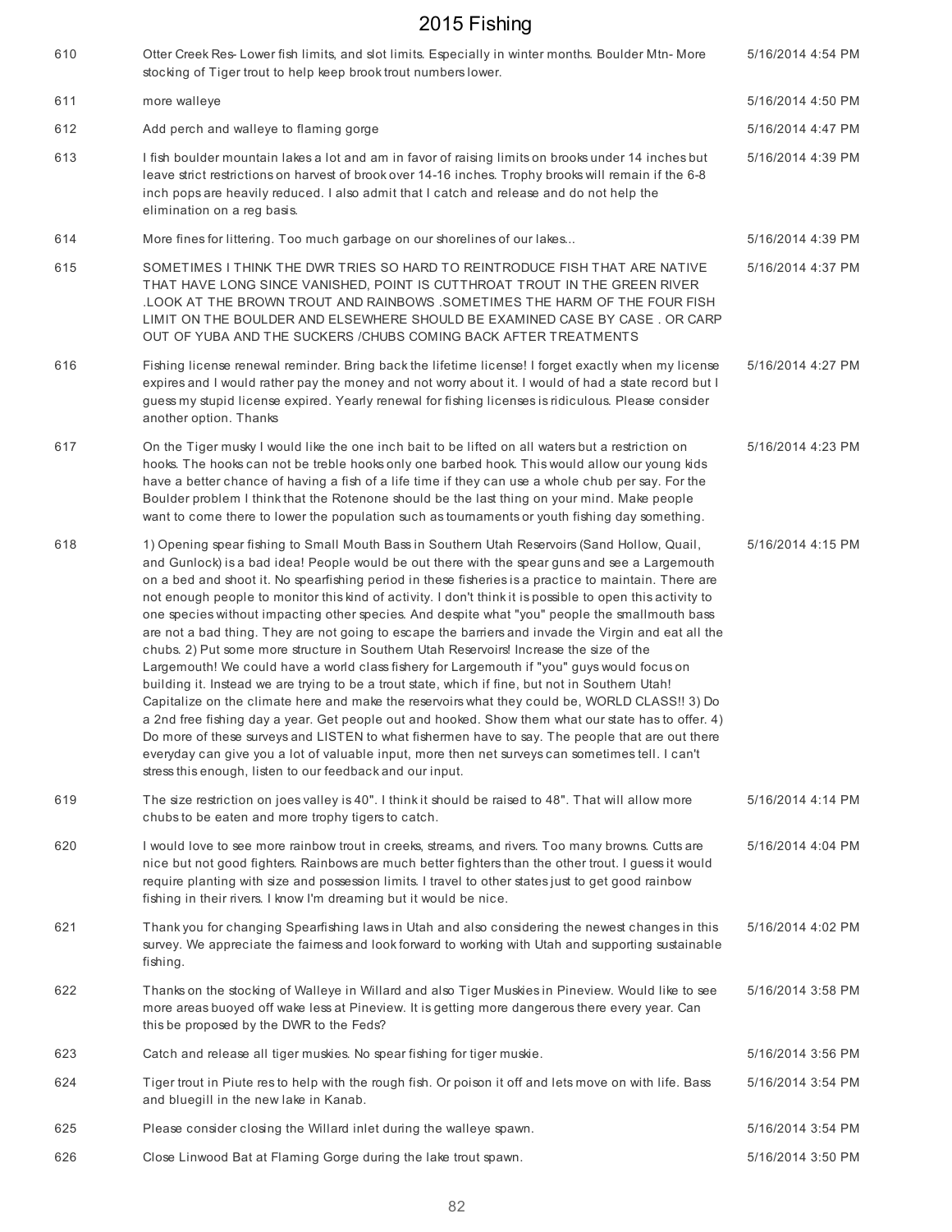| | | |
|---|---|---|
| 610 | Otter Creek Res- Lower fish limits, and slot limits. Especially in winter months. Boulder Mtn- More stocking of Tiger trout to help keep brook trout numbers lower. | 5/16/2014 4:54 PM |
| 611 | more walleye | 5/16/2014 4:50 PM |
| 612 | Add perch and walleye to flaming gorge | 5/16/2014 4:47 PM |
| 613 | I fish boulder mountain lakes a lot and am in favor of raising limits on brooks under 14 inches but leave strict restrictions on harvest of brook over 14-16 inches. Trophy brooks will remain if the 6-8 inch pops are heavily reduced. I also admit that I catch and release and do not help the elimination on a reg basis. | 5/16/2014 4:39 PM |
| 614 | More fines for littering. Too much garbage on our shorelines of our lakes... | 5/16/2014 4:39 PM |
| 615 | SOMETIMES I THINK THE DWR TRIES SO HARD TO REINTRODUCE FISH THAT ARE NATIVE THAT HAVE LONG SINCE VANISHED, POINT IS CUTTHROAT TROUT IN THE GREEN RIVER .LOOK AT THE BROWN TROUT AND RAINBOWS .SOMETIMES THE HARM OF THE FOUR FISH LIMIT ON THE BOULDER AND ELSEWHERE SHOULD BE EXAMINED CASE BY CASE . OR CARP OUT OF YUBA AND THE SUCKERS /CHUBS COMING BACK AFTER TREATMENTS | 5/16/2014 4:37 PM |
| 616 | Fishing license renewal reminder. Bring back the lifetime license! I forget exactly when my license expires and I would rather pay the money and not worry about it. I would of had a state record but I guess my stupid license expired. Yearly renewal for fishing licenses is ridiculous. Please consider another option. Thanks | 5/16/2014 4:27 PM |
| 617 | On the Tiger musky I would like the one inch bait to be lifted on all waters but a restriction on hooks. The hooks can not be treble hooks only one barbed hook. This would allow our young kids have a better chance of having a fish of a life time if they can use a whole chub per say. For the Boulder problem I think that the Rotenone should be the last thing on your mind. Make people want to come there to lower the population such as tournaments or youth fishing day something. | 5/16/2014 4:23 PM |
| 618 | 1) Opening spear fishing to Small Mouth Bass in Southern Utah Reservoirs (Sand Hollow, Quail, and Gunlock) is a bad idea! People would be out there with the spear guns and see a Largemouth on a bed and shoot it. No spearfishing period in these fisheries is a practice to maintain. There are not enough people to monitor this kind of activity. I don't think it is possible to open this activity to one species without impacting other species. And despite what "you" people the smallmouth bass are not a bad thing. They are not going to escape the barriers and invade the Virgin and eat all the chubs. 2) Put some more structure in Southern Utah Reservoirs! Increase the size of the Largemouth! We could have a world class fishery for Largemouth if "you" guys would focus on building it. Instead we are trying to be a trout state, which if fine, but not in Southern Utah! Capitalize on the climate here and make the reservoirs what they could be, WORLD CLASS!! 3) Do a 2nd free fishing day a year. Get people out and hooked. Show them what our state has to offer. 4) Do more of these surveys and LISTEN to what fishermen have to say. The people that are out there everyday can give you a lot of valuable input, more then net surveys can sometimes tell. I can't stress this enough, listen to our feedback and our input. | 5/16/2014 4:15 PM |
| 619 | The size restriction on joes valley is 40". I think it should be raised to 48". That will allow more chubs to be eaten and more trophy tigers to catch. | 5/16/2014 4:14 PM |
| 620 | I would love to see more rainbow trout in creeks, streams, and rivers. Too many browns. Cutts are nice but not good fighters. Rainbows are much better fighters than the other trout. I guess it would require planting with size and possession limits. I travel to other states just to get good rainbow fishing in their rivers. I know I'm dreaming but it would be nice. | 5/16/2014 4:04 PM |
| 621 | Thank you for changing Spearfishing laws in Utah and also considering the newest changes in this survey. We appreciate the fairness and look forward to working with Utah and supporting sustainable fishing. | 5/16/2014 4:02 PM |
| 622 | Thanks on the stocking of Walleye in Willard and also Tiger Muskies in Pineview. Would like to see more areas buoyed off wake less at Pineview. It is getting more dangerous there every year. Can this be proposed by the DWR to the Feds? | 5/16/2014 3:58 PM |
| 623 | Catch and release all tiger muskies. No spear fishing for tiger muskie. | 5/16/2014 3:56 PM |
| 624 | Tiger trout in Piute res to help with the rough fish. Or poison it off and lets move on with life. Bass and bluegill in the new lake in Kanab. | 5/16/2014 3:54 PM |
| 625 | Please consider closing the Willard inlet during the walleye spawn. | 5/16/2014 3:54 PM |
| 626 | Close Linwood Bat at Flaming Gorge during the lake trout spawn. | 5/16/2014 3:50 PM |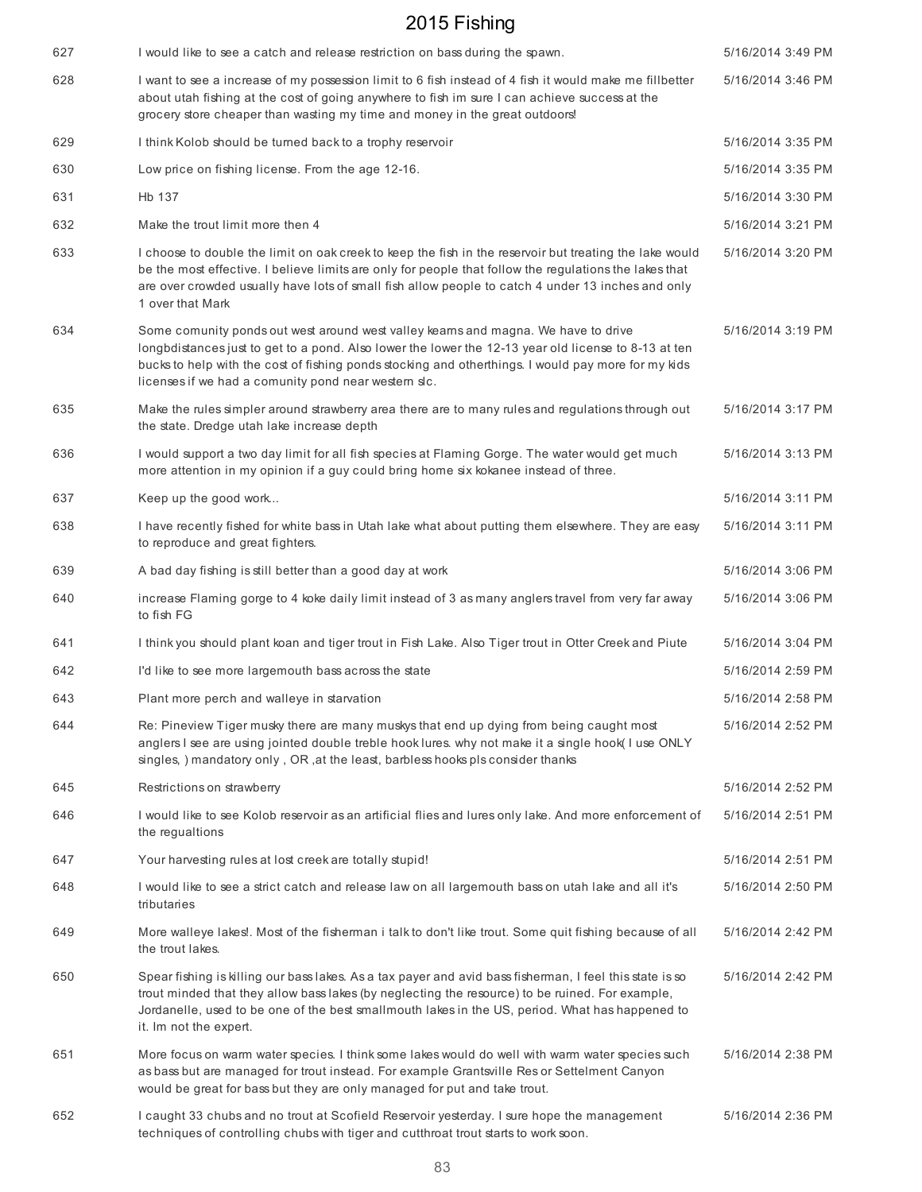| | | |
|---|---|---|
| 627 | I would like to see a catch and release restriction on bass during the spawn. | 5/16/2014 3:49 PM |
| 628 | I want to see a increase of my possession limit to 6 fish instead of 4 fish it would make me fillbetter about utah fishing at the cost of going anywhere to fish im sure I can achieve success at the grocery store cheaper than wasting my time and money in the great outdoors! | 5/16/2014 3:46 PM |
| 629 | I think Kolob should be turned back to a trophy reservoir | 5/16/2014 3:35 PM |
| 630 | Low price on fishing license. From the age 12-16. | 5/16/2014 3:35 PM |
| 631 | Hb 137 | 5/16/2014 3:30 PM |
| 632 | Make the trout limit more then 4 | 5/16/2014 3:21 PM |
| 633 | I choose to double the limit on oak creek to keep the fish in the reservoir but treating the lake would be the most effective. I believe limits are only for people that follow the regulations the lakes that are over crowded usually have lots of small fish allow people to catch 4 under 13 inches and only 1 over that Mark | 5/16/2014 3:20 PM |
| 634 | Some comunity ponds out west around west valley kearns and magna. We have to drive longbdistances just to get to a pond. Also lower the lower the 12-13 year old license to 8-13 at ten bucks to help with the cost of fishing ponds stocking and otherthings. I would pay more for my kids licenses if we had a comunity pond near western slc. | 5/16/2014 3:19 PM |
| 635 | Make the rules simpler around strawberry area there are to many rules and regulations through out the state. Dredge utah lake increase depth | 5/16/2014 3:17 PM |
| 636 | I would support a two day limit for all fish species at Flaming Gorge. The water would get much more attention in my opinion if a guy could bring home six kokanee instead of three. | 5/16/2014 3:13 PM |
| 637 | Keep up the good work... | 5/16/2014 3:11 PM |
| 638 | I have recently fished for white bass in Utah lake what about putting them elsewhere. They are easy to reproduce and great fighters. | 5/16/2014 3:11 PM |
| 639 | A bad day fishing is still better than a good day at work | 5/16/2014 3:06 PM |
| 640 | increase Flaming gorge to 4 koke daily limit instead of 3 as many anglers travel from very far away to fish FG | 5/16/2014 3:06 PM |
| 641 | I think you should plant koan and tiger trout in Fish Lake. Also Tiger trout in Otter Creek and Piute | 5/16/2014 3:04 PM |
| 642 | I'd like to see more largemouth bass across the state | 5/16/2014 2:59 PM |
| 643 | Plant more perch and walleye in starvation | 5/16/2014 2:58 PM |
| 644 | Re: Pineview Tiger musky there are many muskys that end up dying from being caught most anglers I see are using jointed double treble hook lures. why not make it a single hook( I use ONLY singles, ) mandatory only , OR ,at the least, barbless hooks pls consider thanks | 5/16/2014 2:52 PM |
| 645 | Restrictions on strawberry | 5/16/2014 2:52 PM |
| 646 | I would like to see Kolob reservoir as an artificial flies and lures only lake. And more enforcement of the regualtions | 5/16/2014 2:51 PM |
| 647 | Your harvesting rules at lost creek are totally stupid! | 5/16/2014 2:51 PM |
| 648 | I would like to see a strict catch and release law on all largemouth bass on utah lake and all it's tributaries | 5/16/2014 2:50 PM |
| 649 | More walleye lakes!. Most of the fisherman i talk to don't like trout. Some quit fishing because of all the trout lakes. | 5/16/2014 2:42 PM |
| 650 | Spear fishing is killing our bass lakes. As a tax payer and avid bass fisherman, I feel this state is so trout minded that they allow bass lakes (by neglecting the resource) to be ruined. For example, Jordanelle, used to be one of the best smallmouth lakes in the US, period. What has happened to it. Im not the expert. | 5/16/2014 2:42 PM |
| 651 | More focus on warm water species. I think some lakes would do well with warm water species such as bass but are managed for trout instead. For example Grantsville Res or Settelment Canyon would be great for bass but they are only managed for put and take trout. | 5/16/2014 2:38 PM |
| 652 | I caught 33 chubs and no trout at Scofield Reservoir yesterday. I sure hope the management techniques of controlling chubs with tiger and cutthroat trout starts to work soon. | 5/16/2014 2:36 PM |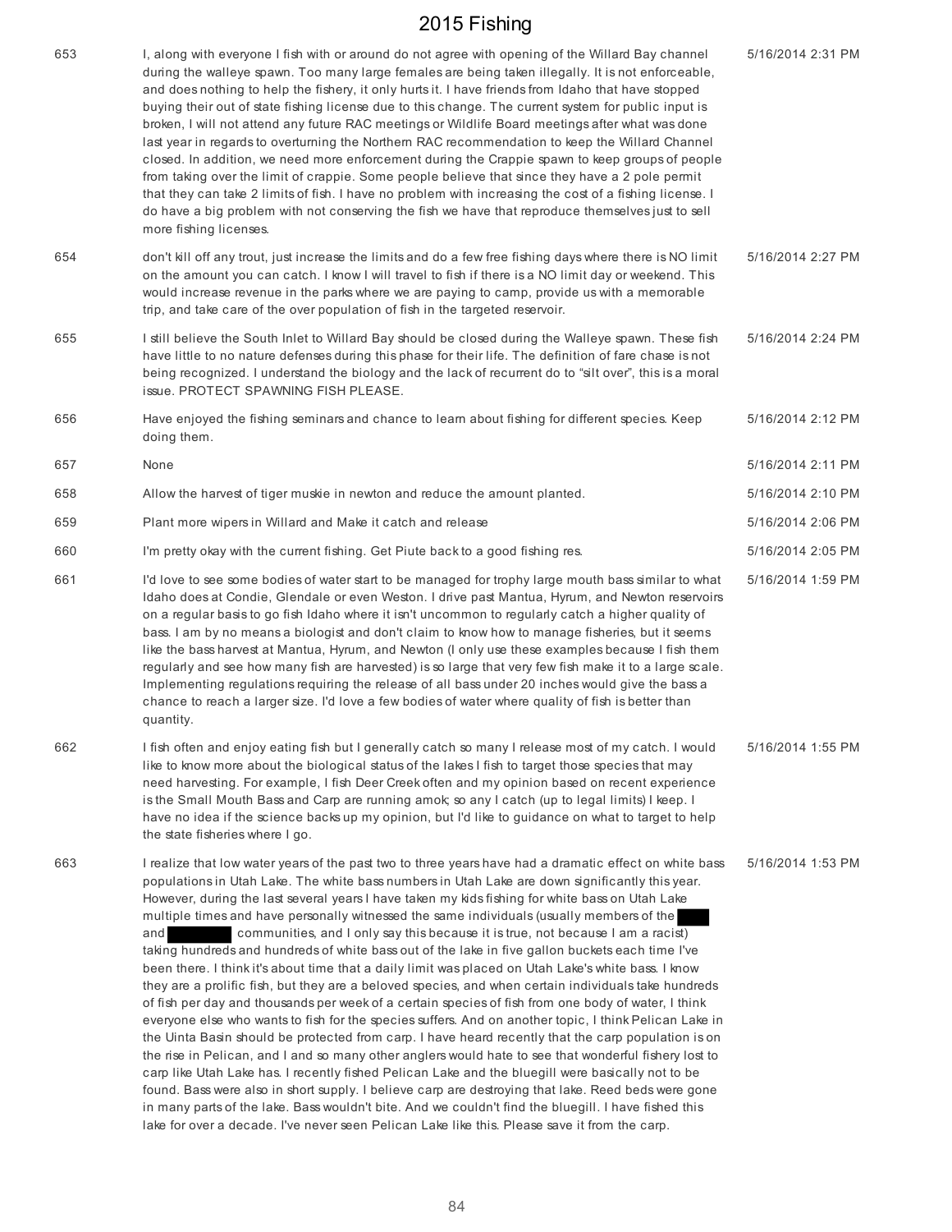| | | |
|---|---|---|
| 653 | I, along with everyone I fish with or around do not agree with opening of the Willard Bay channel during the walleye spawn. Too many large females are being taken illegally. It is not enforceable, and does nothing to help the fishery, it only hurts it. I have friends from Idaho that have stopped buying their out of state fishing license due to this change. The current system for public input is broken, I will not attend any future RAC meetings or Wildlife Board meetings after what was done last year in regards to overturning the Northern RAC recommendation to keep the Willard Channel closed. In addition, we need more enforcement during the Crappie spawn to keep groups of people from taking over the limit of crappie. Some people believe that since they have a 2 pole permit that they can take 2 limits of fish. I have no problem with increasing the cost of a fishing license. I do have a big problem with not conserving the fish we have that reproduce themselves just to sell more fishing licenses. | 5/16/2014 2:31 PM |
| 654 | don't kill off any trout, just increase the limits and do a few free fishing days where there is NO limit on the amount you can catch. I know I will travel to fish if there is a NO limit day or weekend. This would increase revenue in the parks where we are paying to camp, provide us with a memorable trip, and take care of the over population of fish in the targeted reservoir. | 5/16/2014 2:27 PM |
| 655 | I still believe the South Inlet to Willard Bay should be closed during the Walleye spawn. These fish have little to no nature defenses during this phase for their life. The definition of fare chase is not being recognized. I understand the biology and the lack of recurrent do to "silt over", this is a moral issue. PROTECT SPAWNING FISH PLEASE. | 5/16/2014 2:24 PM |
| 656 | Have enjoyed the fishing seminars and chance to learn about fishing for different species. Keep doing them. | 5/16/2014 2:12 PM |
| 657 | None | 5/16/2014 2:11 PM |
| 658 | Allow the harvest of tiger muskie in newton and reduce the amount planted. | 5/16/2014 2:10 PM |
| 659 | Plant more wipers in Willard and Make it catch and release | 5/16/2014 2:06 PM |
| 660 | I'm pretty okay with the current fishing. Get Piute back to a good fishing res. | 5/16/2014 2:05 PM |
| 661 | I'd love to see some bodies of water start to be managed for trophy large mouth bass similar to what Idaho does at Condie, Glendale or even Weston. I drive past Mantua, Hyrum, and Newton reservoirs on a regular basis to go fish Idaho where it isn't uncommon to regularly catch a higher quality of bass. I am by no means a biologist and don't claim to know how to manage fisheries, but it seems like the bass harvest at Mantua, Hyrum, and Newton (I only use these examples because I fish them regularly and see how many fish are harvested) is so large that very few fish make it to a large scale. Implementing regulations requiring the release of all bass under 20 inches would give the bass a chance to reach a larger size. I'd love a few bodies of water where quality of fish is better than quantity. | 5/16/2014 1:59 PM |
| 662 | I fish often and enjoy eating fish but I generally catch so many I release most of my catch. I would like to know more about the biological status of the lakes I fish to target those species that may need harvesting. For example, I fish Deer Creek often and my opinion based on recent experience is the Small Mouth Bass and Carp are running amok; so any I catch (up to legal limits) I keep. I have no idea if the science backs up my opinion, but I'd like to guidance on what to target to help the state fisheries where I go. | 5/16/2014 1:55 PM |
| 663 | I realize that low water years of the past two to three years have had a dramatic effect on white bass populations in Utah Lake. The white bass numbers in Utah Lake are down significantly this year. However, during the last several years I have taken my kids fishing for white bass on Utah Lake multiple times and have personally witnessed the same individuals (usually members of the [redacted] and [redacted] communities, and I only say this because it is true, not because I am a racist) taking hundreds and hundreds of white bass out of the lake in five gallon buckets each time I've been there. I think it's about time that a daily limit was placed on Utah Lake's white bass. I know they are a prolific fish, but they are a beloved species, and when certain individuals take hundreds of fish per day and thousands per week of a certain species of fish from one body of water, I think everyone else who wants to fish for the species suffers. And on another topic, I think Pelican Lake in the Uinta Basin should be protected from carp. I have heard recently that the carp population is on the rise in Pelican, and I and so many other anglers would hate to see that wonderful fishery lost to carp like Utah Lake has. I recently fished Pelican Lake and the bluegill were basically not to be found. Bass were also in short supply. I believe carp are destroying that lake. Reed beds were gone in many parts of the lake. Bass wouldn't bite. And we couldn't find the bluegill. I have fished this lake for over a decade. I've never seen Pelican Lake like this. Please save it from the carp. | 5/16/2014 1:53 PM |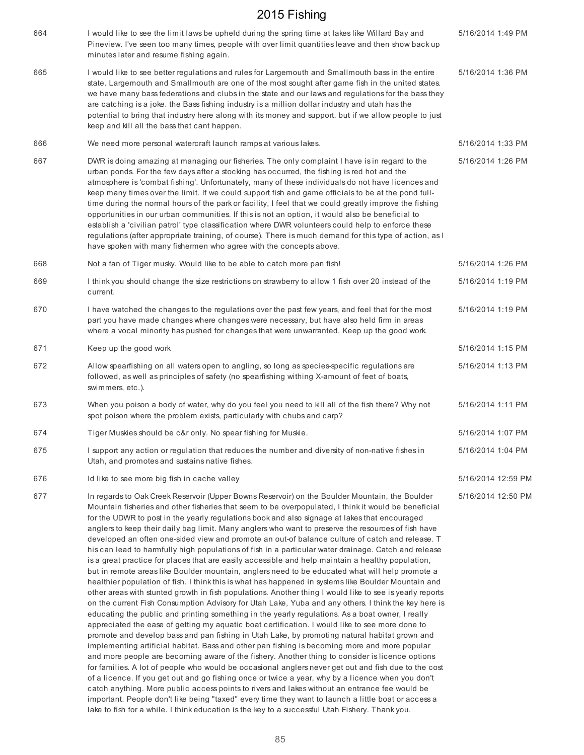# 2015 Fishing

| | | |
|---|---|---|
| 664 | I would like to see the limit laws be upheld during the spring time at lakes like Willard Bay and Pineview. I've seen too many times, people with over limit quantities leave and then show back up minutes later and resume fishing again. | 5/16/2014 1:49 PM |
| 665 | I would like to see better regulations and rules for Largemouth and Smallmouth bass in the entire state. Largemouth and Smallmouth are one of the most sought after game fish in the united states. we have many bass federations and clubs in the state and our laws and regulations for the bass they are catching is a joke. the Bass fishing industry is a million dollar industry and utah has the potential to bring that industry here along with its money and support. but if we allow people to just keep and kill all the bass that cant happen. | 5/16/2014 1:36 PM |
| 666 | We need more personal watercraft launch ramps at various lakes. | 5/16/2014 1:33 PM |
| 667 | DWR is doing amazing at managing our fisheries. The only complaint I have is in regard to the urban ponds. For the few days after a stocking has occurred, the fishing is red hot and the atmosphere is 'combat fishing'. Unfortunately, many of these individuals do not have licences and keep many times over the limit. If we could support fish and game officials to be at the pond full-time during the normal hours of the park or facility, I feel that we could greatly improve the fishing opportunities in our urban communities. If this is not an option, it would also be beneficial to establish a 'civilian patrol' type classification where DWR volunteers could help to enforce these regulations (after appropriate training, of course). There is much demand for this type of action, as I have spoken with many fishermen who agree with the concepts above. | 5/16/2014 1:26 PM |
| 668 | Not a fan of Tiger musky. Would like to be able to catch more pan fish! | 5/16/2014 1:26 PM |
| 669 | I think you should change the size restrictions on strawberry to allow 1 fish over 20 instead of the current. | 5/16/2014 1:19 PM |
| 670 | I have watched the changes to the regulations over the past few years, and feel that for the most part you have made changes where changes were necessary, but have also held firm in areas where a vocal minority has pushed for changes that were unwarranted. Keep up the good work. | 5/16/2014 1:19 PM |
| 671 | Keep up the good work | 5/16/2014 1:15 PM |
| 672 | Allow spearfishing on all waters open to angling, so long as species-specific regulations are followed, as well as principles of safety (no spearfishing withing X-amount of feet of boats, swimmers, etc.). | 5/16/2014 1:13 PM |
| 673 | When you poison a body of water, why do you feel you need to kill all of the fish there? Why not spot poison where the problem exists, particularly with chubs and carp? | 5/16/2014 1:11 PM |
| 674 | Tiger Muskies should be c&r only. No spear fishing for Muskie. | 5/16/2014 1:07 PM |
| 675 | I support any action or regulation that reduces the number and diversity of non-native fishes in Utah, and promotes and sustains native fishes. | 5/16/2014 1:04 PM |
| 676 | Id like to see more big fish in cache valley | 5/16/2014 12:59 PM |
| 677 | In regards to Oak Creek Reservoir (Upper Bowns Reservoir) on the Boulder Mountain, the Boulder Mountain fisheries and other fisheries that seem to be overpopulated, I think it would be beneficial for the UDWR to post in the yearly regulations book and also signage at lakes that encouraged anglers to keep their daily bag limit. Many anglers who want to preserve the resources of fish have developed an often one-sided view and promote an out-of balance culture of catch and release. T his can lead to harmfully high populations of fish in a particular water drainage. Catch and release is a great practice for places that are easily accessible and help maintain a healthy population, but in remote areas like Boulder mountain, anglers need to be educated what will help promote a healthier population of fish. I think this is what has happened in systems like Boulder Mountain and other areas with stunted growth in fish populations. Another thing I would like to see is yearly reports on the current Fish Consumption Advisory for Utah Lake, Yuba and any others. I think the key here is educating the public and printing something in the yearly regulations. As a boat owner, I really appreciated the ease of getting my aquatic boat certification. I would like to see more done to promote and develop bass and pan fishing in Utah Lake, by promoting natural habitat grown and implementing artificial habitat. Bass and other pan fishing is becoming more and more popular and more people are becoming aware of the fishery. Another thing to consider is licence options for families. A lot of people who would be occasional anglers never get out and fish due to the cost of a licence. If you get out and go fishing once or twice a year, why by a licence when you don't catch anything. More public access points to rivers and lakes without an entrance fee would be important. People don't like being "taxed" every time they want to launch a little boat or access a lake to fish for a while. I think education is the key to a successful Utah Fishery. Thank you. | 5/16/2014 12:50 PM |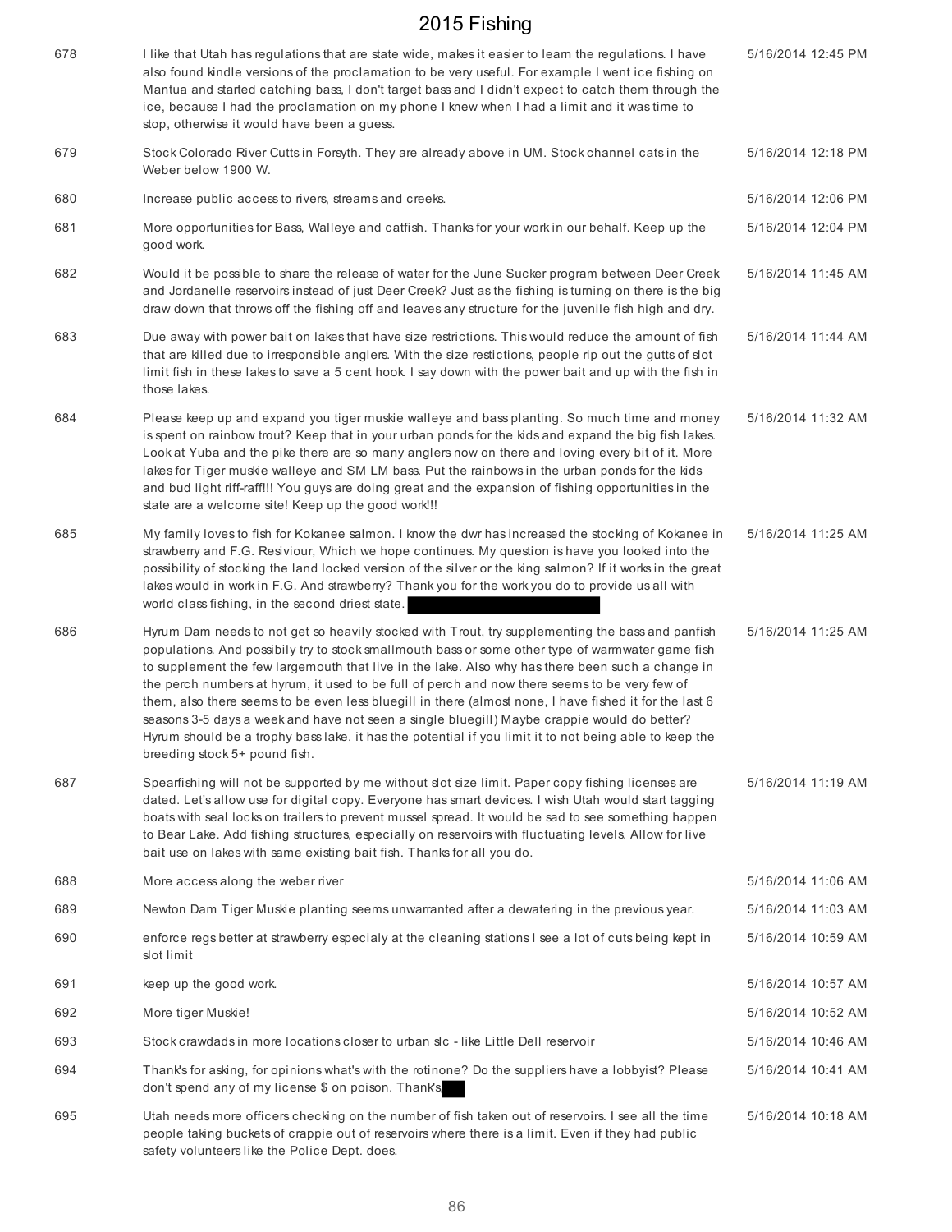| | | |
|---|---|---|
| 678 | I like that Utah has regulations that are state wide, makes it easier to learn the regulations. I have also found kindle versions of the proclamation to be very useful. For example I went ice fishing on Mantua and started catching bass, I don't target bass and I didn't expect to catch them through the ice, because I had the proclamation on my phone I knew when I had a limit and it was time to stop, otherwise it would have been a guess. | 5/16/2014 12:45 PM |
| 679 | Stock Colorado River Cutts in Forsyth. They are already above in UM. Stock channel cats in the Weber below 1900 W. | 5/16/2014 12:18 PM |
| 680 | Increase public access to rivers, streams and creeks. | 5/16/2014 12:06 PM |
| 681 | More opportunities for Bass, Walleye and catfish. Thanks for your work in our behalf. Keep up the good work. | 5/16/2014 12:04 PM |
| 682 | Would it be possible to share the release of water for the June Sucker program between Deer Creek and Jordanelle reservoirs instead of just Deer Creek? Just as the fishing is turning on there is the big draw down that throws off the fishing off and leaves any structure for the juvenile fish high and dry. | 5/16/2014 11:45 AM |
| 683 | Due away with power bait on lakes that have size restrictions. This would reduce the amount of fish that are killed due to irresponsible anglers. With the size restictions, people rip out the gutts of slot limit fish in these lakes to save a 5 cent hook. I say down with the power bait and up with the fish in those lakes. | 5/16/2014 11:44 AM |
| 684 | Please keep up and expand you tiger muskie walleye and bass planting. So much time and money is spent on rainbow trout? Keep that in your urban ponds for the kids and expand the big fish lakes. Look at Yuba and the pike there are so many anglers now on there and loving every bit of it. More lakes for Tiger muskie walleye and SM LM bass. Put the rainbows in the urban ponds for the kids and bud light riff-raff!!! You guys are doing great and the expansion of fishing opportunities in the state are a welcome site! Keep up the good work!!! | 5/16/2014 11:32 AM |
| 685 | My family loves to fish for Kokanee salmon. I know the dwr has increased the stocking of Kokanee in strawberry and F.G. Resiviour, Which we hope continues. My question is have you looked into the possibility of stocking the land locked version of the silver or the king salmon? If it works in the great lakes would in work in F.G. And strawberry? Thank you for the work you do to provide us all with world class fishing, in the second driest state. | 5/16/2014 11:25 AM |
| 686 | Hyrum Dam needs to not get so heavily stocked with Trout, try supplementing the bass and panfish populations. And possibily try to stock smallmouth bass or some other type of warmwater game fish to supplement the few largemouth that live in the lake. Also why has there been such a change in the perch numbers at hyrum, it used to be full of perch and now there seems to be very few of them, also there seems to be even less bluegill in there (almost none, I have fished it for the last 6 seasons 3-5 days a week and have not seen a single bluegill) Maybe crappie would do better? Hyrum should be a trophy bass lake, it has the potential if you limit it to not being able to keep the breeding stock 5+ pound fish. | 5/16/2014 11:25 AM |
| 687 | Spearfishing will not be supported by me without slot size limit. Paper copy fishing licenses are dated. Let's allow use for digital copy. Everyone has smart devices. I wish Utah would start tagging boats with seal locks on trailers to prevent mussel spread. It would be sad to see something happen to Bear Lake. Add fishing structures, especially on reservoirs with fluctuating levels. Allow for live bait use on lakes with same existing bait fish. Thanks for all you do. | 5/16/2014 11:19 AM |
| 688 | More access along the weber river | 5/16/2014 11:06 AM |
| 689 | Newton Dam Tiger Muskie planting seems unwarranted after a dewatering in the previous year. | 5/16/2014 11:03 AM |
| 690 | enforce regs better at strawberry especialy at the cleaning stations I see a lot of cuts being kept in slot limit | 5/16/2014 10:59 AM |
| 691 | keep up the good work. | 5/16/2014 10:57 AM |
| 692 | More tiger Muskie! | 5/16/2014 10:52 AM |
| 693 | Stock crawdads in more locations closer to urban slc - like Little Dell reservoir | 5/16/2014 10:46 AM |
| 694 | Thank's for asking, for opinions what's with the rotinone? Do the suppliers have a lobbyist? Please don't spend any of my license $ on poison. Thank's | 5/16/2014 10:41 AM |
| 695 | Utah needs more officers checking on the number of fish taken out of reservoirs. I see all the time people taking buckets of crappie out of reservoirs where there is a limit. Even if they had public safety volunteers like the Police Dept. does. | 5/16/2014 10:18 AM |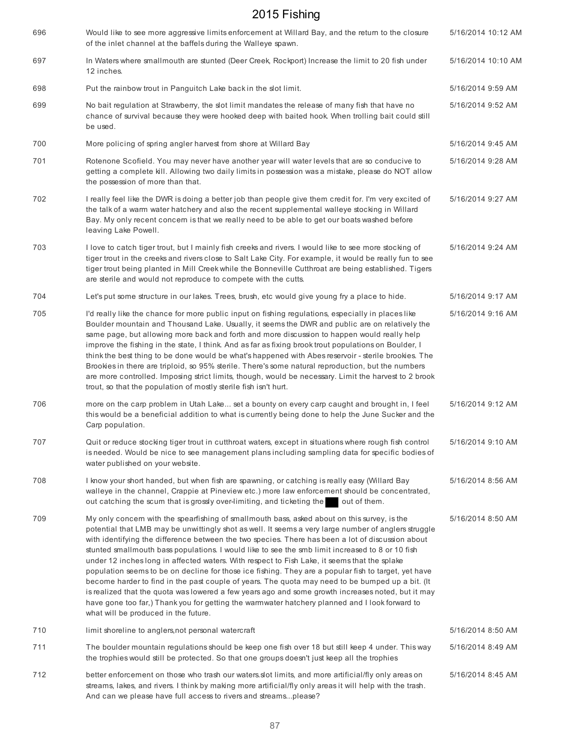| | | |
|---|---|---|
| 696 | Would like to see more aggressive limits enforcement at Willard Bay, and the return to the closure of the inlet channel at the baffels during the Walleye spawn. | 5/16/2014 10:12 AM |
| 697 | In Waters where smallmouth are stunted (Deer Creek, Rockport) Increase the limit to 20 fish under 12 inches. | 5/16/2014 10:10 AM |
| 698 | Put the rainbow trout in Panguitch Lake back in the slot limit. | 5/16/2014 9:59 AM |
| 699 | No bait regulation at Strawberry, the slot limit mandates the release of many fish that have no chance of survival because they were hooked deep with baited hook. When trolling bait could still be used. | 5/16/2014 9:52 AM |
| 700 | More policing of spring angler harvest from shore at Willard Bay | 5/16/2014 9:45 AM |
| 701 | Rotenone Scofield. You may never have another year will water levels that are so conducive to getting a complete kill. Allowing two daily limits in possession was a mistake, please do NOT allow the possession of more than that. | 5/16/2014 9:28 AM |
| 702 | I really feel like the DWR is doing a better job than people give them credit for. I'm very excited of the talk of a warm water hatchery and also the recent supplemental walleye stocking in Willard Bay. My only recent concern is that we really need to be able to get our boats washed before leaving Lake Powell. | 5/16/2014 9:27 AM |
| 703 | I love to catch tiger trout, but I mainly fish creeks and rivers. I would like to see more stocking of tiger trout in the creeks and rivers close to Salt Lake City. For example, it would be really fun to see tiger trout being planted in Mill Creek while the Bonneville Cutthroat are being established. Tigers are sterile and would not reproduce to compete with the cutts. | 5/16/2014 9:24 AM |
| 704 | Let's put some structure in our lakes. Trees, brush, etc would give young fry a place to hide. | 5/16/2014 9:17 AM |
| 705 | I'd really like the chance for more public input on fishing regulations, especially in places like Boulder mountain and Thousand Lake. Usually, it seems the DWR and public are on relatively the same page, but allowing more back and forth and more discussion to happen would really help improve the fishing in the state, I think. And as far as fixing brook trout populations on Boulder, I think the best thing to be done would be what's happened with Abes reservoir - sterile brookies. The Brookies in there are triploid, so 95% sterile. There's some natural reproduction, but the numbers are more controlled. Imposing strict limits, though, would be necessary. Limit the harvest to 2 brook trout, so that the population of mostly sterile fish isn't hurt. | 5/16/2014 9:16 AM |
| 706 | more on the carp problem in Utah Lake... set a bounty on every carp caught and brought in, I feel this would be a beneficial addition to what is currently being done to help the June Sucker and the Carp population. | 5/16/2014 9:12 AM |
| 707 | Quit or reduce stocking tiger trout in cutthroat waters, except in situations where rough fish control is needed. Would be nice to see management plans including sampling data for specific bodies of water published on your website. | 5/16/2014 9:10 AM |
| 708 | I know your short handed, but when fish are spawning, or catching is really easy (Willard Bay walleye in the channel, Crappie at Pineview etc.) more law enforcement should be concentrated, out catching the scum that is grossly over-limiting, and ticketing the ███ out of them. | 5/16/2014 8:56 AM |
| 709 | My only concern with the spearfishing of smallmouth bass, asked about on this survey, is the potential that LMB may be unwittingly shot as well. It seems a very large number of anglers struggle with identifying the difference between the two species. There has been a lot of discussion about stunted smallmouth bass populations. I would like to see the smb limit increased to 8 or 10 fish under 12 inches long in affected waters. With respect to Fish Lake, it seems that the splake population seems to be on decline for those ice fishing. They are a popular fish to target, yet have become harder to find in the past couple of years. The quota may need to be bumped up a bit. (It is realized that the quota was lowered a few years ago and some growth increases noted, but it may have gone too far,) Thank you for getting the warmwater hatchery planned and I look forward to what will be produced in the future. | 5/16/2014 8:50 AM |
| 710 | limit shoreline to anglers,not personal watercraft | 5/16/2014 8:50 AM |
| 711 | The boulder mountain regulations should be keep one fish over 18 but still keep 4 under. This way the trophies would still be protected. So that one groups doesn't just keep all the trophies | 5/16/2014 8:49 AM |
| 712 | better enforcement on those who trash our waters.slot limits, and more artificial/fly only areas on streams, lakes, and rivers. I think by making more artificial/fly only areas it will help with the trash. And can we please have full access to rivers and streams...please? | 5/16/2014 8:45 AM |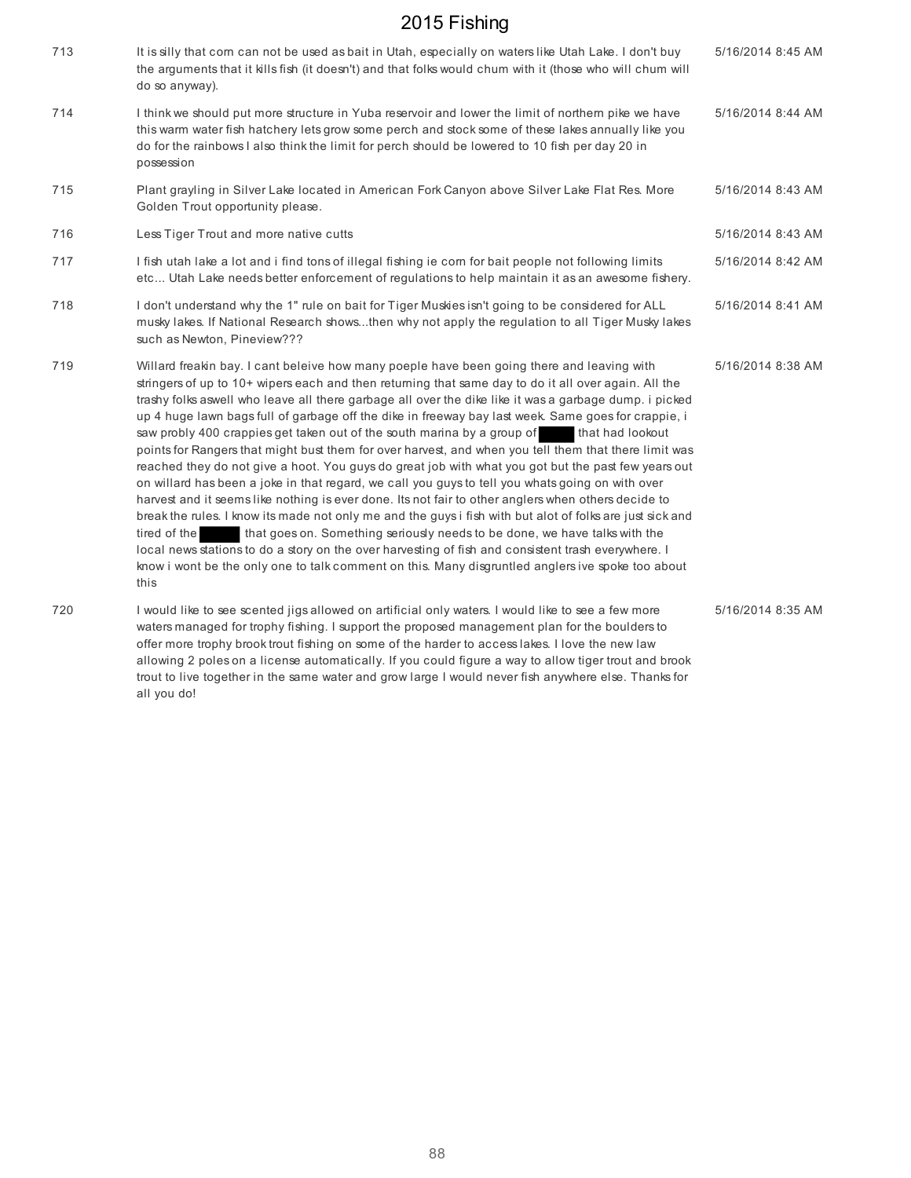| | | |
|---|---|---|
| 713 | It is silly that corn can not be used as bait in Utah, especially on waters like Utah Lake. I don't buy the arguments that it kills fish (it doesn't) and that folks would chum with it (those who will chum will do so anyway). | 5/16/2014 8:45 AM |
| 714 | I think we should put more structure in Yuba reservoir and lower the limit of northern pike we have this warm water fish hatchery lets grow some perch and stock some of these lakes annually like you do for the rainbows I also think the limit for perch should be lowered to 10 fish per day 20 in possession | 5/16/2014 8:44 AM |
| 715 | Plant grayling in Silver Lake located in American Fork Canyon above Silver Lake Flat Res. More Golden Trout opportunity please. | 5/16/2014 8:43 AM |
| 716 | Less Tiger Trout and more native cutts | 5/16/2014 8:43 AM |
| 717 | I fish utah lake a lot and i find tons of illegal fishing ie corn for bait people not following limits etc... Utah Lake needs better enforcement of regulations to help maintain it as an awesome fishery. | 5/16/2014 8:42 AM |
| 718 | I don't understand why the 1" rule on bait for Tiger Muskies isn't going to be considered for ALL musky lakes. If National Research shows...then why not apply the regulation to all Tiger Musky lakes such as Newton, Pineview??? | 5/16/2014 8:41 AM |
| 719 | Willard freakin bay. I cant beleive how many poeple have been going there and leaving with stringers of up to 10+ wipers each and then returning that same day to do it all over again. All the trashy folks aswell who leave all there garbage all over the dike like it was a garbage dump. i picked up 4 huge lawn bags full of garbage off the dike in freeway bay last week. Same goes for crappie, i saw probly 400 crappies get taken out of the south marina by a group of ████ that had lookout points for Rangers that might bust them for over harvest, and when you tell them that there limit was reached they do not give a hoot. You guys do great job with what you got but the past few years out on willard has been a joke in that regard, we call you guys to tell you whats going on with over harvest and it seems like nothing is ever done. Its not fair to other anglers when others decide to break the rules. I know its made not only me and the guys i fish with but alot of folks are just sick and tired of the ████ that goes on. Something seriously needs to be done, we have talks with the local news stations to do a story on the over harvesting of fish and consistent trash everywhere. I know i wont be the only one to talk comment on this. Many disgruntled anglers ive spoke too about this | 5/16/2014 8:38 AM |
| 720 | I would like to see scented jigs allowed on artificial only waters. I would like to see a few more waters managed for trophy fishing. I support the proposed management plan for the boulders to offer more trophy brook trout fishing on some of the harder to access lakes. I love the new law allowing 2 poles on a license automatically. If you could figure a way to allow tiger trout and brook trout to live together in the same water and grow large I would never fish anywhere else. Thanks for all you do! | 5/16/2014 8:35 AM |